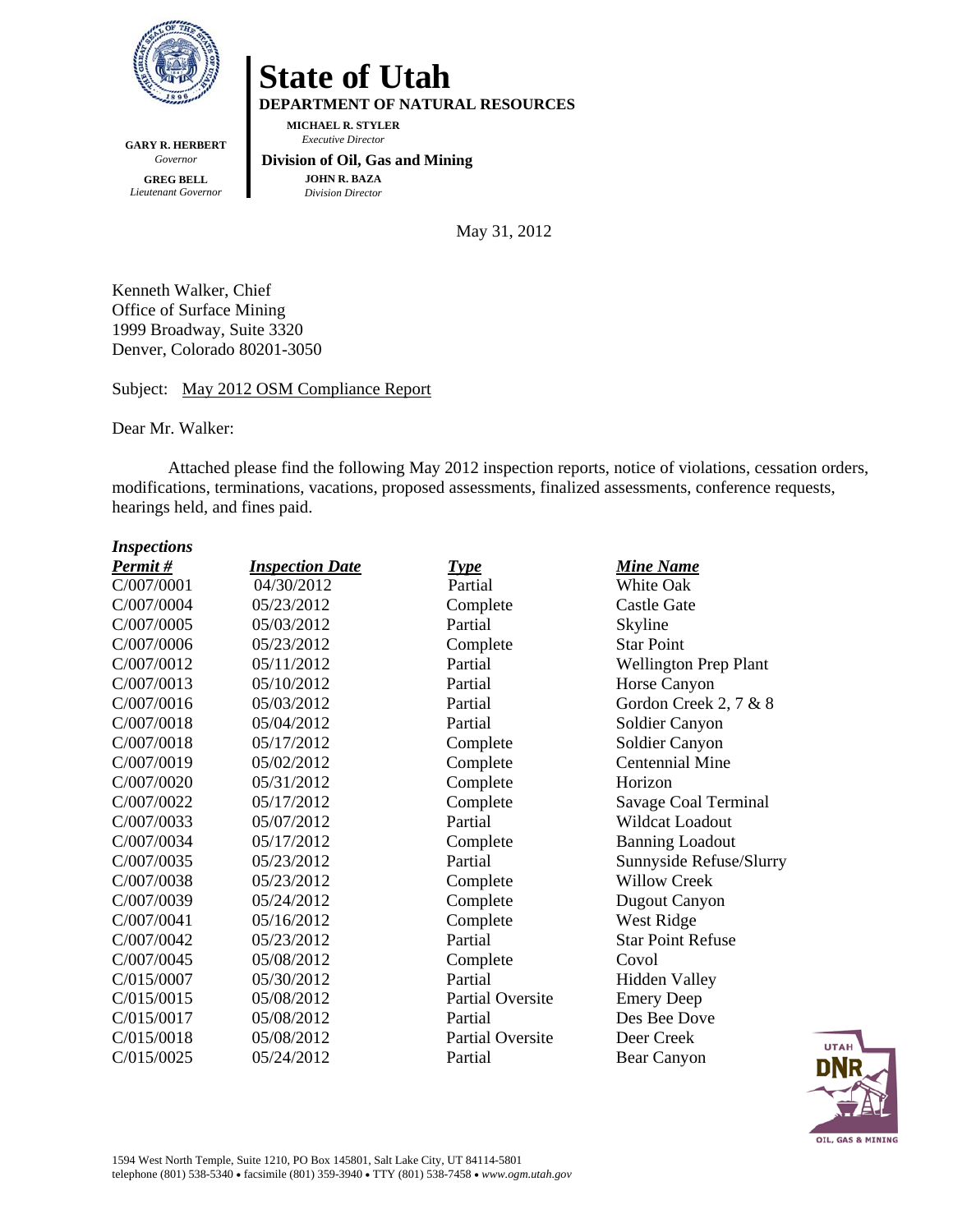# State of Utah

**DEPARTMENT OF NATURAL RESOURCES**

**MICHAEL R. STYLER**
*Executive Director*

**Division of Oil, Gas and Mining**

**JOHN R. BAZA**
*Division Director*

**GARY R. HERBERT**
*Governor*

**GREG BELL**
*Lieutenant Governor*

May 31, 2012

Kenneth Walker, Chief
Office of Surface Mining
1999 Broadway, Suite 3320
Denver, Colorado 80201-3050

Subject: May 2012 OSM Compliance Report

Dear Mr. Walker:

Attached please find the following May 2012 inspection reports, notice of violations, cessation orders, modifications, terminations, vacations, proposed assessments, finalized assessments, conference requests, hearings held, and fines paid.

***Inspections***

| ***Permit #*** | ***Inspection Date*** | ***Type*** | ***Mine Name*** |
|---|---|---|---|
| C/007/0001 | 04/30/2012 | Partial | White Oak |
| C/007/0004 | 05/23/2012 | Complete | Castle Gate |
| C/007/0005 | 05/03/2012 | Partial | Skyline |
| C/007/0006 | 05/23/2012 | Complete | Star Point |
| C/007/0012 | 05/11/2012 | Partial | Wellington Prep Plant |
| C/007/0013 | 05/10/2012 | Partial | Horse Canyon |
| C/007/0016 | 05/03/2012 | Partial | Gordon Creek 2, 7 & 8 |
| C/007/0018 | 05/04/2012 | Partial | Soldier Canyon |
| C/007/0018 | 05/17/2012 | Complete | Soldier Canyon |
| C/007/0019 | 05/02/2012 | Complete | Centennial Mine |
| C/007/0020 | 05/31/2012 | Complete | Horizon |
| C/007/0022 | 05/17/2012 | Complete | Savage Coal Terminal |
| C/007/0033 | 05/07/2012 | Partial | Wildcat Loadout |
| C/007/0034 | 05/17/2012 | Complete | Banning Loadout |
| C/007/0035 | 05/23/2012 | Partial | Sunnyside Refuse/Slurry |
| C/007/0038 | 05/23/2012 | Complete | Willow Creek |
| C/007/0039 | 05/24/2012 | Complete | Dugout Canyon |
| C/007/0041 | 05/16/2012 | Complete | West Ridge |
| C/007/0042 | 05/23/2012 | Partial | Star Point Refuse |
| C/007/0045 | 05/08/2012 | Complete | Covol |
| C/015/0007 | 05/30/2012 | Partial | Hidden Valley |
| C/015/0015 | 05/08/2012 | Partial Oversite | Emery Deep |
| C/015/0017 | 05/08/2012 | Partial | Des Bee Dove |
| C/015/0018 | 05/08/2012 | Partial Oversite | Deer Creek |
| C/015/0025 | 05/24/2012 | Partial | Bear Canyon |

1594 West North Temple, Suite 1210, PO Box 145801, Salt Lake City, UT 84114-5801
telephone (801) 538-5340 • facsimile (801) 359-3940 • TTY (801) 538-7458 • *www.ogm.utah.gov*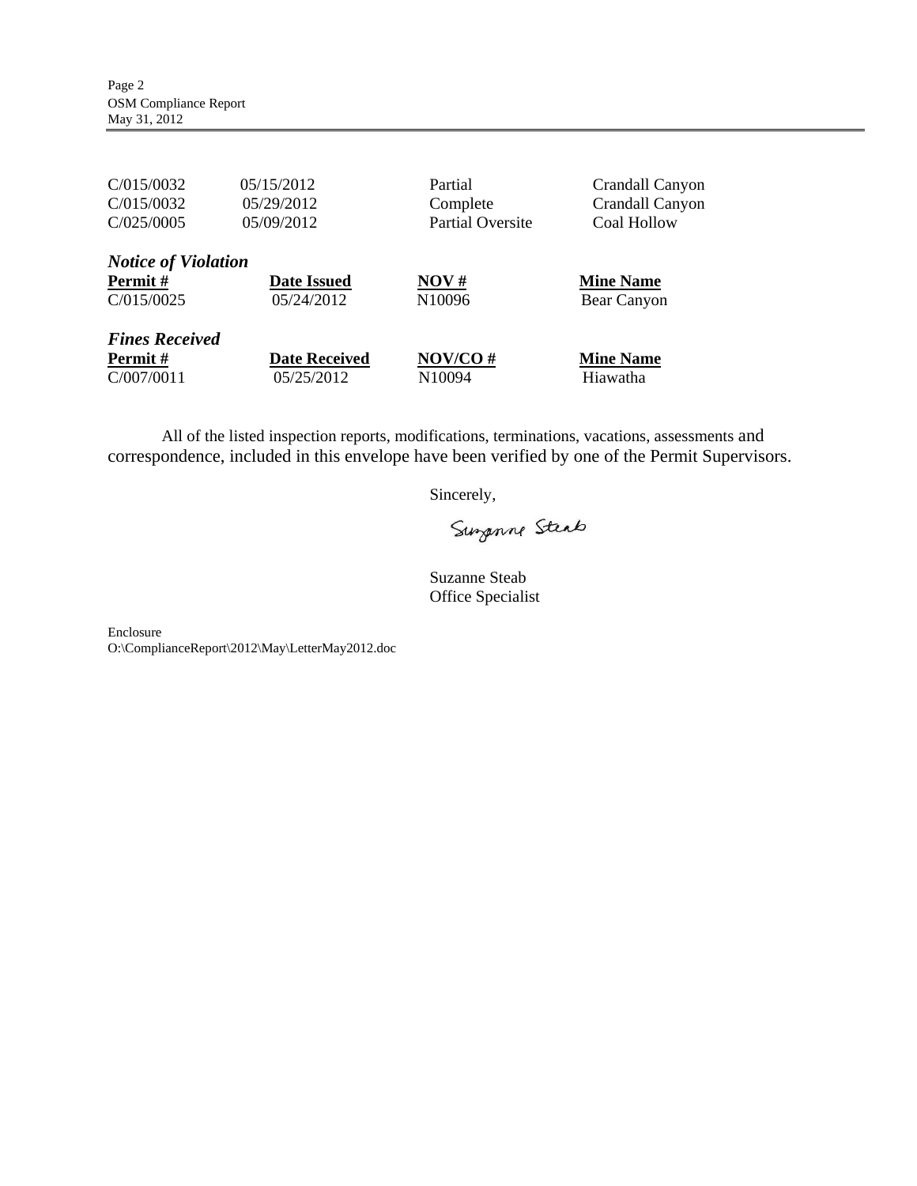| | | | |
|---|---|---|---|
| C/015/0032 | 05/15/2012 | Partial | Crandall Canyon |
| C/015/0032 | 05/29/2012 | Complete | Crandall Canyon |
| C/025/0005 | 05/09/2012 | Partial Oversite | Coal Hollow |

***Notice of Violation***

| Permit # | Date Issued | NOV # | Mine Name |
|---|---|---|---|
| C/015/0025 | 05/24/2012 | N10096 | Bear Canyon |

***Fines Received***

| Permit # | Date Received | NOV/CO # | Mine Name |
|---|---|---|---|
| C/007/0011 | 05/25/2012 | N10094 | Hiawatha |

All of the listed inspection reports, modifications, terminations, vacations, assessments and correspondence, included in this envelope have been verified by one of the Permit Supervisors.

Sincerely,

Suzanne Steab

Suzanne Steab
Office Specialist

Enclosure
O:\ComplianceReport\2012\May\LetterMay2012.doc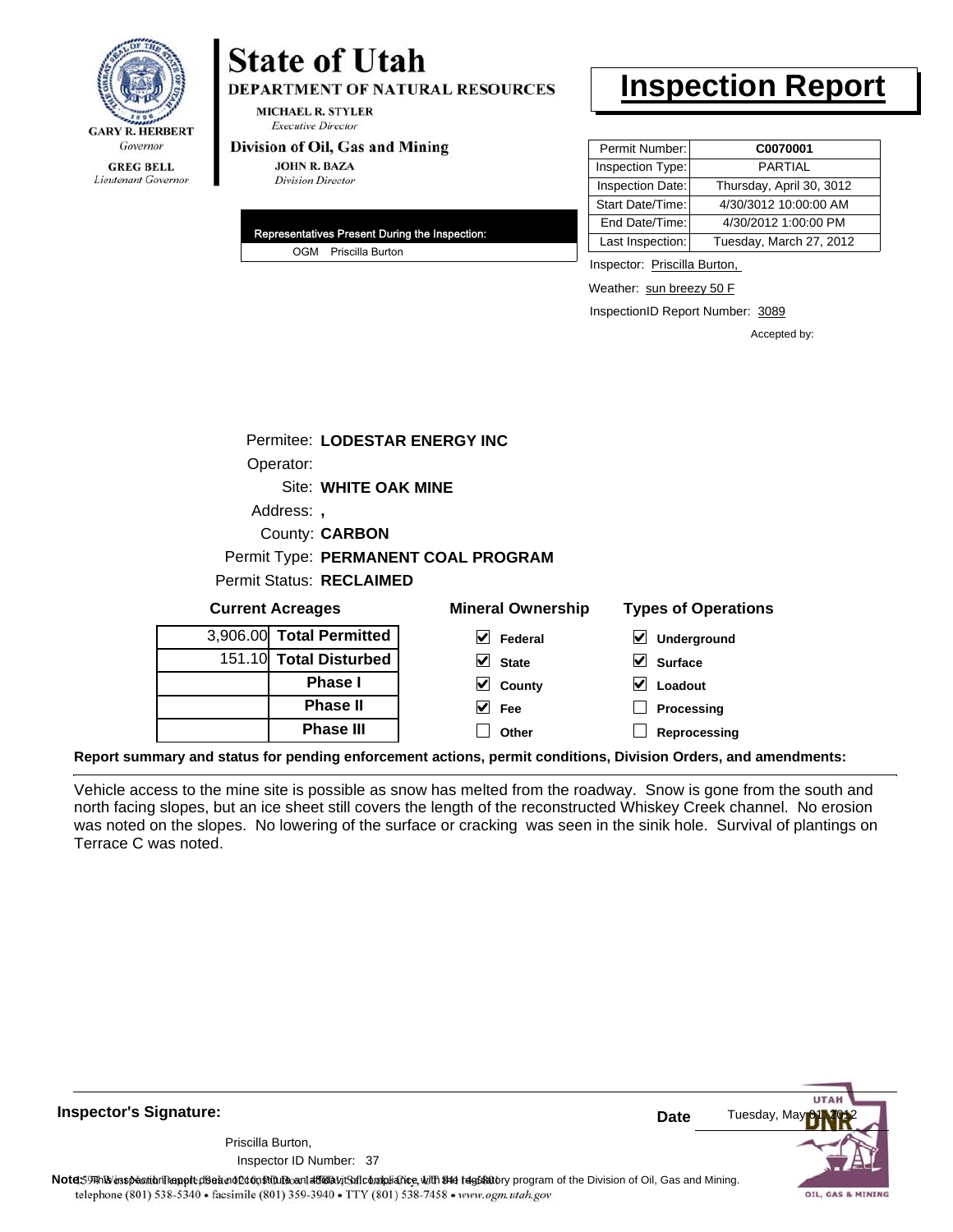GARY R. HERBERT
*Governor*

GREG BELL
*Lieutenant Governor*

# State of Utah

**DEPARTMENT OF NATURAL RESOURCES**

MICHAEL R. STYLER
*Executive Director*

**Division of Oil, Gas and Mining**

JOHN R. BAZA
*Division Director*

# Inspection Report

| | |
|---|---|
| Permit Number: | **C0070001** |
| Inspection Type: | PARTIAL |
| Inspection Date: | Thursday, April 30, 3012 |
| Start Date/Time: | 4/30/3012 10:00:00 AM |
| End Date/Time: | 4/30/2012 1:00:00 PM |
| Last Inspection: | Tuesday, March 27, 2012 |

**Representatives Present During the Inspection:**

OGM Priscilla Burton

Inspector: Priscilla Burton,

Weather: sun breezy 50 F

InspectionID Report Number: 3089

Accepted by:

Permitee: **LODESTAR ENERGY INC**

Operator:

Site: **WHITE OAK MINE**

Address: **,**

County: **CARBON**

Permit Type: **PERMANENT COAL PROGRAM**

Permit Status: **RECLAIMED**

**Current Acreages**

| | |
|---|---|
| 3,906.00 | **Total Permitted** |
| 151.10 | **Total Disturbed** |
| | **Phase I** |
| | **Phase II** |
| | **Phase III** |

**Mineral Ownership**

- [x] Federal
- [x] State
- [x] County
- [x] Fee
- [ ] Other

**Types of Operations**

- [x] Underground
- [x] Surface
- [x] Loadout
- [ ] Processing
- [ ] Reprocessing

**Report summary and status for pending enforcement actions, permit conditions, Division Orders, and amendments:**

Vehicle access to the mine site is possible as snow has melted from the roadway. Snow is gone from the south and north facing slopes, but an ice sheet still covers the length of the reconstructed Whiskey Creek channel. No erosion was noted on the slopes. No lowering of the surface or cracking was seen in the sinik hole. Survival of plantings on Terrace C was noted.

**Inspector's Signature:**

Priscilla Burton,

Inspector ID Number: 37

**Date** Tuesday, May 01, 2012

**Note:** This inspection report does not constitute an affidavit of compliance with the regulatory program of the Division of Oil, Gas and Mining.

telephone (801) 538-5340 • facsimile (801) 359-3940 • TTY (801) 538-7458 • www.ogm.utah.gov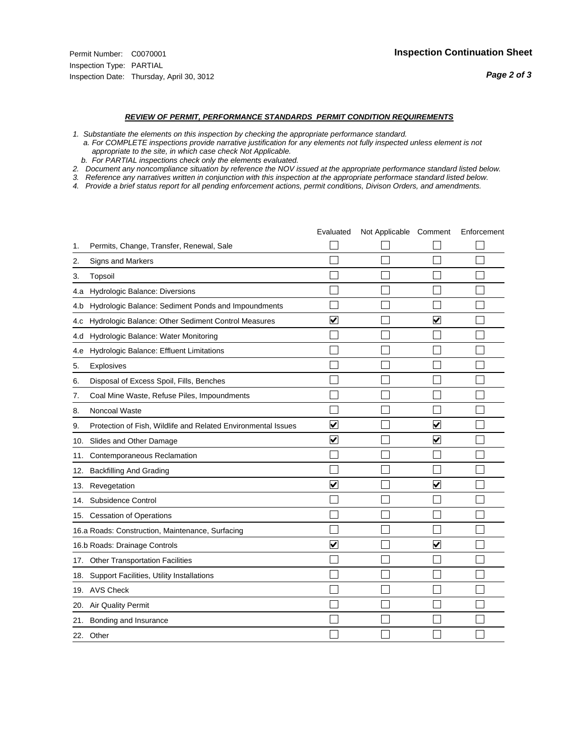Permit Number: C0070001
Inspection Type: PARTIAL
Inspection Date: Thursday, April 30, 3012

**Inspection Continuation Sheet**

***Page 2 of 3***

***REVIEW OF PERMIT, PERFORMANCE STANDARDS PERMIT CONDITION REQUIREMENTS***

*1. Substantiate the elements on this inspection by checking the appropriate performance standard.*
*a. For COMPLETE inspections provide narrative justification for any elements not fully inspected unless element is not appropriate to the site, in which case check Not Applicable.*
*b. For PARTIAL inspections check only the elements evaluated.*
*2. Document any noncompliance situation by reference the NOV issued at the appropriate performance standard listed below.*
*3. Reference any narratives written in conjunction with this inspection at the appropriate performace standard listed below.*
*4. Provide a brief status report for all pending enforcement actions, permit conditions, Divison Orders, and amendments.*

| | Evaluated | Not Applicable | Comment | Enforcement |
|---|---|---|---|---|
| 1. Permits, Change, Transfer, Renewal, Sale | ☐ | ☐ | ☐ | ☐ |
| 2. Signs and Markers | ☐ | ☐ | ☐ | ☐ |
| 3. Topsoil | ☐ | ☐ | ☐ | ☐ |
| 4.a Hydrologic Balance: Diversions | ☐ | ☐ | ☐ | ☐ |
| 4.b Hydrologic Balance: Sediment Ponds and Impoundments | ☐ | ☐ | ☐ | ☐ |
| 4.c Hydrologic Balance: Other Sediment Control Measures | ☑ | ☐ | ☑ | ☐ |
| 4.d Hydrologic Balance: Water Monitoring | ☐ | ☐ | ☐ | ☐ |
| 4.e Hydrologic Balance: Effluent Limitations | ☐ | ☐ | ☐ | ☐ |
| 5. Explosives | ☐ | ☐ | ☐ | ☐ |
| 6. Disposal of Excess Spoil, Fills, Benches | ☐ | ☐ | ☐ | ☐ |
| 7. Coal Mine Waste, Refuse Piles, Impoundments | ☐ | ☐ | ☐ | ☐ |
| 8. Noncoal Waste | ☐ | ☐ | ☐ | ☐ |
| 9. Protection of Fish, Wildlife and Related Environmental Issues | ☑ | ☐ | ☑ | ☐ |
| 10. Slides and Other Damage | ☑ | ☐ | ☑ | ☐ |
| 11. Contemporaneous Reclamation | ☐ | ☐ | ☐ | ☐ |
| 12. Backfilling And Grading | ☐ | ☐ | ☐ | ☐ |
| 13. Revegetation | ☑ | ☐ | ☑ | ☐ |
| 14. Subsidence Control | ☐ | ☐ | ☐ | ☐ |
| 15. Cessation of Operations | ☐ | ☐ | ☐ | ☐ |
| 16.a Roads: Construction, Maintenance, Surfacing | ☐ | ☐ | ☐ | ☐ |
| 16.b Roads: Drainage Controls | ☑ | ☐ | ☑ | ☐ |
| 17. Other Transportation Facilities | ☐ | ☐ | ☐ | ☐ |
| 18. Support Facilities, Utility Installations | ☐ | ☐ | ☐ | ☐ |
| 19. AVS Check | ☐ | ☐ | ☐ | ☐ |
| 20. Air Quality Permit | ☐ | ☐ | ☐ | ☐ |
| 21. Bonding and Insurance | ☐ | ☐ | ☐ | ☐ |
| 22. Other | ☐ | ☐ | ☐ | ☐ |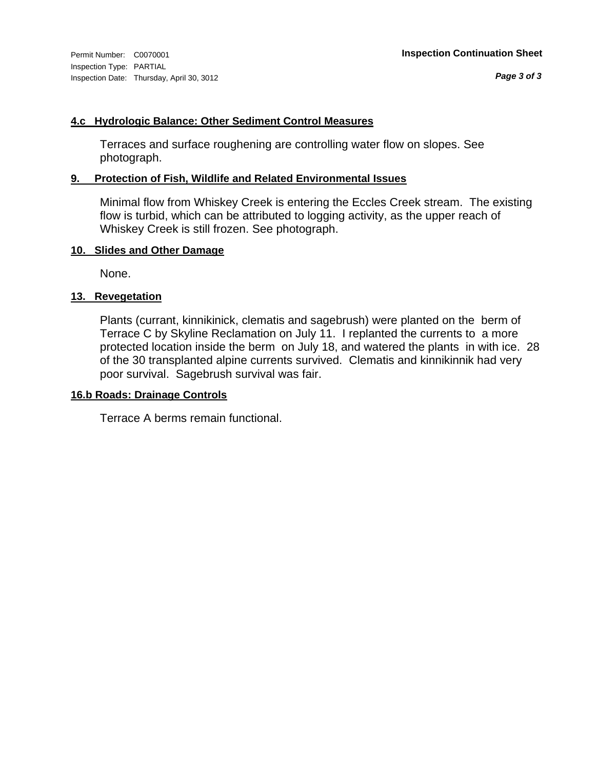Permit Number: C0070001
Inspection Type: PARTIAL
Inspection Date: Thursday, April 30, 3012

**Inspection Continuation Sheet**

## 4.c Hydrologic Balance: Other Sediment Control Measures

Terraces and surface roughening are controlling water flow on slopes. See photograph.

## 9. Protection of Fish, Wildlife and Related Environmental Issues

Minimal flow from Whiskey Creek is entering the Eccles Creek stream. The existing flow is turbid, which can be attributed to logging activity, as the upper reach of Whiskey Creek is still frozen. See photograph.

## 10. Slides and Other Damage

None.

## 13. Revegetation

Plants (currant, kinnikinick, clematis and sagebrush) were planted on the berm of Terrace C by Skyline Reclamation on July 11. I replanted the currents to a more protected location inside the berm on July 18, and watered the plants in with ice. 28 of the 30 transplanted alpine currents survived. Clematis and kinnikinnik had very poor survival. Sagebrush survival was fair.

## 16.b Roads: Drainage Controls

Terrace A berms remain functional.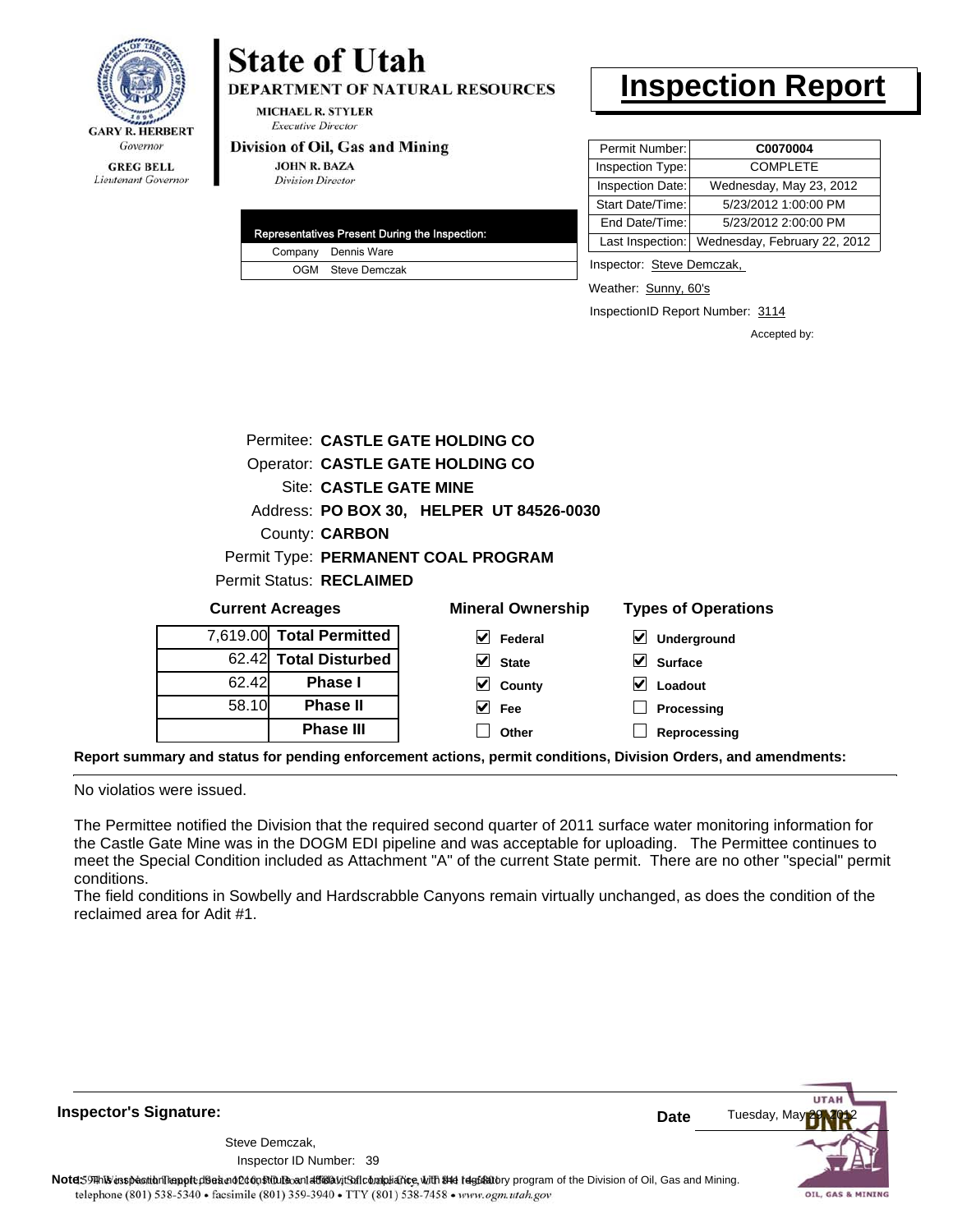GARY R. HERBERT
*Governor*

GREG BELL
*Lieutenant Governor*

# State of Utah

**DEPARTMENT OF NATURAL RESOURCES**

MICHAEL R. STYLER
*Executive Director*

**Division of Oil, Gas and Mining**

JOHN R. BAZA
*Division Director*

# Inspection Report

| Representatives Present During the Inspection: | |
|---|---|
| Company | Dennis Ware |
| OGM | Steve Demczak |

| | |
|---|---|
| Permit Number: | **C0070004** |
| Inspection Type: | COMPLETE |
| Inspection Date: | Wednesday, May 23, 2012 |
| Start Date/Time: | 5/23/2012 1:00:00 PM |
| End Date/Time: | 5/23/2012 2:00:00 PM |
| Last Inspection: | Wednesday, February 22, 2012 |

Inspector: Steve Demczak,

Weather: Sunny, 60's

InspectionID Report Number: 3114

Accepted by:

Permitee: **CASTLE GATE HOLDING CO**
Operator: **CASTLE GATE HOLDING CO**
Site: **CASTLE GATE MINE**
Address: **PO BOX 30, HELPER UT 84526-0030**
County: **CARBON**
Permit Type: **PERMANENT COAL PROGRAM**
Permit Status: **RECLAIMED**

**Current Acreages**

| | |
|---|---|
| 7,619.00 | **Total Permitted** |
| 62.42 | **Total Disturbed** |
| 62.42 | **Phase I** |
| 58.10 | **Phase II** |
| | **Phase III** |

**Mineral Ownership**

- [x] Federal
- [x] State
- [x] County
- [x] Fee
- [ ] Other

**Types of Operations**

- [x] Underground
- [x] Surface
- [x] Loadout
- [ ] Processing
- [ ] Reprocessing

**Report summary and status for pending enforcement actions, permit conditions, Division Orders, and amendments:**

No violatios were issued.

The Permittee notified the Division that the required second quarter of 2011 surface water monitoring information for the Castle Gate Mine was in the DOGM EDI pipeline and was acceptable for uploading. The Permittee continues to meet the Special Condition included as Attachment "A" of the current State permit. There are no other "special" permit conditions.
The field conditions in Sowbelly and Hardscrabble Canyons remain virtually unchanged, as does the condition of the reclaimed area for Adit #1.

**Inspector's Signature:**

Steve Demczak,
Inspector ID Number: 39

**Date** Tuesday, May 29, 2012

**Note:** This inspection report does not constitute an affidavit of compliance with the regulatory program of the Division of Oil, Gas and Mining.
telephone (801) 538-5340 • facsimile (801) 359-3940 • TTY (801) 538-7458 • www.ogm.utah.gov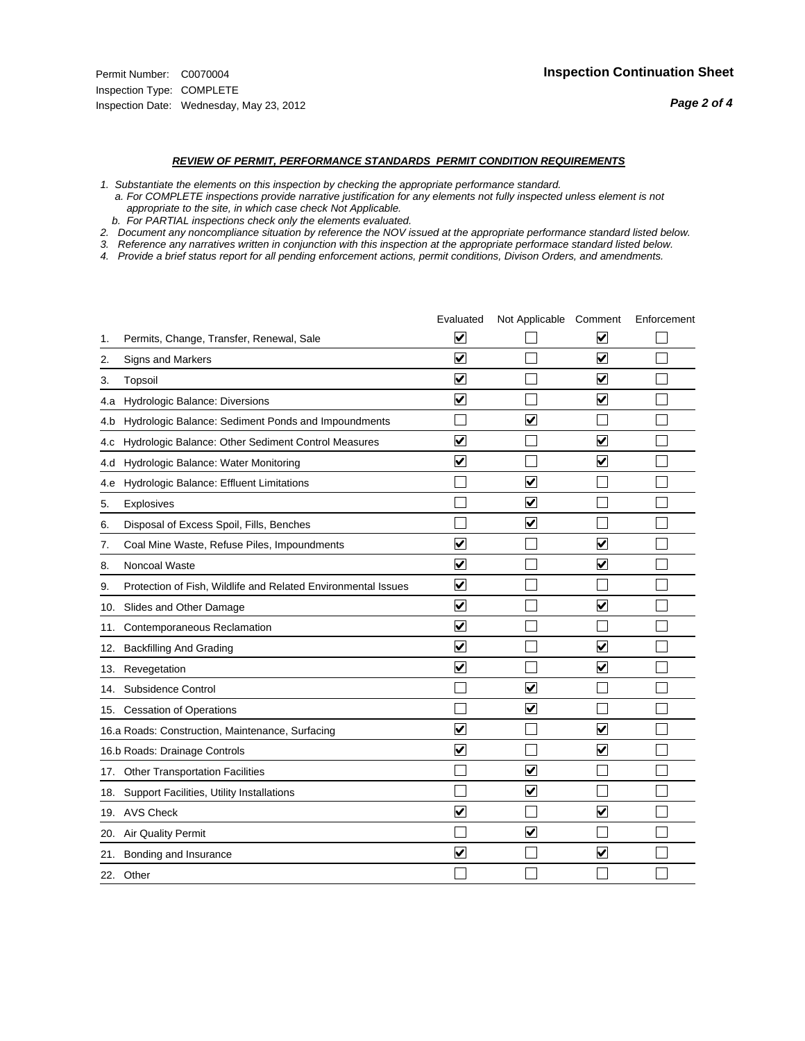Permit Number: C0070004
Inspection Type: COMPLETE
Inspection Date: Wednesday, May 23, 2012

**Inspection Continuation Sheet**

***REVIEW OF PERMIT, PERFORMANCE STANDARDS PERMIT CONDITION REQUIREMENTS***

*1. Substantiate the elements on this inspection by checking the appropriate performance standard.*
*a. For COMPLETE inspections provide narrative justification for any elements not fully inspected unless element is not appropriate to the site, in which case check Not Applicable.*
*b. For PARTIAL inspections check only the elements evaluated.*
*2. Document any noncompliance situation by reference the NOV issued at the appropriate performance standard listed below.*
*3. Reference any narratives written in conjunction with this inspection at the appropriate performace standard listed below.*
*4. Provide a brief status report for all pending enforcement actions, permit conditions, Divison Orders, and amendments.*

| | Evaluated | Not Applicable | Comment | Enforcement |
|---|---|---|---|---|
| 1. Permits, Change, Transfer, Renewal, Sale | ☑ | ☐ | ☑ | ☐ |
| 2. Signs and Markers | ☑ | ☐ | ☑ | ☐ |
| 3. Topsoil | ☑ | ☐ | ☑ | ☐ |
| 4.a Hydrologic Balance: Diversions | ☑ | ☐ | ☑ | ☐ |
| 4.b Hydrologic Balance: Sediment Ponds and Impoundments | ☐ | ☑ | ☐ | ☐ |
| 4.c Hydrologic Balance: Other Sediment Control Measures | ☑ | ☐ | ☑ | ☐ |
| 4.d Hydrologic Balance: Water Monitoring | ☑ | ☐ | ☑ | ☐ |
| 4.e Hydrologic Balance: Effluent Limitations | ☐ | ☑ | ☐ | ☐ |
| 5. Explosives | ☐ | ☑ | ☐ | ☐ |
| 6. Disposal of Excess Spoil, Fills, Benches | ☐ | ☑ | ☐ | ☐ |
| 7. Coal Mine Waste, Refuse Piles, Impoundments | ☑ | ☐ | ☑ | ☐ |
| 8. Noncoal Waste | ☑ | ☐ | ☑ | ☐ |
| 9. Protection of Fish, Wildlife and Related Environmental Issues | ☑ | ☐ | ☐ | ☐ |
| 10. Slides and Other Damage | ☑ | ☐ | ☑ | ☐ |
| 11. Contemporaneous Reclamation | ☑ | ☐ | ☐ | ☐ |
| 12. Backfilling And Grading | ☑ | ☐ | ☑ | ☐ |
| 13. Revegetation | ☑ | ☐ | ☑ | ☐ |
| 14. Subsidence Control | ☐ | ☑ | ☐ | ☐ |
| 15. Cessation of Operations | ☐ | ☑ | ☐ | ☐ |
| 16.a Roads: Construction, Maintenance, Surfacing | ☑ | ☐ | ☑ | ☐ |
| 16.b Roads: Drainage Controls | ☑ | ☐ | ☑ | ☐ |
| 17. Other Transportation Facilities | ☐ | ☑ | ☐ | ☐ |
| 18. Support Facilities, Utility Installations | ☐ | ☑ | ☐ | ☐ |
| 19. AVS Check | ☑ | ☐ | ☑ | ☐ |
| 20. Air Quality Permit | ☐ | ☑ | ☐ | ☐ |
| 21. Bonding and Insurance | ☑ | ☐ | ☑ | ☐ |
| 22. Other | ☐ | ☐ | ☐ | ☐ |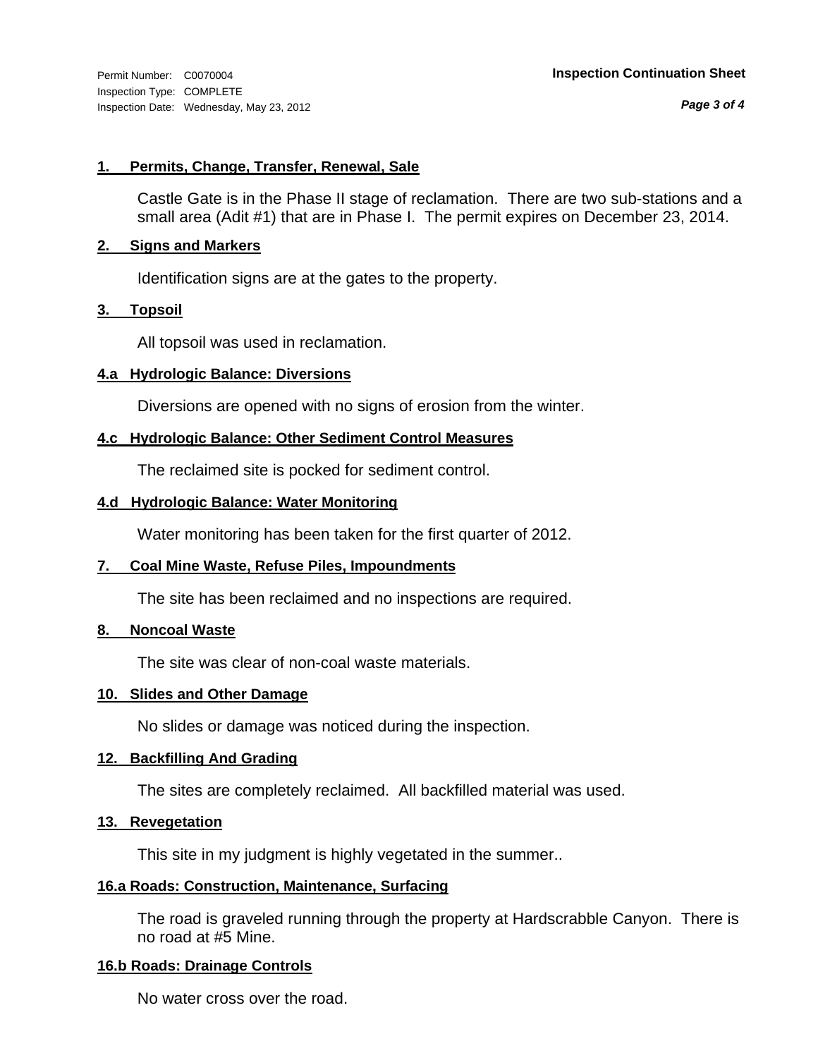Permit Number: C0070004
Inspection Type: COMPLETE
Inspection Date: Wednesday, May 23, 2012

**Inspection Continuation Sheet**

### 1. Permits, Change, Transfer, Renewal, Sale

Castle Gate is in the Phase II stage of reclamation. There are two sub-stations and a small area (Adit #1) that are in Phase I. The permit expires on December 23, 2014.

### 2. Signs and Markers

Identification signs are at the gates to the property.

### 3. Topsoil

All topsoil was used in reclamation.

### 4.a Hydrologic Balance: Diversions

Diversions are opened with no signs of erosion from the winter.

### 4.c Hydrologic Balance: Other Sediment Control Measures

The reclaimed site is pocked for sediment control.

### 4.d Hydrologic Balance: Water Monitoring

Water monitoring has been taken for the first quarter of 2012.

### 7. Coal Mine Waste, Refuse Piles, Impoundments

The site has been reclaimed and no inspections are required.

### 8. Noncoal Waste

The site was clear of non-coal waste materials.

### 10. Slides and Other Damage

No slides or damage was noticed during the inspection.

### 12. Backfilling And Grading

The sites are completely reclaimed. All backfilled material was used.

### 13. Revegetation

This site in my judgment is highly vegetated in the summer..

### 16.a Roads: Construction, Maintenance, Surfacing

The road is graveled running through the property at Hardscrabble Canyon. There is no road at #5 Mine.

### 16.b Roads: Drainage Controls

No water cross over the road.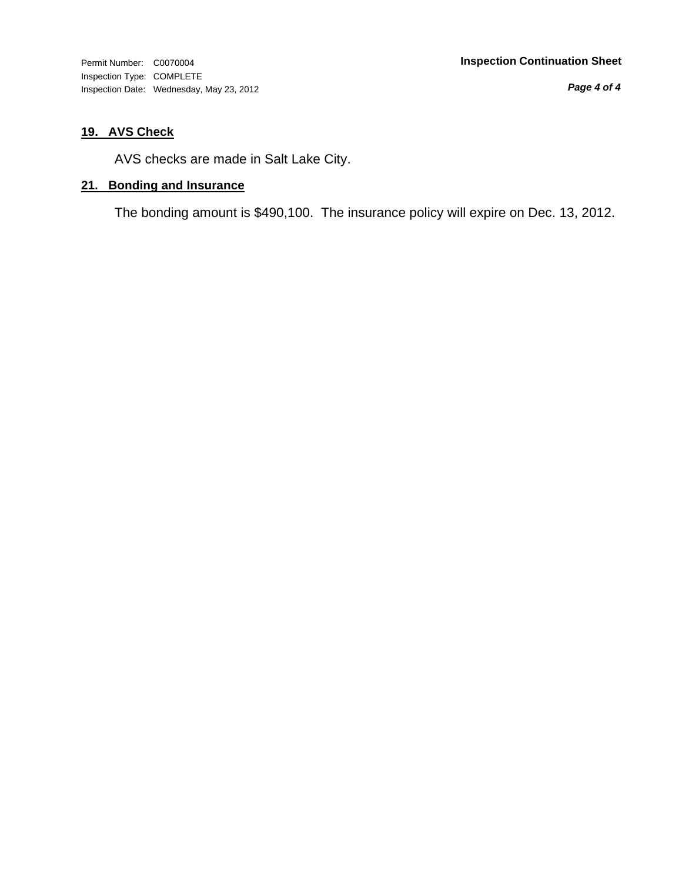Permit Number: C0070004
Inspection Type: COMPLETE
Inspection Date: Wednesday, May 23, 2012

**Inspection Continuation Sheet**

## 19. AVS Check

AVS checks are made in Salt Lake City.

## 21. Bonding and Insurance

The bonding amount is $490,100. The insurance policy will expire on Dec. 13, 2012.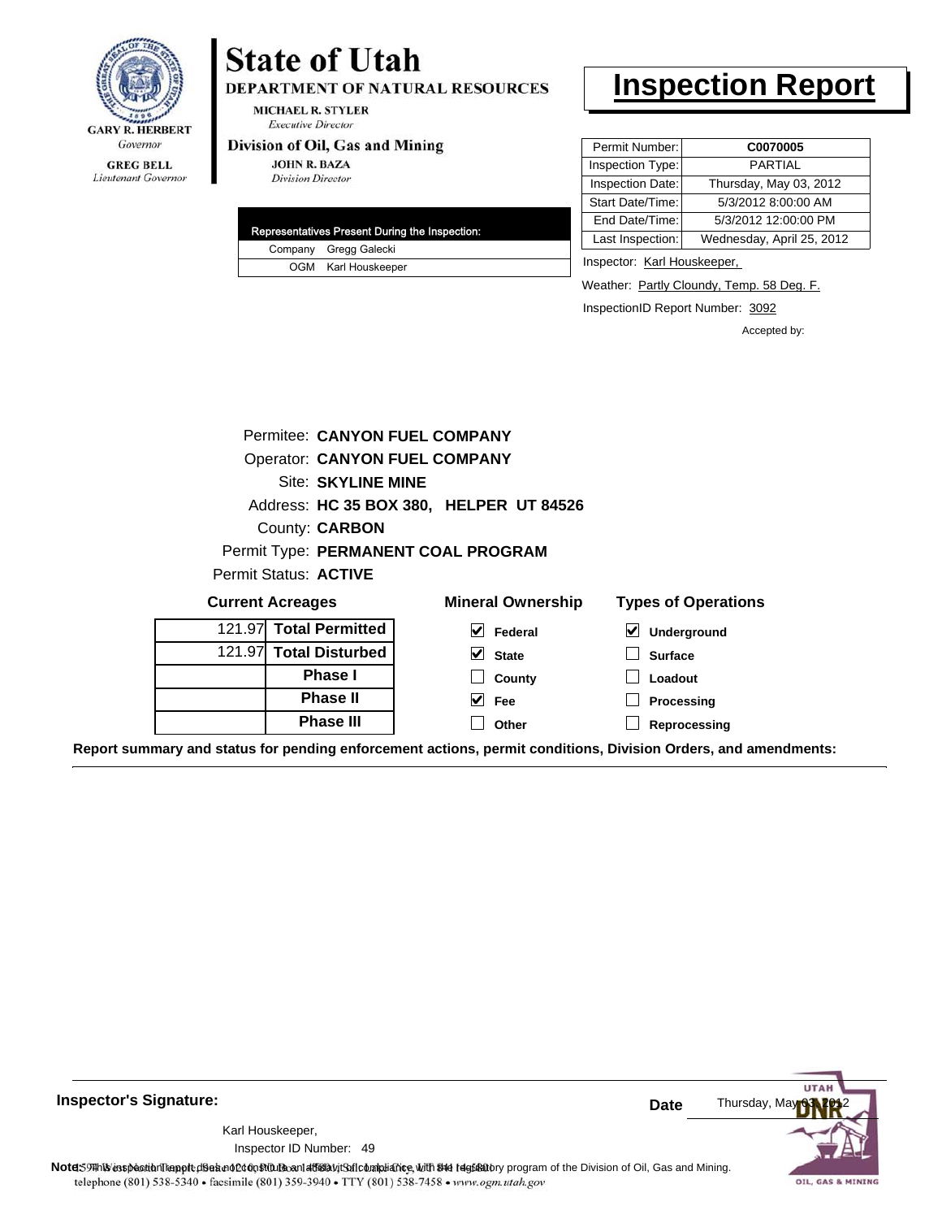**GARY R. HERBERT**
*Governor*

**GREG BELL**
*Lieutenant Governor*

# State of Utah

**DEPARTMENT OF NATURAL RESOURCES**

**MICHAEL R. STYLER**
*Executive Director*

**Division of Oil, Gas and Mining**

**JOHN R. BAZA**
*Division Director*

# Inspection Report

| | |
|---|---|
| Permit Number: | **C0070005** |
| Inspection Type: | PARTIAL |
| Inspection Date: | Thursday, May 03, 2012 |
| Start Date/Time: | 5/3/2012 8:00:00 AM |
| End Date/Time: | 5/3/2012 12:00:00 PM |
| Last Inspection: | Wednesday, April 25, 2012 |

| Representatives Present During the Inspection: | |
|---|---|
| Company | Gregg Galecki |
| OGM | Karl Houskeeper |

Inspector: Karl Houskeeper,

Weather: Partly Cloundy, Temp. 58 Deg. F.

InspectionID Report Number: 3092

Accepted by:

Permitee: **CANYON FUEL COMPANY**
Operator: **CANYON FUEL COMPANY**
Site: **SKYLINE MINE**
Address: **HC 35 BOX 380, HELPER UT 84526**
County: **CARBON**
Permit Type: **PERMANENT COAL PROGRAM**
Permit Status: **ACTIVE**

**Current Acreages**

| | |
|---|---|
| 121.97 | **Total Permitted** |
| 121.97 | **Total Disturbed** |
| | **Phase I** |
| | **Phase II** |
| | **Phase III** |

**Mineral Ownership**

- [x] **Federal**
- [x] **State**
- [ ] **County**
- [x] **Fee**
- [ ] **Other**

**Types of Operations**

- [x] **Underground**
- [ ] **Surface**
- [ ] **Loadout**
- [ ] **Processing**
- [ ] **Reprocessing**

**Report summary and status for pending enforcement actions, permit conditions, Division Orders, and amendments:**

**Inspector's Signature:**

Karl Houskeeper,
Inspector ID Number: 49

**Date** Thursday, May 03, 2012

**Note:** This inspection report does not constitute an affidavit of compliance with the regulatory program of the Division of Oil, Gas and Mining.

telephone (801) 538-5340 • facsimile (801) 359-3940 • TTY (801) 538-7458 • www.ogm.utah.gov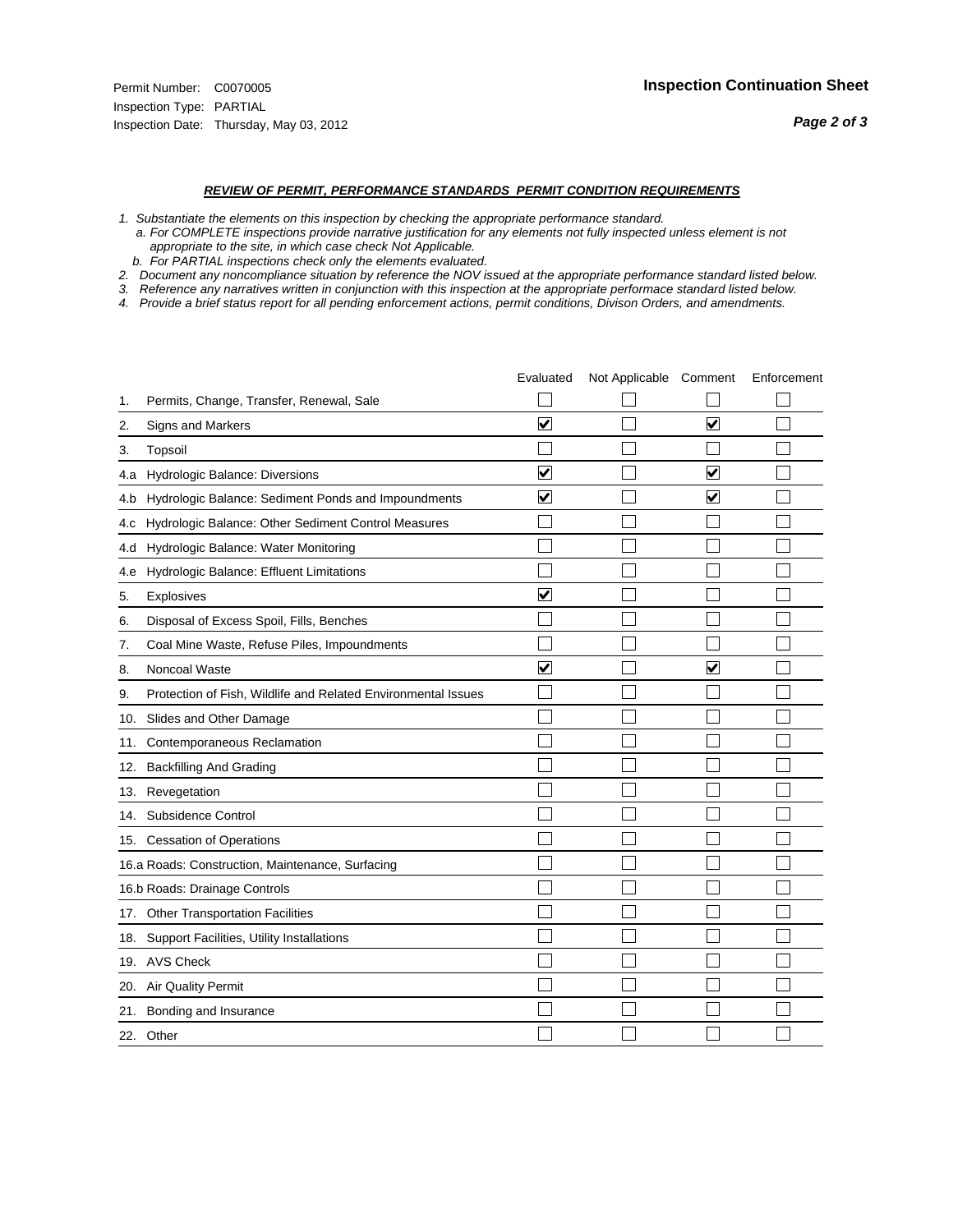Permit Number: C0070005
Inspection Type: PARTIAL
Inspection Date: Thursday, May 03, 2012

**Inspection Continuation Sheet**

***Page 2 of 3***

***REVIEW OF PERMIT, PERFORMANCE STANDARDS PERMIT CONDITION REQUIREMENTS***

*1. Substantiate the elements on this inspection by checking the appropriate performance standard.*
*a. For COMPLETE inspections provide narrative justification for any elements not fully inspected unless element is not appropriate to the site, in which case check Not Applicable.*
*b. For PARTIAL inspections check only the elements evaluated.*
*2. Document any noncompliance situation by reference the NOV issued at the appropriate performance standard listed below.*
*3. Reference any narratives written in conjunction with this inspection at the appropriate performace standard listed below.*
*4. Provide a brief status report for all pending enforcement actions, permit conditions, Divison Orders, and amendments.*

| | Evaluated | Not Applicable | Comment | Enforcement |
|---|---|---|---|---|
| 1. Permits, Change, Transfer, Renewal, Sale | ☐ | ☐ | ☐ | ☐ |
| 2. Signs and Markers | ☑ | ☐ | ☑ | ☐ |
| 3. Topsoil | ☐ | ☐ | ☐ | ☐ |
| 4.a Hydrologic Balance: Diversions | ☑ | ☐ | ☑ | ☐ |
| 4.b Hydrologic Balance: Sediment Ponds and Impoundments | ☑ | ☐ | ☑ | ☐ |
| 4.c Hydrologic Balance: Other Sediment Control Measures | ☐ | ☐ | ☐ | ☐ |
| 4.d Hydrologic Balance: Water Monitoring | ☐ | ☐ | ☐ | ☐ |
| 4.e Hydrologic Balance: Effluent Limitations | ☐ | ☐ | ☐ | ☐ |
| 5. Explosives | ☑ | ☐ | ☐ | ☐ |
| 6. Disposal of Excess Spoil, Fills, Benches | ☐ | ☐ | ☐ | ☐ |
| 7. Coal Mine Waste, Refuse Piles, Impoundments | ☐ | ☐ | ☐ | ☐ |
| 8. Noncoal Waste | ☑ | ☐ | ☑ | ☐ |
| 9. Protection of Fish, Wildlife and Related Environmental Issues | ☐ | ☐ | ☐ | ☐ |
| 10. Slides and Other Damage | ☐ | ☐ | ☐ | ☐ |
| 11. Contemporaneous Reclamation | ☐ | ☐ | ☐ | ☐ |
| 12. Backfilling And Grading | ☐ | ☐ | ☐ | ☐ |
| 13. Revegetation | ☐ | ☐ | ☐ | ☐ |
| 14. Subsidence Control | ☐ | ☐ | ☐ | ☐ |
| 15. Cessation of Operations | ☐ | ☐ | ☐ | ☐ |
| 16.a Roads: Construction, Maintenance, Surfacing | ☐ | ☐ | ☐ | ☐ |
| 16.b Roads: Drainage Controls | ☐ | ☐ | ☐ | ☐ |
| 17. Other Transportation Facilities | ☐ | ☐ | ☐ | ☐ |
| 18. Support Facilities, Utility Installations | ☐ | ☐ | ☐ | ☐ |
| 19. AVS Check | ☐ | ☐ | ☐ | ☐ |
| 20. Air Quality Permit | ☐ | ☐ | ☐ | ☐ |
| 21. Bonding and Insurance | ☐ | ☐ | ☐ | ☐ |
| 22. Other | ☐ | ☐ | ☐ | ☐ |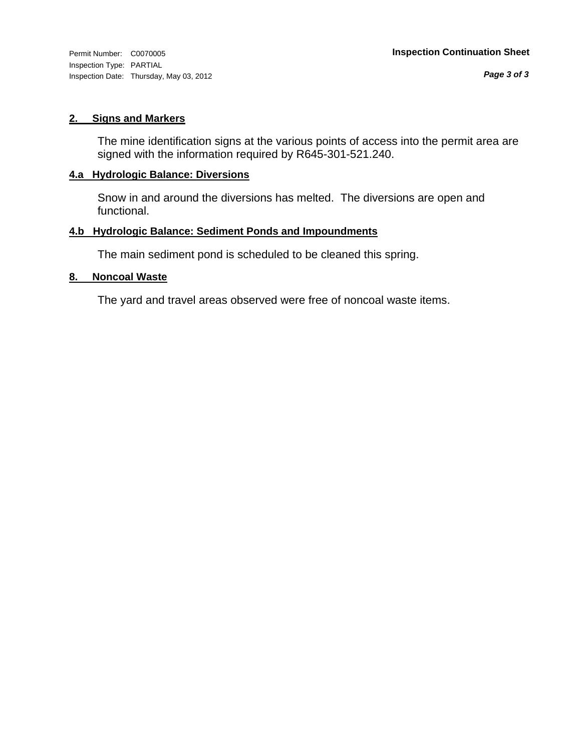Permit Number: C0070005
Inspection Type: PARTIAL
Inspection Date: Thursday, May 03, 2012

**Inspection Continuation Sheet**

## 2. Signs and Markers

The mine identification signs at the various points of access into the permit area are signed with the information required by R645-301-521.240.

## 4.a Hydrologic Balance: Diversions

Snow in and around the diversions has melted. The diversions are open and functional.

## 4.b Hydrologic Balance: Sediment Ponds and Impoundments

The main sediment pond is scheduled to be cleaned this spring.

## 8. Noncoal Waste

The yard and travel areas observed were free of noncoal waste items.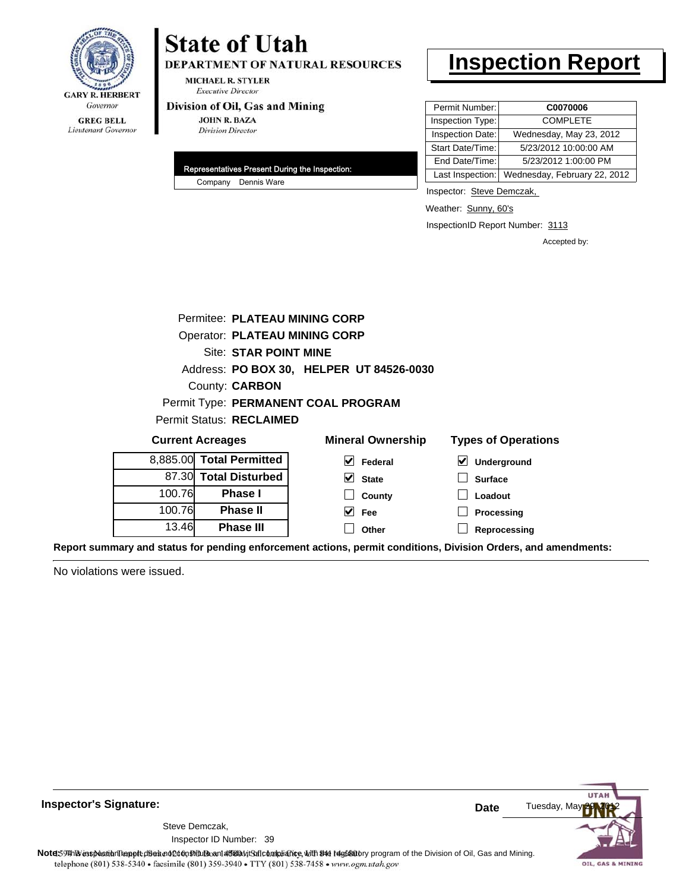GARY R. HERBERT
Governor

GREG BELL
Lieutenant Governor

# State of Utah

DEPARTMENT OF NATURAL RESOURCES

MICHAEL R. STYLER
Executive Director

Division of Oil, Gas and Mining

JOHN R. BAZA
Division Director

# Inspection Report

| | |
|---|---|
| Permit Number: | C0070006 |
| Inspection Type: | COMPLETE |
| Inspection Date: | Wednesday, May 23, 2012 |
| Start Date/Time: | 5/23/2012 10:00:00 AM |
| End Date/Time: | 5/23/2012 1:00:00 PM |
| Last Inspection: | Wednesday, February 22, 2012 |

Representatives Present During the Inspection:

Company Dennis Ware

Inspector: Steve Demczak,

Weather: Sunny, 60's

InspectionID Report Number: 3113

Accepted by:

Permitee: **PLATEAU MINING CORP**
Operator: **PLATEAU MINING CORP**
Site: **STAR POINT MINE**
Address: **PO BOX 30, HELPER UT 84526-0030**
County: **CARBON**
Permit Type: **PERMANENT COAL PROGRAM**
Permit Status: **RECLAIMED**

**Current Acreages**

| | |
|---|---|
| 8,885.00 | **Total Permitted** |
| 87.30 | **Total Disturbed** |
| 100.76 | **Phase I** |
| 100.76 | **Phase II** |
| 13.46 | **Phase III** |

**Mineral Ownership**

- [x] Federal
- [x] State
- [ ] County
- [x] Fee
- [ ] Other

**Types of Operations**

- [x] Underground
- [ ] Surface
- [ ] Loadout
- [ ] Processing
- [ ] Reprocessing

**Report summary and status for pending enforcement actions, permit conditions, Division Orders, and amendments:**

No violations were issued.

**Inspector's Signature:**

Steve Demczak,
Inspector ID Number: 39

**Date** Tuesday, May 29, 2012

**Note:** This inspection report does not constitute an affidavit of compliance with the regulatory program of the Division of Oil, Gas and Mining.
telephone (801) 538-5340 • facsimile (801) 359-3940 • TTY (801) 538-7458 • www.ogm.utah.gov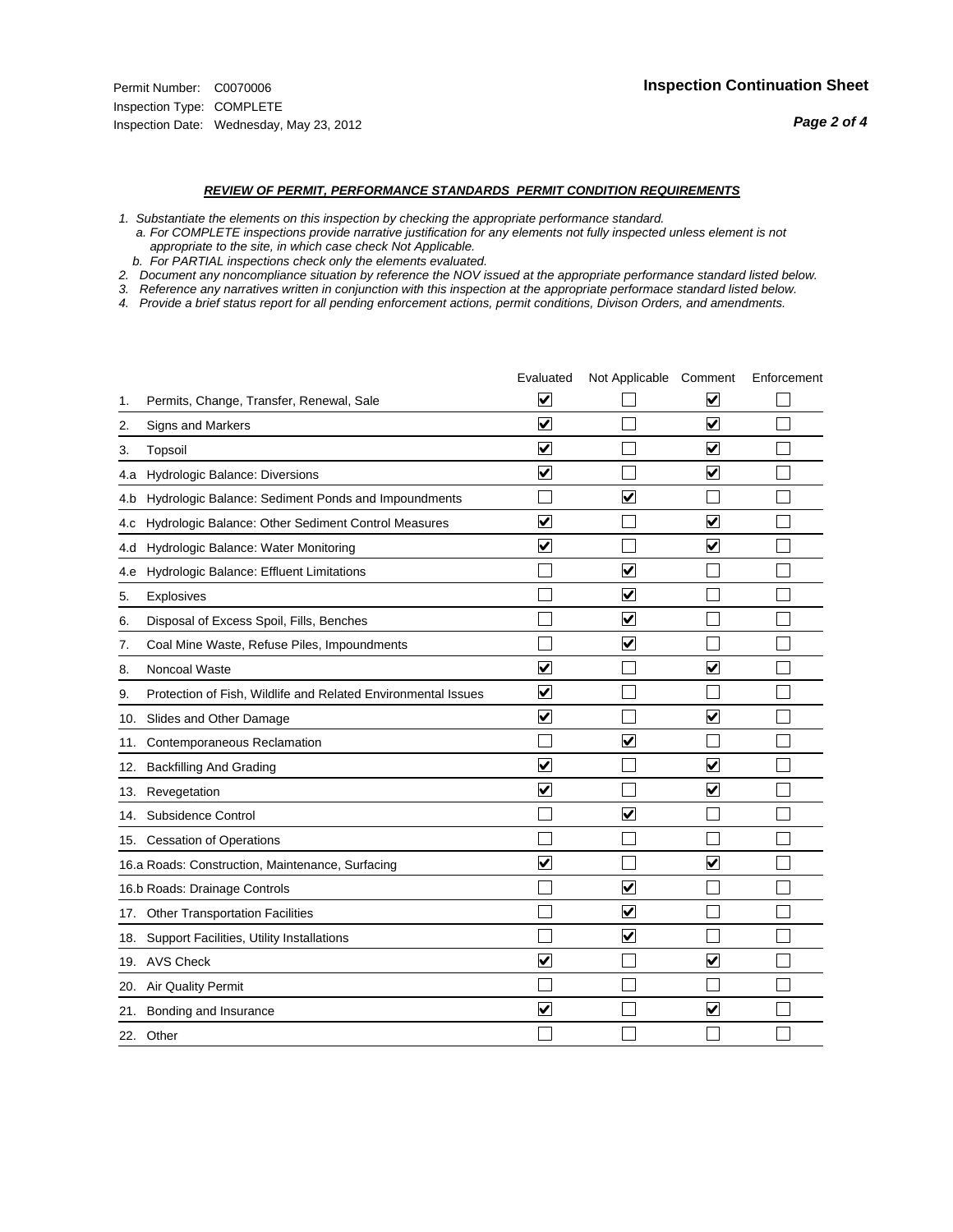Permit Number: C0070006
Inspection Type: COMPLETE
Inspection Date: Wednesday, May 23, 2012

**Inspection Continuation Sheet**

## *REVIEW OF PERMIT, PERFORMANCE STANDARDS PERMIT CONDITION REQUIREMENTS*

*1. Substantiate the elements on this inspection by checking the appropriate performance standard.*
*a. For COMPLETE inspections provide narrative justification for any elements not fully inspected unless element is not appropriate to the site, in which case check Not Applicable.*
*b. For PARTIAL inspections check only the elements evaluated.*
*2. Document any noncompliance situation by reference the NOV issued at the appropriate performance standard listed below.*
*3. Reference any narratives written in conjunction with this inspection at the appropriate performace standard listed below.*
*4. Provide a brief status report for all pending enforcement actions, permit conditions, Divison Orders, and amendments.*

| | Evaluated | Not Applicable | Comment | Enforcement |
|---|---|---|---|---|
| 1. Permits, Change, Transfer, Renewal, Sale | ☑ | ☐ | ☑ | ☐ |
| 2. Signs and Markers | ☑ | ☐ | ☑ | ☐ |
| 3. Topsoil | ☑ | ☐ | ☑ | ☐ |
| 4.a Hydrologic Balance: Diversions | ☑ | ☐ | ☑ | ☐ |
| 4.b Hydrologic Balance: Sediment Ponds and Impoundments | ☐ | ☑ | ☐ | ☐ |
| 4.c Hydrologic Balance: Other Sediment Control Measures | ☑ | ☐ | ☑ | ☐ |
| 4.d Hydrologic Balance: Water Monitoring | ☑ | ☐ | ☑ | ☐ |
| 4.e Hydrologic Balance: Effluent Limitations | ☐ | ☑ | ☐ | ☐ |
| 5. Explosives | ☐ | ☑ | ☐ | ☐ |
| 6. Disposal of Excess Spoil, Fills, Benches | ☐ | ☑ | ☐ | ☐ |
| 7. Coal Mine Waste, Refuse Piles, Impoundments | ☐ | ☑ | ☐ | ☐ |
| 8. Noncoal Waste | ☑ | ☐ | ☑ | ☐ |
| 9. Protection of Fish, Wildlife and Related Environmental Issues | ☑ | ☐ | ☐ | ☐ |
| 10. Slides and Other Damage | ☑ | ☐ | ☑ | ☐ |
| 11. Contemporaneous Reclamation | ☐ | ☑ | ☐ | ☐ |
| 12. Backfilling And Grading | ☑ | ☐ | ☑ | ☐ |
| 13. Revegetation | ☑ | ☐ | ☑ | ☐ |
| 14. Subsidence Control | ☐ | ☑ | ☐ | ☐ |
| 15. Cessation of Operations | ☐ | ☐ | ☐ | ☐ |
| 16.a Roads: Construction, Maintenance, Surfacing | ☑ | ☐ | ☑ | ☐ |
| 16.b Roads: Drainage Controls | ☐ | ☑ | ☐ | ☐ |
| 17. Other Transportation Facilities | ☐ | ☑ | ☐ | ☐ |
| 18. Support Facilities, Utility Installations | ☐ | ☑ | ☐ | ☐ |
| 19. AVS Check | ☑ | ☐ | ☑ | ☐ |
| 20. Air Quality Permit | ☐ | ☐ | ☐ | ☐ |
| 21. Bonding and Insurance | ☑ | ☐ | ☑ | ☐ |
| 22. Other | ☐ | ☐ | ☐ | ☐ |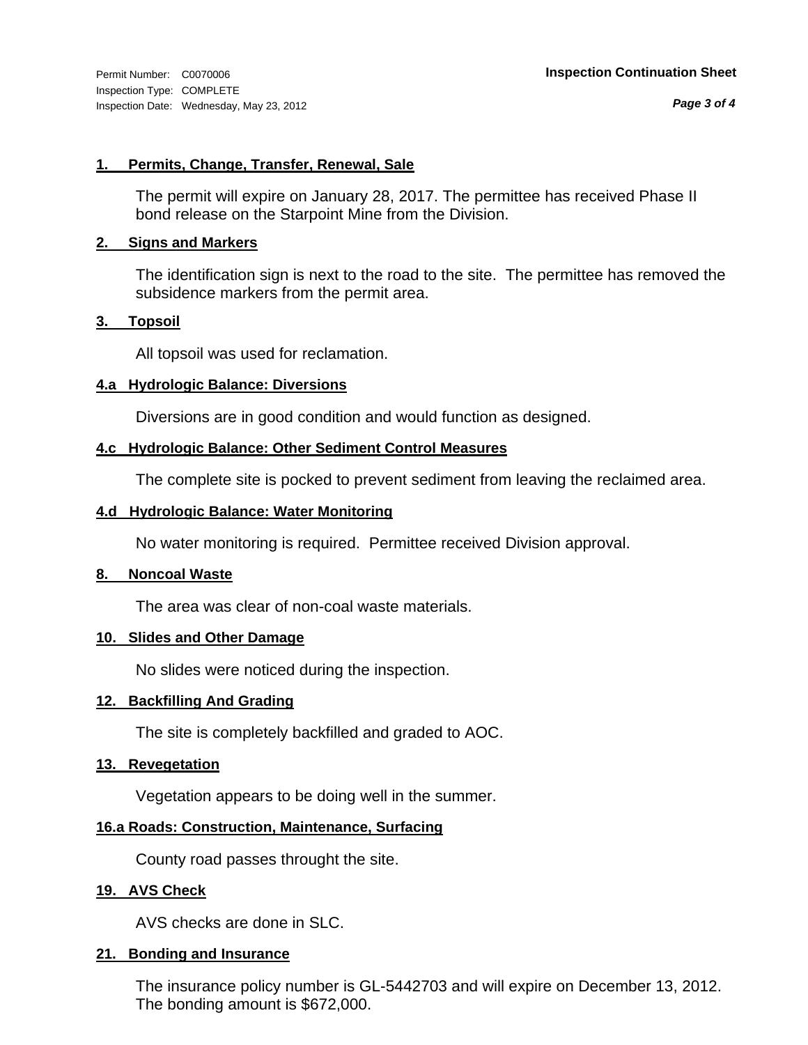Permit Number: C0070006
Inspection Type: COMPLETE
Inspection Date: Wednesday, May 23, 2012

**Inspection Continuation Sheet**

### 1. Permits, Change, Transfer, Renewal, Sale

The permit will expire on January 28, 2017. The permittee has received Phase II bond release on the Starpoint Mine from the Division.

### 2. Signs and Markers

The identification sign is next to the road to the site. The permittee has removed the subsidence markers from the permit area.

### 3. Topsoil

All topsoil was used for reclamation.

### 4.a Hydrologic Balance: Diversions

Diversions are in good condition and would function as designed.

### 4.c Hydrologic Balance: Other Sediment Control Measures

The complete site is pocked to prevent sediment from leaving the reclaimed area.

### 4.d Hydrologic Balance: Water Monitoring

No water monitoring is required. Permittee received Division approval.

### 8. Noncoal Waste

The area was clear of non-coal waste materials.

### 10. Slides and Other Damage

No slides were noticed during the inspection.

### 12. Backfilling And Grading

The site is completely backfilled and graded to AOC.

### 13. Revegetation

Vegetation appears to be doing well in the summer.

### 16.a Roads: Construction, Maintenance, Surfacing

County road passes throught the site.

### 19. AVS Check

AVS checks are done in SLC.

### 21. Bonding and Insurance

The insurance policy number is GL-5442703 and will expire on December 13, 2012. The bonding amount is $672,000.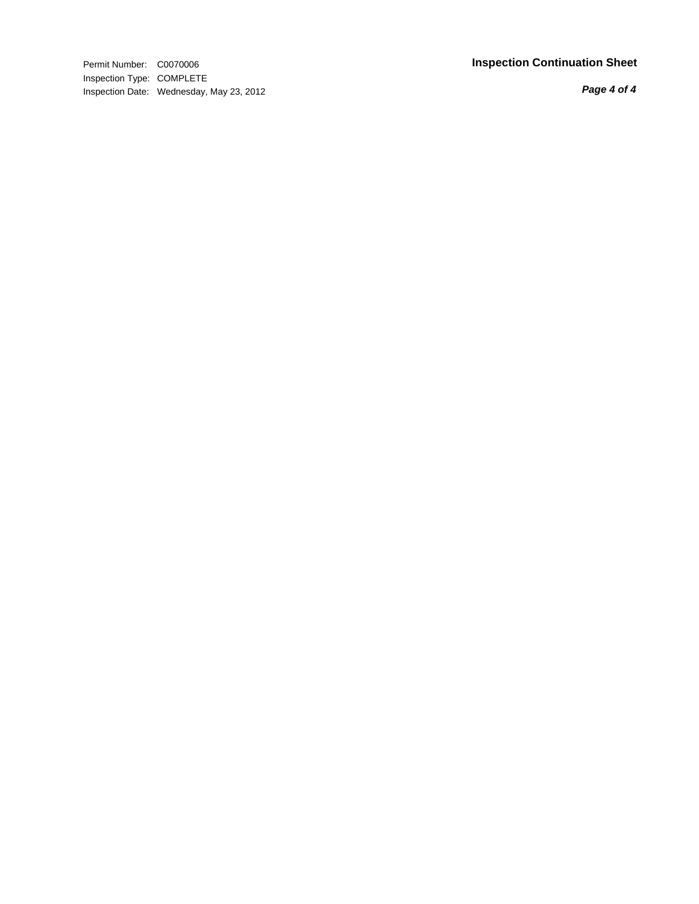Permit Number: C0070006
Inspection Type: COMPLETE
Inspection Date: Wednesday, May 23, 2012

## Inspection Continuation Sheet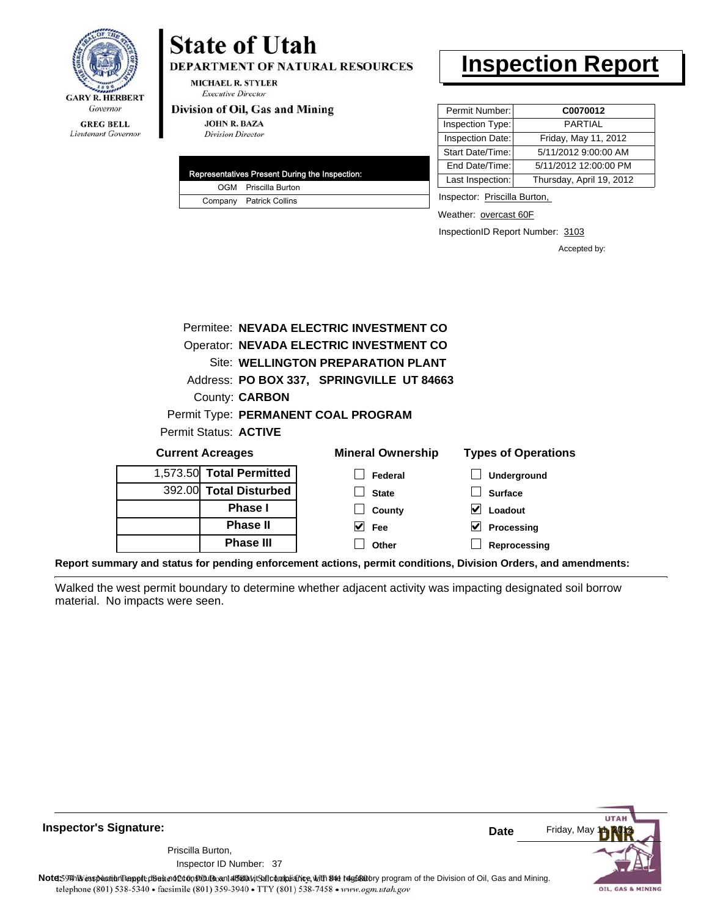GARY R. HERBERT
*Governor*

GREG BELL
*Lieutenant Governor*

# State of Utah

**DEPARTMENT OF NATURAL RESOURCES**

MICHAEL R. STYLER
*Executive Director*

**Division of Oil, Gas and Mining**

JOHN R. BAZA
*Division Director*

# Inspection Report

| | |
|---|---|
| Permit Number: | **C0070012** |
| Inspection Type: | PARTIAL |
| Inspection Date: | Friday, May 11, 2012 |
| Start Date/Time: | 5/11/2012 9:00:00 AM |
| End Date/Time: | 5/11/2012 12:00:00 PM |
| Last Inspection: | Thursday, April 19, 2012 |

| Representatives Present During the Inspection: | |
|---|---|
| OGM | Priscilla Burton |
| Company | Patrick Collins |

Inspector: Priscilla Burton,

Weather: overcast 60F

InspectionID Report Number: 3103

Accepted by:

Permitee: **NEVADA ELECTRIC INVESTMENT CO**
Operator: **NEVADA ELECTRIC INVESTMENT CO**
Site: **WELLINGTON PREPARATION PLANT**
Address: **PO BOX 337, SPRINGVILLE UT 84663**
County: **CARBON**
Permit Type: **PERMANENT COAL PROGRAM**
Permit Status: **ACTIVE**

**Current Acreages**

| | |
|---|---|
| 1,573.50 | **Total Permitted** |
| 392.00 | **Total Disturbed** |
| | **Phase I** |
| | **Phase II** |
| | **Phase III** |

**Mineral Ownership**

- ☐ Federal
- ☐ State
- ☐ County
- ☑ Fee
- ☐ Other

**Types of Operations**

- ☐ Underground
- ☐ Surface
- ☑ Loadout
- ☑ Processing
- ☐ Reprocessing

**Report summary and status for pending enforcement actions, permit conditions, Division Orders, and amendments:**

Walked the west permit boundary to determine whether adjacent activity was impacting designated soil borrow material. No impacts were seen.

**Inspector's Signature:**

Priscilla Burton,
Inspector ID Number: 37

**Date** Friday, May 11, 2012

**Note:** This inspection report does not constitute an affidavit of compliance with the regulatory program of the Division of Oil, Gas and Mining.
telephone (801) 538-5340 • facsimile (801) 359-3940 • TTY (801) 538-7458 • www.ogm.utah.gov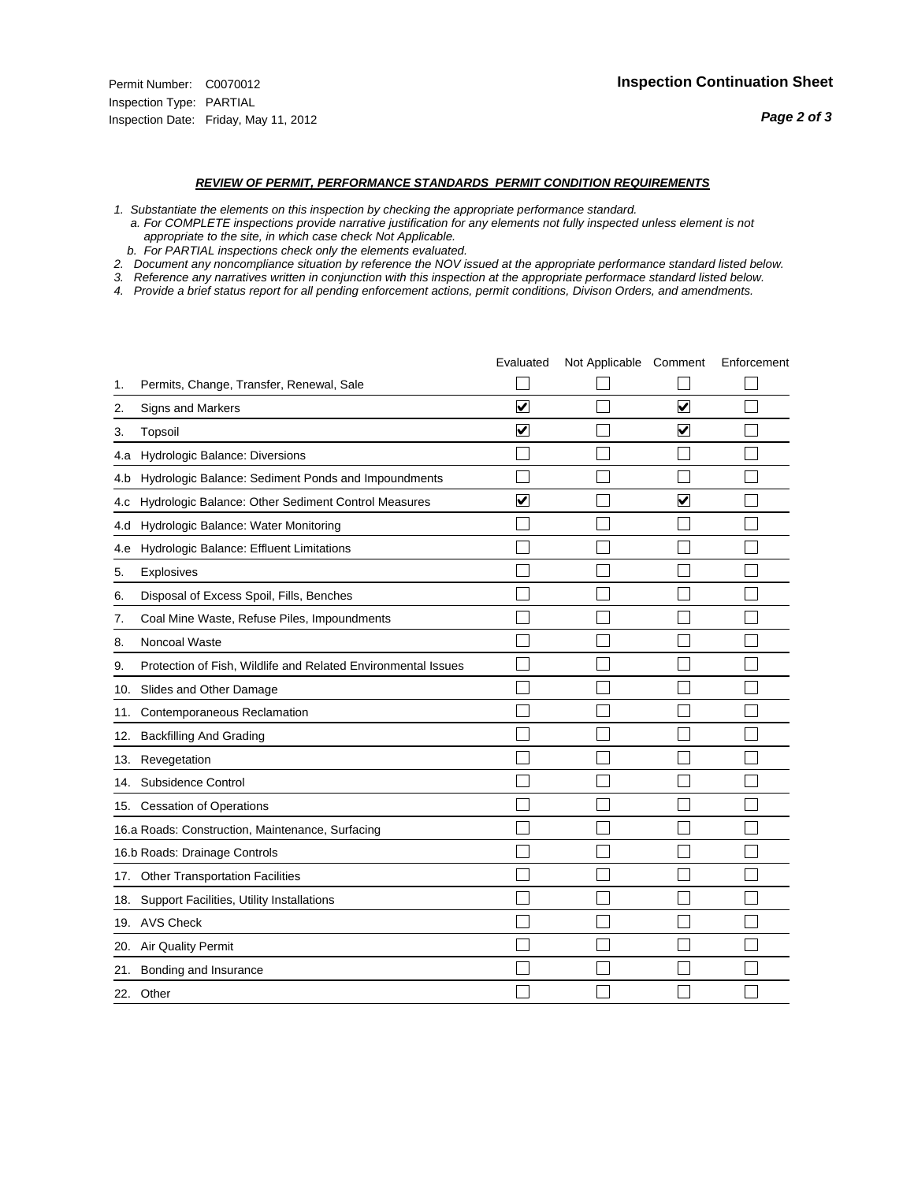Permit Number: C0070012
Inspection Type: PARTIAL
Inspection Date: Friday, May 11, 2012

## Inspection Continuation Sheet

***REVIEW OF PERMIT, PERFORMANCE STANDARDS PERMIT CONDITION REQUIREMENTS***

*1. Substantiate the elements on this inspection by checking the appropriate performance standard.*
*a. For COMPLETE inspections provide narrative justification for any elements not fully inspected unless element is not appropriate to the site, in which case check Not Applicable.*
*b. For PARTIAL inspections check only the elements evaluated.*
*2. Document any noncompliance situation by reference the NOV issued at the appropriate performance standard listed below.*
*3. Reference any narratives written in conjunction with this inspection at the appropriate performace standard listed below.*
*4. Provide a brief status report for all pending enforcement actions, permit conditions, Divison Orders, and amendments.*

| | Evaluated | Not Applicable | Comment | Enforcement |
|---|---|---|---|---|
| 1. Permits, Change, Transfer, Renewal, Sale | ☐ | ☐ | ☐ | ☐ |
| 2. Signs and Markers | ☑ | ☐ | ☑ | ☐ |
| 3. Topsoil | ☑ | ☐ | ☑ | ☐ |
| 4.a Hydrologic Balance: Diversions | ☐ | ☐ | ☐ | ☐ |
| 4.b Hydrologic Balance: Sediment Ponds and Impoundments | ☐ | ☐ | ☐ | ☐ |
| 4.c Hydrologic Balance: Other Sediment Control Measures | ☑ | ☐ | ☑ | ☐ |
| 4.d Hydrologic Balance: Water Monitoring | ☐ | ☐ | ☐ | ☐ |
| 4.e Hydrologic Balance: Effluent Limitations | ☐ | ☐ | ☐ | ☐ |
| 5. Explosives | ☐ | ☐ | ☐ | ☐ |
| 6. Disposal of Excess Spoil, Fills, Benches | ☐ | ☐ | ☐ | ☐ |
| 7. Coal Mine Waste, Refuse Piles, Impoundments | ☐ | ☐ | ☐ | ☐ |
| 8. Noncoal Waste | ☐ | ☐ | ☐ | ☐ |
| 9. Protection of Fish, Wildlife and Related Environmental Issues | ☐ | ☐ | ☐ | ☐ |
| 10. Slides and Other Damage | ☐ | ☐ | ☐ | ☐ |
| 11. Contemporaneous Reclamation | ☐ | ☐ | ☐ | ☐ |
| 12. Backfilling And Grading | ☐ | ☐ | ☐ | ☐ |
| 13. Revegetation | ☐ | ☐ | ☐ | ☐ |
| 14. Subsidence Control | ☐ | ☐ | ☐ | ☐ |
| 15. Cessation of Operations | ☐ | ☐ | ☐ | ☐ |
| 16.a Roads: Construction, Maintenance, Surfacing | ☐ | ☐ | ☐ | ☐ |
| 16.b Roads: Drainage Controls | ☐ | ☐ | ☐ | ☐ |
| 17. Other Transportation Facilities | ☐ | ☐ | ☐ | ☐ |
| 18. Support Facilities, Utility Installations | ☐ | ☐ | ☐ | ☐ |
| 19. AVS Check | ☐ | ☐ | ☐ | ☐ |
| 20. Air Quality Permit | ☐ | ☐ | ☐ | ☐ |
| 21. Bonding and Insurance | ☐ | ☐ | ☐ | ☐ |
| 22. Other | ☐ | ☐ | ☐ | ☐ |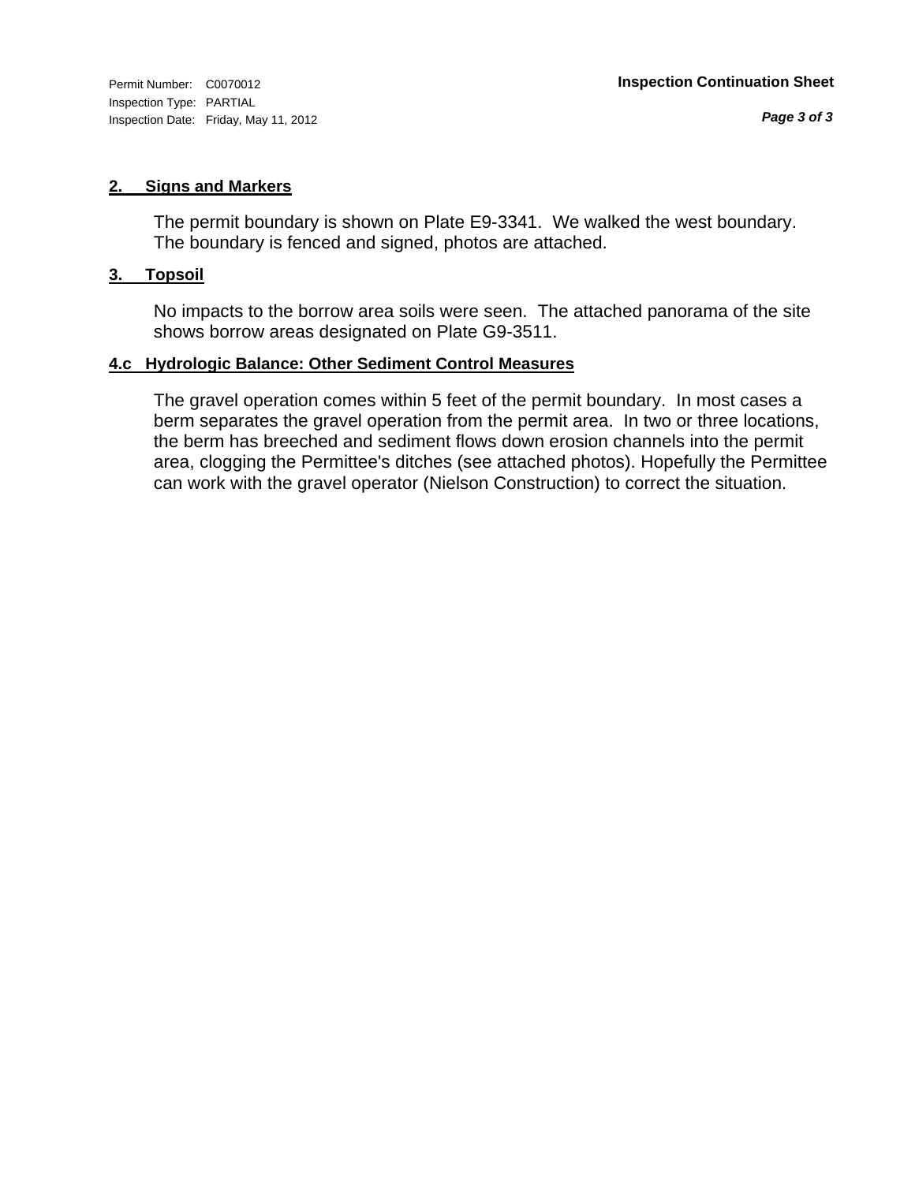Permit Number: C0070012
Inspection Type: PARTIAL
Inspection Date: Friday, May 11, 2012

**Inspection Continuation Sheet**

**2. Signs and Markers**

The permit boundary is shown on Plate E9-3341. We walked the west boundary. The boundary is fenced and signed, photos are attached.

**3. Topsoil**

No impacts to the borrow area soils were seen. The attached panorama of the site shows borrow areas designated on Plate G9-3511.

**4.c Hydrologic Balance: Other Sediment Control Measures**

The gravel operation comes within 5 feet of the permit boundary. In most cases a berm separates the gravel operation from the permit area. In two or three locations, the berm has breeched and sediment flows down erosion channels into the permit area, clogging the Permittee's ditches (see attached photos). Hopefully the Permittee can work with the gravel operator (Nielson Construction) to correct the situation.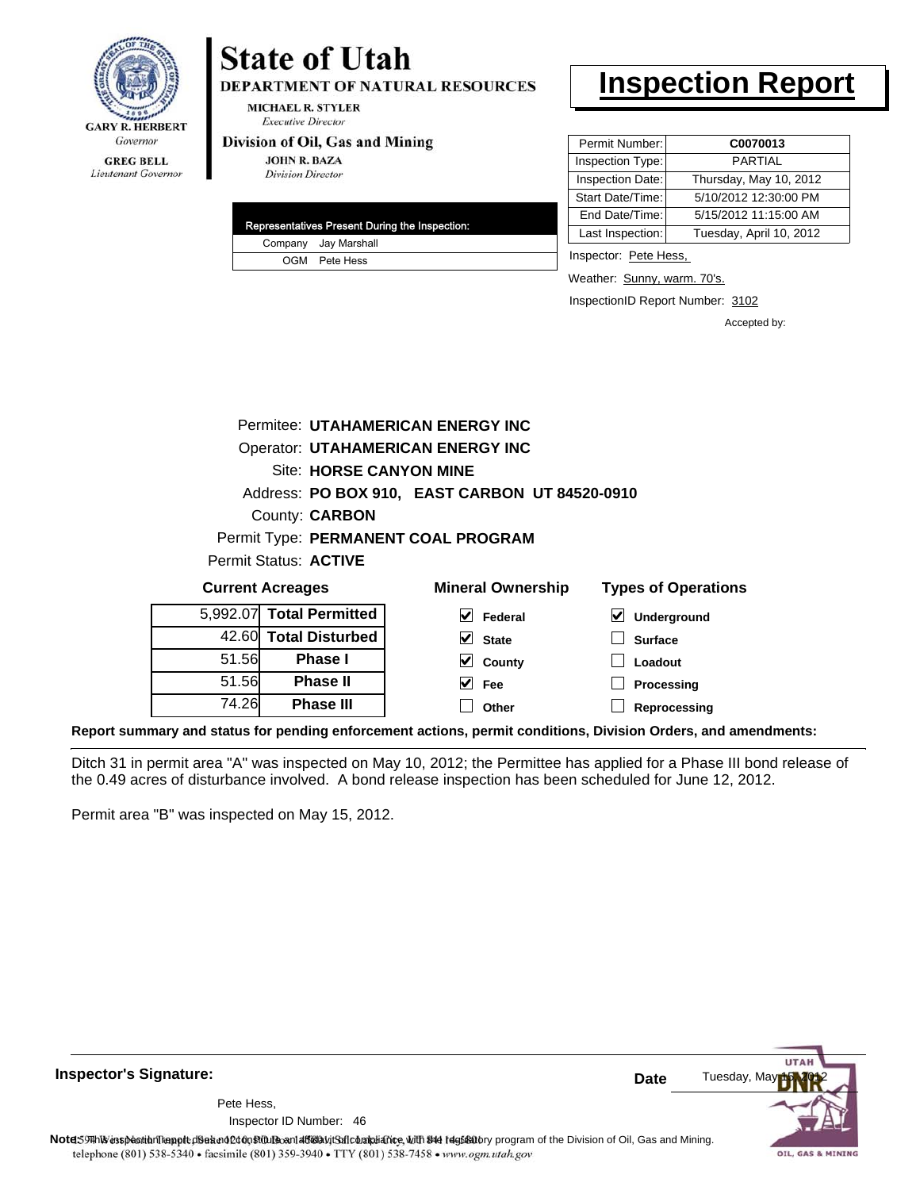GARY R. HERBERT
*Governor*

GREG BELL
*Lieutenant Governor*

# State of Utah

**DEPARTMENT OF NATURAL RESOURCES**

MICHAEL R. STYLER
*Executive Director*

**Division of Oil, Gas and Mining**

JOHN R. BAZA
*Division Director*

# Inspection Report

| | |
|---|---|
| Permit Number: | **C0070013** |
| Inspection Type: | PARTIAL |
| Inspection Date: | Thursday, May 10, 2012 |
| Start Date/Time: | 5/10/2012 12:30:00 PM |
| End Date/Time: | 5/15/2012 11:15:00 AM |
| Last Inspection: | Tuesday, April 10, 2012 |

| Representatives Present During the Inspection: | |
|---|---|
| Company | Jay Marshall |
| OGM | Pete Hess |

Inspector: Pete Hess,

Weather: Sunny, warm. 70's.

InspectionID Report Number: 3102

Accepted by:

Permitee: **UTAHAMERICAN ENERGY INC**
Operator: **UTAHAMERICAN ENERGY INC**
Site: **HORSE CANYON MINE**
Address: **PO BOX 910, EAST CARBON UT 84520-0910**
County: **CARBON**
Permit Type: **PERMANENT COAL PROGRAM**
Permit Status: **ACTIVE**

**Current Acreages**

| | |
|---|---|
| 5,992.07 | **Total Permitted** |
| 42.60 | **Total Disturbed** |
| 51.56 | **Phase I** |
| 51.56 | **Phase II** |
| 74.26 | **Phase III** |

**Mineral Ownership**

- [x] Federal
- [x] State
- [x] County
- [x] Fee
- [ ] Other

**Types of Operations**

- [x] Underground
- [ ] Surface
- [ ] Loadout
- [ ] Processing
- [ ] Reprocessing

**Report summary and status for pending enforcement actions, permit conditions, Division Orders, and amendments:**

Ditch 31 in permit area "A" was inspected on May 10, 2012; the Permittee has applied for a Phase III bond release of the 0.49 acres of disturbance involved. A bond release inspection has been scheduled for June 12, 2012.

Permit area "B" was inspected on May 15, 2012.

**Inspector's Signature:**

Pete Hess,
Inspector ID Number: 46

**Date** Tuesday, May 15, 2012

**Note:** This inspection report does not constitute an affidavit of compliance with the regulatory program of the Division of Oil, Gas and Mining.

telephone (801) 538-5340 • facsimile (801) 359-3940 • TTY (801) 538-7458 • www.ogm.utah.gov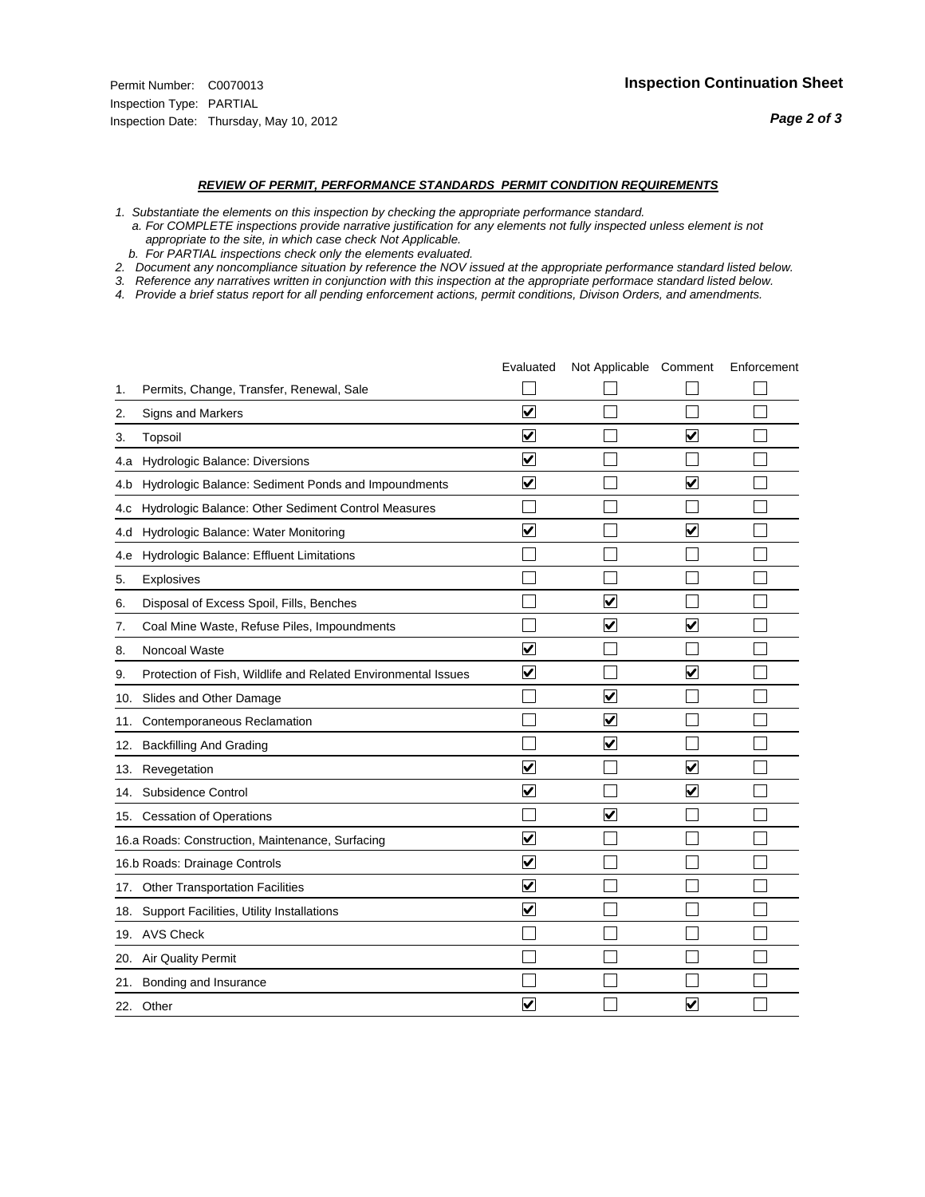Permit Number: C0070013
Inspection Type: PARTIAL
Inspection Date: Thursday, May 10, 2012

**Inspection Continuation Sheet**

***Page 2 of 3***

***REVIEW OF PERMIT, PERFORMANCE STANDARDS PERMIT CONDITION REQUIREMENTS***

*1. Substantiate the elements on this inspection by checking the appropriate performance standard.*
*a. For COMPLETE inspections provide narrative justification for any elements not fully inspected unless element is not appropriate to the site, in which case check Not Applicable.*
*b. For PARTIAL inspections check only the elements evaluated.*
*2. Document any noncompliance situation by reference the NOV issued at the appropriate performance standard listed below.*
*3. Reference any narratives written in conjunction with this inspection at the appropriate performace standard listed below.*
*4. Provide a brief status report for all pending enforcement actions, permit conditions, Divison Orders, and amendments.*

| | Evaluated | Not Applicable | Comment | Enforcement |
|---|---|---|---|---|
| 1. Permits, Change, Transfer, Renewal, Sale | ☐ | ☐ | ☐ | ☐ |
| 2. Signs and Markers | ☑ | ☐ | ☐ | ☐ |
| 3. Topsoil | ☑ | ☐ | ☑ | ☐ |
| 4.a Hydrologic Balance: Diversions | ☑ | ☐ | ☐ | ☐ |
| 4.b Hydrologic Balance: Sediment Ponds and Impoundments | ☑ | ☐ | ☑ | ☐ |
| 4.c Hydrologic Balance: Other Sediment Control Measures | ☐ | ☐ | ☐ | ☐ |
| 4.d Hydrologic Balance: Water Monitoring | ☑ | ☐ | ☑ | ☐ |
| 4.e Hydrologic Balance: Effluent Limitations | ☐ | ☐ | ☐ | ☐ |
| 5. Explosives | ☐ | ☐ | ☐ | ☐ |
| 6. Disposal of Excess Spoil, Fills, Benches | ☐ | ☑ | ☐ | ☐ |
| 7. Coal Mine Waste, Refuse Piles, Impoundments | ☐ | ☑ | ☑ | ☐ |
| 8. Noncoal Waste | ☑ | ☐ | ☐ | ☐ |
| 9. Protection of Fish, Wildlife and Related Environmental Issues | ☑ | ☐ | ☑ | ☐ |
| 10. Slides and Other Damage | ☐ | ☑ | ☐ | ☐ |
| 11. Contemporaneous Reclamation | ☐ | ☑ | ☐ | ☐ |
| 12. Backfilling And Grading | ☐ | ☑ | ☐ | ☐ |
| 13. Revegetation | ☑ | ☐ | ☑ | ☐ |
| 14. Subsidence Control | ☑ | ☐ | ☑ | ☐ |
| 15. Cessation of Operations | ☐ | ☑ | ☐ | ☐ |
| 16.a Roads: Construction, Maintenance, Surfacing | ☑ | ☐ | ☐ | ☐ |
| 16.b Roads: Drainage Controls | ☑ | ☐ | ☐ | ☐ |
| 17. Other Transportation Facilities | ☑ | ☐ | ☐ | ☐ |
| 18. Support Facilities, Utility Installations | ☑ | ☐ | ☐ | ☐ |
| 19. AVS Check | ☐ | ☐ | ☐ | ☐ |
| 20. Air Quality Permit | ☐ | ☐ | ☐ | ☐ |
| 21. Bonding and Insurance | ☐ | ☐ | ☐ | ☐ |
| 22. Other | ☑ | ☐ | ☑ | ☐ |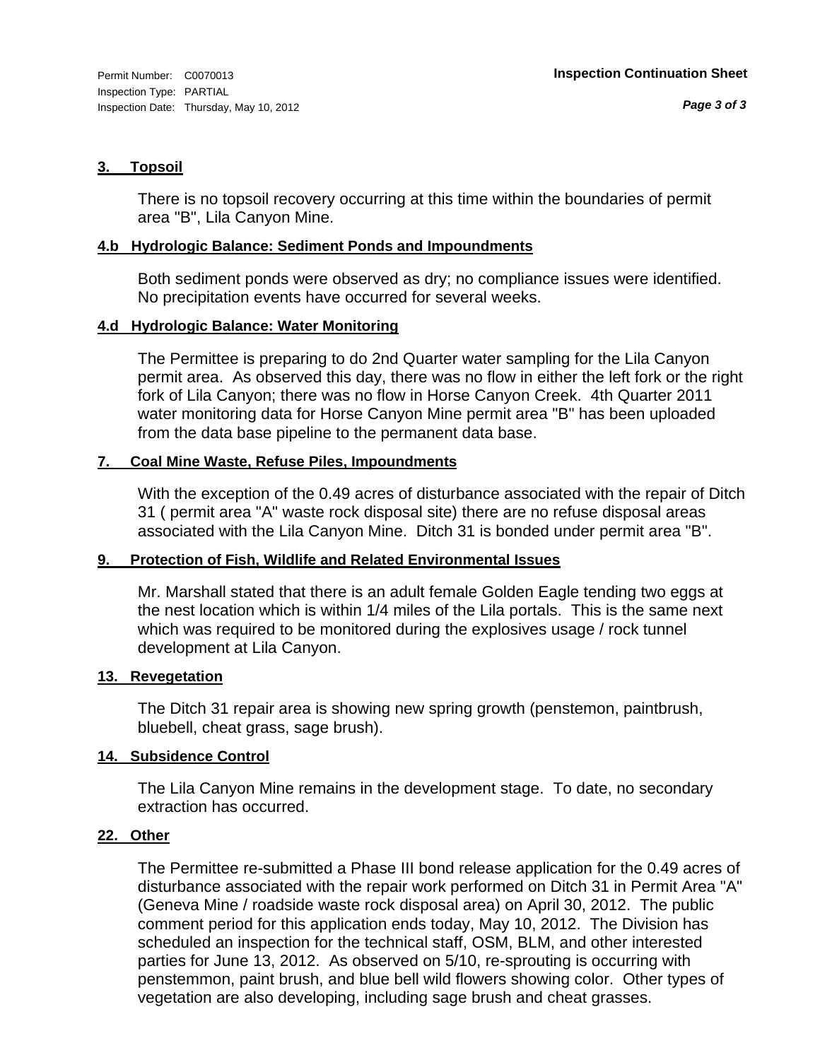## 3. Topsoil

There is no topsoil recovery occurring at this time within the boundaries of permit area "B", Lila Canyon Mine.

## 4.b Hydrologic Balance: Sediment Ponds and Impoundments

Both sediment ponds were observed as dry; no compliance issues were identified. No precipitation events have occurred for several weeks.

## 4.d Hydrologic Balance: Water Monitoring

The Permittee is preparing to do 2nd Quarter water sampling for the Lila Canyon permit area. As observed this day, there was no flow in either the left fork or the right fork of Lila Canyon; there was no flow in Horse Canyon Creek. 4th Quarter 2011 water monitoring data for Horse Canyon Mine permit area "B" has been uploaded from the data base pipeline to the permanent data base.

## 7. Coal Mine Waste, Refuse Piles, Impoundments

With the exception of the 0.49 acres of disturbance associated with the repair of Ditch 31 ( permit area "A" waste rock disposal site) there are no refuse disposal areas associated with the Lila Canyon Mine. Ditch 31 is bonded under permit area "B".

## 9. Protection of Fish, Wildlife and Related Environmental Issues

Mr. Marshall stated that there is an adult female Golden Eagle tending two eggs at the nest location which is within 1/4 miles of the Lila portals. This is the same next which was required to be monitored during the explosives usage / rock tunnel development at Lila Canyon.

## 13. Revegetation

The Ditch 31 repair area is showing new spring growth (penstemon, paintbrush, bluebell, cheat grass, sage brush).

## 14. Subsidence Control

The Lila Canyon Mine remains in the development stage. To date, no secondary extraction has occurred.

## 22. Other

The Permittee re-submitted a Phase III bond release application for the 0.49 acres of disturbance associated with the repair work performed on Ditch 31 in Permit Area "A" (Geneva Mine / roadside waste rock disposal area) on April 30, 2012. The public comment period for this application ends today, May 10, 2012. The Division has scheduled an inspection for the technical staff, OSM, BLM, and other interested parties for June 13, 2012. As observed on 5/10, re-sprouting is occurring with penstemmon, paint brush, and blue bell wild flowers showing color. Other types of vegetation are also developing, including sage brush and cheat grasses.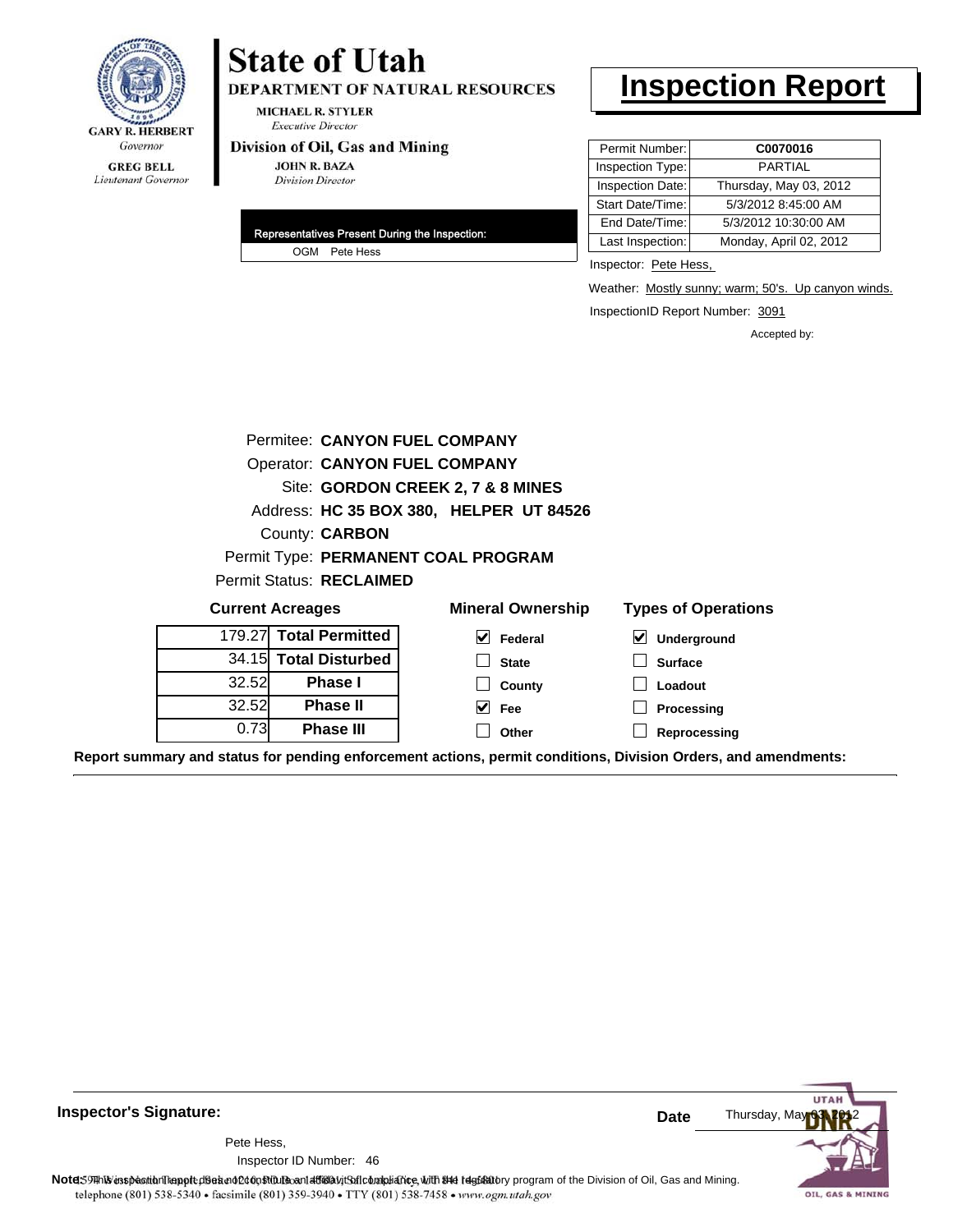GARY R. HERBERT
*Governor*

GREG BELL
*Lieutenant Governor*

# State of Utah

**DEPARTMENT OF NATURAL RESOURCES**

MICHAEL R. STYLER
*Executive Director*

**Division of Oil, Gas and Mining**

JOHN R. BAZA
*Division Director*

# Inspection Report

| | |
|---|---|
| Permit Number: | **C0070016** |
| Inspection Type: | PARTIAL |
| Inspection Date: | Thursday, May 03, 2012 |
| Start Date/Time: | 5/3/2012 8:45:00 AM |
| End Date/Time: | 5/3/2012 10:30:00 AM |
| Last Inspection: | Monday, April 02, 2012 |

**Representatives Present During the Inspection:**

OGM Pete Hess

Inspector: Pete Hess,

Weather: Mostly sunny; warm; 50's. Up canyon winds.

InspectionID Report Number: 3091

Accepted by:

Permitee: **CANYON FUEL COMPANY**
Operator: **CANYON FUEL COMPANY**
Site: **GORDON CREEK 2, 7 & 8 MINES**
Address: **HC 35 BOX 380, HELPER UT 84526**
County: **CARBON**
Permit Type: **PERMANENT COAL PROGRAM**
Permit Status: **RECLAIMED**

**Current Acreages**

| | |
|---|---|
| 179.27 | **Total Permitted** |
| 34.15 | **Total Disturbed** |
| 32.52 | **Phase I** |
| 32.52 | **Phase II** |
| 0.73 | **Phase III** |

**Mineral Ownership**

- [x] Federal
- [ ] State
- [ ] County
- [x] Fee
- [ ] Other

**Types of Operations**

- [x] Underground
- [ ] Surface
- [ ] Loadout
- [ ] Processing
- [ ] Reprocessing

**Report summary and status for pending enforcement actions, permit conditions, Division Orders, and amendments:**

**Inspector's Signature:**

Pete Hess,
Inspector ID Number: 46

**Date** Thursday, May 03, 2012

**Note:** This inspection report does not constitute an affidavit of compliance with the regulatory program of the Division of Oil, Gas and Mining.
1594 West North Temple, Suite 1210, Box 145801, Salt Lake City, UT 84114-5801
telephone (801) 538-5340 • facsimile (801) 359-3940 • TTY (801) 538-7458 • www.ogm.utah.gov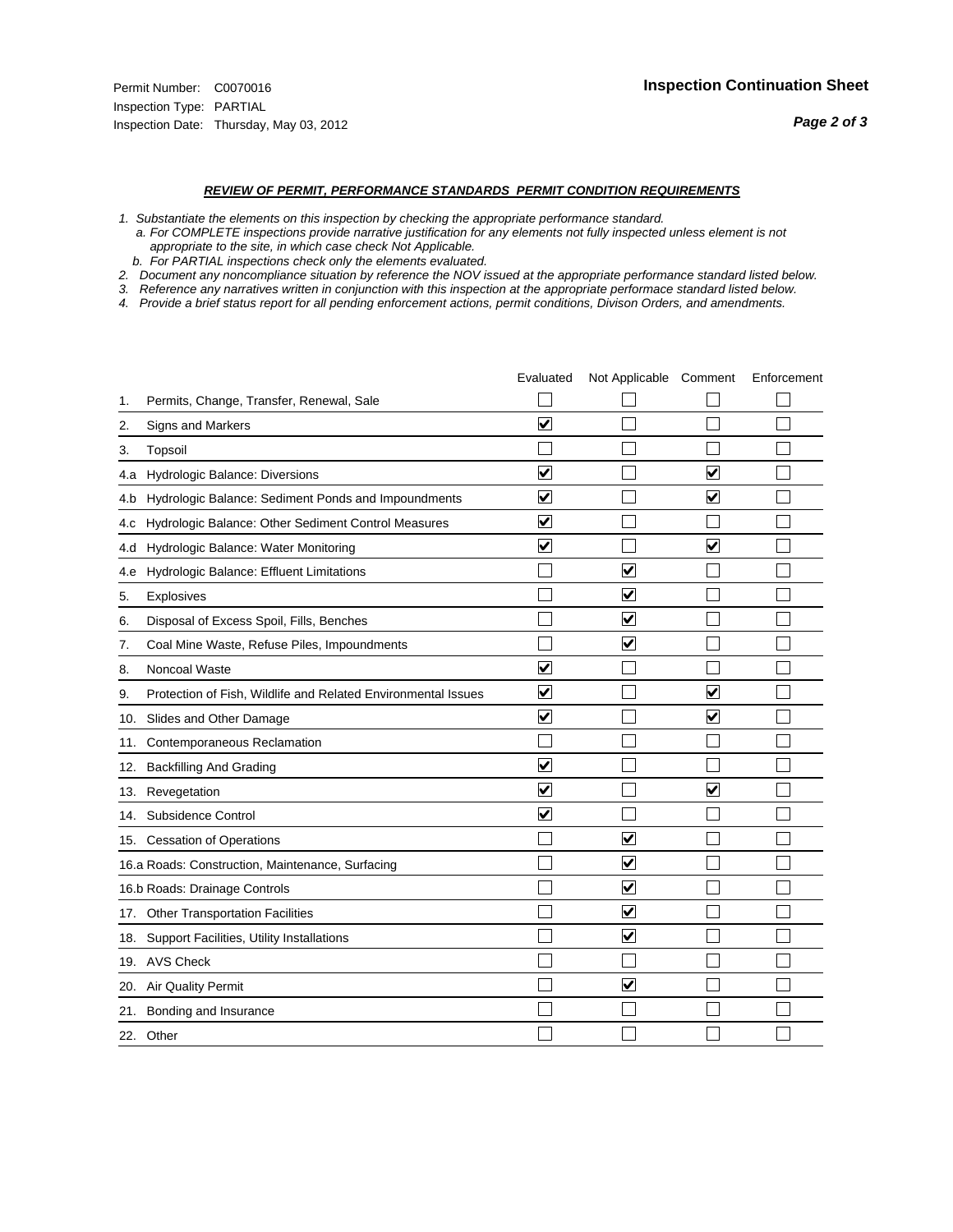Permit Number: C0070016
Inspection Type: PARTIAL
Inspection Date: Thursday, May 03, 2012

## Inspection Continuation Sheet

### *REVIEW OF PERMIT, PERFORMANCE STANDARDS PERMIT CONDITION REQUIREMENTS*

*1. Substantiate the elements on this inspection by checking the appropriate performance standard.*
*a. For COMPLETE inspections provide narrative justification for any elements not fully inspected unless element is not appropriate to the site, in which case check Not Applicable.*
*b. For PARTIAL inspections check only the elements evaluated.*
*2. Document any noncompliance situation by reference the NOV issued at the appropriate performance standard listed below.*
*3. Reference any narratives written in conjunction with this inspection at the appropriate performace standard listed below.*
*4. Provide a brief status report for all pending enforcement actions, permit conditions, Divison Orders, and amendments.*

| | Evaluated | Not Applicable | Comment | Enforcement |
|---|---|---|---|---|
| 1. Permits, Change, Transfer, Renewal, Sale | ☐ | ☐ | ☐ | ☐ |
| 2. Signs and Markers | ☑ | ☐ | ☐ | ☐ |
| 3. Topsoil | ☐ | ☐ | ☐ | ☐ |
| 4.a Hydrologic Balance: Diversions | ☑ | ☐ | ☑ | ☐ |
| 4.b Hydrologic Balance: Sediment Ponds and Impoundments | ☑ | ☐ | ☑ | ☐ |
| 4.c Hydrologic Balance: Other Sediment Control Measures | ☑ | ☐ | ☐ | ☐ |
| 4.d Hydrologic Balance: Water Monitoring | ☑ | ☐ | ☑ | ☐ |
| 4.e Hydrologic Balance: Effluent Limitations | ☐ | ☑ | ☐ | ☐ |
| 5. Explosives | ☐ | ☑ | ☐ | ☐ |
| 6. Disposal of Excess Spoil, Fills, Benches | ☐ | ☑ | ☐ | ☐ |
| 7. Coal Mine Waste, Refuse Piles, Impoundments | ☐ | ☑ | ☐ | ☐ |
| 8. Noncoal Waste | ☑ | ☐ | ☐ | ☐ |
| 9. Protection of Fish, Wildlife and Related Environmental Issues | ☑ | ☐ | ☑ | ☐ |
| 10. Slides and Other Damage | ☑ | ☐ | ☑ | ☐ |
| 11. Contemporaneous Reclamation | ☐ | ☐ | ☐ | ☐ |
| 12. Backfilling And Grading | ☑ | ☐ | ☐ | ☐ |
| 13. Revegetation | ☑ | ☐ | ☑ | ☐ |
| 14. Subsidence Control | ☑ | ☐ | ☐ | ☐ |
| 15. Cessation of Operations | ☐ | ☑ | ☐ | ☐ |
| 16.a Roads: Construction, Maintenance, Surfacing | ☐ | ☑ | ☐ | ☐ |
| 16.b Roads: Drainage Controls | ☐ | ☑ | ☐ | ☐ |
| 17. Other Transportation Facilities | ☐ | ☑ | ☐ | ☐ |
| 18. Support Facilities, Utility Installations | ☐ | ☑ | ☐ | ☐ |
| 19. AVS Check | ☐ | ☐ | ☐ | ☐ |
| 20. Air Quality Permit | ☐ | ☑ | ☐ | ☐ |
| 21. Bonding and Insurance | ☐ | ☐ | ☐ | ☐ |
| 22. Other | ☐ | ☐ | ☐ | ☐ |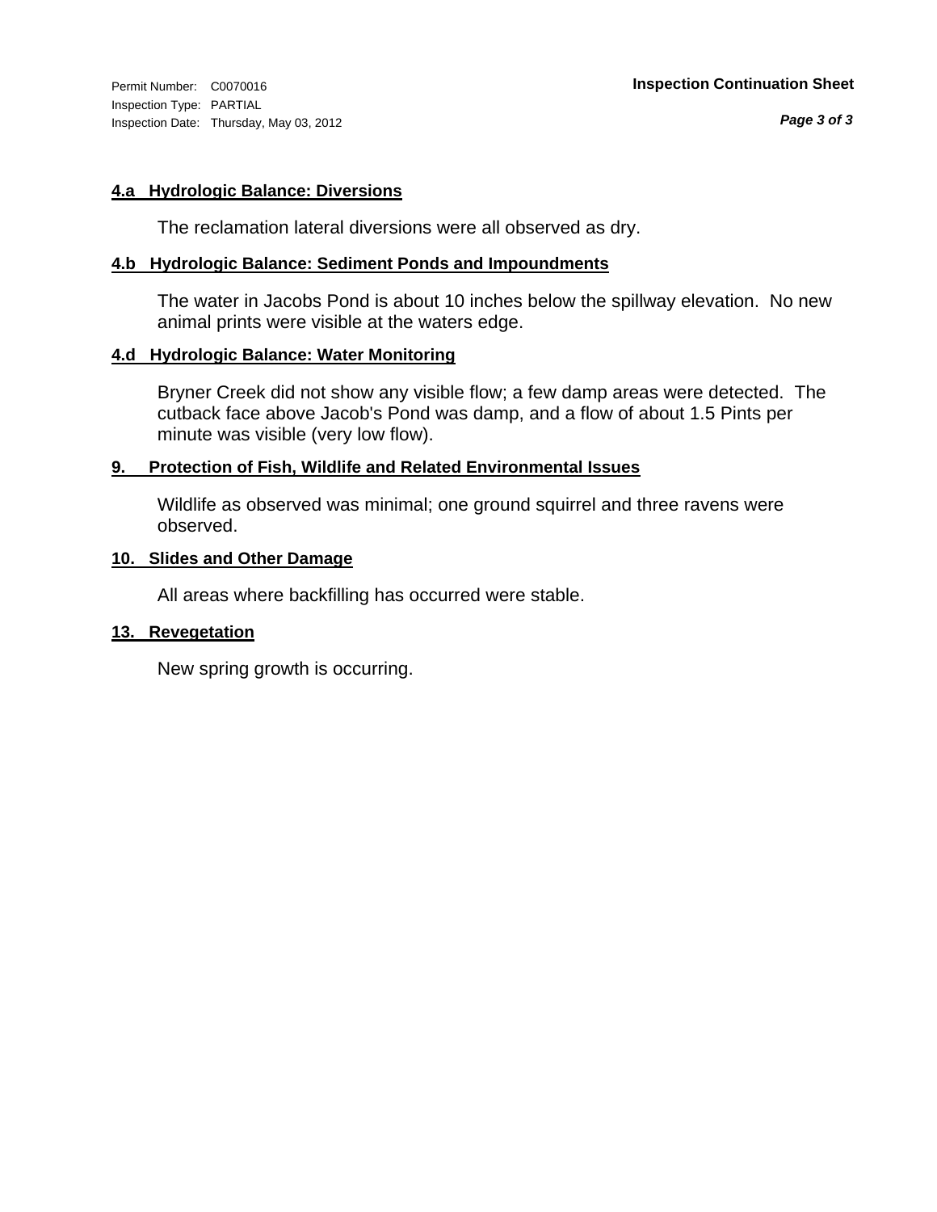Permit Number: C0070016
Inspection Type: PARTIAL
Inspection Date: Thursday, May 03, 2012

**Inspection Continuation Sheet**

## 4.a Hydrologic Balance: Diversions

The reclamation lateral diversions were all observed as dry.

## 4.b Hydrologic Balance: Sediment Ponds and Impoundments

The water in Jacobs Pond is about 10 inches below the spillway elevation. No new animal prints were visible at the waters edge.

## 4.d Hydrologic Balance: Water Monitoring

Bryner Creek did not show any visible flow; a few damp areas were detected. The cutback face above Jacob's Pond was damp, and a flow of about 1.5 Pints per minute was visible (very low flow).

## 9. Protection of Fish, Wildlife and Related Environmental Issues

Wildlife as observed was minimal; one ground squirrel and three ravens were observed.

## 10. Slides and Other Damage

All areas where backfilling has occurred were stable.

## 13. Revegetation

New spring growth is occurring.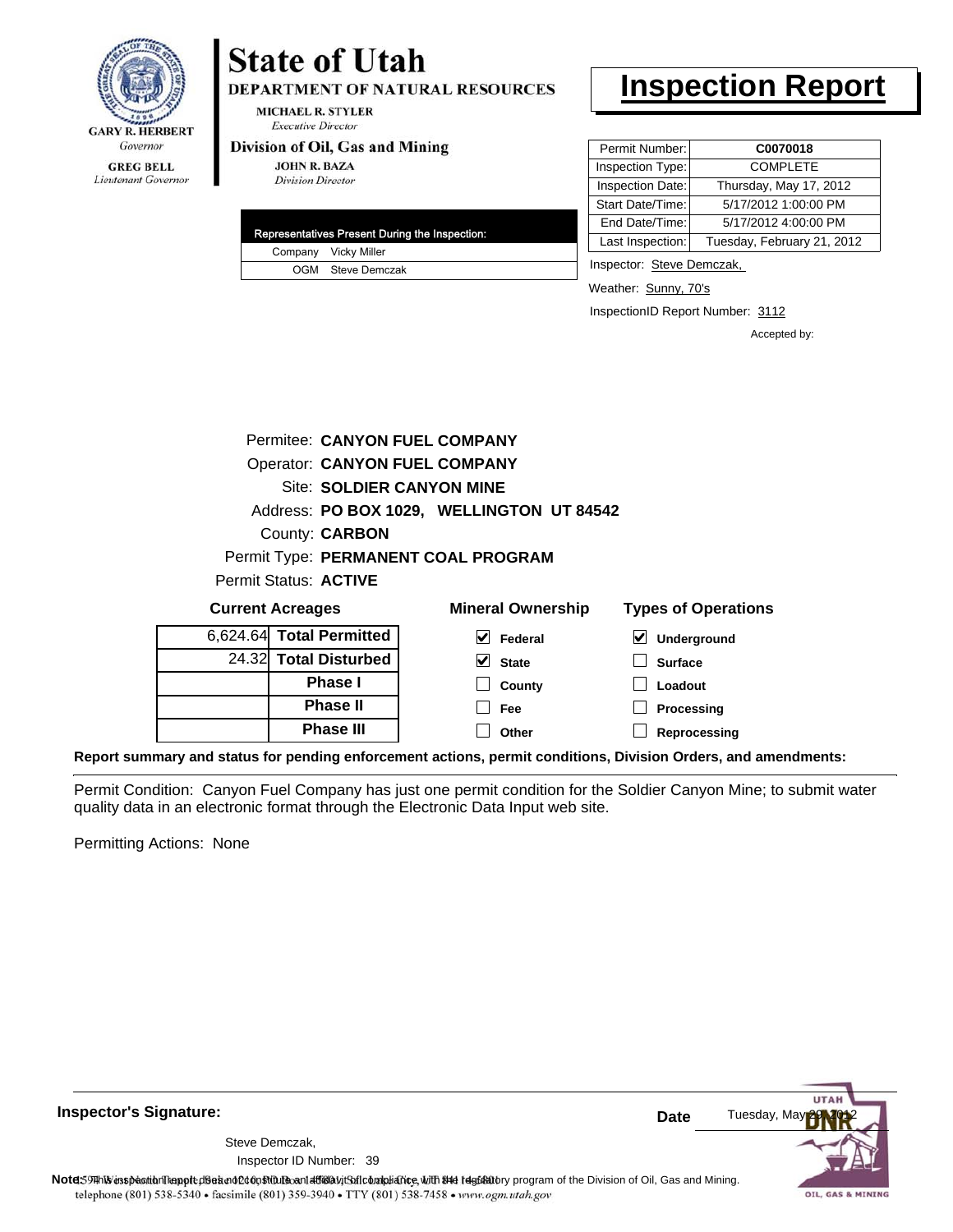GARY R. HERBERT
*Governor*

GREG BELL
*Lieutenant Governor*

# State of Utah

**DEPARTMENT OF NATURAL RESOURCES**

MICHAEL R. STYLER
*Executive Director*

**Division of Oil, Gas and Mining**

JOHN R. BAZA
*Division Director*

# Inspection Report

| | |
|---|---|
| Permit Number: | **C0070018** |
| Inspection Type: | COMPLETE |
| Inspection Date: | Thursday, May 17, 2012 |
| Start Date/Time: | 5/17/2012 1:00:00 PM |
| End Date/Time: | 5/17/2012 4:00:00 PM |
| Last Inspection: | Tuesday, February 21, 2012 |

| Representatives Present During the Inspection: | |
|---|---|
| Company | Vicky Miller |
| OGM | Steve Demczak |

Inspector: Steve Demczak,

Weather: Sunny, 70's

InspectionID Report Number: 3112

Accepted by:

Permitee: **CANYON FUEL COMPANY**
Operator: **CANYON FUEL COMPANY**
Site: **SOLDIER CANYON MINE**
Address: **PO BOX 1029, WELLINGTON UT 84542**
County: **CARBON**
Permit Type: **PERMANENT COAL PROGRAM**
Permit Status: **ACTIVE**

**Current Acreages**

| | |
|---|---|
| 6,624.64 | **Total Permitted** |
| 24.32 | **Total Disturbed** |
| | **Phase I** |
| | **Phase II** |
| | **Phase III** |

**Mineral Ownership**

- [x] **Federal**
- [x] **State**
- [ ] **County**
- [ ] **Fee**
- [ ] **Other**

**Types of Operations**

- [x] **Underground**
- [ ] **Surface**
- [ ] **Loadout**
- [ ] **Processing**
- [ ] **Reprocessing**

**Report summary and status for pending enforcement actions, permit conditions, Division Orders, and amendments:**

Permit Condition: Canyon Fuel Company has just one permit condition for the Soldier Canyon Mine; to submit water quality data in an electronic format through the Electronic Data Input web site.

Permitting Actions: None

**Inspector's Signature:**

Steve Demczak,
Inspector ID Number: 39

**Date** Tuesday, May 29, 2012

**Note:** This inspection report does not constitute an affidavit of compliance with the regulatory program of the Division of Oil, Gas and Mining.
telephone (801) 538-5340 • facsimile (801) 359-3940 • TTY (801) 538-7458 • www.ogm.utah.gov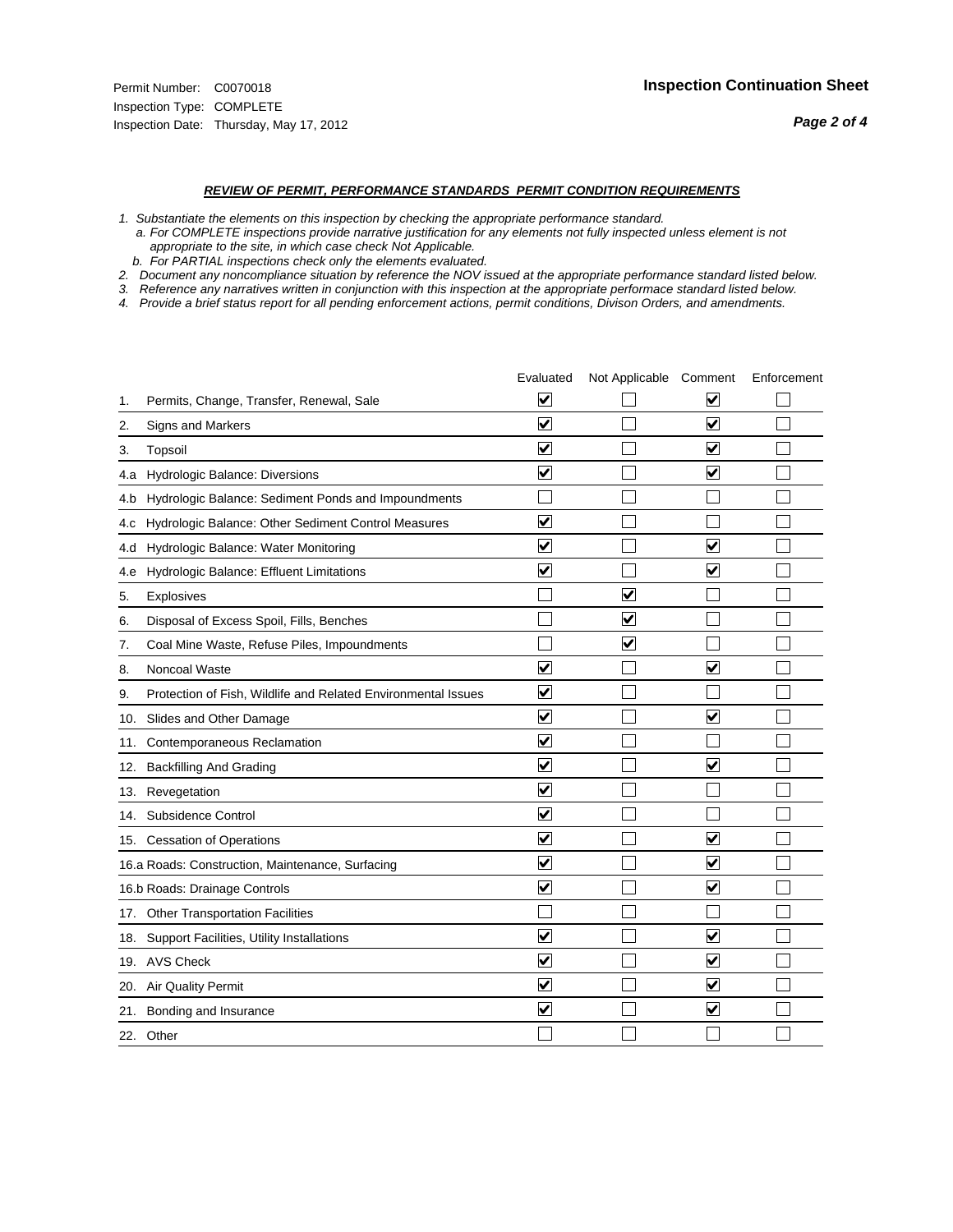Permit Number: C0070018
Inspection Type: COMPLETE
Inspection Date: Thursday, May 17, 2012

**Inspection Continuation Sheet**

***REVIEW OF PERMIT, PERFORMANCE STANDARDS PERMIT CONDITION REQUIREMENTS***

*1. Substantiate the elements on this inspection by checking the appropriate performance standard.*
*a. For COMPLETE inspections provide narrative justification for any elements not fully inspected unless element is not appropriate to the site, in which case check Not Applicable.*
*b. For PARTIAL inspections check only the elements evaluated.*
*2. Document any noncompliance situation by reference the NOV issued at the appropriate performance standard listed below.*
*3. Reference any narratives written in conjunction with this inspection at the appropriate performace standard listed below.*
*4. Provide a brief status report for all pending enforcement actions, permit conditions, Divison Orders, and amendments.*

| | Evaluated | Not Applicable | Comment | Enforcement |
|---|---|---|---|---|
| 1. Permits, Change, Transfer, Renewal, Sale | ☑ | ☐ | ☑ | ☐ |
| 2. Signs and Markers | ☑ | ☐ | ☑ | ☐ |
| 3. Topsoil | ☑ | ☐ | ☑ | ☐ |
| 4.a Hydrologic Balance: Diversions | ☑ | ☐ | ☑ | ☐ |
| 4.b Hydrologic Balance: Sediment Ponds and Impoundments | ☐ | ☐ | ☐ | ☐ |
| 4.c Hydrologic Balance: Other Sediment Control Measures | ☑ | ☐ | ☐ | ☐ |
| 4.d Hydrologic Balance: Water Monitoring | ☑ | ☐ | ☑ | ☐ |
| 4.e Hydrologic Balance: Effluent Limitations | ☑ | ☐ | ☑ | ☐ |
| 5. Explosives | ☐ | ☑ | ☐ | ☐ |
| 6. Disposal of Excess Spoil, Fills, Benches | ☐ | ☑ | ☐ | ☐ |
| 7. Coal Mine Waste, Refuse Piles, Impoundments | ☐ | ☑ | ☐ | ☐ |
| 8. Noncoal Waste | ☑ | ☐ | ☑ | ☐ |
| 9. Protection of Fish, Wildlife and Related Environmental Issues | ☑ | ☐ | ☐ | ☐ |
| 10. Slides and Other Damage | ☑ | ☐ | ☑ | ☐ |
| 11. Contemporaneous Reclamation | ☑ | ☐ | ☐ | ☐ |
| 12. Backfilling And Grading | ☑ | ☐ | ☑ | ☐ |
| 13. Revegetation | ☑ | ☐ | ☐ | ☐ |
| 14. Subsidence Control | ☑ | ☐ | ☐ | ☐ |
| 15. Cessation of Operations | ☑ | ☐ | ☑ | ☐ |
| 16.a Roads: Construction, Maintenance, Surfacing | ☑ | ☐ | ☑ | ☐ |
| 16.b Roads: Drainage Controls | ☑ | ☐ | ☑ | ☐ |
| 17. Other Transportation Facilities | ☐ | ☐ | ☐ | ☐ |
| 18. Support Facilities, Utility Installations | ☑ | ☐ | ☑ | ☐ |
| 19. AVS Check | ☑ | ☐ | ☑ | ☐ |
| 20. Air Quality Permit | ☑ | ☐ | ☑ | ☐ |
| 21. Bonding and Insurance | ☑ | ☐ | ☑ | ☐ |
| 22. Other | ☐ | ☐ | ☐ | ☐ |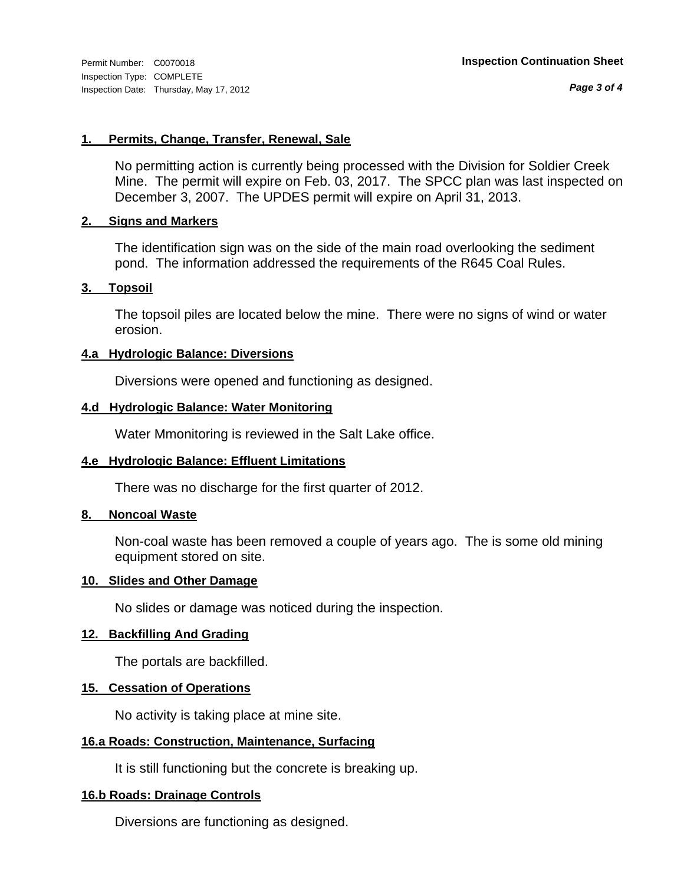Permit Number: C0070018
Inspection Type: COMPLETE
Inspection Date: Thursday, May 17, 2012

**Inspection Continuation Sheet**

### 1. Permits, Change, Transfer, Renewal, Sale

No permitting action is currently being processed with the Division for Soldier Creek Mine. The permit will expire on Feb. 03, 2017. The SPCC plan was last inspected on December 3, 2007. The UPDES permit will expire on April 31, 2013.

### 2. Signs and Markers

The identification sign was on the side of the main road overlooking the sediment pond. The information addressed the requirements of the R645 Coal Rules.

### 3. Topsoil

The topsoil piles are located below the mine. There were no signs of wind or water erosion.

### 4.a Hydrologic Balance: Diversions

Diversions were opened and functioning as designed.

### 4.d Hydrologic Balance: Water Monitoring

Water Mmonitoring is reviewed in the Salt Lake office.

### 4.e Hydrologic Balance: Effluent Limitations

There was no discharge for the first quarter of 2012.

### 8. Noncoal Waste

Non-coal waste has been removed a couple of years ago. The is some old mining equipment stored on site.

### 10. Slides and Other Damage

No slides or damage was noticed during the inspection.

### 12. Backfilling And Grading

The portals are backfilled.

### 15. Cessation of Operations

No activity is taking place at mine site.

### 16.a Roads: Construction, Maintenance, Surfacing

It is still functioning but the concrete is breaking up.

### 16.b Roads: Drainage Controls

Diversions are functioning as designed.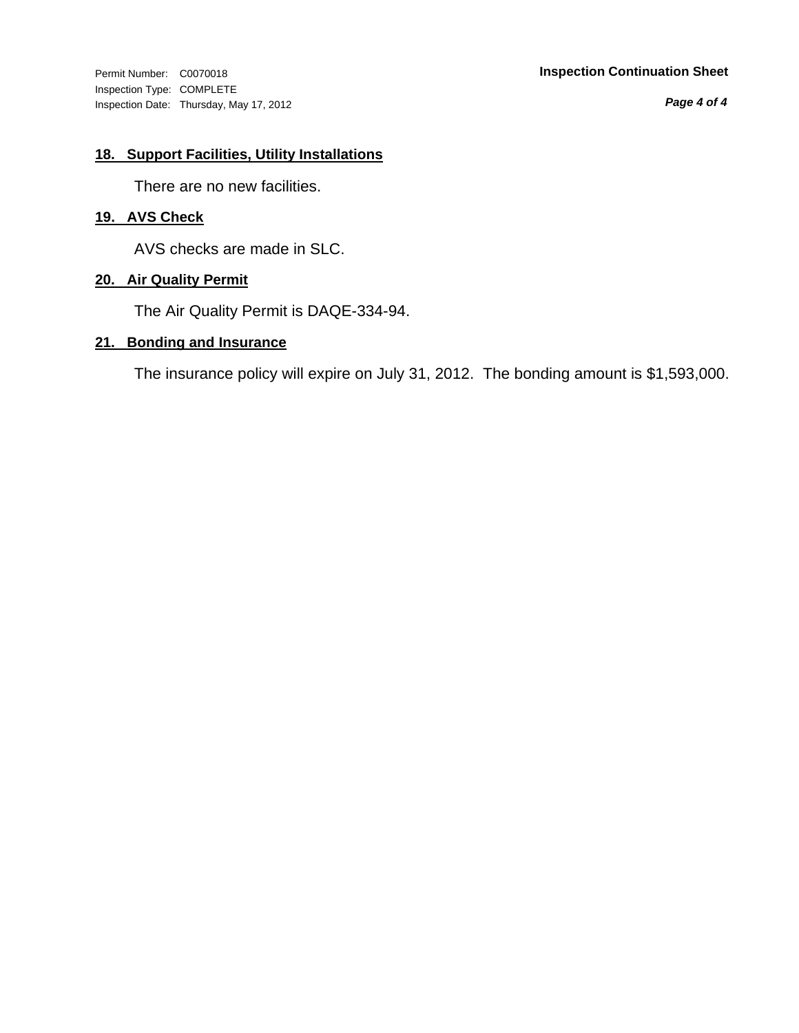## 18. Support Facilities, Utility Installations

There are no new facilities.

## 19. AVS Check

AVS checks are made in SLC.

## 20. Air Quality Permit

The Air Quality Permit is DAQE-334-94.

## 21. Bonding and Insurance

The insurance policy will expire on July 31, 2012. The bonding amount is $1,593,000.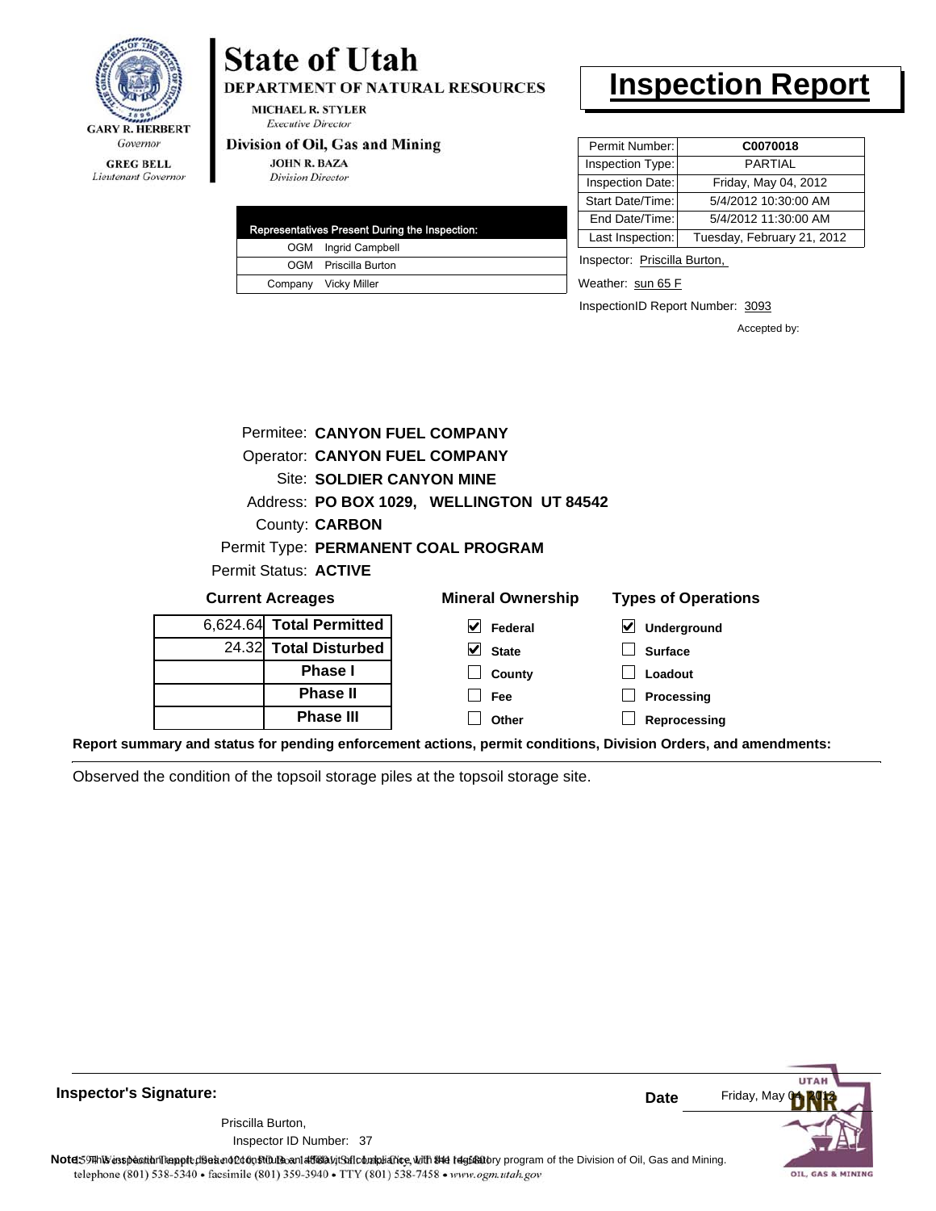GARY R. HERBERT
*Governor*

GREG BELL
*Lieutenant Governor*

# State of Utah

**DEPARTMENT OF NATURAL RESOURCES**

MICHAEL R. STYLER
*Executive Director*

**Division of Oil, Gas and Mining**

JOHN R. BAZA
*Division Director*

# Inspection Report

| | |
|---|---|
| Permit Number: | **C0070018** |
| Inspection Type: | PARTIAL |
| Inspection Date: | Friday, May 04, 2012 |
| Start Date/Time: | 5/4/2012 10:30:00 AM |
| End Date/Time: | 5/4/2012 11:30:00 AM |
| Last Inspection: | Tuesday, February 21, 2012 |

Inspector: Priscilla Burton,

Weather: sun 65 F

InspectionID Report Number: 3093

Accepted by:

| Representatives Present During the Inspection: | |
|---|---|
| OGM | Ingrid Campbell |
| OGM | Priscilla Burton |
| Company | Vicky Miller |

Permitee: **CANYON FUEL COMPANY**
Operator: **CANYON FUEL COMPANY**
Site: **SOLDIER CANYON MINE**
Address: **PO BOX 1029, WELLINGTON UT 84542**
County: **CARBON**
Permit Type: **PERMANENT COAL PROGRAM**
Permit Status: **ACTIVE**

**Current Acreages**

| | |
|---|---|
| 6,624.64 | **Total Permitted** |
| 24.32 | **Total Disturbed** |
| | **Phase I** |
| | **Phase II** |
| | **Phase III** |

**Mineral Ownership**

- [x] Federal
- [x] State
- [ ] County
- [ ] Fee
- [ ] Other

**Types of Operations**

- [x] Underground
- [ ] Surface
- [ ] Loadout
- [ ] Processing
- [ ] Reprocessing

**Report summary and status for pending enforcement actions, permit conditions, Division Orders, and amendments:**

Observed the condition of the topsoil storage piles at the topsoil storage site.

**Inspector's Signature:**

Priscilla Burton,
Inspector ID Number: 37

**Date** Friday, May 04, 2012

**Note:** This inspection report does not constitute an affidavit of compliance with the regulatory program of the Division of Oil, Gas and Mining.

telephone (801) 538-5340 • facsimile (801) 359-3940 • TTY (801) 538-7458 • www.ogm.utah.gov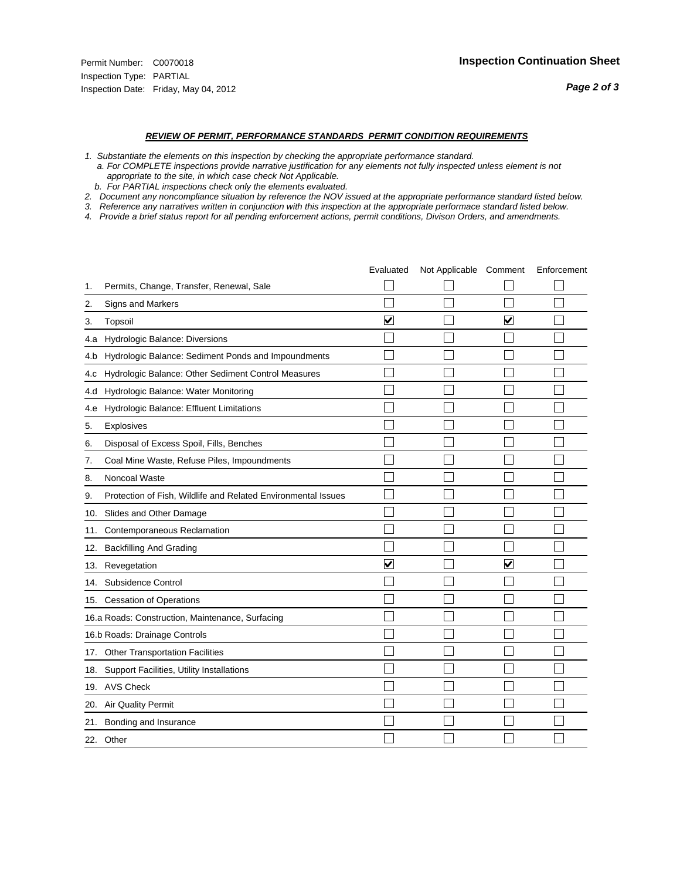Permit Number: C0070018
Inspection Type: PARTIAL
Inspection Date: Friday, May 04, 2012

**Inspection Continuation Sheet**

***REVIEW OF PERMIT, PERFORMANCE STANDARDS PERMIT CONDITION REQUIREMENTS***

*1. Substantiate the elements on this inspection by checking the appropriate performance standard.*
*a. For COMPLETE inspections provide narrative justification for any elements not fully inspected unless element is not appropriate to the site, in which case check Not Applicable.*
*b. For PARTIAL inspections check only the elements evaluated.*
*2. Document any noncompliance situation by reference the NOV issued at the appropriate performance standard listed below.*
*3. Reference any narratives written in conjunction with this inspection at the appropriate performace standard listed below.*
*4. Provide a brief status report for all pending enforcement actions, permit conditions, Divison Orders, and amendments.*

| | Evaluated | Not Applicable | Comment | Enforcement |
|---|---|---|---|---|
| 1. Permits, Change, Transfer, Renewal, Sale | ☐ | ☐ | ☐ | ☐ |
| 2. Signs and Markers | ☐ | ☐ | ☐ | ☐ |
| 3. Topsoil | ☑ | ☐ | ☑ | ☐ |
| 4.a Hydrologic Balance: Diversions | ☐ | ☐ | ☐ | ☐ |
| 4.b Hydrologic Balance: Sediment Ponds and Impoundments | ☐ | ☐ | ☐ | ☐ |
| 4.c Hydrologic Balance: Other Sediment Control Measures | ☐ | ☐ | ☐ | ☐ |
| 4.d Hydrologic Balance: Water Monitoring | ☐ | ☐ | ☐ | ☐ |
| 4.e Hydrologic Balance: Effluent Limitations | ☐ | ☐ | ☐ | ☐ |
| 5. Explosives | ☐ | ☐ | ☐ | ☐ |
| 6. Disposal of Excess Spoil, Fills, Benches | ☐ | ☐ | ☐ | ☐ |
| 7. Coal Mine Waste, Refuse Piles, Impoundments | ☐ | ☐ | ☐ | ☐ |
| 8. Noncoal Waste | ☐ | ☐ | ☐ | ☐ |
| 9. Protection of Fish, Wildlife and Related Environmental Issues | ☐ | ☐ | ☐ | ☐ |
| 10. Slides and Other Damage | ☐ | ☐ | ☐ | ☐ |
| 11. Contemporaneous Reclamation | ☐ | ☐ | ☐ | ☐ |
| 12. Backfilling And Grading | ☐ | ☐ | ☐ | ☐ |
| 13. Revegetation | ☑ | ☐ | ☑ | ☐ |
| 14. Subsidence Control | ☐ | ☐ | ☐ | ☐ |
| 15. Cessation of Operations | ☐ | ☐ | ☐ | ☐ |
| 16.a Roads: Construction, Maintenance, Surfacing | ☐ | ☐ | ☐ | ☐ |
| 16.b Roads: Drainage Controls | ☐ | ☐ | ☐ | ☐ |
| 17. Other Transportation Facilities | ☐ | ☐ | ☐ | ☐ |
| 18. Support Facilities, Utility Installations | ☐ | ☐ | ☐ | ☐ |
| 19. AVS Check | ☐ | ☐ | ☐ | ☐ |
| 20. Air Quality Permit | ☐ | ☐ | ☐ | ☐ |
| 21. Bonding and Insurance | ☐ | ☐ | ☐ | ☐ |
| 22. Other | ☐ | ☐ | ☐ | ☐ |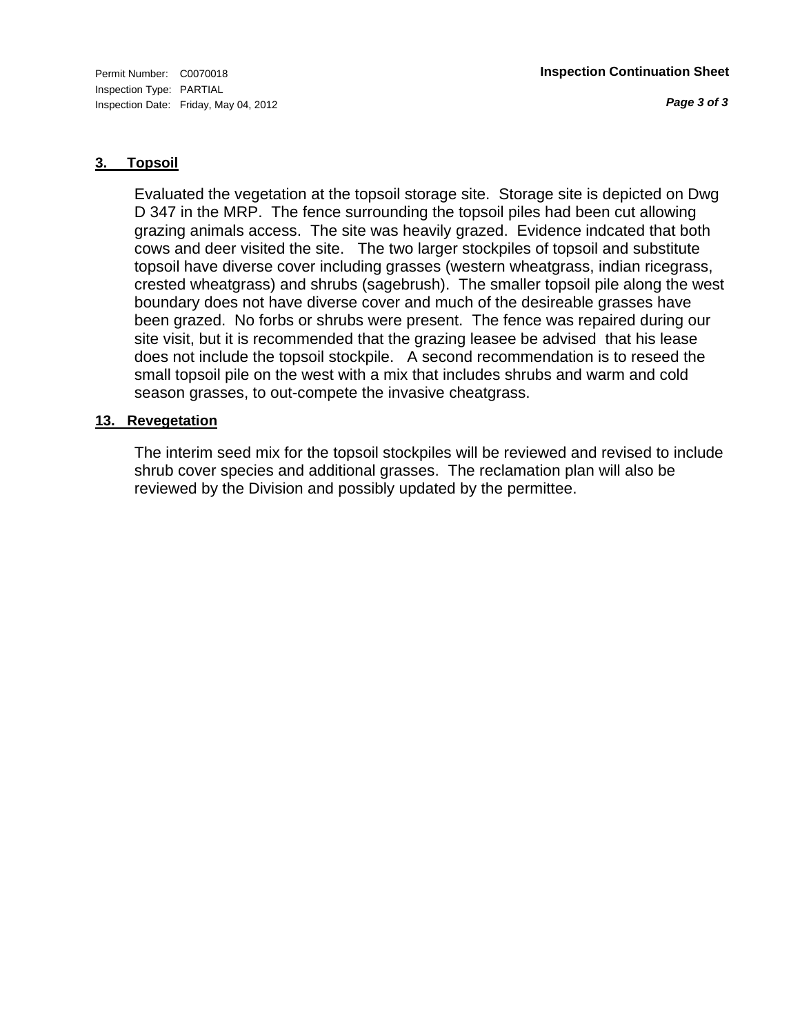Permit Number: C0070018
Inspection Type: PARTIAL
Inspection Date: Friday, May 04, 2012

**Inspection Continuation Sheet**

### 3. Topsoil

Evaluated the vegetation at the topsoil storage site. Storage site is depicted on Dwg D 347 in the MRP. The fence surrounding the topsoil piles had been cut allowing grazing animals access. The site was heavily grazed. Evidence indcated that both cows and deer visited the site. The two larger stockpiles of topsoil and substitute topsoil have diverse cover including grasses (western wheatgrass, indian ricegrass, crested wheatgrass) and shrubs (sagebrush). The smaller topsoil pile along the west boundary does not have diverse cover and much of the desireable grasses have been grazed. No forbs or shrubs were present. The fence was repaired during our site visit, but it is recommended that the grazing leasee be advised that his lease does not include the topsoil stockpile. A second recommendation is to reseed the small topsoil pile on the west with a mix that includes shrubs and warm and cold season grasses, to out-compete the invasive cheatgrass.

### 13. Revegetation

The interim seed mix for the topsoil stockpiles will be reviewed and revised to include shrub cover species and additional grasses. The reclamation plan will also be reviewed by the Division and possibly updated by the permittee.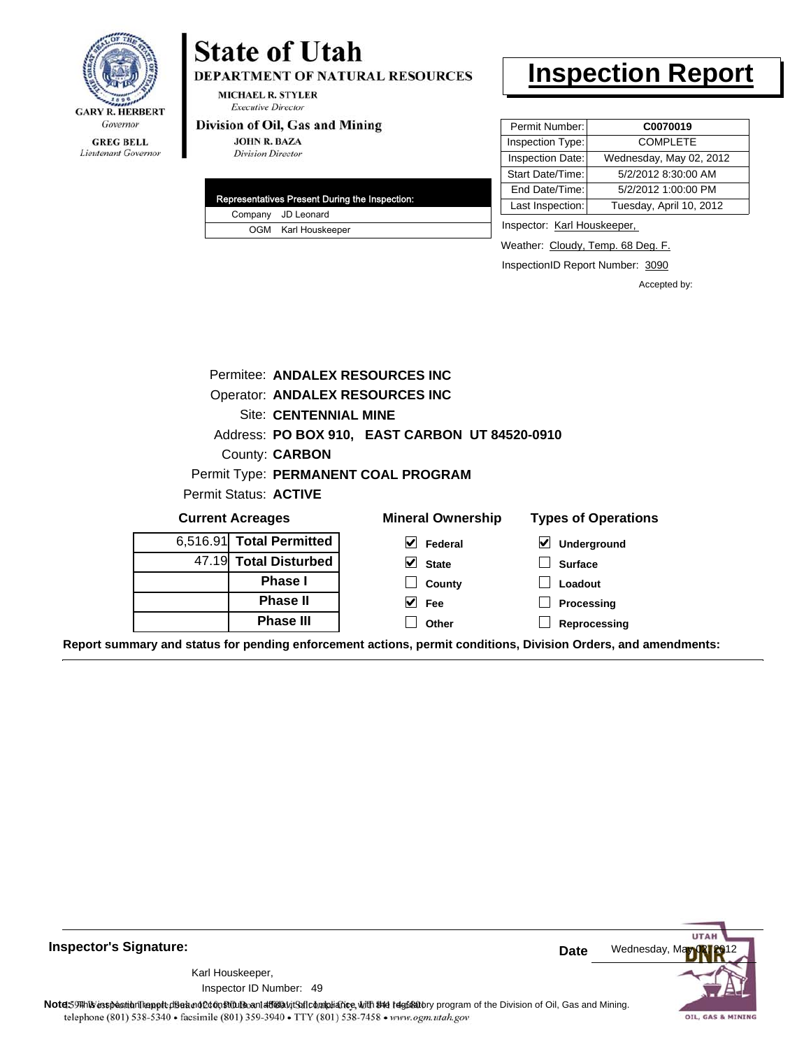# State of Utah

**DEPARTMENT OF NATURAL RESOURCES**

MICHAEL R. STYLER
*Executive Director*

**Division of Oil, Gas and Mining**

JOHN R. BAZA
*Division Director*

GARY R. HERBERT
*Governor*

GREG BELL
*Lieutenant Governor*

# Inspection Report

| | |
|---|---|
| Permit Number: | **C0070019** |
| Inspection Type: | COMPLETE |
| Inspection Date: | Wednesday, May 02, 2012 |
| Start Date/Time: | 5/2/2012 8:30:00 AM |
| End Date/Time: | 5/2/2012 1:00:00 PM |
| Last Inspection: | Tuesday, April 10, 2012 |

| Representatives Present During the Inspection: | |
|---|---|
| Company | JD Leonard |
| OGM | Karl Houskeeper |

Inspector: Karl Houskeeper,

Weather: Cloudy, Temp. 68 Deg. F.

InspectionID Report Number: 3090

Accepted by:

Permitee: **ANDALEX RESOURCES INC**
Operator: **ANDALEX RESOURCES INC**
Site: **CENTENNIAL MINE**
Address: **PO BOX 910, EAST CARBON UT 84520-0910**
County: **CARBON**
Permit Type: **PERMANENT COAL PROGRAM**
Permit Status: **ACTIVE**

**Current Acreages**

| | |
|---|---|
| 6,516.91 | **Total Permitted** |
| 47.19 | **Total Disturbed** |
| | **Phase I** |
| | **Phase II** |
| | **Phase III** |

**Mineral Ownership**

- [x] Federal
- [x] State
- [ ] County
- [x] Fee
- [ ] Other

**Types of Operations**

- [x] Underground
- [ ] Surface
- [ ] Loadout
- [ ] Processing
- [ ] Reprocessing

**Report summary and status for pending enforcement actions, permit conditions, Division Orders, and amendments:**

**Inspector's Signature:**

Karl Houskeeper,
Inspector ID Number: 49

**Date** Wednesday, May 02, 2012

**Note:** This inspection report does not constitute an affidavit of compliance with the regulatory program of the Division of Oil, Gas and Mining.
telephone (801) 538-5340 • facsimile (801) 359-3940 • TTY (801) 538-7458 • www.ogm.utah.gov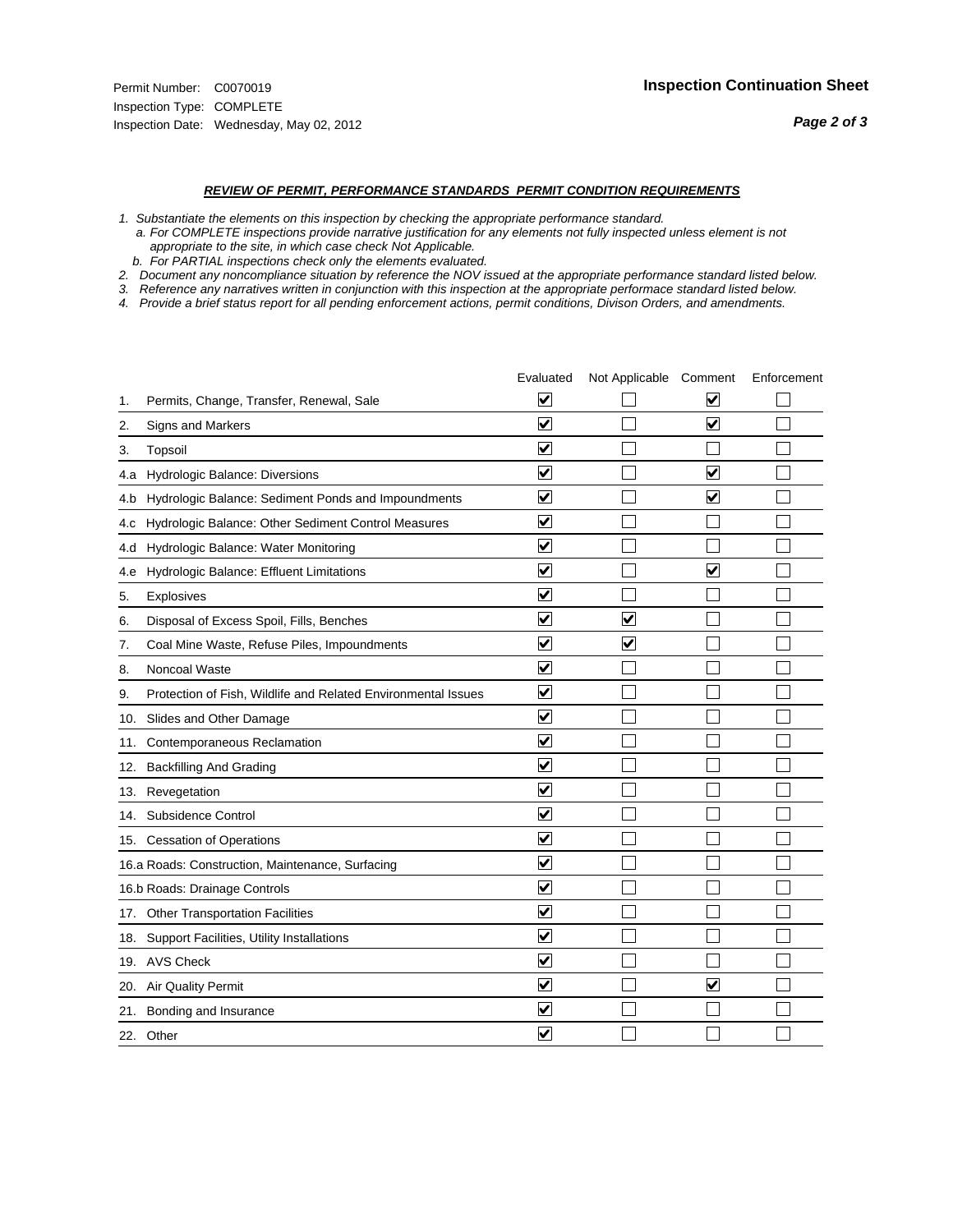Permit Number: C0070019
Inspection Type: COMPLETE
Inspection Date: Wednesday, May 02, 2012

## Inspection Continuation Sheet

### *REVIEW OF PERMIT, PERFORMANCE STANDARDS PERMIT CONDITION REQUIREMENTS*

*1. Substantiate the elements on this inspection by checking the appropriate performance standard.*
*a. For COMPLETE inspections provide narrative justification for any elements not fully inspected unless element is not appropriate to the site, in which case check Not Applicable.*
*b. For PARTIAL inspections check only the elements evaluated.*
*2. Document any noncompliance situation by reference the NOV issued at the appropriate performance standard listed below.*
*3. Reference any narratives written in conjunction with this inspection at the appropriate performace standard listed below.*
*4. Provide a brief status report for all pending enforcement actions, permit conditions, Divison Orders, and amendments.*

| | Evaluated | Not Applicable | Comment | Enforcement |
|---|---|---|---|---|
| 1. Permits, Change, Transfer, Renewal, Sale | ☑ | ☐ | ☑ | ☐ |
| 2. Signs and Markers | ☑ | ☐ | ☑ | ☐ |
| 3. Topsoil | ☑ | ☐ | ☐ | ☐ |
| 4.a Hydrologic Balance: Diversions | ☑ | ☐ | ☑ | ☐ |
| 4.b Hydrologic Balance: Sediment Ponds and Impoundments | ☑ | ☐ | ☑ | ☐ |
| 4.c Hydrologic Balance: Other Sediment Control Measures | ☑ | ☐ | ☐ | ☐ |
| 4.d Hydrologic Balance: Water Monitoring | ☑ | ☐ | ☐ | ☐ |
| 4.e Hydrologic Balance: Effluent Limitations | ☑ | ☐ | ☑ | ☐ |
| 5. Explosives | ☑ | ☐ | ☐ | ☐ |
| 6. Disposal of Excess Spoil, Fills, Benches | ☑ | ☑ | ☐ | ☐ |
| 7. Coal Mine Waste, Refuse Piles, Impoundments | ☑ | ☑ | ☐ | ☐ |
| 8. Noncoal Waste | ☑ | ☐ | ☐ | ☐ |
| 9. Protection of Fish, Wildlife and Related Environmental Issues | ☑ | ☐ | ☐ | ☐ |
| 10. Slides and Other Damage | ☑ | ☐ | ☐ | ☐ |
| 11. Contemporaneous Reclamation | ☑ | ☐ | ☐ | ☐ |
| 12. Backfilling And Grading | ☑ | ☐ | ☐ | ☐ |
| 13. Revegetation | ☑ | ☐ | ☐ | ☐ |
| 14. Subsidence Control | ☑ | ☐ | ☐ | ☐ |
| 15. Cessation of Operations | ☑ | ☐ | ☐ | ☐ |
| 16.a Roads: Construction, Maintenance, Surfacing | ☑ | ☐ | ☐ | ☐ |
| 16.b Roads: Drainage Controls | ☑ | ☐ | ☐ | ☐ |
| 17. Other Transportation Facilities | ☑ | ☐ | ☐ | ☐ |
| 18. Support Facilities, Utility Installations | ☑ | ☐ | ☐ | ☐ |
| 19. AVS Check | ☑ | ☐ | ☐ | ☐ |
| 20. Air Quality Permit | ☑ | ☐ | ☑ | ☐ |
| 21. Bonding and Insurance | ☑ | ☐ | ☐ | ☐ |
| 22. Other | ☑ | ☐ | ☐ | ☐ |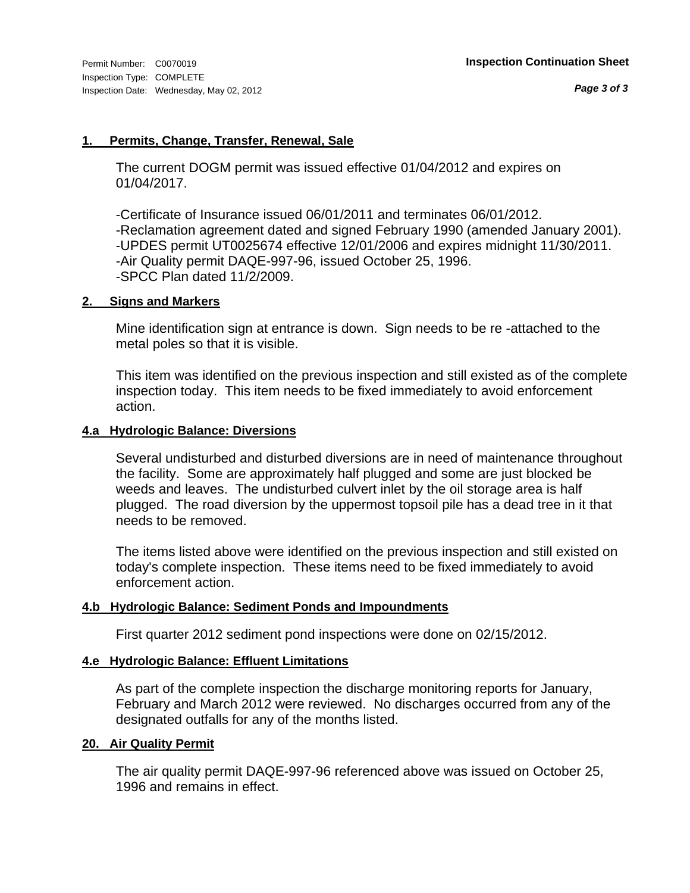Permit Number: C0070019
Inspection Type: COMPLETE
Inspection Date: Wednesday, May 02, 2012

**Inspection Continuation Sheet**

### 1. Permits, Change, Transfer, Renewal, Sale

The current DOGM permit was issued effective 01/04/2012 and expires on 01/04/2017.

-Certificate of Insurance issued 06/01/2011 and terminates 06/01/2012.
-Reclamation agreement dated and signed February 1990 (amended January 2001).
-UPDES permit UT0025674 effective 12/01/2006 and expires midnight 11/30/2011.
-Air Quality permit DAQE-997-96, issued October 25, 1996.
-SPCC Plan dated 11/2/2009.

### 2. Signs and Markers

Mine identification sign at entrance is down. Sign needs to be re -attached to the metal poles so that it is visible.

This item was identified on the previous inspection and still existed as of the complete inspection today. This item needs to be fixed immediately to avoid enforcement action.

### 4.a Hydrologic Balance: Diversions

Several undisturbed and disturbed diversions are in need of maintenance throughout the facility. Some are approximately half plugged and some are just blocked be weeds and leaves. The undisturbed culvert inlet by the oil storage area is half plugged. The road diversion by the uppermost topsoil pile has a dead tree in it that needs to be removed.

The items listed above were identified on the previous inspection and still existed on today's complete inspection. These items need to be fixed immediately to avoid enforcement action.

### 4.b Hydrologic Balance: Sediment Ponds and Impoundments

First quarter 2012 sediment pond inspections were done on 02/15/2012.

### 4.e Hydrologic Balance: Effluent Limitations

As part of the complete inspection the discharge monitoring reports for January, February and March 2012 were reviewed. No discharges occurred from any of the designated outfalls for any of the months listed.

### 20. Air Quality Permit

The air quality permit DAQE-997-96 referenced above was issued on October 25, 1996 and remains in effect.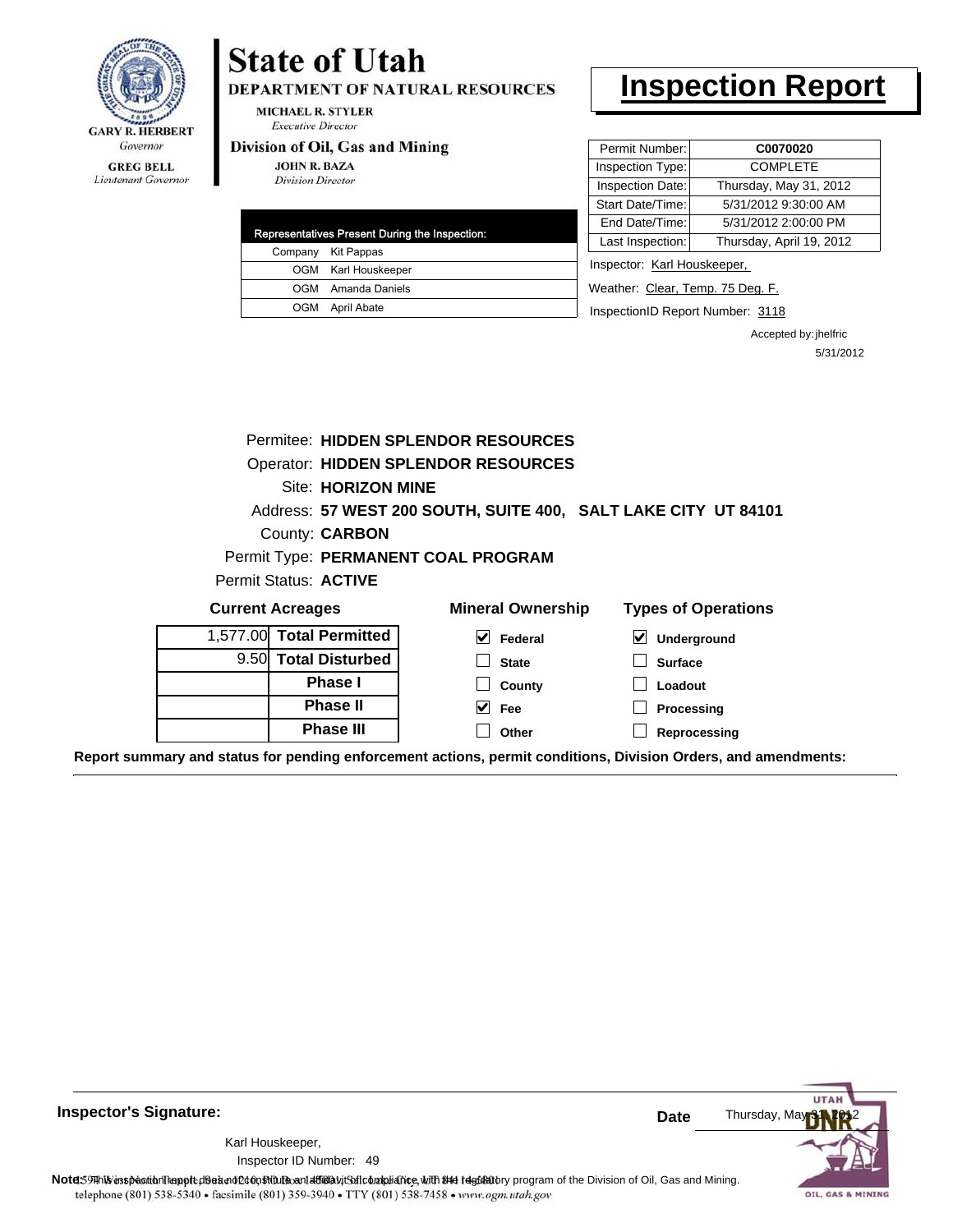GARY R. HERBERT
*Governor*

GREG BELL
*Lieutenant Governor*

# State of Utah

**DEPARTMENT OF NATURAL RESOURCES**

MICHAEL R. STYLER
*Executive Director*

**Division of Oil, Gas and Mining**

JOHN R. BAZA
*Division Director*

# Inspection Report

| | |
|---|---|
| Permit Number: | **C0070020** |
| Inspection Type: | COMPLETE |
| Inspection Date: | Thursday, May 31, 2012 |
| Start Date/Time: | 5/31/2012 9:30:00 AM |
| End Date/Time: | 5/31/2012 2:00:00 PM |
| Last Inspection: | Thursday, April 19, 2012 |

| Representatives Present During the Inspection: | |
|---|---|
| Company | Kit Pappas |
| OGM | Karl Houskeeper |
| OGM | Amanda Daniels |
| OGM | April Abate |

Inspector: Karl Houskeeper,

Weather: Clear, Temp. 75 Deg. F.

InspectionID Report Number: 3118

Accepted by: jhelfric
5/31/2012

Permitee: **HIDDEN SPLENDOR RESOURCES**
Operator: **HIDDEN SPLENDOR RESOURCES**
Site: **HORIZON MINE**
Address: **57 WEST 200 SOUTH, SUITE 400, SALT LAKE CITY UT 84101**
County: **CARBON**
Permit Type: **PERMANENT COAL PROGRAM**
Permit Status: **ACTIVE**

**Current Acreages**

| | |
|---|---|
| 1,577.00 | **Total Permitted** |
| 9.50 | **Total Disturbed** |
| | **Phase I** |
| | **Phase II** |
| | **Phase III** |

**Mineral Ownership**

- [x] Federal
- [ ] State
- [ ] County
- [x] Fee
- [ ] Other

**Types of Operations**

- [x] Underground
- [ ] Surface
- [ ] Loadout
- [ ] Processing
- [ ] Reprocessing

**Report summary and status for pending enforcement actions, permit conditions, Division Orders, and amendments:**

**Inspector's Signature:**

Karl Houskeeper,
Inspector ID Number: 49

**Date** Thursday, May 31, 2012

**Note:** This inspection report does not constitute an affidavit of compliance with the regulatory program of the Division of Oil, Gas and Mining.

1594 West North Temple, Suite 1210, Box 145801, Salt Lake City, UT 84114-5801
telephone (801) 538-5340 • facsimile (801) 359-3940 • TTY (801) 538-7458 • www.ogm.utah.gov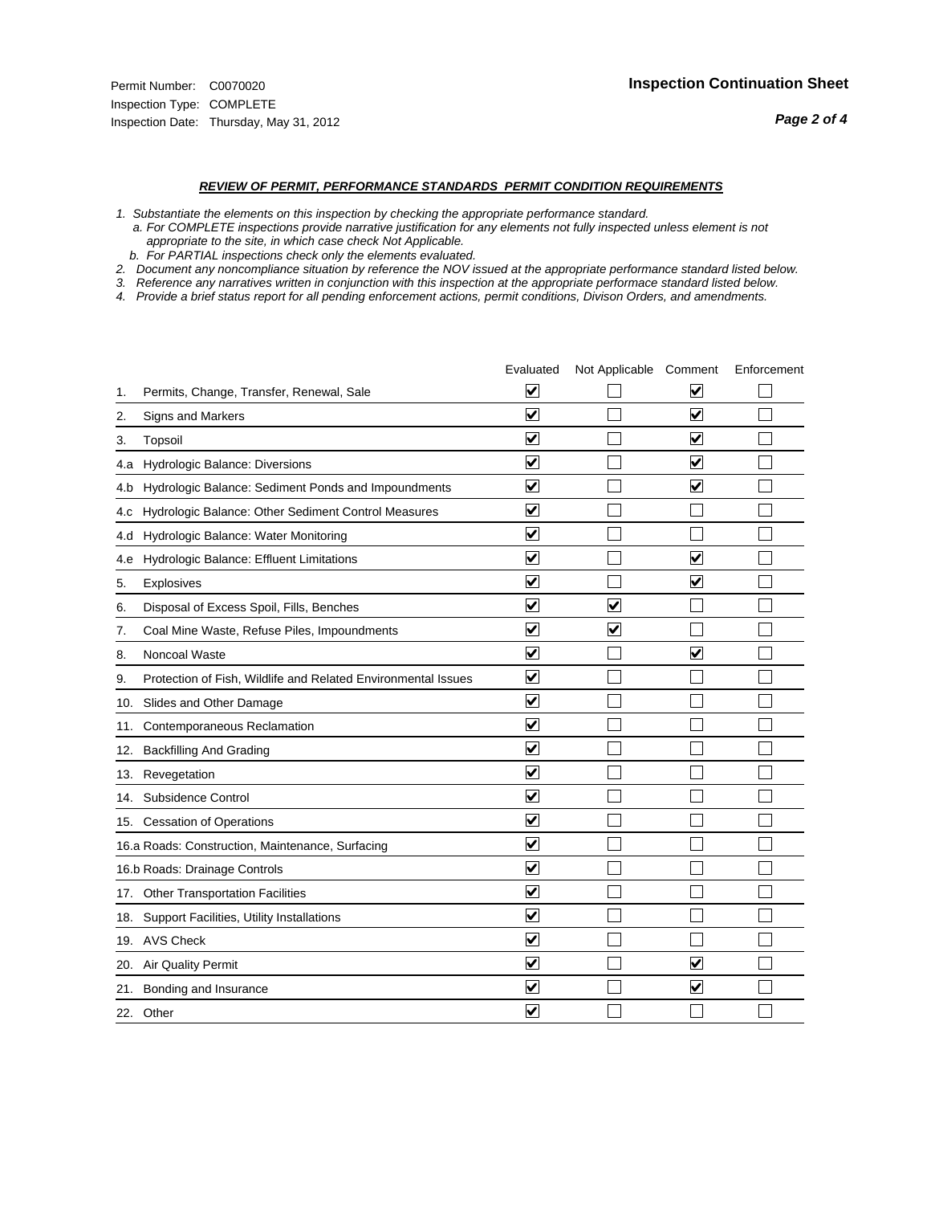Permit Number: C0070020
Inspection Type: COMPLETE
Inspection Date: Thursday, May 31, 2012

**Inspection Continuation Sheet**

***REVIEW OF PERMIT, PERFORMANCE STANDARDS PERMIT CONDITION REQUIREMENTS***

*1. Substantiate the elements on this inspection by checking the appropriate performance standard.*
*a. For COMPLETE inspections provide narrative justification for any elements not fully inspected unless element is not appropriate to the site, in which case check Not Applicable.*
*b. For PARTIAL inspections check only the elements evaluated.*
*2. Document any noncompliance situation by reference the NOV issued at the appropriate performance standard listed below.*
*3. Reference any narratives written in conjunction with this inspection at the appropriate performace standard listed below.*
*4. Provide a brief status report for all pending enforcement actions, permit conditions, Divison Orders, and amendments.*

| | Evaluated | Not Applicable | Comment | Enforcement |
|---|---|---|---|---|
| 1. Permits, Change, Transfer, Renewal, Sale | ☑ | ☐ | ☑ | ☐ |
| 2. Signs and Markers | ☑ | ☐ | ☑ | ☐ |
| 3. Topsoil | ☑ | ☐ | ☑ | ☐ |
| 4.a Hydrologic Balance: Diversions | ☑ | ☐ | ☑ | ☐ |
| 4.b Hydrologic Balance: Sediment Ponds and Impoundments | ☑ | ☐ | ☑ | ☐ |
| 4.c Hydrologic Balance: Other Sediment Control Measures | ☑ | ☐ | ☐ | ☐ |
| 4.d Hydrologic Balance: Water Monitoring | ☑ | ☐ | ☐ | ☐ |
| 4.e Hydrologic Balance: Effluent Limitations | ☑ | ☐ | ☑ | ☐ |
| 5. Explosives | ☑ | ☐ | ☑ | ☐ |
| 6. Disposal of Excess Spoil, Fills, Benches | ☑ | ☑ | ☐ | ☐ |
| 7. Coal Mine Waste, Refuse Piles, Impoundments | ☑ | ☑ | ☐ | ☐ |
| 8. Noncoal Waste | ☑ | ☐ | ☑ | ☐ |
| 9. Protection of Fish, Wildlife and Related Environmental Issues | ☑ | ☐ | ☐ | ☐ |
| 10. Slides and Other Damage | ☑ | ☐ | ☐ | ☐ |
| 11. Contemporaneous Reclamation | ☑ | ☐ | ☐ | ☐ |
| 12. Backfilling And Grading | ☑ | ☐ | ☐ | ☐ |
| 13. Revegetation | ☑ | ☐ | ☐ | ☐ |
| 14. Subsidence Control | ☑ | ☐ | ☐ | ☐ |
| 15. Cessation of Operations | ☑ | ☐ | ☐ | ☐ |
| 16.a Roads: Construction, Maintenance, Surfacing | ☑ | ☐ | ☐ | ☐ |
| 16.b Roads: Drainage Controls | ☑ | ☐ | ☐ | ☐ |
| 17. Other Transportation Facilities | ☑ | ☐ | ☐ | ☐ |
| 18. Support Facilities, Utility Installations | ☑ | ☐ | ☐ | ☐ |
| 19. AVS Check | ☑ | ☐ | ☐ | ☐ |
| 20. Air Quality Permit | ☑ | ☐ | ☑ | ☐ |
| 21. Bonding and Insurance | ☑ | ☐ | ☑ | ☐ |
| 22. Other | ☑ | ☐ | ☐ | ☐ |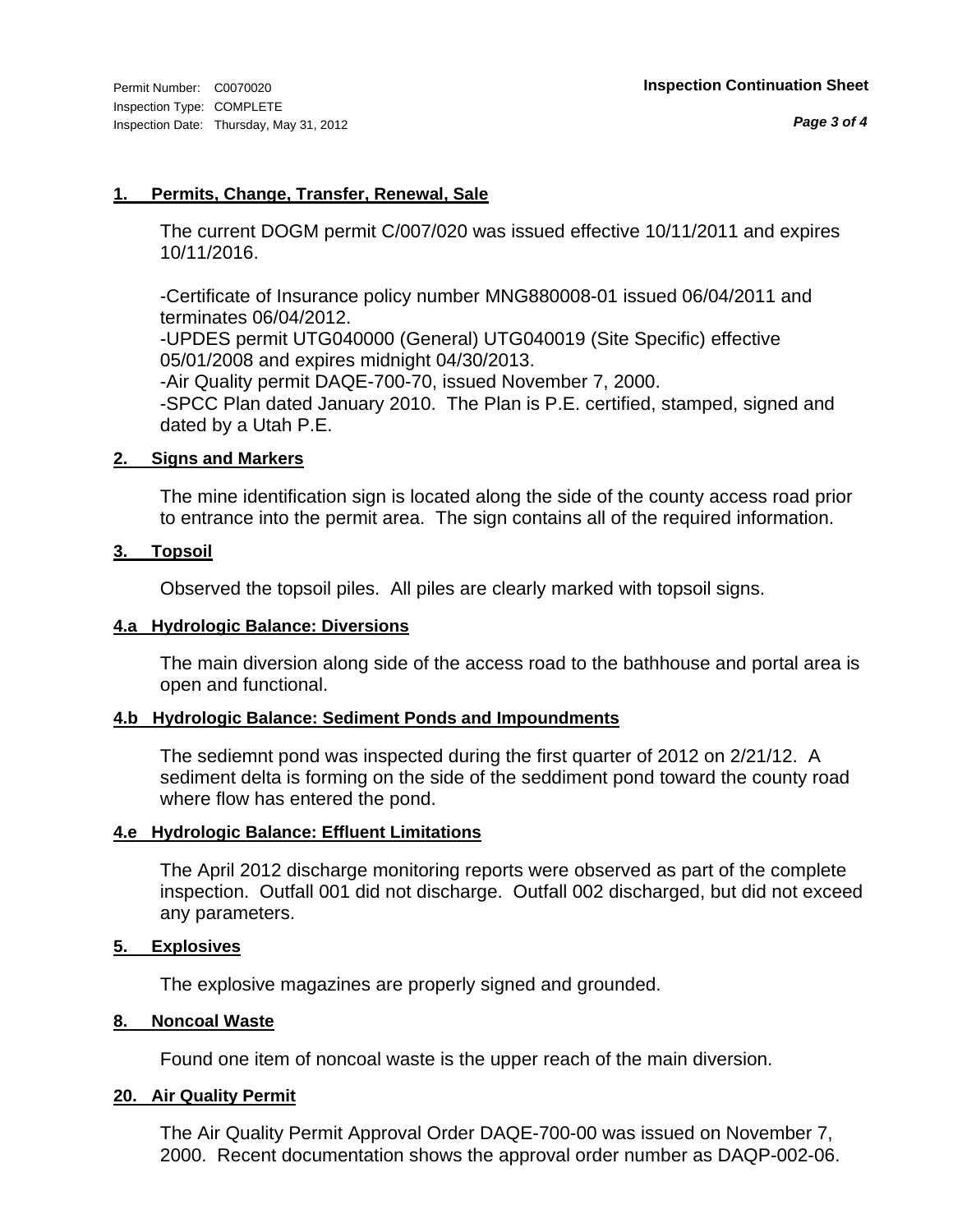## 1. Permits, Change, Transfer, Renewal, Sale

The current DOGM permit C/007/020 was issued effective 10/11/2011 and expires 10/11/2016.

-Certificate of Insurance policy number MNG880008-01 issued 06/04/2011 and terminates 06/04/2012.
-UPDES permit UTG040000 (General) UTG040019 (Site Specific) effective 05/01/2008 and expires midnight 04/30/2013.
-Air Quality permit DAQE-700-70, issued November 7, 2000.
-SPCC Plan dated January 2010. The Plan is P.E. certified, stamped, signed and dated by a Utah P.E.

## 2. Signs and Markers

The mine identification sign is located along the side of the county access road prior to entrance into the permit area. The sign contains all of the required information.

## 3. Topsoil

Observed the topsoil piles. All piles are clearly marked with topsoil signs.

## 4.a Hydrologic Balance: Diversions

The main diversion along side of the access road to the bathhouse and portal area is open and functional.

## 4.b Hydrologic Balance: Sediment Ponds and Impoundments

The sediemnt pond was inspected during the first quarter of 2012 on 2/21/12. A sediment delta is forming on the side of the seddiment pond toward the county road where flow has entered the pond.

## 4.e Hydrologic Balance: Effluent Limitations

The April 2012 discharge monitoring reports were observed as part of the complete inspection. Outfall 001 did not discharge. Outfall 002 discharged, but did not exceed any parameters.

## 5. Explosives

The explosive magazines are properly signed and grounded.

## 8. Noncoal Waste

Found one item of noncoal waste is the upper reach of the main diversion.

## 20. Air Quality Permit

The Air Quality Permit Approval Order DAQE-700-00 was issued on November 7, 2000. Recent documentation shows the approval order number as DAQP-002-06.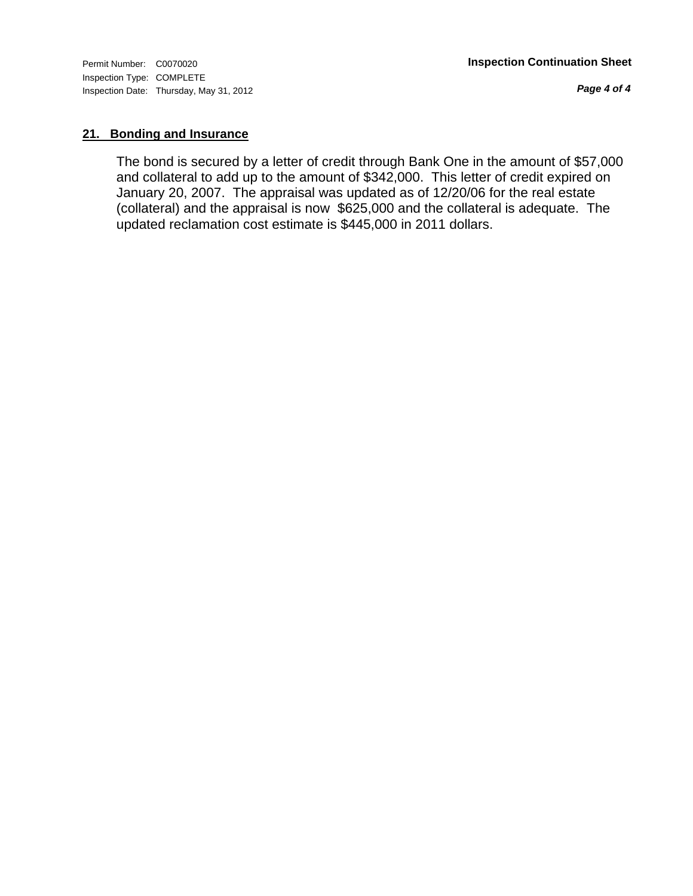## 21. Bonding and Insurance

The bond is secured by a letter of credit through Bank One in the amount of $57,000 and collateral to add up to the amount of $342,000. This letter of credit expired on January 20, 2007. The appraisal was updated as of 12/20/06 for the real estate (collateral) and the appraisal is now $625,000 and the collateral is adequate. The updated reclamation cost estimate is $445,000 in 2011 dollars.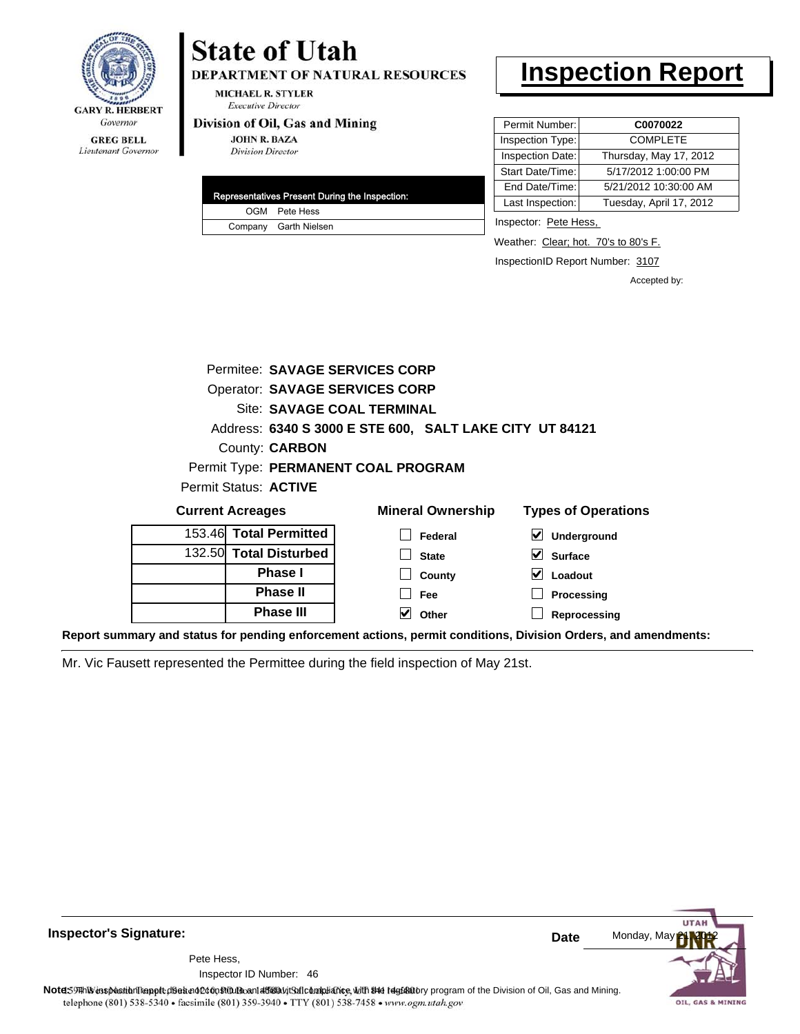GARY R. HERBERT
*Governor*

GREG BELL
*Lieutenant Governor*

# State of Utah

**DEPARTMENT OF NATURAL RESOURCES**

MICHAEL R. STYLER
*Executive Director*

**Division of Oil, Gas and Mining**

JOHN R. BAZA
*Division Director*

# Inspection Report

| | |
|---|---|
| Permit Number: | **C0070022** |
| Inspection Type: | COMPLETE |
| Inspection Date: | Thursday, May 17, 2012 |
| Start Date/Time: | 5/17/2012 1:00:00 PM |
| End Date/Time: | 5/21/2012 10:30:00 AM |
| Last Inspection: | Tuesday, April 17, 2012 |

| Representatives Present During the Inspection: | |
|---|---|
| OGM | Pete Hess |
| Company | Garth Nielsen |

Inspector: Pete Hess,

Weather: Clear; hot. 70's to 80's F.

InspectionID Report Number: 3107

Accepted by:

Permitee: **SAVAGE SERVICES CORP**
Operator: **SAVAGE SERVICES CORP**
Site: **SAVAGE COAL TERMINAL**
Address: **6340 S 3000 E STE 600, SALT LAKE CITY UT 84121**
County: **CARBON**
Permit Type: **PERMANENT COAL PROGRAM**
Permit Status: **ACTIVE**

**Current Acreages**

| | |
|---|---|
| 153.46 | **Total Permitted** |
| 132.50 | **Total Disturbed** |
| | **Phase I** |
| | **Phase II** |
| | **Phase III** |

**Mineral Ownership**

- [ ] Federal
- [ ] State
- [ ] County
- [ ] Fee
- [x] Other

**Types of Operations**

- [x] Underground
- [x] Surface
- [x] Loadout
- [ ] Processing
- [ ] Reprocessing

**Report summary and status for pending enforcement actions, permit conditions, Division Orders, and amendments:**

Mr. Vic Fausett represented the Permittee during the field inspection of May 21st.

**Inspector's Signature:**

Pete Hess,
Inspector ID Number: 46

**Date** Monday, May 21, 2012

**Note:** This inspection report does not constitute an affidavit of compliance with the regulatory program of the Division of Oil, Gas and Mining.

telephone (801) 538-5340 • facsimile (801) 359-3940 • TTY (801) 538-7458 • www.ogm.utah.gov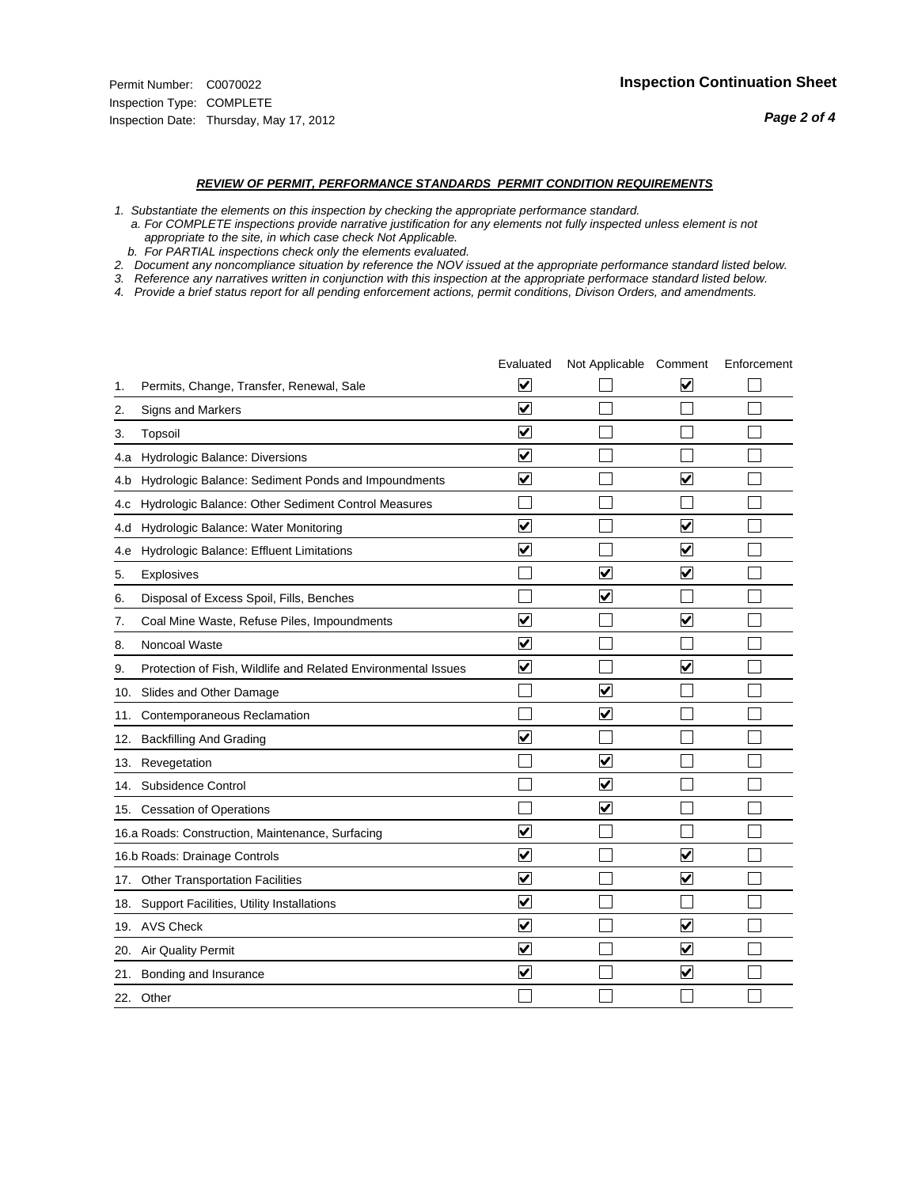Permit Number: C0070022
Inspection Type: COMPLETE
Inspection Date: Thursday, May 17, 2012

**Inspection Continuation Sheet**

***REVIEW OF PERMIT, PERFORMANCE STANDARDS PERMIT CONDITION REQUIREMENTS***

*1. Substantiate the elements on this inspection by checking the appropriate performance standard.*
*a. For COMPLETE inspections provide narrative justification for any elements not fully inspected unless element is not appropriate to the site, in which case check Not Applicable.*
*b. For PARTIAL inspections check only the elements evaluated.*
*2. Document any noncompliance situation by reference the NOV issued at the appropriate performance standard listed below.*
*3. Reference any narratives written in conjunction with this inspection at the appropriate performace standard listed below.*
*4. Provide a brief status report for all pending enforcement actions, permit conditions, Divison Orders, and amendments.*

| | Evaluated | Not Applicable | Comment | Enforcement |
|---|---|---|---|---|
| 1. Permits, Change, Transfer, Renewal, Sale | ☑ | ☐ | ☑ | ☐ |
| 2. Signs and Markers | ☑ | ☐ | ☐ | ☐ |
| 3. Topsoil | ☑ | ☐ | ☐ | ☐ |
| 4.a Hydrologic Balance: Diversions | ☑ | ☐ | ☐ | ☐ |
| 4.b Hydrologic Balance: Sediment Ponds and Impoundments | ☑ | ☐ | ☑ | ☐ |
| 4.c Hydrologic Balance: Other Sediment Control Measures | ☐ | ☐ | ☐ | ☐ |
| 4.d Hydrologic Balance: Water Monitoring | ☑ | ☐ | ☑ | ☐ |
| 4.e Hydrologic Balance: Effluent Limitations | ☑ | ☐ | ☑ | ☐ |
| 5. Explosives | ☐ | ☑ | ☑ | ☐ |
| 6. Disposal of Excess Spoil, Fills, Benches | ☐ | ☑ | ☐ | ☐ |
| 7. Coal Mine Waste, Refuse Piles, Impoundments | ☑ | ☐ | ☑ | ☐ |
| 8. Noncoal Waste | ☑ | ☐ | ☐ | ☐ |
| 9. Protection of Fish, Wildlife and Related Environmental Issues | ☑ | ☐ | ☑ | ☐ |
| 10. Slides and Other Damage | ☐ | ☑ | ☐ | ☐ |
| 11. Contemporaneous Reclamation | ☐ | ☑ | ☐ | ☐ |
| 12. Backfilling And Grading | ☑ | ☐ | ☐ | ☐ |
| 13. Revegetation | ☐ | ☑ | ☐ | ☐ |
| 14. Subsidence Control | ☐ | ☑ | ☐ | ☐ |
| 15. Cessation of Operations | ☐ | ☑ | ☐ | ☐ |
| 16.a Roads: Construction, Maintenance, Surfacing | ☑ | ☐ | ☐ | ☐ |
| 16.b Roads: Drainage Controls | ☑ | ☐ | ☑ | ☐ |
| 17. Other Transportation Facilities | ☑ | ☐ | ☑ | ☐ |
| 18. Support Facilities, Utility Installations | ☑ | ☐ | ☐ | ☐ |
| 19. AVS Check | ☑ | ☐ | ☑ | ☐ |
| 20. Air Quality Permit | ☑ | ☐ | ☑ | ☐ |
| 21. Bonding and Insurance | ☑ | ☐ | ☑ | ☐ |
| 22. Other | ☐ | ☐ | ☐ | ☐ |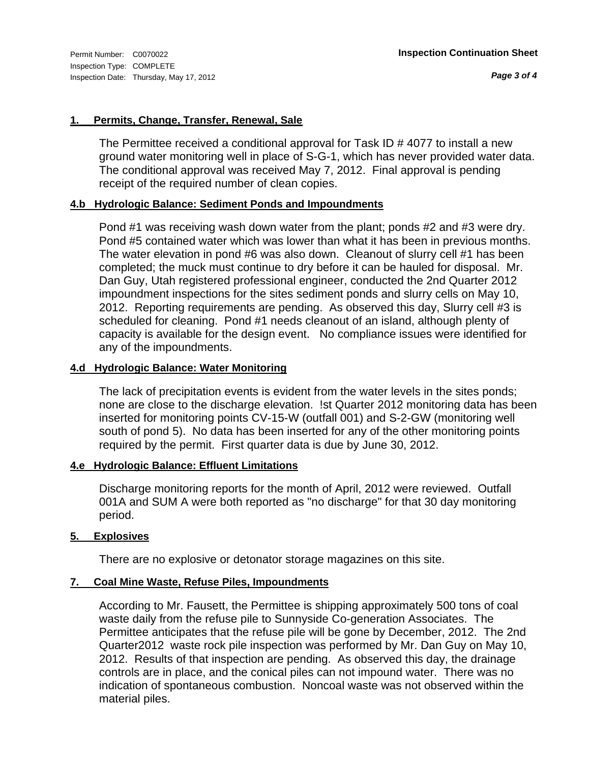Permit Number: C0070022
Inspection Type: COMPLETE
Inspection Date: Thursday, May 17, 2012

**Inspection Continuation Sheet**

### 1. Permits, Change, Transfer, Renewal, Sale

The Permittee received a conditional approval for Task ID # 4077 to install a new ground water monitoring well in place of S-G-1, which has never provided water data. The conditional approval was received May 7, 2012. Final approval is pending receipt of the required number of clean copies.

### 4.b Hydrologic Balance: Sediment Ponds and Impoundments

Pond #1 was receiving wash down water from the plant; ponds #2 and #3 were dry. Pond #5 contained water which was lower than what it has been in previous months. The water elevation in pond #6 was also down. Cleanout of slurry cell #1 has been completed; the muck must continue to dry before it can be hauled for disposal. Mr. Dan Guy, Utah registered professional engineer, conducted the 2nd Quarter 2012 impoundment inspections for the sites sediment ponds and slurry cells on May 10, 2012. Reporting requirements are pending. As observed this day, Slurry cell #3 is scheduled for cleaning. Pond #1 needs cleanout of an island, although plenty of capacity is available for the design event. No compliance issues were identified for any of the impoundments.

### 4.d Hydrologic Balance: Water Monitoring

The lack of precipitation events is evident from the water levels in the sites ponds; none are close to the discharge elevation. !st Quarter 2012 monitoring data has been inserted for monitoring points CV-15-W (outfall 001) and S-2-GW (monitoring well south of pond 5). No data has been inserted for any of the other monitoring points required by the permit. First quarter data is due by June 30, 2012.

### 4.e Hydrologic Balance: Effluent Limitations

Discharge monitoring reports for the month of April, 2012 were reviewed. Outfall 001A and SUM A were both reported as "no discharge" for that 30 day monitoring period.

### 5. Explosives

There are no explosive or detonator storage magazines on this site.

### 7. Coal Mine Waste, Refuse Piles, Impoundments

According to Mr. Fausett, the Permittee is shipping approximately 500 tons of coal waste daily from the refuse pile to Sunnyside Co-generation Associates. The Permittee anticipates that the refuse pile will be gone by December, 2012. The 2nd Quarter2012 waste rock pile inspection was performed by Mr. Dan Guy on May 10, 2012. Results of that inspection are pending. As observed this day, the drainage controls are in place, and the conical piles can not impound water. There was no indication of spontaneous combustion. Noncoal waste was not observed within the material piles.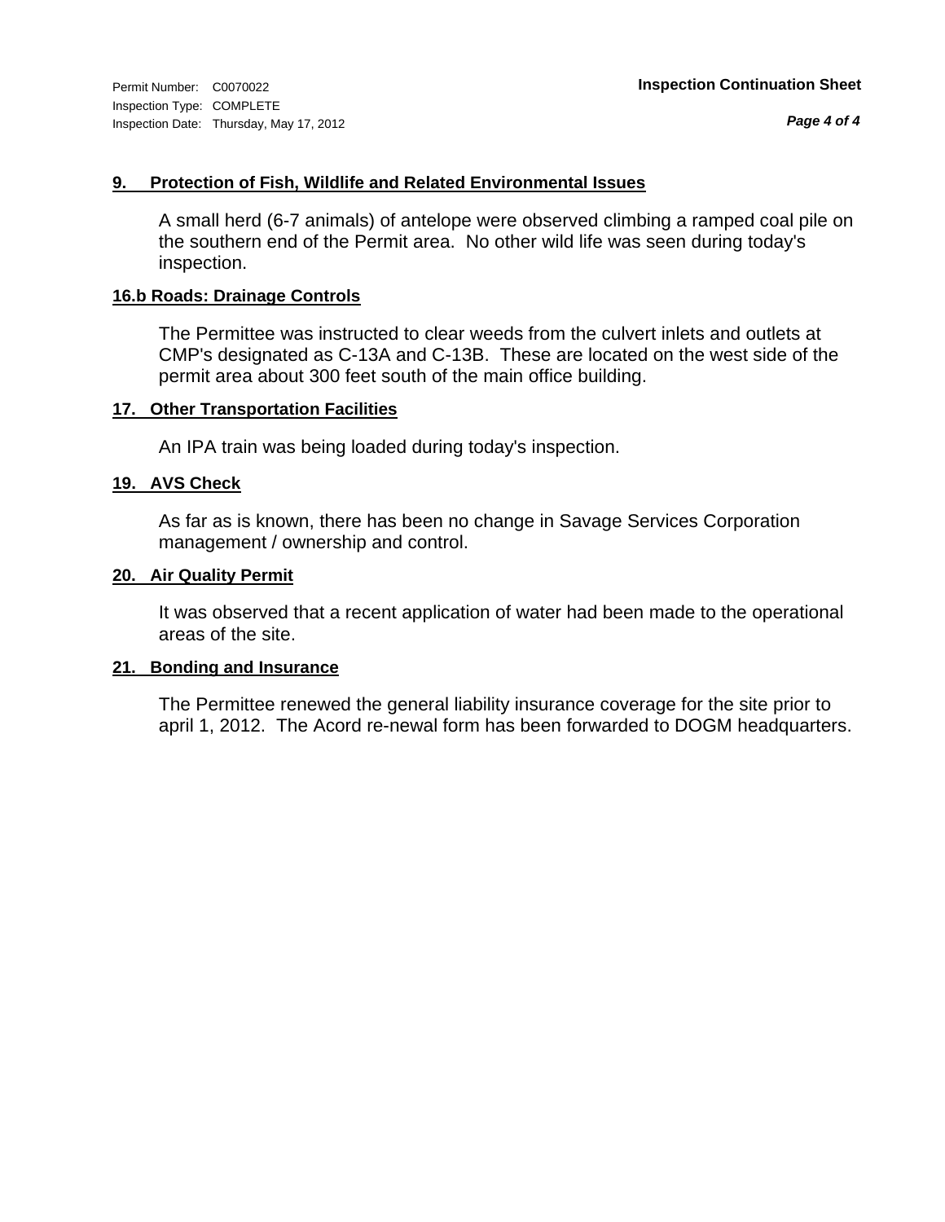Permit Number: C0070022
Inspection Type: COMPLETE
Inspection Date: Thursday, May 17, 2012

**Inspection Continuation Sheet**

### 9. Protection of Fish, Wildlife and Related Environmental Issues

A small herd (6-7 animals) of antelope were observed climbing a ramped coal pile on the southern end of the Permit area. No other wild life was seen during today's inspection.

### 16.b Roads: Drainage Controls

The Permittee was instructed to clear weeds from the culvert inlets and outlets at CMP's designated as C-13A and C-13B. These are located on the west side of the permit area about 300 feet south of the main office building.

### 17. Other Transportation Facilities

An IPA train was being loaded during today's inspection.

### 19. AVS Check

As far as is known, there has been no change in Savage Services Corporation management / ownership and control.

### 20. Air Quality Permit

It was observed that a recent application of water had been made to the operational areas of the site.

### 21. Bonding and Insurance

The Permittee renewed the general liability insurance coverage for the site prior to april 1, 2012. The Acord re-newal form has been forwarded to DOGM headquarters.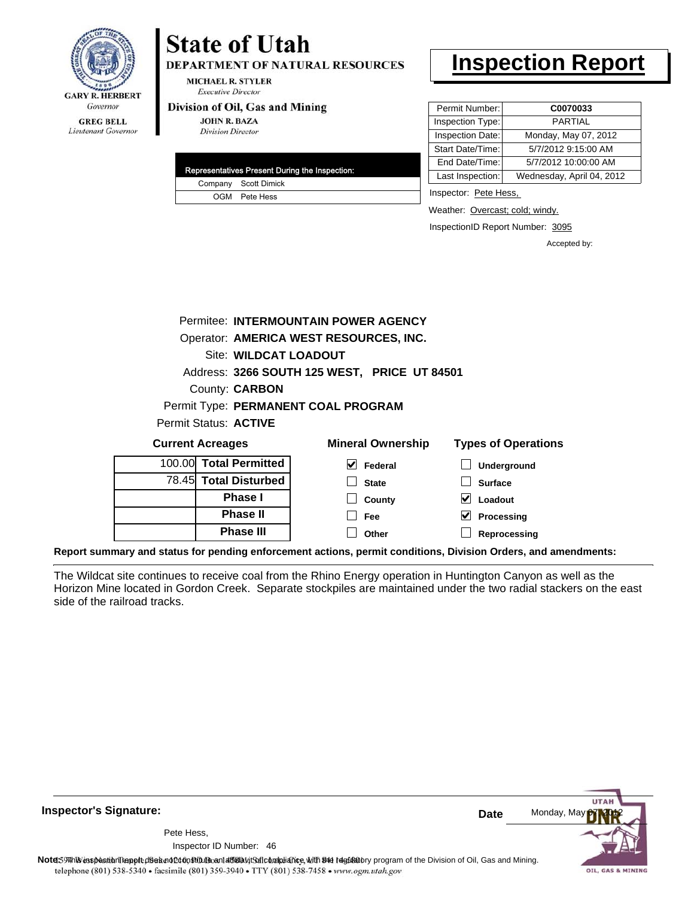GARY R. HERBERT
*Governor*

GREG BELL
*Lieutenant Governor*

# State of Utah

**DEPARTMENT OF NATURAL RESOURCES**

MICHAEL R. STYLER
*Executive Director*

**Division of Oil, Gas and Mining**

JOHN R. BAZA
*Division Director*

# Inspection Report

| | |
|---|---|
| Permit Number: | **C0070033** |
| Inspection Type: | PARTIAL |
| Inspection Date: | Monday, May 07, 2012 |
| Start Date/Time: | 5/7/2012 9:15:00 AM |
| End Date/Time: | 5/7/2012 10:00:00 AM |
| Last Inspection: | Wednesday, April 04, 2012 |

| Representatives Present During the Inspection: | |
|---|---|
| Company | Scott Dimick |
| OGM | Pete Hess |

Inspector: Pete Hess,

Weather: Overcast; cold; windy.

InspectionID Report Number: 3095

Accepted by:

Permitee: **INTERMOUNTAIN POWER AGENCY**
Operator: **AMERICA WEST RESOURCES, INC.**
Site: **WILDCAT LOADOUT**
Address: **3266 SOUTH 125 WEST, PRICE UT 84501**
County: **CARBON**
Permit Type: **PERMANENT COAL PROGRAM**
Permit Status: **ACTIVE**

**Current Acreages**

| | |
|---|---|
| 100.00 | **Total Permitted** |
| 78.45 | **Total Disturbed** |
| | **Phase I** |
| | **Phase II** |
| | **Phase III** |

**Mineral Ownership**

- [x] Federal
- [ ] State
- [ ] County
- [ ] Fee
- [ ] Other

**Types of Operations**

- [ ] Underground
- [ ] Surface
- [x] Loadout
- [x] Processing
- [ ] Reprocessing

**Report summary and status for pending enforcement actions, permit conditions, Division Orders, and amendments:**

The Wildcat site continues to receive coal from the Rhino Energy operation in Huntington Canyon as well as the Horizon Mine located in Gordon Creek. Separate stockpiles are maintained under the two radial stackers on the east side of the railroad tracks.

**Inspector's Signature:**

Pete Hess,

Inspector ID Number: 46

**Date** Monday, May 07, 2012

**Note:** This inspection report does not constitute an affidavit of compliance with the regulatory program of the Division of Oil, Gas and Mining.

telephone (801) 538-5340 • facsimile (801) 359-3940 • TTY (801) 538-7458 • www.ogm.utah.gov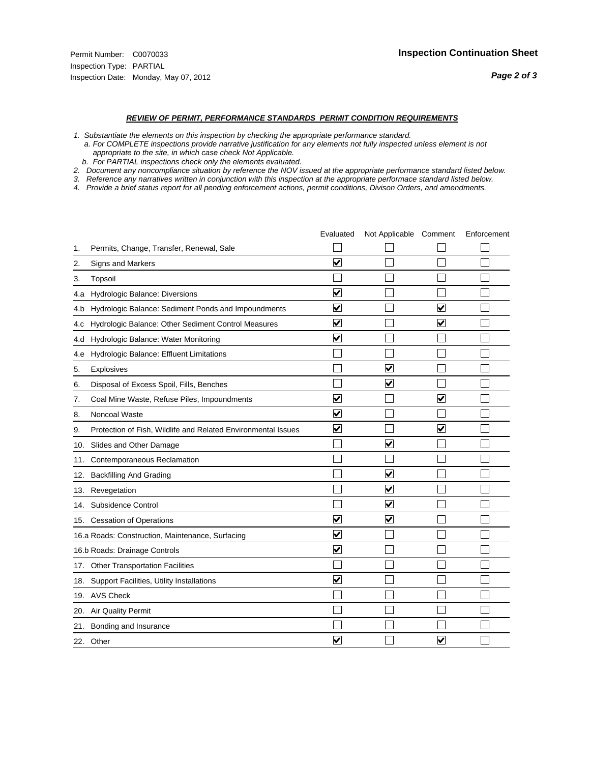Permit Number: C0070033
Inspection Type: PARTIAL
Inspection Date: Monday, May 07, 2012

## Inspection Continuation Sheet

### *REVIEW OF PERMIT, PERFORMANCE STANDARDS PERMIT CONDITION REQUIREMENTS*

*1. Substantiate the elements on this inspection by checking the appropriate performance standard.*
  *a. For COMPLETE inspections provide narrative justification for any elements not fully inspected unless element is not appropriate to the site, in which case check Not Applicable.*
  *b. For PARTIAL inspections check only the elements evaluated.*
*2. Document any noncompliance situation by reference the NOV issued at the appropriate performance standard listed below.*
*3. Reference any narratives written in conjunction with this inspection at the appropriate performace standard listed below.*
*4. Provide a brief status report for all pending enforcement actions, permit conditions, Divison Orders, and amendments.*

| | Evaluated | Not Applicable | Comment | Enforcement |
|---|---|---|---|---|
| 1. Permits, Change, Transfer, Renewal, Sale | ☐ | ☐ | ☐ | ☐ |
| 2. Signs and Markers | ☑ | ☐ | ☐ | ☐ |
| 3. Topsoil | ☐ | ☐ | ☐ | ☐ |
| 4.a Hydrologic Balance: Diversions | ☑ | ☐ | ☐ | ☐ |
| 4.b Hydrologic Balance: Sediment Ponds and Impoundments | ☑ | ☐ | ☑ | ☐ |
| 4.c Hydrologic Balance: Other Sediment Control Measures | ☑ | ☐ | ☑ | ☐ |
| 4.d Hydrologic Balance: Water Monitoring | ☑ | ☐ | ☐ | ☐ |
| 4.e Hydrologic Balance: Effluent Limitations | ☐ | ☐ | ☐ | ☐ |
| 5. Explosives | ☐ | ☑ | ☐ | ☐ |
| 6. Disposal of Excess Spoil, Fills, Benches | ☐ | ☑ | ☐ | ☐ |
| 7. Coal Mine Waste, Refuse Piles, Impoundments | ☑ | ☐ | ☑ | ☐ |
| 8. Noncoal Waste | ☑ | ☐ | ☐ | ☐ |
| 9. Protection of Fish, Wildlife and Related Environmental Issues | ☑ | ☐ | ☑ | ☐ |
| 10. Slides and Other Damage | ☐ | ☑ | ☐ | ☐ |
| 11. Contemporaneous Reclamation | ☐ | ☐ | ☐ | ☐ |
| 12. Backfilling And Grading | ☐ | ☑ | ☐ | ☐ |
| 13. Revegetation | ☐ | ☑ | ☐ | ☐ |
| 14. Subsidence Control | ☐ | ☑ | ☐ | ☐ |
| 15. Cessation of Operations | ☑ | ☑ | ☐ | ☐ |
| 16.a Roads: Construction, Maintenance, Surfacing | ☑ | ☐ | ☐ | ☐ |
| 16.b Roads: Drainage Controls | ☑ | ☐ | ☐ | ☐ |
| 17. Other Transportation Facilities | ☐ | ☐ | ☐ | ☐ |
| 18. Support Facilities, Utility Installations | ☑ | ☐ | ☐ | ☐ |
| 19. AVS Check | ☐ | ☐ | ☐ | ☐ |
| 20. Air Quality Permit | ☐ | ☐ | ☐ | ☐ |
| 21. Bonding and Insurance | ☐ | ☐ | ☐ | ☐ |
| 22. Other | ☑ | ☐ | ☑ | ☐ |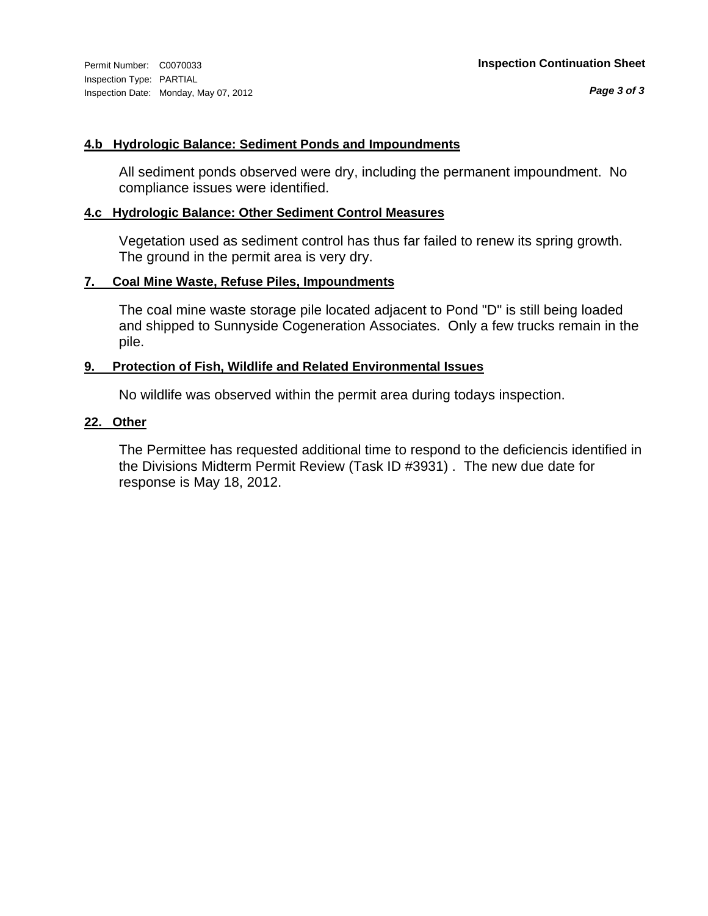Permit Number: C0070033
Inspection Type: PARTIAL
Inspection Date: Monday, May 07, 2012

**Inspection Continuation Sheet**

### 4.b Hydrologic Balance: Sediment Ponds and Impoundments

All sediment ponds observed were dry, including the permanent impoundment. No compliance issues were identified.

### 4.c Hydrologic Balance: Other Sediment Control Measures

Vegetation used as sediment control has thus far failed to renew its spring growth. The ground in the permit area is very dry.

### 7. Coal Mine Waste, Refuse Piles, Impoundments

The coal mine waste storage pile located adjacent to Pond "D" is still being loaded and shipped to Sunnyside Cogeneration Associates. Only a few trucks remain in the pile.

### 9. Protection of Fish, Wildlife and Related Environmental Issues

No wildlife was observed within the permit area during todays inspection.

### 22. Other

The Permittee has requested additional time to respond to the deficiencis identified in the Divisions Midterm Permit Review (Task ID #3931) . The new due date for response is May 18, 2012.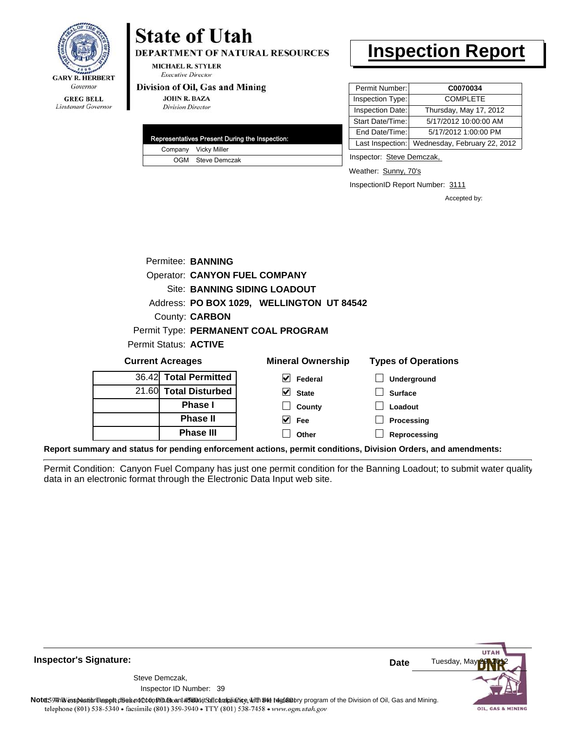GARY R. HERBERT
*Governor*

GREG BELL
*Lieutenant Governor*

# State of Utah

**DEPARTMENT OF NATURAL RESOURCES**

MICHAEL R. STYLER
*Executive Director*

**Division of Oil, Gas and Mining**

JOHN R. BAZA
*Division Director*

# Inspection Report

| | |
|---|---|
| Permit Number: | **C0070034** |
| Inspection Type: | COMPLETE |
| Inspection Date: | Thursday, May 17, 2012 |
| Start Date/Time: | 5/17/2012 10:00:00 AM |
| End Date/Time: | 5/17/2012 1:00:00 PM |
| Last Inspection: | Wednesday, February 22, 2012 |

| Representatives Present During the Inspection: | |
|---|---|
| Company | Vicky Miller |
| OGM | Steve Demczak |

Inspector: Steve Demczak,

Weather: Sunny, 70's

InspectionID Report Number: 3111

Accepted by:

Permitee: **BANNING**
Operator: **CANYON FUEL COMPANY**
Site: **BANNING SIDING LOADOUT**
Address: **PO BOX 1029, WELLINGTON UT 84542**
County: **CARBON**
Permit Type: **PERMANENT COAL PROGRAM**
Permit Status: **ACTIVE**

**Current Acreages**

| | |
|---|---|
| 36.42 | **Total Permitted** |
| 21.60 | **Total Disturbed** |
| | **Phase I** |
| | **Phase II** |
| | **Phase III** |

**Mineral Ownership**

- [x] Federal
- [x] State
- [ ] County
- [x] Fee
- [ ] Other

**Types of Operations**

- [ ] Underground
- [ ] Surface
- [ ] Loadout
- [ ] Processing
- [ ] Reprocessing

**Report summary and status for pending enforcement actions, permit conditions, Division Orders, and amendments:**

Permit Condition: Canyon Fuel Company has just one permit condition for the Banning Loadout; to submit water quality data in an electronic format through the Electronic Data Input web site.

**Inspector's Signature:**

Steve Demczak,
Inspector ID Number: 39

**Date** Tuesday, May 29, 2012

**Note:** This inspection report does not constitute an affidavit of compliance with the regulatory program of the Division of Oil, Gas and Mining.

telephone (801) 538-5340 • facsimile (801) 359-3940 • TTY (801) 538-7458 • www.ogm.utah.gov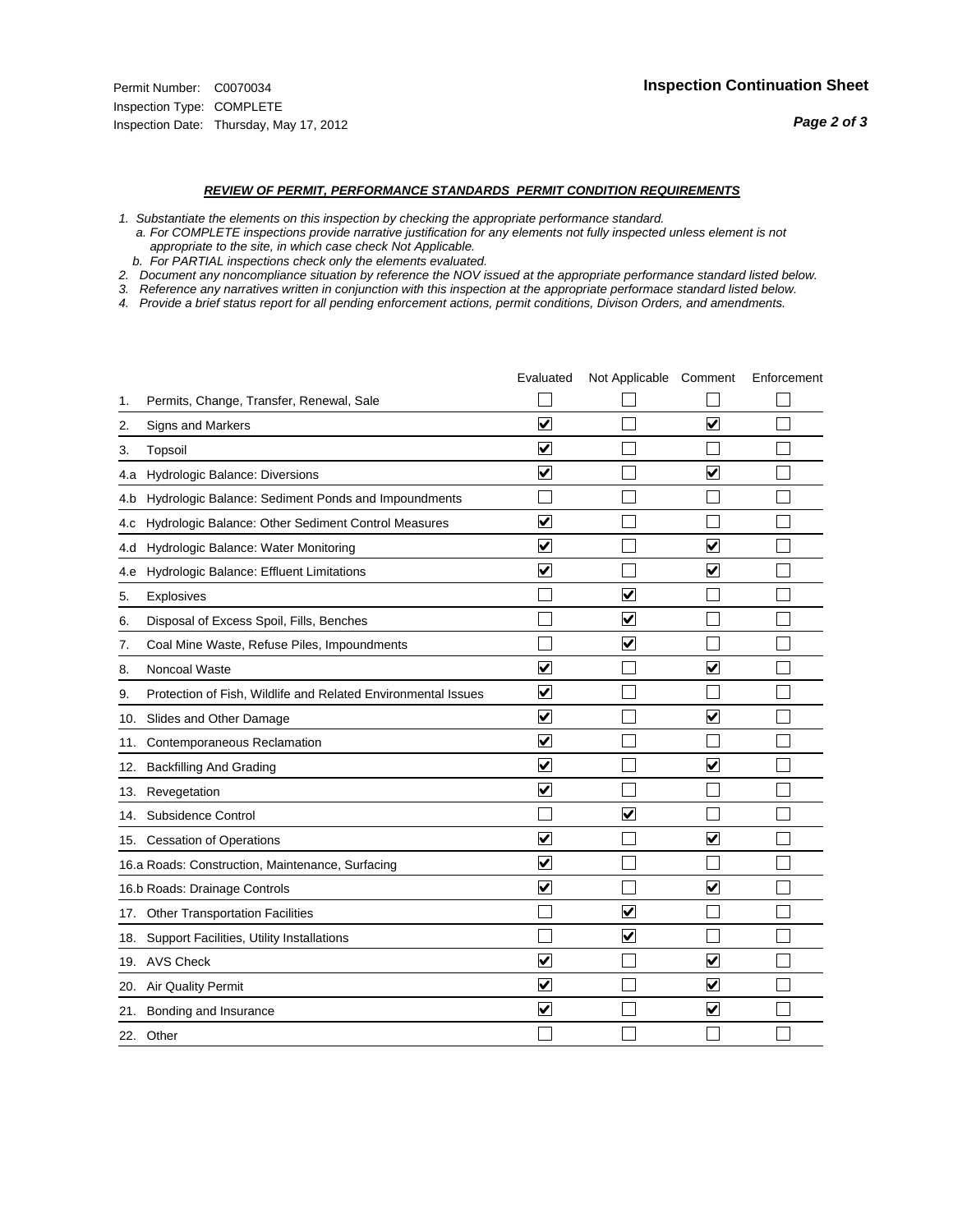Permit Number: C0070034
Inspection Type: COMPLETE
Inspection Date: Thursday, May 17, 2012

**Inspection Continuation Sheet**

***REVIEW OF PERMIT, PERFORMANCE STANDARDS PERMIT CONDITION REQUIREMENTS***

*1. Substantiate the elements on this inspection by checking the appropriate performance standard.*
*a. For COMPLETE inspections provide narrative justification for any elements not fully inspected unless element is not appropriate to the site, in which case check Not Applicable.*
*b. For PARTIAL inspections check only the elements evaluated.*
*2. Document any noncompliance situation by reference the NOV issued at the appropriate performance standard listed below.*
*3. Reference any narratives written in conjunction with this inspection at the appropriate performace standard listed below.*
*4. Provide a brief status report for all pending enforcement actions, permit conditions, Divison Orders, and amendments.*

| | Evaluated | Not Applicable | Comment | Enforcement |
|---|---|---|---|---|
| 1. Permits, Change, Transfer, Renewal, Sale | ☐ | ☐ | ☐ | ☐ |
| 2. Signs and Markers | ☑ | ☐ | ☑ | ☐ |
| 3. Topsoil | ☑ | ☐ | ☐ | ☐ |
| 4.a Hydrologic Balance: Diversions | ☑ | ☐ | ☑ | ☐ |
| 4.b Hydrologic Balance: Sediment Ponds and Impoundments | ☐ | ☐ | ☐ | ☐ |
| 4.c Hydrologic Balance: Other Sediment Control Measures | ☑ | ☐ | ☐ | ☐ |
| 4.d Hydrologic Balance: Water Monitoring | ☑ | ☐ | ☑ | ☐ |
| 4.e Hydrologic Balance: Effluent Limitations | ☑ | ☐ | ☑ | ☐ |
| 5. Explosives | ☐ | ☑ | ☐ | ☐ |
| 6. Disposal of Excess Spoil, Fills, Benches | ☐ | ☑ | ☐ | ☐ |
| 7. Coal Mine Waste, Refuse Piles, Impoundments | ☐ | ☑ | ☐ | ☐ |
| 8. Noncoal Waste | ☑ | ☐ | ☑ | ☐ |
| 9. Protection of Fish, Wildlife and Related Environmental Issues | ☑ | ☐ | ☐ | ☐ |
| 10. Slides and Other Damage | ☑ | ☐ | ☑ | ☐ |
| 11. Contemporaneous Reclamation | ☑ | ☐ | ☐ | ☐ |
| 12. Backfilling And Grading | ☑ | ☐ | ☑ | ☐ |
| 13. Revegetation | ☑ | ☐ | ☐ | ☐ |
| 14. Subsidence Control | ☐ | ☑ | ☐ | ☐ |
| 15. Cessation of Operations | ☑ | ☐ | ☑ | ☐ |
| 16.a Roads: Construction, Maintenance, Surfacing | ☑ | ☐ | ☐ | ☐ |
| 16.b Roads: Drainage Controls | ☑ | ☐ | ☑ | ☐ |
| 17. Other Transportation Facilities | ☐ | ☑ | ☐ | ☐ |
| 18. Support Facilities, Utility Installations | ☐ | ☑ | ☐ | ☐ |
| 19. AVS Check | ☑ | ☐ | ☑ | ☐ |
| 20. Air Quality Permit | ☑ | ☐ | ☑ | ☐ |
| 21. Bonding and Insurance | ☑ | ☐ | ☑ | ☐ |
| 22. Other | ☐ | ☐ | ☐ | ☐ |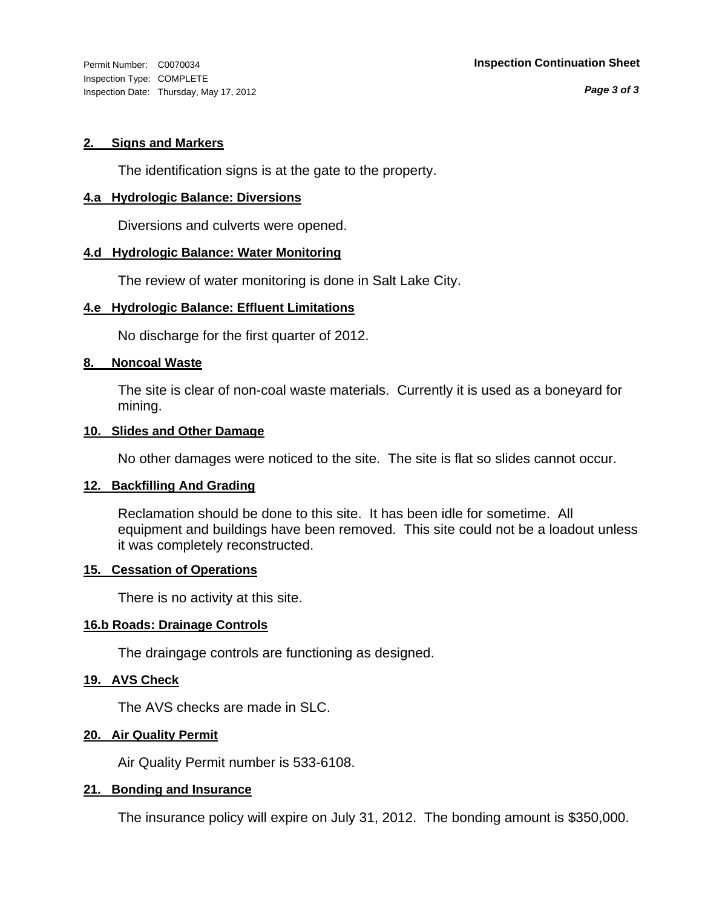Permit Number: C0070034
Inspection Type: COMPLETE
Inspection Date: Thursday, May 17, 2012

**Inspection Continuation Sheet**

### 2. Signs and Markers

The identification signs is at the gate to the property.

### 4.a Hydrologic Balance: Diversions

Diversions and culverts were opened.

### 4.d Hydrologic Balance: Water Monitoring

The review of water monitoring is done in Salt Lake City.

### 4.e Hydrologic Balance: Effluent Limitations

No discharge for the first quarter of 2012.

### 8. Noncoal Waste

The site is clear of non-coal waste materials. Currently it is used as a boneyard for mining.

### 10. Slides and Other Damage

No other damages were noticed to the site. The site is flat so slides cannot occur.

### 12. Backfilling And Grading

Reclamation should be done to this site. It has been idle for sometime. All equipment and buildings have been removed. This site could not be a loadout unless it was completely reconstructed.

### 15. Cessation of Operations

There is no activity at this site.

### 16.b Roads: Drainage Controls

The draingage controls are functioning as designed.

### 19. AVS Check

The AVS checks are made in SLC.

### 20. Air Quality Permit

Air Quality Permit number is 533-6108.

### 21. Bonding and Insurance

The insurance policy will expire on July 31, 2012. The bonding amount is $350,000.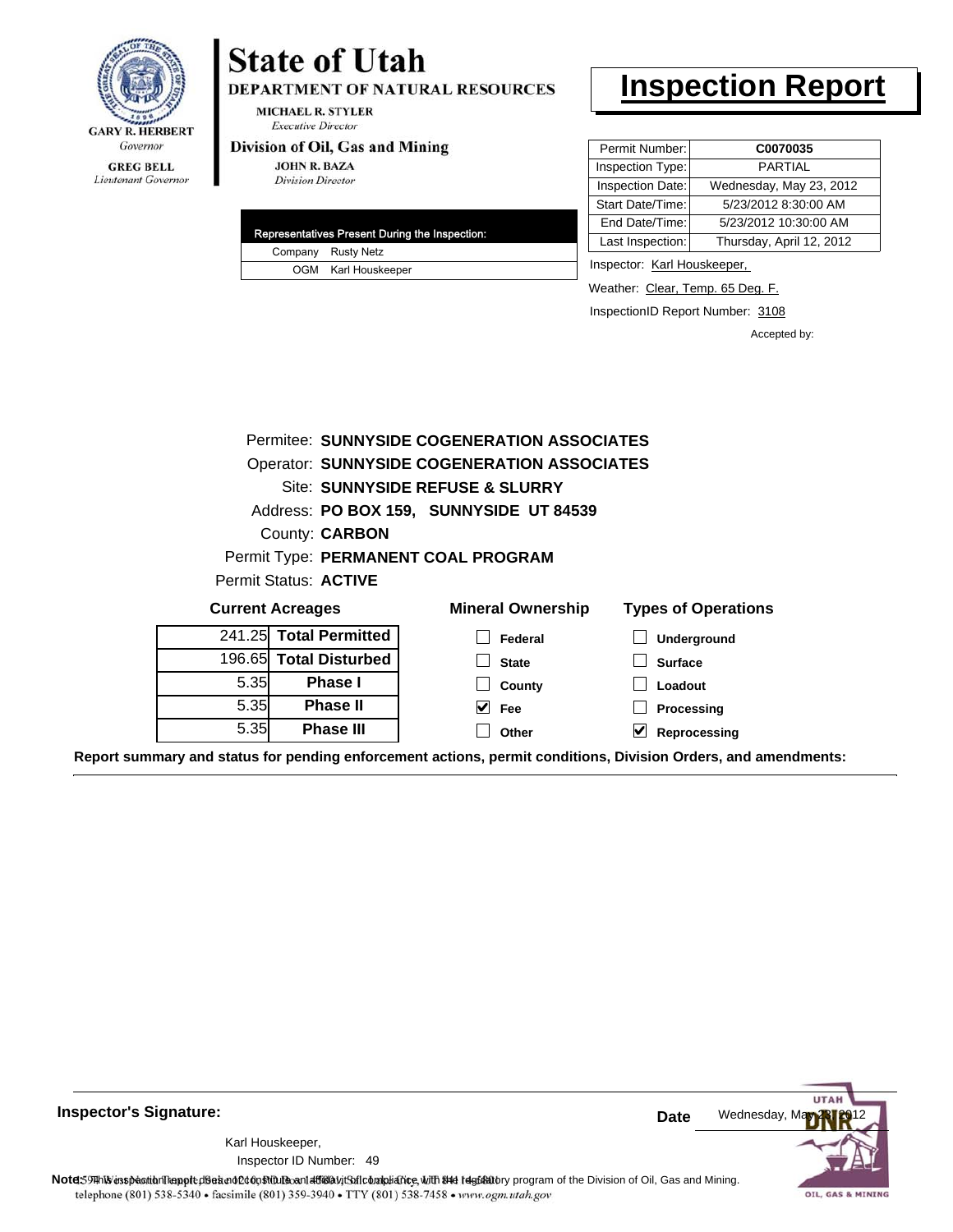# State of Utah

**DEPARTMENT OF NATURAL RESOURCES**

MICHAEL R. STYLER
*Executive Director*

**Division of Oil, Gas and Mining**

JOHN R. BAZA
*Division Director*

GARY R. HERBERT
*Governor*

GREG BELL
*Lieutenant Governor*

# Inspection Report

| | |
|---|---|
| Permit Number: | **C0070035** |
| Inspection Type: | PARTIAL |
| Inspection Date: | Wednesday, May 23, 2012 |
| Start Date/Time: | 5/23/2012 8:30:00 AM |
| End Date/Time: | 5/23/2012 10:30:00 AM |
| Last Inspection: | Thursday, April 12, 2012 |

Inspector: Karl Houskeeper,

Weather: Clear, Temp. 65 Deg. F.

InspectionID Report Number: 3108

Accepted by:

| Representatives Present During the Inspection: | |
|---|---|
| Company | Rusty Netz |
| OGM | Karl Houskeeper |

Permitee: **SUNNYSIDE COGENERATION ASSOCIATES**
Operator: **SUNNYSIDE COGENERATION ASSOCIATES**
Site: **SUNNYSIDE REFUSE & SLURRY**
Address: **PO BOX 159, SUNNYSIDE UT 84539**
County: **CARBON**
Permit Type: **PERMANENT COAL PROGRAM**
Permit Status: **ACTIVE**

**Current Acreages**

| | |
|---|---|
| 241.25 | **Total Permitted** |
| 196.65 | **Total Disturbed** |
| 5.35 | **Phase I** |
| 5.35 | **Phase II** |
| 5.35 | **Phase III** |

**Mineral Ownership**

- [ ] Federal
- [ ] State
- [ ] County
- [x] Fee
- [ ] Other

**Types of Operations**

- [ ] Underground
- [ ] Surface
- [ ] Loadout
- [ ] Processing
- [x] Reprocessing

**Report summary and status for pending enforcement actions, permit conditions, Division Orders, and amendments:**

**Inspector's Signature:**

Karl Houskeeper,
Inspector ID Number: 49

**Date** Wednesday, May 23, 2012

**Note:** This inspection report does not constitute an affidavit of compliance with the regulatory program of the Division of Oil, Gas and Mining.

telephone (801) 538-5340 • facsimile (801) 359-3940 • TTY (801) 538-7458 • www.ogm.utah.gov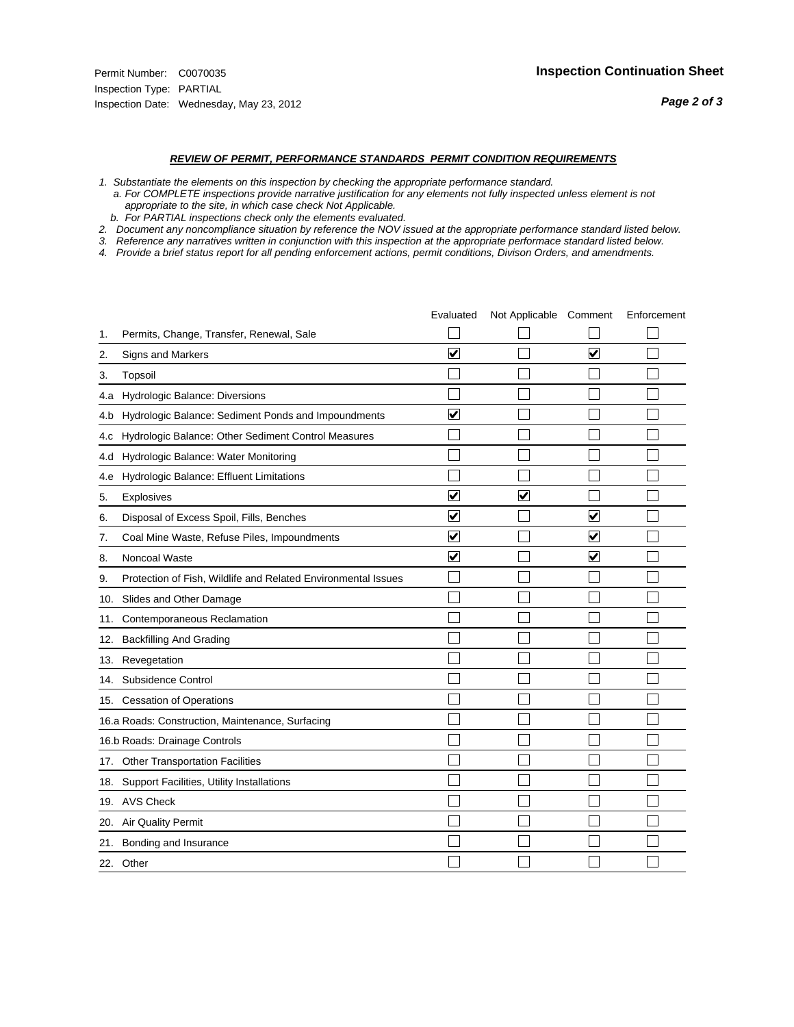Permit Number: C0070035
Inspection Type: PARTIAL
Inspection Date: Wednesday, May 23, 2012

**Inspection Continuation Sheet**

***REVIEW OF PERMIT, PERFORMANCE STANDARDS PERMIT CONDITION REQUIREMENTS***

*1. Substantiate the elements on this inspection by checking the appropriate performance standard.*
*a. For COMPLETE inspections provide narrative justification for any elements not fully inspected unless element is not appropriate to the site, in which case check Not Applicable.*
*b. For PARTIAL inspections check only the elements evaluated.*
*2. Document any noncompliance situation by reference the NOV issued at the appropriate performance standard listed below.*
*3. Reference any narratives written in conjunction with this inspection at the appropriate performace standard listed below.*
*4. Provide a brief status report for all pending enforcement actions, permit conditions, Divison Orders, and amendments.*

| | Evaluated | Not Applicable | Comment | Enforcement |
|---|---|---|---|---|
| 1. Permits, Change, Transfer, Renewal, Sale | ☐ | ☐ | ☐ | ☐ |
| 2. Signs and Markers | ☑ | ☐ | ☑ | ☐ |
| 3. Topsoil | ☐ | ☐ | ☐ | ☐ |
| 4.a Hydrologic Balance: Diversions | ☐ | ☐ | ☐ | ☐ |
| 4.b Hydrologic Balance: Sediment Ponds and Impoundments | ☑ | ☐ | ☐ | ☐ |
| 4.c Hydrologic Balance: Other Sediment Control Measures | ☐ | ☐ | ☐ | ☐ |
| 4.d Hydrologic Balance: Water Monitoring | ☐ | ☐ | ☐ | ☐ |
| 4.e Hydrologic Balance: Effluent Limitations | ☐ | ☐ | ☐ | ☐ |
| 5. Explosives | ☑ | ☑ | ☐ | ☐ |
| 6. Disposal of Excess Spoil, Fills, Benches | ☑ | ☐ | ☑ | ☐ |
| 7. Coal Mine Waste, Refuse Piles, Impoundments | ☑ | ☐ | ☑ | ☐ |
| 8. Noncoal Waste | ☑ | ☐ | ☑ | ☐ |
| 9. Protection of Fish, Wildlife and Related Environmental Issues | ☐ | ☐ | ☐ | ☐ |
| 10. Slides and Other Damage | ☐ | ☐ | ☐ | ☐ |
| 11. Contemporaneous Reclamation | ☐ | ☐ | ☐ | ☐ |
| 12. Backfilling And Grading | ☐ | ☐ | ☐ | ☐ |
| 13. Revegetation | ☐ | ☐ | ☐ | ☐ |
| 14. Subsidence Control | ☐ | ☐ | ☐ | ☐ |
| 15. Cessation of Operations | ☐ | ☐ | ☐ | ☐ |
| 16.a Roads: Construction, Maintenance, Surfacing | ☐ | ☐ | ☐ | ☐ |
| 16.b Roads: Drainage Controls | ☐ | ☐ | ☐ | ☐ |
| 17. Other Transportation Facilities | ☐ | ☐ | ☐ | ☐ |
| 18. Support Facilities, Utility Installations | ☐ | ☐ | ☐ | ☐ |
| 19. AVS Check | ☐ | ☐ | ☐ | ☐ |
| 20. Air Quality Permit | ☐ | ☐ | ☐ | ☐ |
| 21. Bonding and Insurance | ☐ | ☐ | ☐ | ☐ |
| 22. Other | ☐ | ☐ | ☐ | ☐ |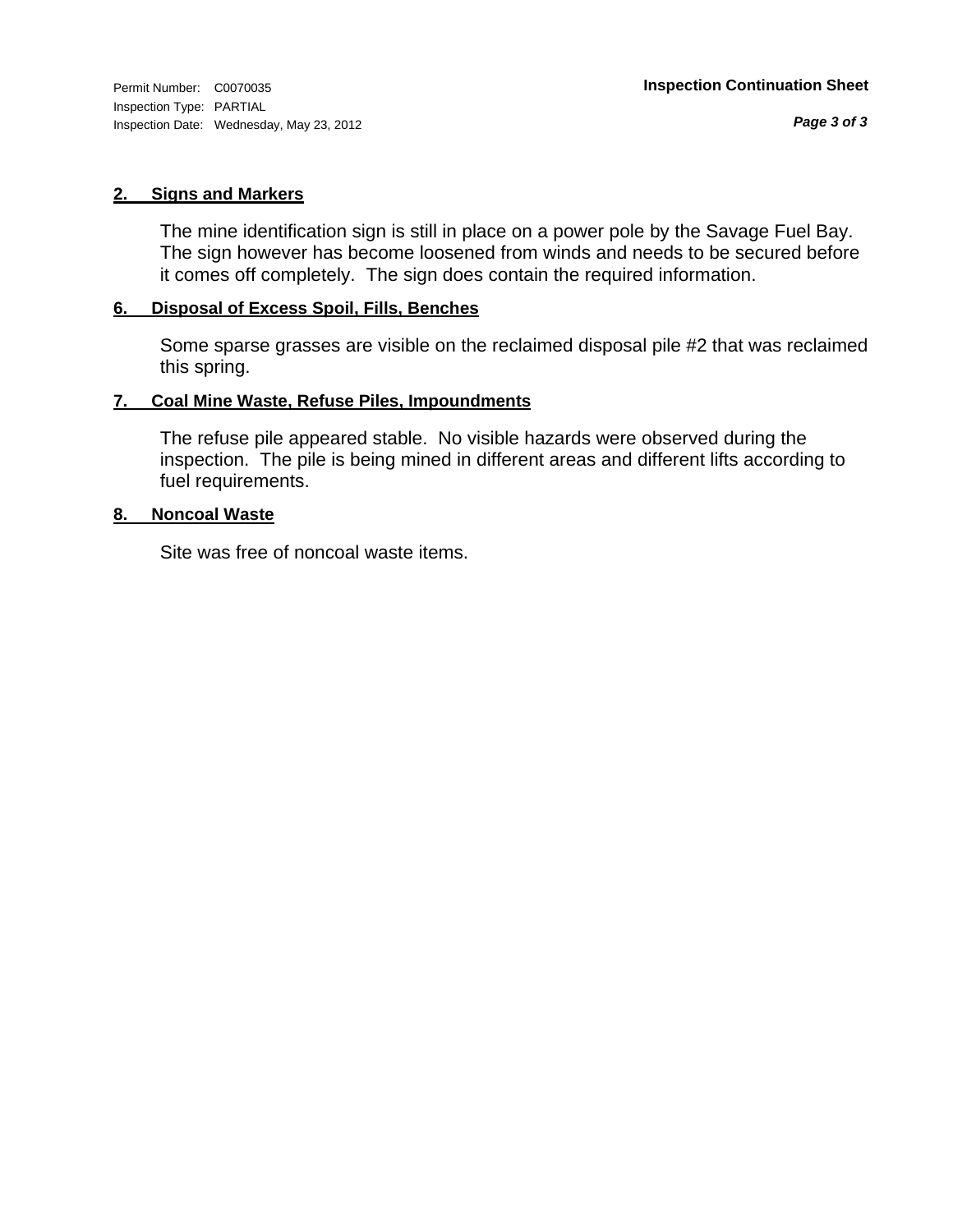Permit Number: C0070035
Inspection Type: PARTIAL
Inspection Date: Wednesday, May 23, 2012

**Inspection Continuation Sheet**

### 2. Signs and Markers

The mine identification sign is still in place on a power pole by the Savage Fuel Bay. The sign however has become loosened from winds and needs to be secured before it comes off completely. The sign does contain the required information.

### 6. Disposal of Excess Spoil, Fills, Benches

Some sparse grasses are visible on the reclaimed disposal pile #2 that was reclaimed this spring.

### 7. Coal Mine Waste, Refuse Piles, Impoundments

The refuse pile appeared stable. No visible hazards were observed during the inspection. The pile is being mined in different areas and different lifts according to fuel requirements.

### 8. Noncoal Waste

Site was free of noncoal waste items.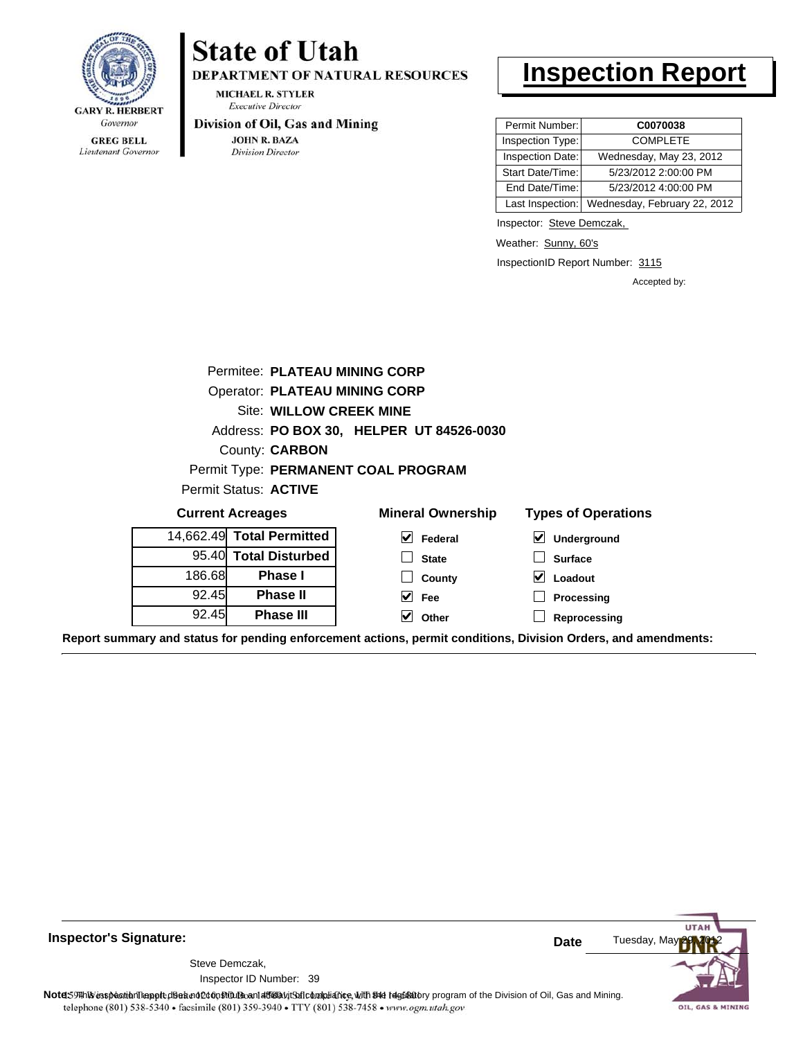GARY R. HERBERT
*Governor*

GREG BELL
*Lieutenant Governor*

# State of Utah

DEPARTMENT OF NATURAL RESOURCES

MICHAEL R. STYLER
*Executive Director*

Division of Oil, Gas and Mining

JOHN R. BAZA
*Division Director*

# Inspection Report

| | |
|---|---|
| Permit Number: | **C0070038** |
| Inspection Type: | COMPLETE |
| Inspection Date: | Wednesday, May 23, 2012 |
| Start Date/Time: | 5/23/2012 2:00:00 PM |
| End Date/Time: | 5/23/2012 4:00:00 PM |
| Last Inspection: | Wednesday, February 22, 2012 |

Inspector: Steve Demczak,

Weather: Sunny, 60's

InspectionID Report Number: 3115

Accepted by:

Permitee: **PLATEAU MINING CORP**

Operator: **PLATEAU MINING CORP**

Site: **WILLOW CREEK MINE**

Address: **PO BOX 30, HELPER UT 84526-0030**

County: **CARBON**

Permit Type: **PERMANENT COAL PROGRAM**

Permit Status: **ACTIVE**

**Current Acreages**

| | |
|---|---|
| 14,662.49 | **Total Permitted** |
| 95.40 | **Total Disturbed** |
| 186.68 | **Phase I** |
| 92.45 | **Phase II** |
| 92.45 | **Phase III** |

**Mineral Ownership**

- [x] **Federal**
- [ ] **State**
- [ ] **County**
- [x] **Fee**
- [x] **Other**

**Types of Operations**

- [x] **Underground**
- [ ] **Surface**
- [x] **Loadout**
- [ ] **Processing**
- [ ] **Reprocessing**

**Report summary and status for pending enforcement actions, permit conditions, Division Orders, and amendments:**

**Inspector's Signature:**

Steve Demczak,

Inspector ID Number: 39

**Date** Tuesday, May 29, 2012

**Note:** This inspection report does not constitute an affidavit of compliance with the regulatory program of the Division of Oil, Gas and Mining.

telephone (801) 538-5340 • facsimile (801) 359-3940 • TTY (801) 538-7458 • www.ogm.utah.gov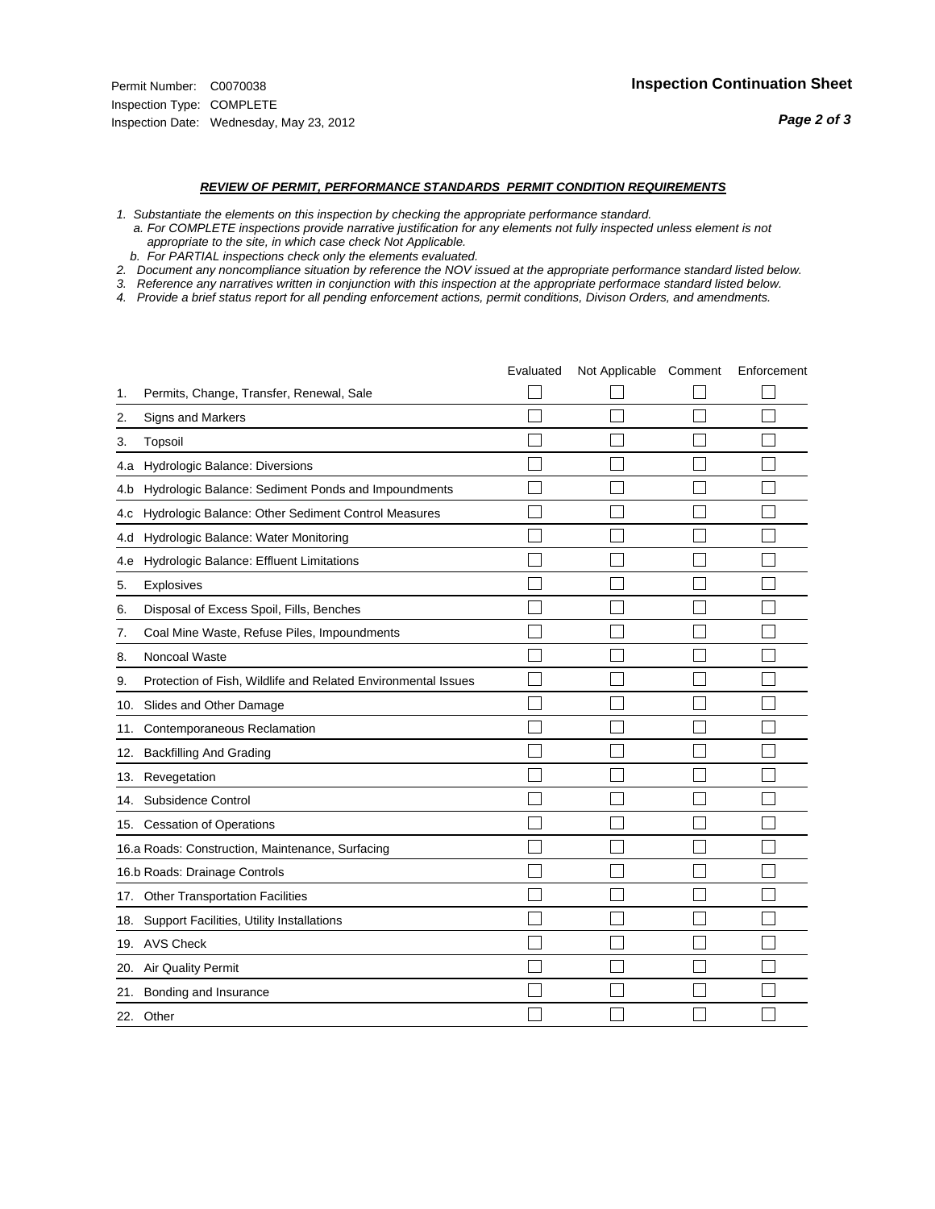Permit Number: C0070038
Inspection Type: COMPLETE
Inspection Date: Wednesday, May 23, 2012

**Inspection Continuation Sheet**

***REVIEW OF PERMIT, PERFORMANCE STANDARDS PERMIT CONDITION REQUIREMENTS***

*1. Substantiate the elements on this inspection by checking the appropriate performance standard.*
*a. For COMPLETE inspections provide narrative justification for any elements not fully inspected unless element is not appropriate to the site, in which case check Not Applicable.*
*b. For PARTIAL inspections check only the elements evaluated.*
*2. Document any noncompliance situation by reference the NOV issued at the appropriate performance standard listed below.*
*3. Reference any narratives written in conjunction with this inspection at the appropriate performace standard listed below.*
*4. Provide a brief status report for all pending enforcement actions, permit conditions, Divison Orders, and amendments.*

| | | Evaluated | Not Applicable | Comment | Enforcement |
|---|---|---|---|---|---|
| 1. | Permits, Change, Transfer, Renewal, Sale | ☐ | ☐ | ☐ | ☐ |
| 2. | Signs and Markers | ☐ | ☐ | ☐ | ☐ |
| 3. | Topsoil | ☐ | ☐ | ☐ | ☐ |
| 4.a | Hydrologic Balance: Diversions | ☐ | ☐ | ☐ | ☐ |
| 4.b | Hydrologic Balance: Sediment Ponds and Impoundments | ☐ | ☐ | ☐ | ☐ |
| 4.c | Hydrologic Balance: Other Sediment Control Measures | ☐ | ☐ | ☐ | ☐ |
| 4.d | Hydrologic Balance: Water Monitoring | ☐ | ☐ | ☐ | ☐ |
| 4.e | Hydrologic Balance: Effluent Limitations | ☐ | ☐ | ☐ | ☐ |
| 5. | Explosives | ☐ | ☐ | ☐ | ☐ |
| 6. | Disposal of Excess Spoil, Fills, Benches | ☐ | ☐ | ☐ | ☐ |
| 7. | Coal Mine Waste, Refuse Piles, Impoundments | ☐ | ☐ | ☐ | ☐ |
| 8. | Noncoal Waste | ☐ | ☐ | ☐ | ☐ |
| 9. | Protection of Fish, Wildlife and Related Environmental Issues | ☐ | ☐ | ☐ | ☐ |
| 10. | Slides and Other Damage | ☐ | ☐ | ☐ | ☐ |
| 11. | Contemporaneous Reclamation | ☐ | ☐ | ☐ | ☐ |
| 12. | Backfilling And Grading | ☐ | ☐ | ☐ | ☐ |
| 13. | Revegetation | ☐ | ☐ | ☐ | ☐ |
| 14. | Subsidence Control | ☐ | ☐ | ☐ | ☐ |
| 15. | Cessation of Operations | ☐ | ☐ | ☐ | ☐ |
| 16.a | Roads: Construction, Maintenance, Surfacing | ☐ | ☐ | ☐ | ☐ |
| 16.b | Roads: Drainage Controls | ☐ | ☐ | ☐ | ☐ |
| 17. | Other Transportation Facilities | ☐ | ☐ | ☐ | ☐ |
| 18. | Support Facilities, Utility Installations | ☐ | ☐ | ☐ | ☐ |
| 19. | AVS Check | ☐ | ☐ | ☐ | ☐ |
| 20. | Air Quality Permit | ☐ | ☐ | ☐ | ☐ |
| 21. | Bonding and Insurance | ☐ | ☐ | ☐ | ☐ |
| 22. | Other | ☐ | ☐ | ☐ | ☐ |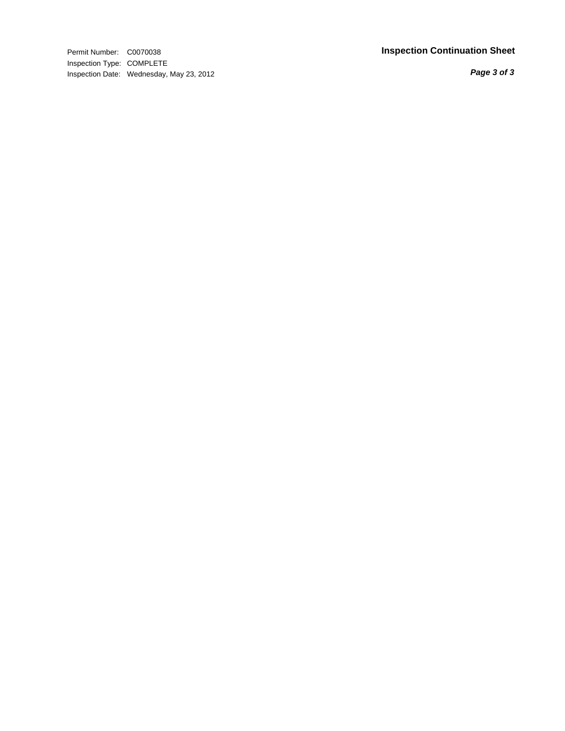Permit Number: C0070038
Inspection Type: COMPLETE
Inspection Date: Wednesday, May 23, 2012

# Inspection Continuation Sheet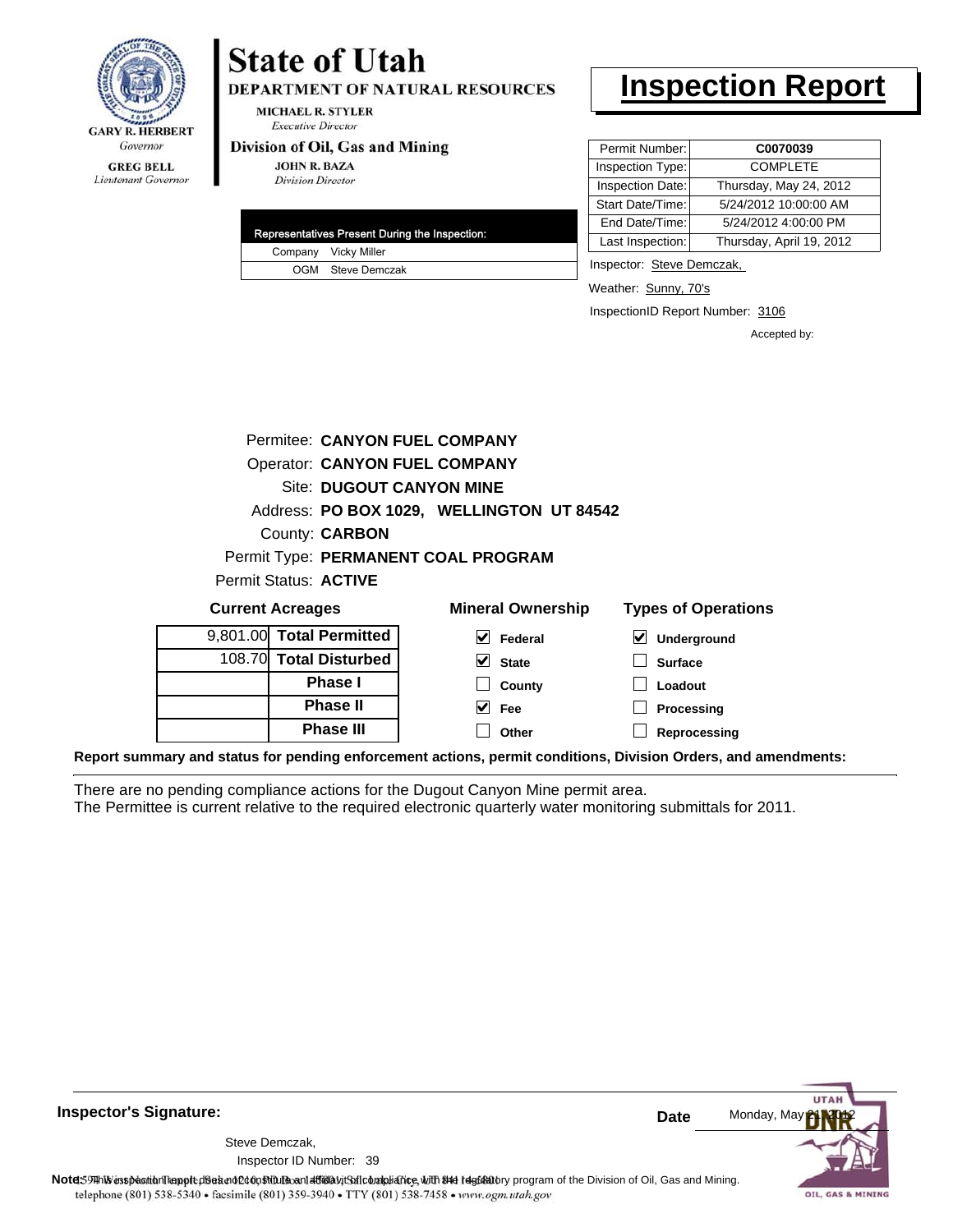GARY R. HERBERT
*Governor*

GREG BELL
*Lieutenant Governor*

# State of Utah

**DEPARTMENT OF NATURAL RESOURCES**

MICHAEL R. STYLER
*Executive Director*

**Division of Oil, Gas and Mining**

JOHN R. BAZA
*Division Director*

# Inspection Report

| | |
|---|---|
| Permit Number: | **C0070039** |
| Inspection Type: | COMPLETE |
| Inspection Date: | Thursday, May 24, 2012 |
| Start Date/Time: | 5/24/2012 10:00:00 AM |
| End Date/Time: | 5/24/2012 4:00:00 PM |
| Last Inspection: | Thursday, April 19, 2012 |

| Representatives Present During the Inspection: | |
|---|---|
| Company | Vicky Miller |
| OGM | Steve Demczak |

Inspector: Steve Demczak,

Weather: Sunny, 70's

InspectionID Report Number: 3106

Accepted by:

Permitee: **CANYON FUEL COMPANY**
Operator: **CANYON FUEL COMPANY**
Site: **DUGOUT CANYON MINE**
Address: **PO BOX 1029, WELLINGTON UT 84542**
County: **CARBON**
Permit Type: **PERMANENT COAL PROGRAM**
Permit Status: **ACTIVE**

**Current Acreages**

| | |
|---|---|
| 9,801.00 | **Total Permitted** |
| 108.70 | **Total Disturbed** |
| | **Phase I** |
| | **Phase II** |
| | **Phase III** |

**Mineral Ownership**

- [x] Federal
- [x] State
- [ ] County
- [x] Fee
- [ ] Other

**Types of Operations**

- [x] Underground
- [ ] Surface
- [ ] Loadout
- [ ] Processing
- [ ] Reprocessing

**Report summary and status for pending enforcement actions, permit conditions, Division Orders, and amendments:**

There are no pending compliance actions for the Dugout Canyon Mine permit area.
The Permittee is current relative to the required electronic quarterly water monitoring submittals for 2011.

**Inspector's Signature:**

Steve Demczak,
Inspector ID Number: 39

**Date** Monday, May 21, 2012

**Note:** This inspection report does not constitute an affidavit of compliance with the regulatory program of the Division of Oil, Gas and Mining.
telephone (801) 538-5340 • facsimile (801) 359-3940 • TTY (801) 538-7458 • www.ogm.utah.gov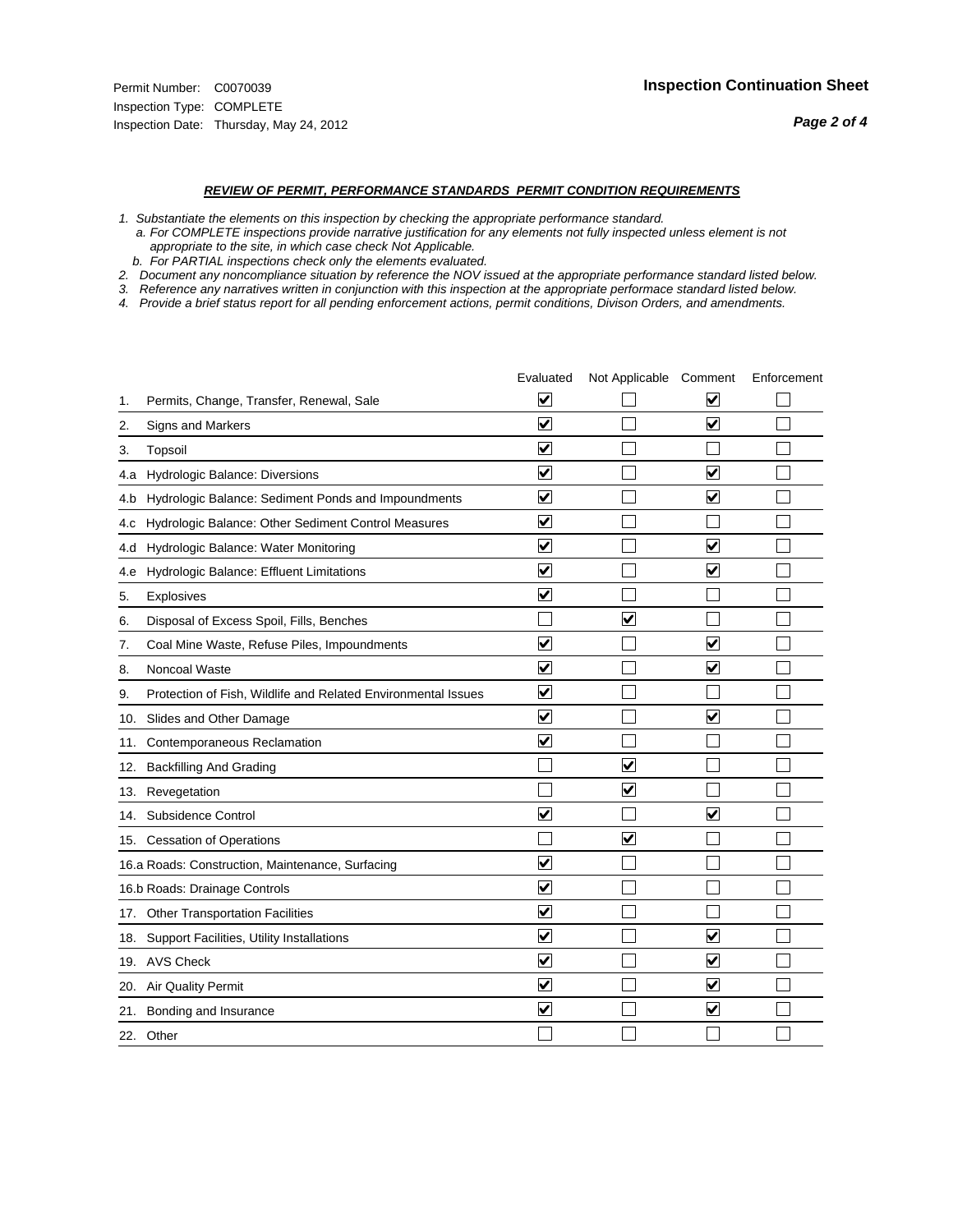Permit Number: C0070039
Inspection Type: COMPLETE
Inspection Date: Thursday, May 24, 2012

**Inspection Continuation Sheet**

***REVIEW OF PERMIT, PERFORMANCE STANDARDS PERMIT CONDITION REQUIREMENTS***

*1. Substantiate the elements on this inspection by checking the appropriate performance standard.*
*a. For COMPLETE inspections provide narrative justification for any elements not fully inspected unless element is not appropriate to the site, in which case check Not Applicable.*
*b. For PARTIAL inspections check only the elements evaluated.*
*2. Document any noncompliance situation by reference the NOV issued at the appropriate performance standard listed below.*
*3. Reference any narratives written in conjunction with this inspection at the appropriate performace standard listed below.*
*4. Provide a brief status report for all pending enforcement actions, permit conditions, Divison Orders, and amendments.*

| | Evaluated | Not Applicable | Comment | Enforcement |
|---|---|---|---|---|
| 1. Permits, Change, Transfer, Renewal, Sale | ☑ | ☐ | ☑ | ☐ |
| 2. Signs and Markers | ☑ | ☐ | ☑ | ☐ |
| 3. Topsoil | ☑ | ☐ | ☐ | ☐ |
| 4.a Hydrologic Balance: Diversions | ☑ | ☐ | ☑ | ☐ |
| 4.b Hydrologic Balance: Sediment Ponds and Impoundments | ☑ | ☐ | ☑ | ☐ |
| 4.c Hydrologic Balance: Other Sediment Control Measures | ☑ | ☐ | ☐ | ☐ |
| 4.d Hydrologic Balance: Water Monitoring | ☑ | ☐ | ☑ | ☐ |
| 4.e Hydrologic Balance: Effluent Limitations | ☑ | ☐ | ☑ | ☐ |
| 5. Explosives | ☑ | ☐ | ☐ | ☐ |
| 6. Disposal of Excess Spoil, Fills, Benches | ☐ | ☑ | ☐ | ☐ |
| 7. Coal Mine Waste, Refuse Piles, Impoundments | ☑ | ☐ | ☑ | ☐ |
| 8. Noncoal Waste | ☑ | ☐ | ☑ | ☐ |
| 9. Protection of Fish, Wildlife and Related Environmental Issues | ☑ | ☐ | ☐ | ☐ |
| 10. Slides and Other Damage | ☑ | ☐ | ☑ | ☐ |
| 11. Contemporaneous Reclamation | ☑ | ☐ | ☐ | ☐ |
| 12. Backfilling And Grading | ☐ | ☑ | ☐ | ☐ |
| 13. Revegetation | ☐ | ☑ | ☐ | ☐ |
| 14. Subsidence Control | ☑ | ☐ | ☑ | ☐ |
| 15. Cessation of Operations | ☐ | ☑ | ☐ | ☐ |
| 16.a Roads: Construction, Maintenance, Surfacing | ☑ | ☐ | ☐ | ☐ |
| 16.b Roads: Drainage Controls | ☑ | ☐ | ☐ | ☐ |
| 17. Other Transportation Facilities | ☑ | ☐ | ☐ | ☐ |
| 18. Support Facilities, Utility Installations | ☑ | ☐ | ☑ | ☐ |
| 19. AVS Check | ☑ | ☐ | ☑ | ☐ |
| 20. Air Quality Permit | ☑ | ☐ | ☑ | ☐ |
| 21. Bonding and Insurance | ☑ | ☐ | ☑ | ☐ |
| 22. Other | ☐ | ☐ | ☐ | ☐ |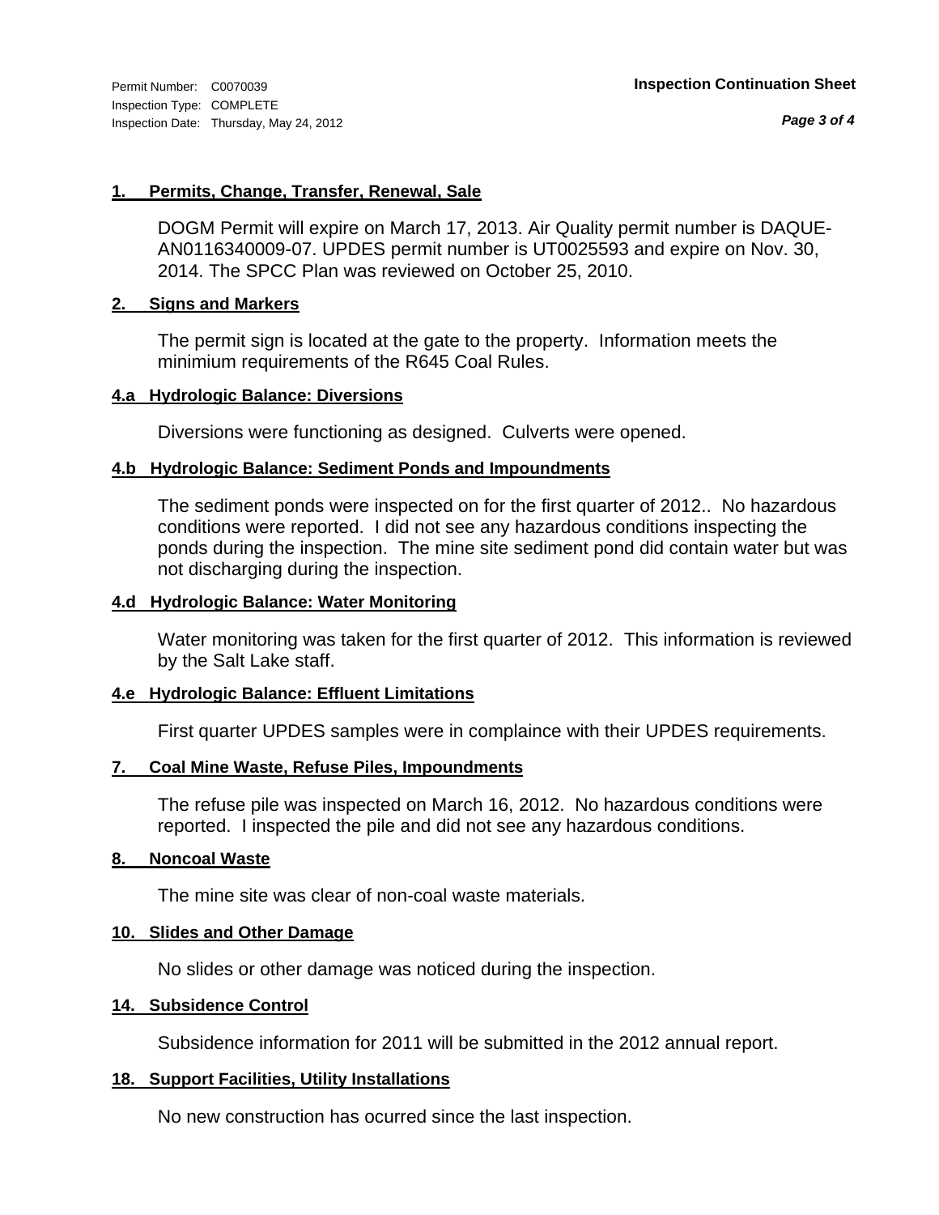Permit Number: C0070039
Inspection Type: COMPLETE
Inspection Date: Thursday, May 24, 2012

**Inspection Continuation Sheet**

## 1. Permits, Change, Transfer, Renewal, Sale

DOGM Permit will expire on March 17, 2013. Air Quality permit number is DAQUE-AN0116340009-07. UPDES permit number is UT0025593 and expire on Nov. 30, 2014. The SPCC Plan was reviewed on October 25, 2010.

## 2. Signs and Markers

The permit sign is located at the gate to the property. Information meets the minimium requirements of the R645 Coal Rules.

## 4.a Hydrologic Balance: Diversions

Diversions were functioning as designed. Culverts were opened.

## 4.b Hydrologic Balance: Sediment Ponds and Impoundments

The sediment ponds were inspected on for the first quarter of 2012.. No hazardous conditions were reported. I did not see any hazardous conditions inspecting the ponds during the inspection. The mine site sediment pond did contain water but was not discharging during the inspection.

## 4.d Hydrologic Balance: Water Monitoring

Water monitoring was taken for the first quarter of 2012. This information is reviewed by the Salt Lake staff.

## 4.e Hydrologic Balance: Effluent Limitations

First quarter UPDES samples were in complaince with their UPDES requirements.

## 7. Coal Mine Waste, Refuse Piles, Impoundments

The refuse pile was inspected on March 16, 2012. No hazardous conditions were reported. I inspected the pile and did not see any hazardous conditions.

## 8. Noncoal Waste

The mine site was clear of non-coal waste materials.

## 10. Slides and Other Damage

No slides or other damage was noticed during the inspection.

## 14. Subsidence Control

Subsidence information for 2011 will be submitted in the 2012 annual report.

## 18. Support Facilities, Utility Installations

No new construction has ocurred since the last inspection.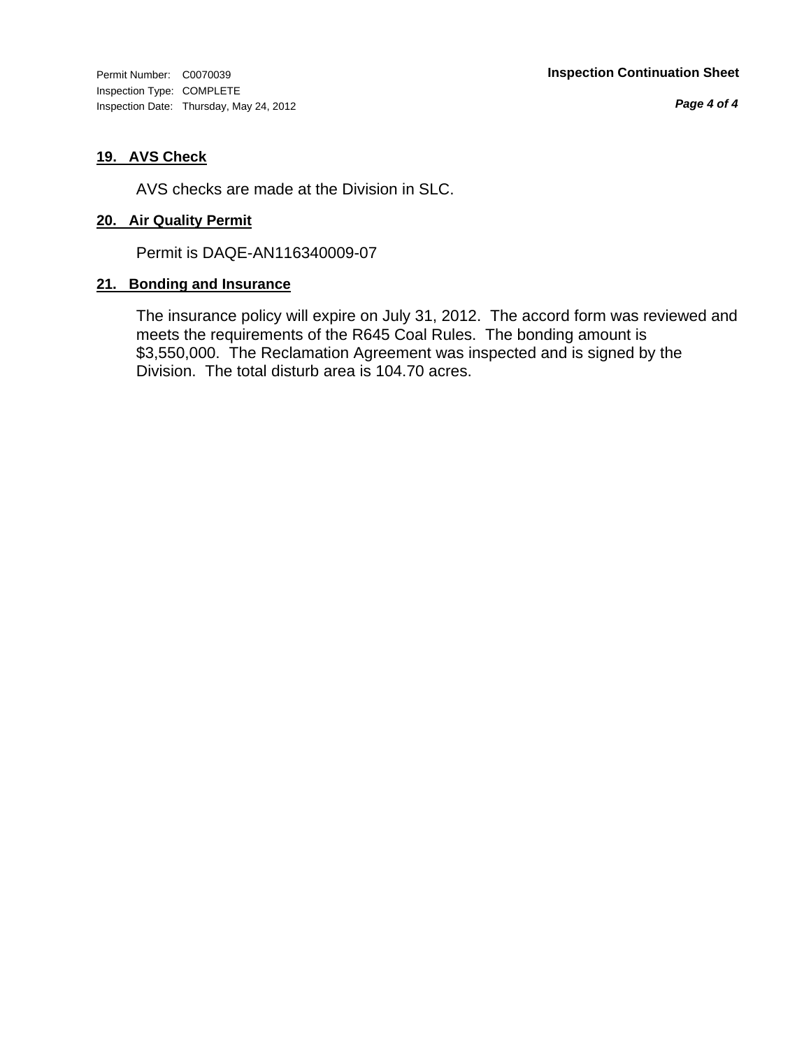## 19. AVS Check

AVS checks are made at the Division in SLC.

## 20. Air Quality Permit

Permit is DAQE-AN116340009-07

## 21. Bonding and Insurance

The insurance policy will expire on July 31, 2012. The accord form was reviewed and meets the requirements of the R645 Coal Rules. The bonding amount is $3,550,000. The Reclamation Agreement was inspected and is signed by the Division. The total disturb area is 104.70 acres.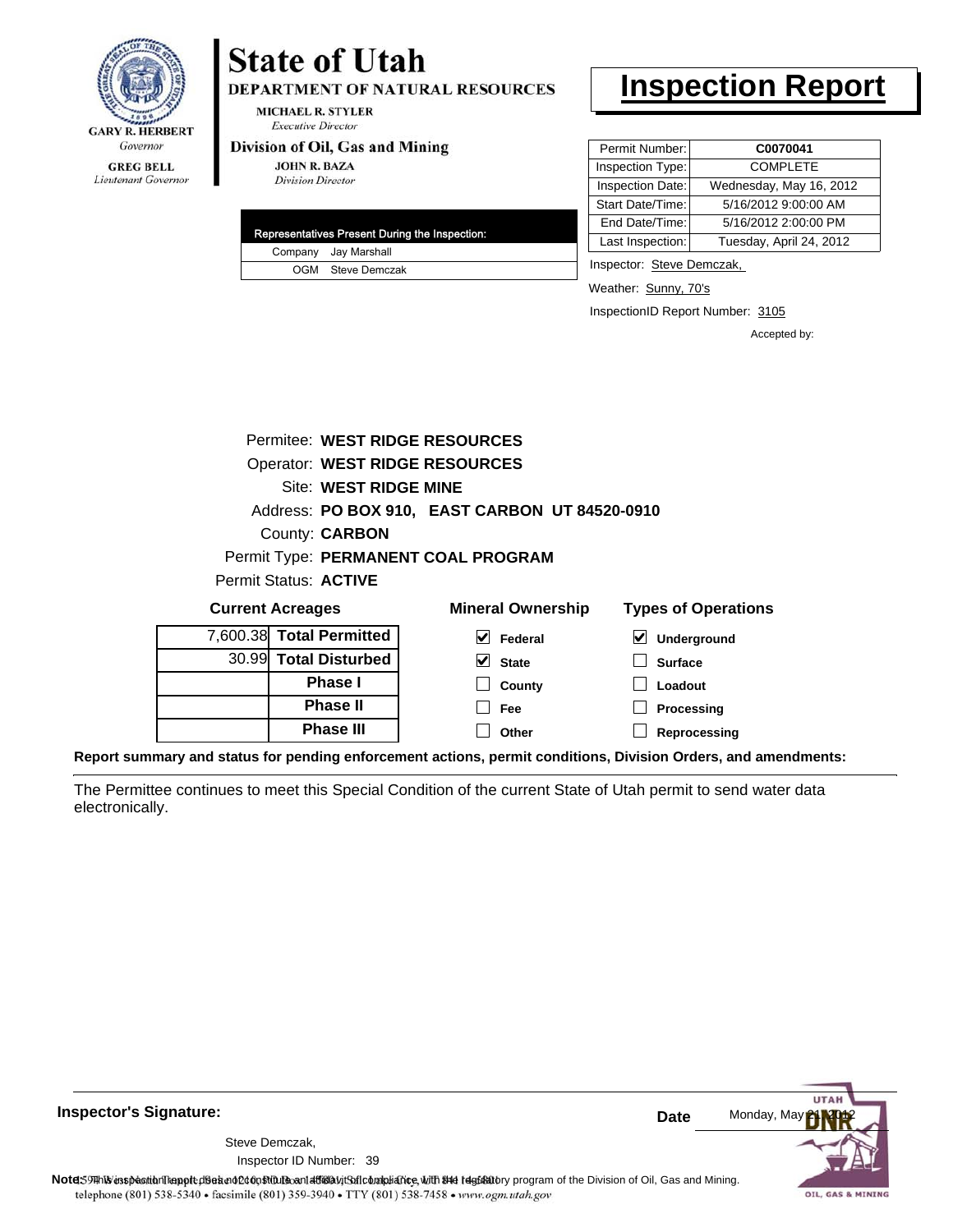GARY R. HERBERT
*Governor*

GREG BELL
*Lieutenant Governor*

# State of Utah

**DEPARTMENT OF NATURAL RESOURCES**

MICHAEL R. STYLER
*Executive Director*

**Division of Oil, Gas and Mining**

JOHN R. BAZA
*Division Director*

# Inspection Report

| Representatives Present During the Inspection: | |
|---|---|
| Company | Jay Marshall |
| OGM | Steve Demczak |

| | |
|---|---|
| Permit Number: | **C0070041** |
| Inspection Type: | COMPLETE |
| Inspection Date: | Wednesday, May 16, 2012 |
| Start Date/Time: | 5/16/2012 9:00:00 AM |
| End Date/Time: | 5/16/2012 2:00:00 PM |
| Last Inspection: | Tuesday, April 24, 2012 |

Inspector: Steve Demczak,

Weather: Sunny, 70's

InspectionID Report Number: 3105

Accepted by:

Permitee: **WEST RIDGE RESOURCES**
Operator: **WEST RIDGE RESOURCES**
Site: **WEST RIDGE MINE**
Address: **PO BOX 910, EAST CARBON UT 84520-0910**
County: **CARBON**
Permit Type: **PERMANENT COAL PROGRAM**
Permit Status: **ACTIVE**

**Current Acreages**

| | |
|---|---|
| 7,600.38 | **Total Permitted** |
| 30.99 | **Total Disturbed** |
| | **Phase I** |
| | **Phase II** |
| | **Phase III** |

**Mineral Ownership**

- [x] Federal
- [x] State
- [ ] County
- [ ] Fee
- [ ] Other

**Types of Operations**

- [x] Underground
- [ ] Surface
- [ ] Loadout
- [ ] Processing
- [ ] Reprocessing

**Report summary and status for pending enforcement actions, permit conditions, Division Orders, and amendments:**

The Permittee continues to meet this Special Condition of the current State of Utah permit to send water data electronically.

**Inspector's Signature:**

Steve Demczak,
Inspector ID Number: 39

**Date** Monday, May 21, 2012

**Note:** This inspection report does not constitute an affidavit of compliance with the regulatory program of the Division of Oil, Gas and Mining.

telephone (801) 538-5340 • facsimile (801) 359-3940 • TTY (801) 538-7458 • www.ogm.utah.gov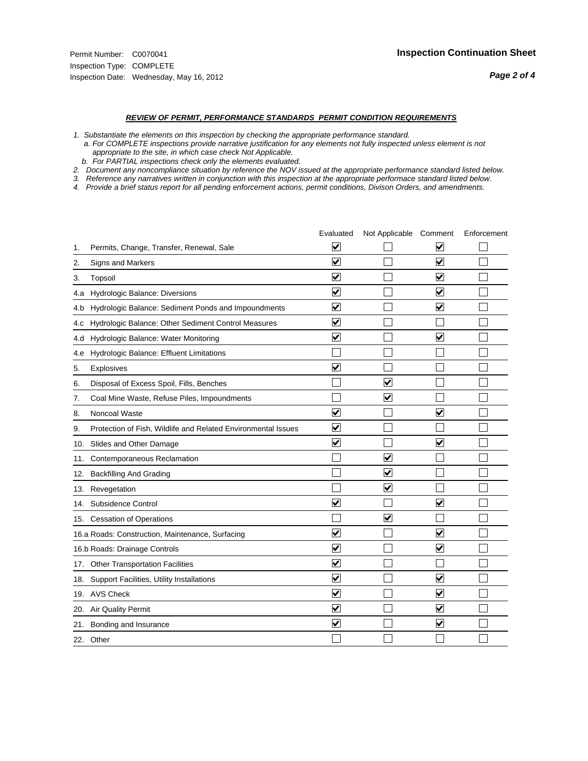Permit Number: C0070041
Inspection Type: COMPLETE
Inspection Date: Wednesday, May 16, 2012

**Inspection Continuation Sheet**

***REVIEW OF PERMIT, PERFORMANCE STANDARDS PERMIT CONDITION REQUIREMENTS***

*1. Substantiate the elements on this inspection by checking the appropriate performance standard.*
*a. For COMPLETE inspections provide narrative justification for any elements not fully inspected unless element is not appropriate to the site, in which case check Not Applicable.*
*b. For PARTIAL inspections check only the elements evaluated.*
*2. Document any noncompliance situation by reference the NOV issued at the appropriate performance standard listed below.*
*3. Reference any narratives written in conjunction with this inspection at the appropriate performace standard listed below.*
*4. Provide a brief status report for all pending enforcement actions, permit conditions, Divison Orders, and amendments.*

| | Evaluated | Not Applicable | Comment | Enforcement |
|---|---|---|---|---|
| 1. Permits, Change, Transfer, Renewal, Sale | ☑ | ☐ | ☑ | ☐ |
| 2. Signs and Markers | ☑ | ☐ | ☑ | ☐ |
| 3. Topsoil | ☑ | ☐ | ☑ | ☐ |
| 4.a Hydrologic Balance: Diversions | ☑ | ☐ | ☑ | ☐ |
| 4.b Hydrologic Balance: Sediment Ponds and Impoundments | ☑ | ☐ | ☑ | ☐ |
| 4.c Hydrologic Balance: Other Sediment Control Measures | ☑ | ☐ | ☐ | ☐ |
| 4.d Hydrologic Balance: Water Monitoring | ☑ | ☐ | ☑ | ☐ |
| 4.e Hydrologic Balance: Effluent Limitations | ☐ | ☐ | ☐ | ☐ |
| 5. Explosives | ☑ | ☐ | ☐ | ☐ |
| 6. Disposal of Excess Spoil, Fills, Benches | ☐ | ☑ | ☐ | ☐ |
| 7. Coal Mine Waste, Refuse Piles, Impoundments | ☐ | ☑ | ☐ | ☐ |
| 8. Noncoal Waste | ☑ | ☐ | ☑ | ☐ |
| 9. Protection of Fish, Wildlife and Related Environmental Issues | ☑ | ☐ | ☐ | ☐ |
| 10. Slides and Other Damage | ☑ | ☐ | ☑ | ☐ |
| 11. Contemporaneous Reclamation | ☐ | ☑ | ☐ | ☐ |
| 12. Backfilling And Grading | ☐ | ☑ | ☐ | ☐ |
| 13. Revegetation | ☐ | ☑ | ☐ | ☐ |
| 14. Subsidence Control | ☑ | ☐ | ☑ | ☐ |
| 15. Cessation of Operations | ☐ | ☑ | ☐ | ☐ |
| 16.a Roads: Construction, Maintenance, Surfacing | ☑ | ☐ | ☑ | ☐ |
| 16.b Roads: Drainage Controls | ☑ | ☐ | ☑ | ☐ |
| 17. Other Transportation Facilities | ☑ | ☐ | ☐ | ☐ |
| 18. Support Facilities, Utility Installations | ☑ | ☐ | ☑ | ☐ |
| 19. AVS Check | ☑ | ☐ | ☑ | ☐ |
| 20. Air Quality Permit | ☑ | ☐ | ☑ | ☐ |
| 21. Bonding and Insurance | ☑ | ☐ | ☑ | ☐ |
| 22. Other | ☐ | ☐ | ☐ | ☐ |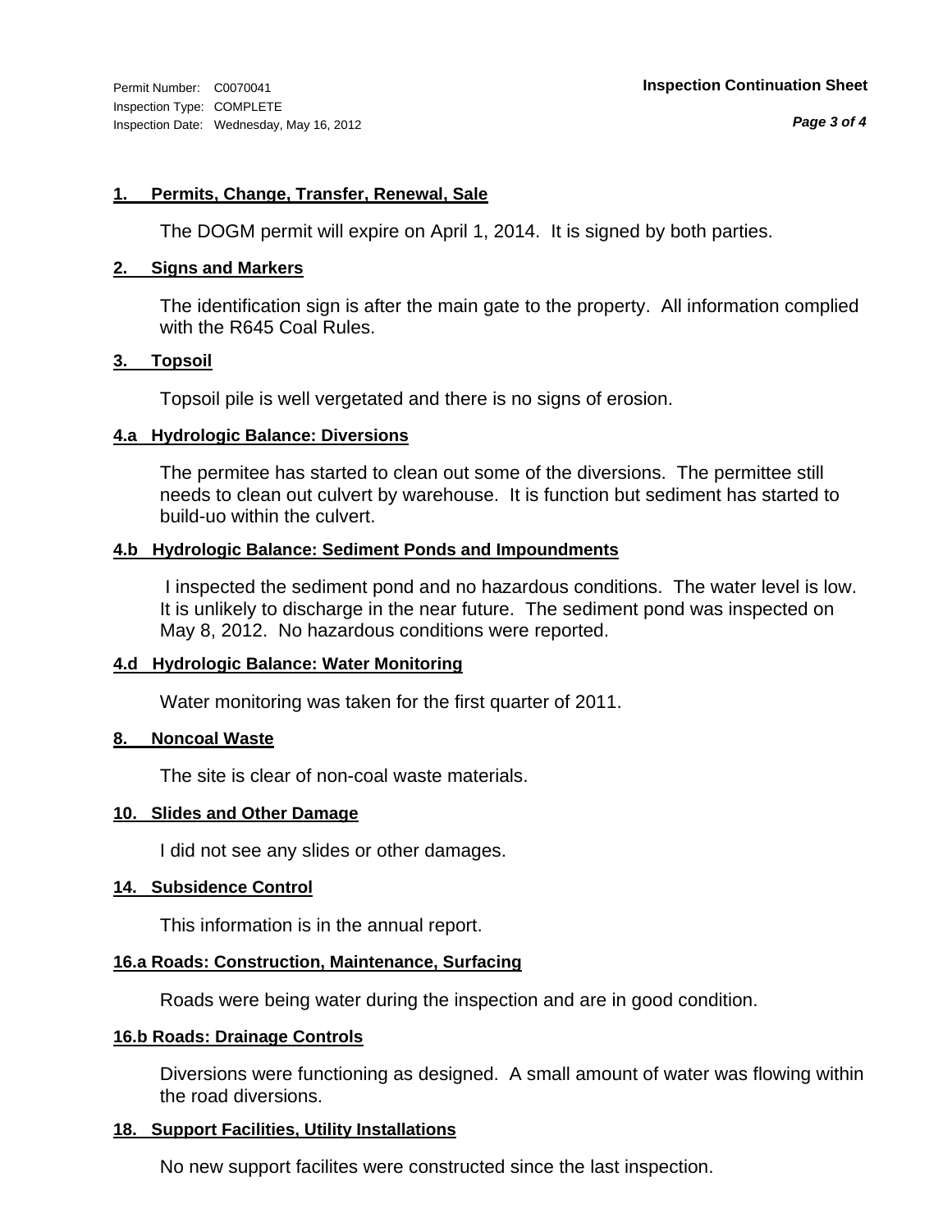Permit Number: C0070041
Inspection Type: COMPLETE
Inspection Date: Wednesday, May 16, 2012

**Inspection Continuation Sheet**

**1. Permits, Change, Transfer, Renewal, Sale**

The DOGM permit will expire on April 1, 2014. It is signed by both parties.

**2. Signs and Markers**

The identification sign is after the main gate to the property. All information complied with the R645 Coal Rules.

**3. Topsoil**

Topsoil pile is well vergetated and there is no signs of erosion.

**4.a Hydrologic Balance: Diversions**

The permitee has started to clean out some of the diversions. The permittee still needs to clean out culvert by warehouse. It is function but sediment has started to build-uo within the culvert.

**4.b Hydrologic Balance: Sediment Ponds and Impoundments**

I inspected the sediment pond and no hazardous conditions. The water level is low. It is unlikely to discharge in the near future. The sediment pond was inspected on May 8, 2012. No hazardous conditions were reported.

**4.d Hydrologic Balance: Water Monitoring**

Water monitoring was taken for the first quarter of 2011.

**8. Noncoal Waste**

The site is clear of non-coal waste materials.

**10. Slides and Other Damage**

I did not see any slides or other damages.

**14. Subsidence Control**

This information is in the annual report.

**16.a Roads: Construction, Maintenance, Surfacing**

Roads were being water during the inspection and are in good condition.

**16.b Roads: Drainage Controls**

Diversions were functioning as designed. A small amount of water was flowing within the road diversions.

**18. Support Facilities, Utility Installations**

No new support facilites were constructed since the last inspection.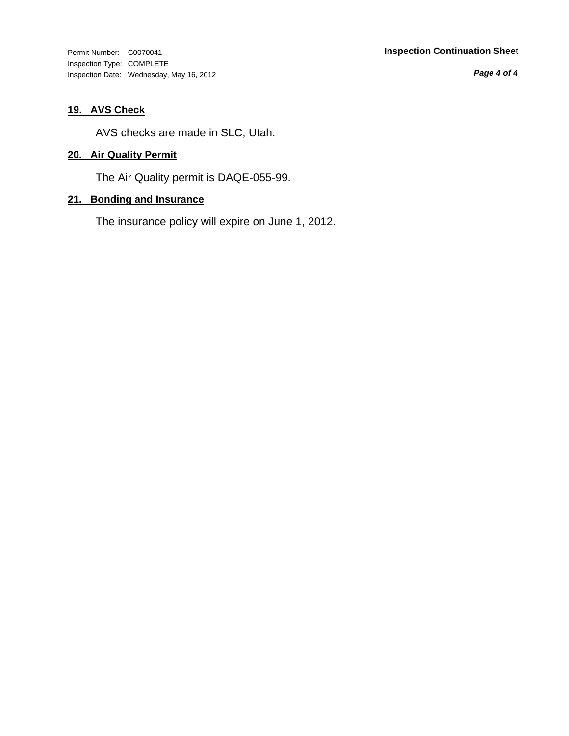## 19. AVS Check

AVS checks are made in SLC, Utah.

## 20. Air Quality Permit

The Air Quality permit is DAQE-055-99.

## 21. Bonding and Insurance

The insurance policy will expire on June 1, 2012.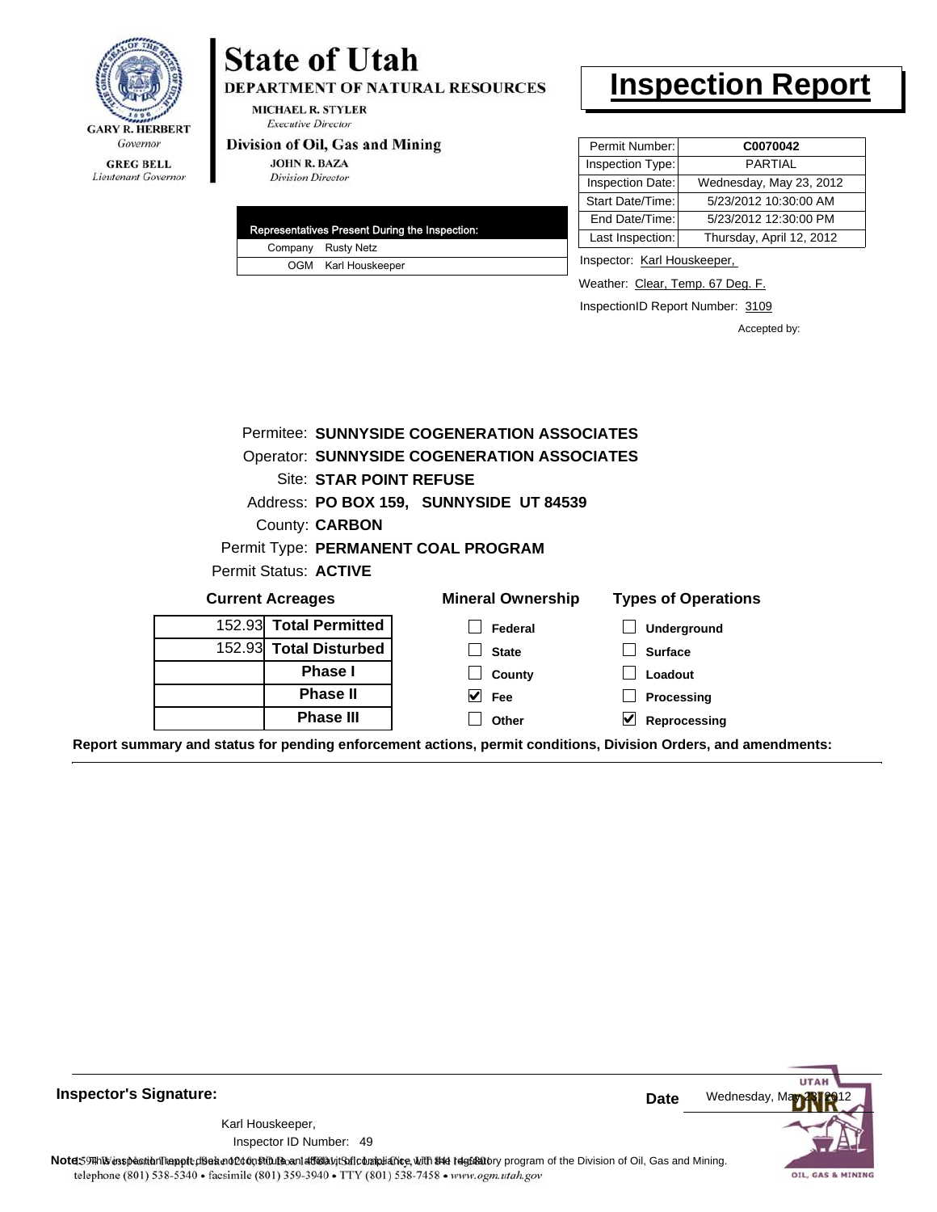GARY R. HERBERT
*Governor*

GREG BELL
*Lieutenant Governor*

# State of Utah

**DEPARTMENT OF NATURAL RESOURCES**

MICHAEL R. STYLER
*Executive Director*

**Division of Oil, Gas and Mining**

JOHN R. BAZA
*Division Director*

# Inspection Report

| | |
|---|---|
| Permit Number: | **C0070042** |
| Inspection Type: | PARTIAL |
| Inspection Date: | Wednesday, May 23, 2012 |
| Start Date/Time: | 5/23/2012 10:30:00 AM |
| End Date/Time: | 5/23/2012 12:30:00 PM |
| Last Inspection: | Thursday, April 12, 2012 |

| Representatives Present During the Inspection: | |
|---|---|
| Company | Rusty Netz |
| OGM | Karl Houskeeper |

Inspector: Karl Houskeeper,

Weather: Clear, Temp. 67 Deg. F.

InspectionID Report Number: 3109

Accepted by:

Permitee: **SUNNYSIDE COGENERATION ASSOCIATES**
Operator: **SUNNYSIDE COGENERATION ASSOCIATES**
Site: **STAR POINT REFUSE**
Address: **PO BOX 159, SUNNYSIDE UT 84539**
County: **CARBON**
Permit Type: **PERMANENT COAL PROGRAM**
Permit Status: **ACTIVE**

**Current Acreages**

| | |
|---|---|
| 152.93 | **Total Permitted** |
| 152.93 | **Total Disturbed** |
| | **Phase I** |
| | **Phase II** |
| | **Phase III** |

**Mineral Ownership**

- [ ] Federal
- [ ] State
- [ ] County
- [x] Fee
- [ ] Other

**Types of Operations**

- [ ] Underground
- [ ] Surface
- [ ] Loadout
- [ ] Processing
- [x] Reprocessing

**Report summary and status for pending enforcement actions, permit conditions, Division Orders, and amendments:**

**Inspector's Signature:**

Karl Houskeeper,

Inspector ID Number: 49

**Date** Wednesday, May 23, 2012

**Note:** This inspection report does not constitute an affidavit of compliance with the regulatory program of the Division of Oil, Gas and Mining.

telephone (801) 538-5340 • facsimile (801) 359-3940 • TTY (801) 538-7458 • www.ogm.utah.gov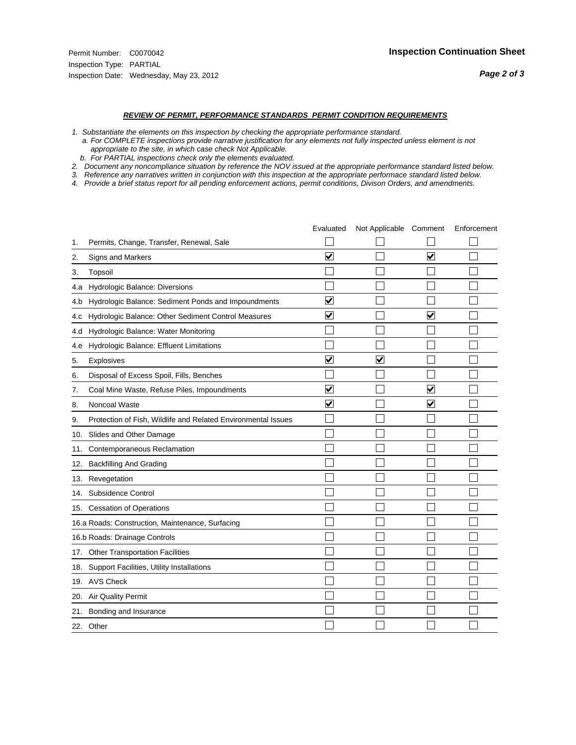Permit Number: C0070042
Inspection Type: PARTIAL
Inspection Date: Wednesday, May 23, 2012

**Inspection Continuation Sheet**

***REVIEW OF PERMIT, PERFORMANCE STANDARDS PERMIT CONDITION REQUIREMENTS***

*1. Substantiate the elements on this inspection by checking the appropriate performance standard.*
*a. For COMPLETE inspections provide narrative justification for any elements not fully inspected unless element is not appropriate to the site, in which case check Not Applicable.*
*b. For PARTIAL inspections check only the elements evaluated.*
*2. Document any noncompliance situation by reference the NOV issued at the appropriate performance standard listed below.*
*3. Reference any narratives written in conjunction with this inspection at the appropriate performace standard listed below.*
*4. Provide a brief status report for all pending enforcement actions, permit conditions, Divison Orders, and amendments.*

| | Evaluated | Not Applicable | Comment | Enforcement |
|---|---|---|---|---|
| 1. Permits, Change, Transfer, Renewal, Sale | ☐ | ☐ | ☐ | ☐ |
| 2. Signs and Markers | ☑ | ☐ | ☑ | ☐ |
| 3. Topsoil | ☐ | ☐ | ☐ | ☐ |
| 4.a Hydrologic Balance: Diversions | ☐ | ☐ | ☐ | ☐ |
| 4.b Hydrologic Balance: Sediment Ponds and Impoundments | ☑ | ☐ | ☐ | ☐ |
| 4.c Hydrologic Balance: Other Sediment Control Measures | ☑ | ☐ | ☑ | ☐ |
| 4.d Hydrologic Balance: Water Monitoring | ☐ | ☐ | ☐ | ☐ |
| 4.e Hydrologic Balance: Effluent Limitations | ☐ | ☐ | ☐ | ☐ |
| 5. Explosives | ☑ | ☑ | ☐ | ☐ |
| 6. Disposal of Excess Spoil, Fills, Benches | ☐ | ☐ | ☐ | ☐ |
| 7. Coal Mine Waste, Refuse Piles, Impoundments | ☑ | ☐ | ☑ | ☐ |
| 8. Noncoal Waste | ☑ | ☐ | ☑ | ☐ |
| 9. Protection of Fish, Wildlife and Related Environmental Issues | ☐ | ☐ | ☐ | ☐ |
| 10. Slides and Other Damage | ☐ | ☐ | ☐ | ☐ |
| 11. Contemporaneous Reclamation | ☐ | ☐ | ☐ | ☐ |
| 12. Backfilling And Grading | ☐ | ☐ | ☐ | ☐ |
| 13. Revegetation | ☐ | ☐ | ☐ | ☐ |
| 14. Subsidence Control | ☐ | ☐ | ☐ | ☐ |
| 15. Cessation of Operations | ☐ | ☐ | ☐ | ☐ |
| 16.a Roads: Construction, Maintenance, Surfacing | ☐ | ☐ | ☐ | ☐ |
| 16.b Roads: Drainage Controls | ☐ | ☐ | ☐ | ☐ |
| 17. Other Transportation Facilities | ☐ | ☐ | ☐ | ☐ |
| 18. Support Facilities, Utility Installations | ☐ | ☐ | ☐ | ☐ |
| 19. AVS Check | ☐ | ☐ | ☐ | ☐ |
| 20. Air Quality Permit | ☐ | ☐ | ☐ | ☐ |
| 21. Bonding and Insurance | ☐ | ☐ | ☐ | ☐ |
| 22. Other | ☐ | ☐ | ☐ | ☐ |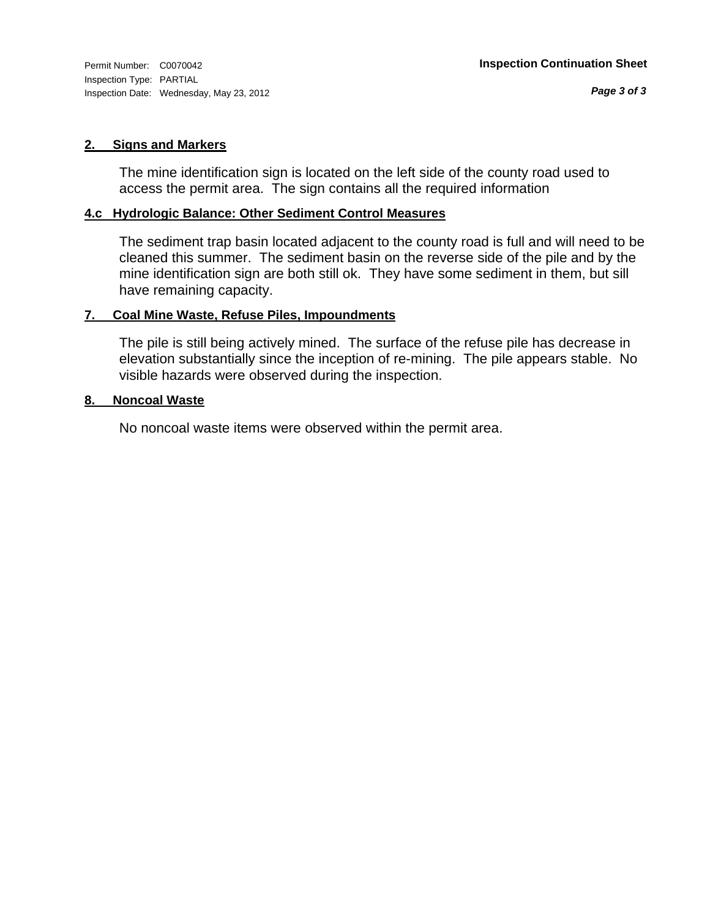Permit Number: C0070042
Inspection Type: PARTIAL
Inspection Date: Wednesday, May 23, 2012

**Inspection Continuation Sheet**

#### 2. Signs and Markers

The mine identification sign is located on the left side of the county road used to access the permit area. The sign contains all the required information

#### 4.c Hydrologic Balance: Other Sediment Control Measures

The sediment trap basin located adjacent to the county road is full and will need to be cleaned this summer. The sediment basin on the reverse side of the pile and by the mine identification sign are both still ok. They have some sediment in them, but sill have remaining capacity.

#### 7. Coal Mine Waste, Refuse Piles, Impoundments

The pile is still being actively mined. The surface of the refuse pile has decrease in elevation substantially since the inception of re-mining. The pile appears stable. No visible hazards were observed during the inspection.

#### 8. Noncoal Waste

No noncoal waste items were observed within the permit area.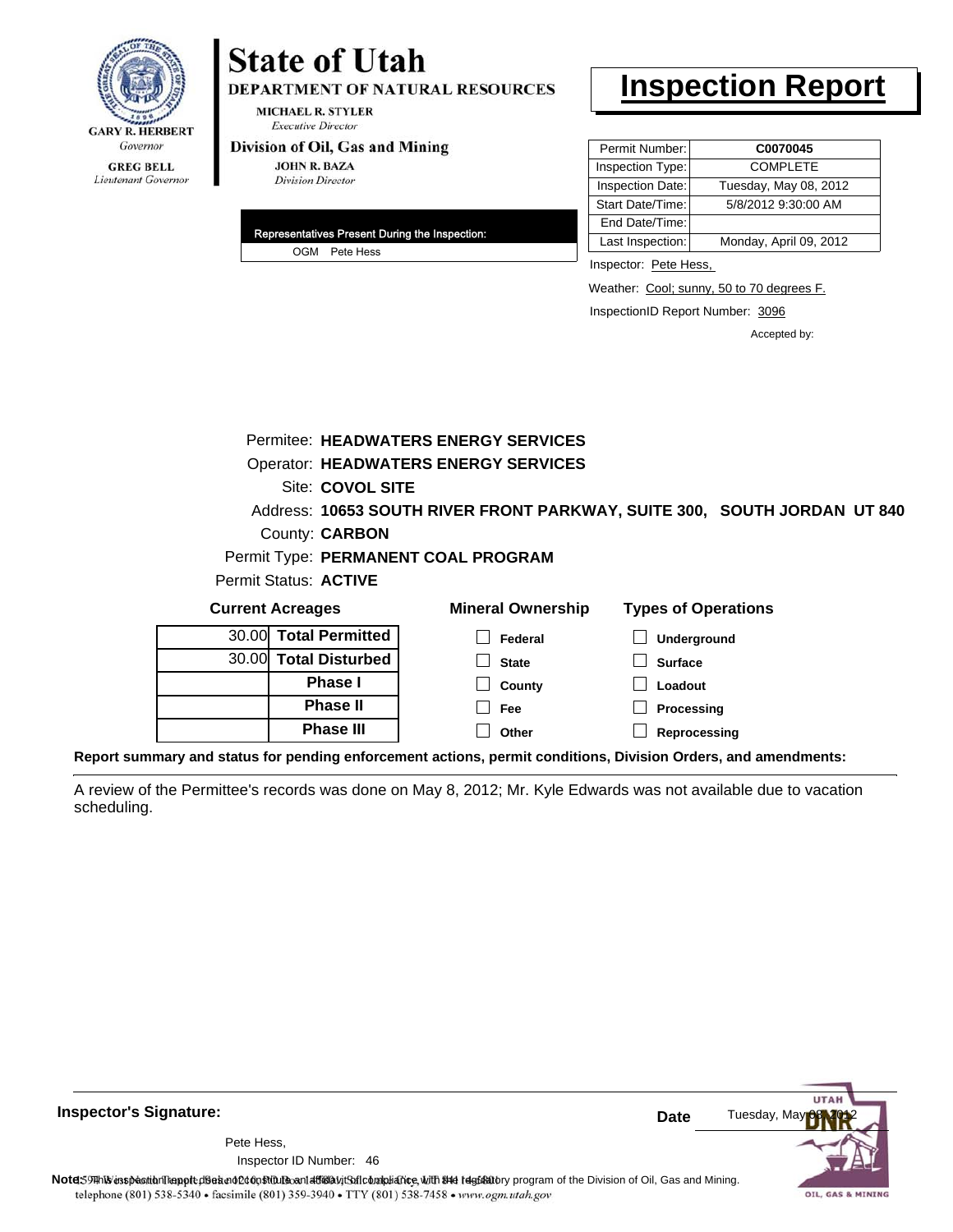GARY R. HERBERT
*Governor*

GREG BELL
*Lieutenant Governor*

# State of Utah

**DEPARTMENT OF NATURAL RESOURCES**

MICHAEL R. STYLER
*Executive Director*

**Division of Oil, Gas and Mining**

JOHN R. BAZA
*Division Director*

# Inspection Report

| | |
|---|---|
| Permit Number: | **C0070045** |
| Inspection Type: | COMPLETE |
| Inspection Date: | Tuesday, May 08, 2012 |
| Start Date/Time: | 5/8/2012 9:30:00 AM |
| End Date/Time: | |
| Last Inspection: | Monday, April 09, 2012 |

**Representatives Present During the Inspection:**

OGM Pete Hess

Inspector: Pete Hess,

Weather: Cool; sunny, 50 to 70 degrees F.

InspectionID Report Number: 3096

Accepted by:

Permitee: **HEADWATERS ENERGY SERVICES**
Operator: **HEADWATERS ENERGY SERVICES**
Site: **COVOL SITE**
Address: **10653 SOUTH RIVER FRONT PARKWAY, SUITE 300, SOUTH JORDAN UT 840**
County: **CARBON**
Permit Type: **PERMANENT COAL PROGRAM**
Permit Status: **ACTIVE**

**Current Acreages**

| | |
|---|---|
| 30.00 | **Total Permitted** |
| 30.00 | **Total Disturbed** |
| | **Phase I** |
| | **Phase II** |
| | **Phase III** |

**Mineral Ownership**

- [ ] Federal
- [ ] State
- [ ] County
- [ ] Fee
- [ ] Other

**Types of Operations**

- [ ] Underground
- [ ] Surface
- [ ] Loadout
- [ ] Processing
- [ ] Reprocessing

**Report summary and status for pending enforcement actions, permit conditions, Division Orders, and amendments:**

A review of the Permittee's records was done on May 8, 2012; Mr. Kyle Edwards was not available due to vacation scheduling.

**Inspector's Signature:**

Pete Hess,

Inspector ID Number: 46

**Date** Tuesday, May 08, 2012

**Note:** This inspection report does not constitute an affidavit of compliance with the regulatory program of the Division of Oil, Gas and Mining.

1594 West North Temple, Suite 1210, Box 145801, Salt Lake City, UT 84114-5801
telephone (801) 538-5340 • facsimile (801) 359-3940 • TTY (801) 538-7458 • www.ogm.utah.gov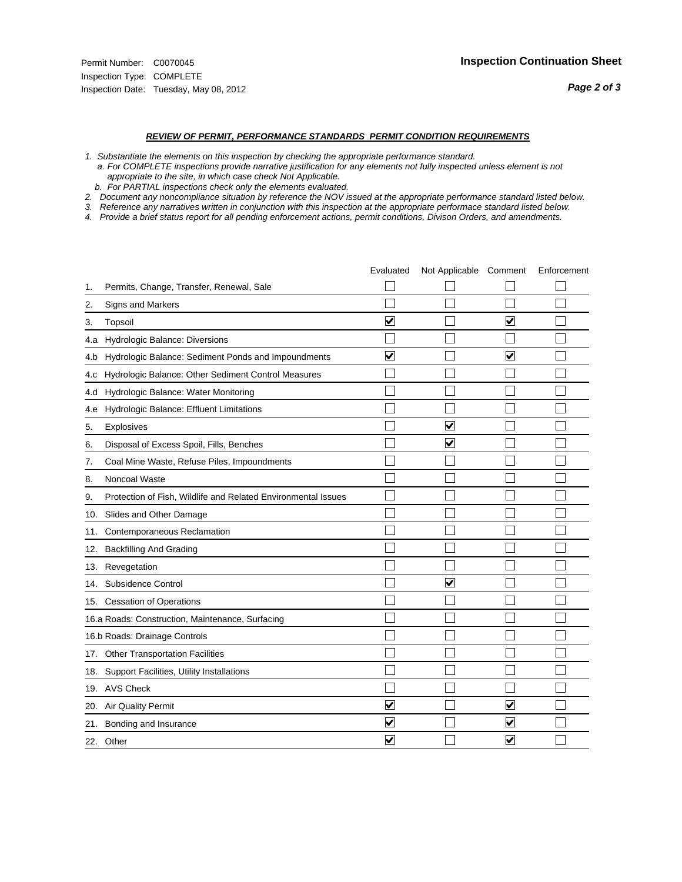Permit Number: C0070045
Inspection Type: COMPLETE
Inspection Date: Tuesday, May 08, 2012

**Inspection Continuation Sheet**

## *REVIEW OF PERMIT, PERFORMANCE STANDARDS PERMIT CONDITION REQUIREMENTS*

*1. Substantiate the elements on this inspection by checking the appropriate performance standard.*
*a. For COMPLETE inspections provide narrative justification for any elements not fully inspected unless element is not appropriate to the site, in which case check Not Applicable.*
*b. For PARTIAL inspections check only the elements evaluated.*
*2. Document any noncompliance situation by reference the NOV issued at the appropriate performance standard listed below.*
*3. Reference any narratives written in conjunction with this inspection at the appropriate performace standard listed below.*
*4. Provide a brief status report for all pending enforcement actions, permit conditions, Divison Orders, and amendments.*

| | | Evaluated | Not Applicable | Comment | Enforcement |
|---|---|---|---|---|---|
| 1. | Permits, Change, Transfer, Renewal, Sale | ☐ | ☐ | ☐ | ☐ |
| 2. | Signs and Markers | ☐ | ☐ | ☐ | ☐ |
| 3. | Topsoil | ☑ | ☐ | ☑ | ☐ |
| 4.a | Hydrologic Balance: Diversions | ☐ | ☐ | ☐ | ☐ |
| 4.b | Hydrologic Balance: Sediment Ponds and Impoundments | ☑ | ☐ | ☑ | ☐ |
| 4.c | Hydrologic Balance: Other Sediment Control Measures | ☐ | ☐ | ☐ | ☐ |
| 4.d | Hydrologic Balance: Water Monitoring | ☐ | ☐ | ☐ | ☐ |
| 4.e | Hydrologic Balance: Effluent Limitations | ☐ | ☐ | ☐ | ☐ |
| 5. | Explosives | ☐ | ☑ | ☐ | ☐ |
| 6. | Disposal of Excess Spoil, Fills, Benches | ☐ | ☑ | ☐ | ☐ |
| 7. | Coal Mine Waste, Refuse Piles, Impoundments | ☐ | ☐ | ☐ | ☐ |
| 8. | Noncoal Waste | ☐ | ☐ | ☐ | ☐ |
| 9. | Protection of Fish, Wildlife and Related Environmental Issues | ☐ | ☐ | ☐ | ☐ |
| 10. | Slides and Other Damage | ☐ | ☐ | ☐ | ☐ |
| 11. | Contemporaneous Reclamation | ☐ | ☐ | ☐ | ☐ |
| 12. | Backfilling And Grading | ☐ | ☐ | ☐ | ☐ |
| 13. | Revegetation | ☐ | ☐ | ☐ | ☐ |
| 14. | Subsidence Control | ☐ | ☑ | ☐ | ☐ |
| 15. | Cessation of Operations | ☐ | ☐ | ☐ | ☐ |
| 16.a | Roads: Construction, Maintenance, Surfacing | ☐ | ☐ | ☐ | ☐ |
| 16.b | Roads: Drainage Controls | ☐ | ☐ | ☐ | ☐ |
| 17. | Other Transportation Facilities | ☐ | ☐ | ☐ | ☐ |
| 18. | Support Facilities, Utility Installations | ☐ | ☐ | ☐ | ☐ |
| 19. | AVS Check | ☐ | ☐ | ☐ | ☐ |
| 20. | Air Quality Permit | ☑ | ☐ | ☑ | ☐ |
| 21. | Bonding and Insurance | ☑ | ☐ | ☑ | ☐ |
| 22. | Other | ☑ | ☐ | ☑ | ☐ |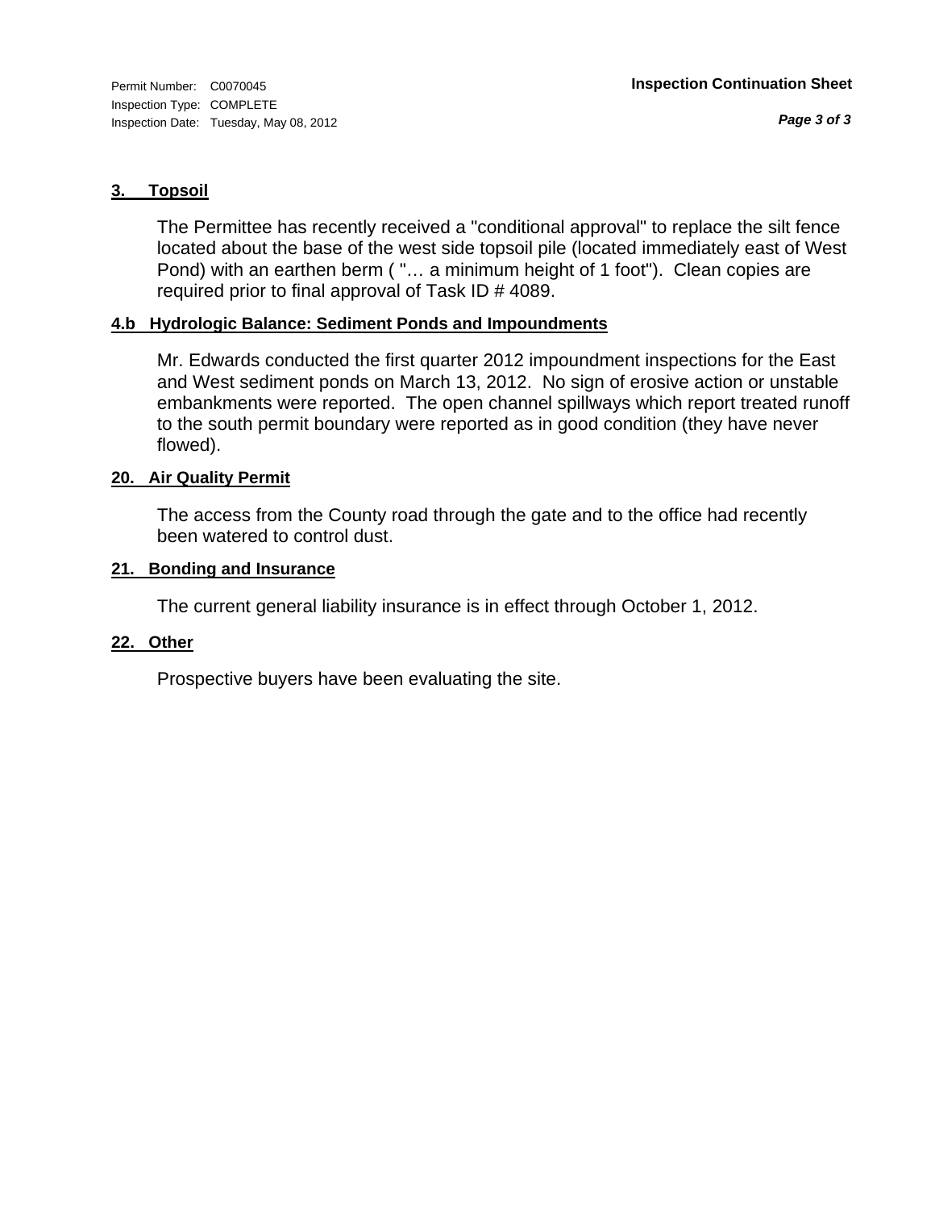### 3. Topsoil

The Permittee has recently received a "conditional approval" to replace the silt fence located about the base of the west side topsoil pile (located immediately east of West Pond) with an earthen berm ( "… a minimum height of 1 foot"). Clean copies are required prior to final approval of Task ID # 4089.

### 4.b Hydrologic Balance: Sediment Ponds and Impoundments

Mr. Edwards conducted the first quarter 2012 impoundment inspections for the East and West sediment ponds on March 13, 2012. No sign of erosive action or unstable embankments were reported. The open channel spillways which report treated runoff to the south permit boundary were reported as in good condition (they have never flowed).

### 20. Air Quality Permit

The access from the County road through the gate and to the office had recently been watered to control dust.

### 21. Bonding and Insurance

The current general liability insurance is in effect through October 1, 2012.

### 22. Other

Prospective buyers have been evaluating the site.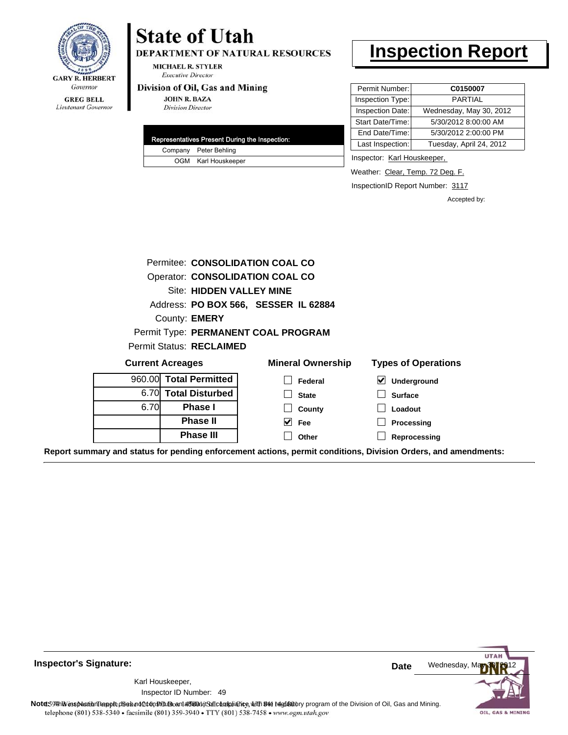GARY R. HERBERT
*Governor*

GREG BELL
*Lieutenant Governor*

# State of Utah

**DEPARTMENT OF NATURAL RESOURCES**

MICHAEL R. STYLER
*Executive Director*

**Division of Oil, Gas and Mining**

JOHN R. BAZA
*Division Director*

# Inspection Report

| | |
|---|---|
| Permit Number: | **C0150007** |
| Inspection Type: | PARTIAL |
| Inspection Date: | Wednesday, May 30, 2012 |
| Start Date/Time: | 5/30/2012 8:00:00 AM |
| End Date/Time: | 5/30/2012 2:00:00 PM |
| Last Inspection: | Tuesday, April 24, 2012 |

| Representatives Present During the Inspection: | |
|---|---|
| Company | Peter Behling |
| OGM | Karl Houskeeper |

Inspector: Karl Houskeeper,

Weather: Clear, Temp. 72 Deg. F.

InspectionID Report Number: 3117

Accepted by:

Permitee: **CONSOLIDATION COAL CO**
Operator: **CONSOLIDATION COAL CO**
Site: **HIDDEN VALLEY MINE**
Address: **PO BOX 566, SESSER IL 62884**
County: **EMERY**
Permit Type: **PERMANENT COAL PROGRAM**
Permit Status: **RECLAIMED**

**Current Acreages**

| | |
|---|---|
| 960.00 | **Total Permitted** |
| 6.70 | **Total Disturbed** |
| 6.70 | **Phase I** |
| | **Phase II** |
| | **Phase III** |

**Mineral Ownership**

- [ ] Federal
- [ ] State
- [ ] County
- [x] Fee
- [ ] Other

**Types of Operations**

- [x] Underground
- [ ] Surface
- [ ] Loadout
- [ ] Processing
- [ ] Reprocessing

**Report summary and status for pending enforcement actions, permit conditions, Division Orders, and amendments:**

**Inspector's Signature:**

Karl Houskeeper,

Inspector ID Number: 49

**Date** Wednesday, May 30, 2012

**Note:** This inspection report does not constitute an affidavit of compliance with the regulatory program of the Division of Oil, Gas and Mining.
1594 West North Temple, Suite 1210, Box 145801, Salt Lake City, UT 84114-5801
telephone (801) 538-5340 • facsimile (801) 359-3940 • TTY (801) 538-7458 • www.ogm.utah.gov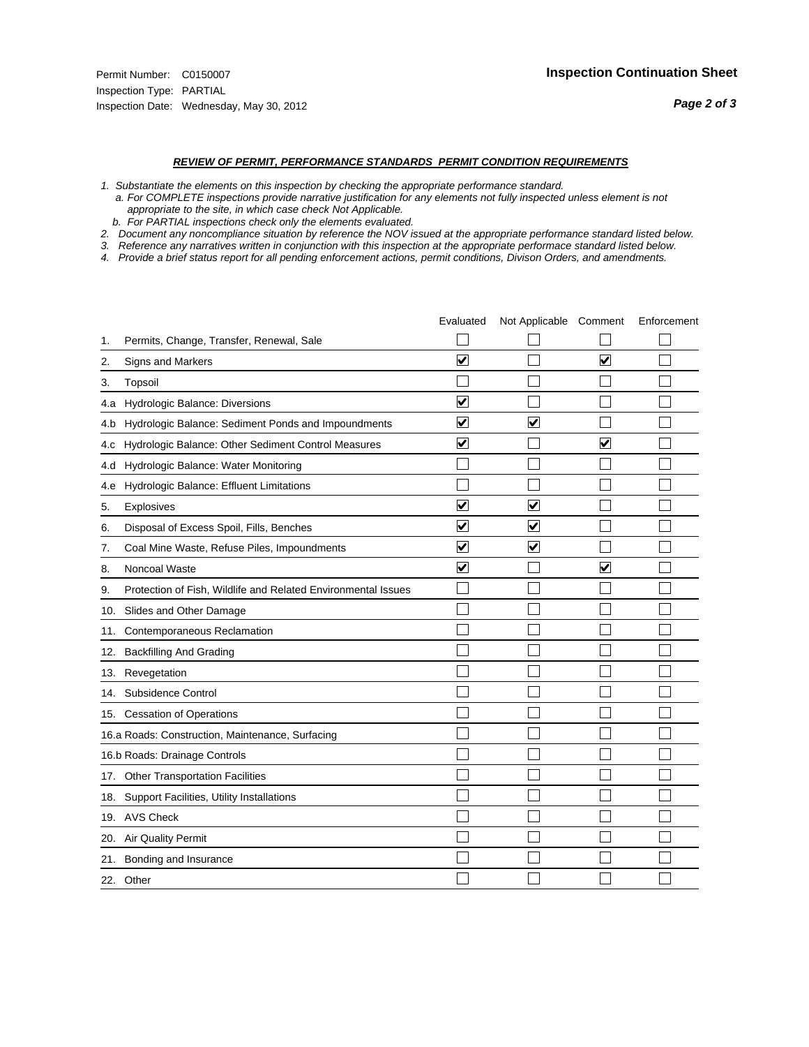Permit Number: C0150007
Inspection Type: PARTIAL
Inspection Date: Wednesday, May 30, 2012

**Inspection Continuation Sheet**

***REVIEW OF PERMIT, PERFORMANCE STANDARDS PERMIT CONDITION REQUIREMENTS***

*1. Substantiate the elements on this inspection by checking the appropriate performance standard.*
*a. For COMPLETE inspections provide narrative justification for any elements not fully inspected unless element is not appropriate to the site, in which case check Not Applicable.*
*b. For PARTIAL inspections check only the elements evaluated.*
*2. Document any noncompliance situation by reference the NOV issued at the appropriate performance standard listed below.*
*3. Reference any narratives written in conjunction with this inspection at the appropriate performace standard listed below.*
*4. Provide a brief status report for all pending enforcement actions, permit conditions, Divison Orders, and amendments.*

| | Evaluated | Not Applicable | Comment | Enforcement |
|---|---|---|---|---|
| 1. Permits, Change, Transfer, Renewal, Sale | ☐ | ☐ | ☐ | ☐ |
| 2. Signs and Markers | ☑ | ☐ | ☑ | ☐ |
| 3. Topsoil | ☐ | ☐ | ☐ | ☐ |
| 4.a Hydrologic Balance: Diversions | ☑ | ☐ | ☐ | ☐ |
| 4.b Hydrologic Balance: Sediment Ponds and Impoundments | ☑ | ☑ | ☐ | ☐ |
| 4.c Hydrologic Balance: Other Sediment Control Measures | ☑ | ☐ | ☑ | ☐ |
| 4.d Hydrologic Balance: Water Monitoring | ☐ | ☐ | ☐ | ☐ |
| 4.e Hydrologic Balance: Effluent Limitations | ☐ | ☐ | ☐ | ☐ |
| 5. Explosives | ☑ | ☑ | ☐ | ☐ |
| 6. Disposal of Excess Spoil, Fills, Benches | ☑ | ☑ | ☐ | ☐ |
| 7. Coal Mine Waste, Refuse Piles, Impoundments | ☑ | ☑ | ☐ | ☐ |
| 8. Noncoal Waste | ☑ | ☐ | ☑ | ☐ |
| 9. Protection of Fish, Wildlife and Related Environmental Issues | ☐ | ☐ | ☐ | ☐ |
| 10. Slides and Other Damage | ☐ | ☐ | ☐ | ☐ |
| 11. Contemporaneous Reclamation | ☐ | ☐ | ☐ | ☐ |
| 12. Backfilling And Grading | ☐ | ☐ | ☐ | ☐ |
| 13. Revegetation | ☐ | ☐ | ☐ | ☐ |
| 14. Subsidence Control | ☐ | ☐ | ☐ | ☐ |
| 15. Cessation of Operations | ☐ | ☐ | ☐ | ☐ |
| 16.a Roads: Construction, Maintenance, Surfacing | ☐ | ☐ | ☐ | ☐ |
| 16.b Roads: Drainage Controls | ☐ | ☐ | ☐ | ☐ |
| 17. Other Transportation Facilities | ☐ | ☐ | ☐ | ☐ |
| 18. Support Facilities, Utility Installations | ☐ | ☐ | ☐ | ☐ |
| 19. AVS Check | ☐ | ☐ | ☐ | ☐ |
| 20. Air Quality Permit | ☐ | ☐ | ☐ | ☐ |
| 21. Bonding and Insurance | ☐ | ☐ | ☐ | ☐ |
| 22. Other | ☐ | ☐ | ☐ | ☐ |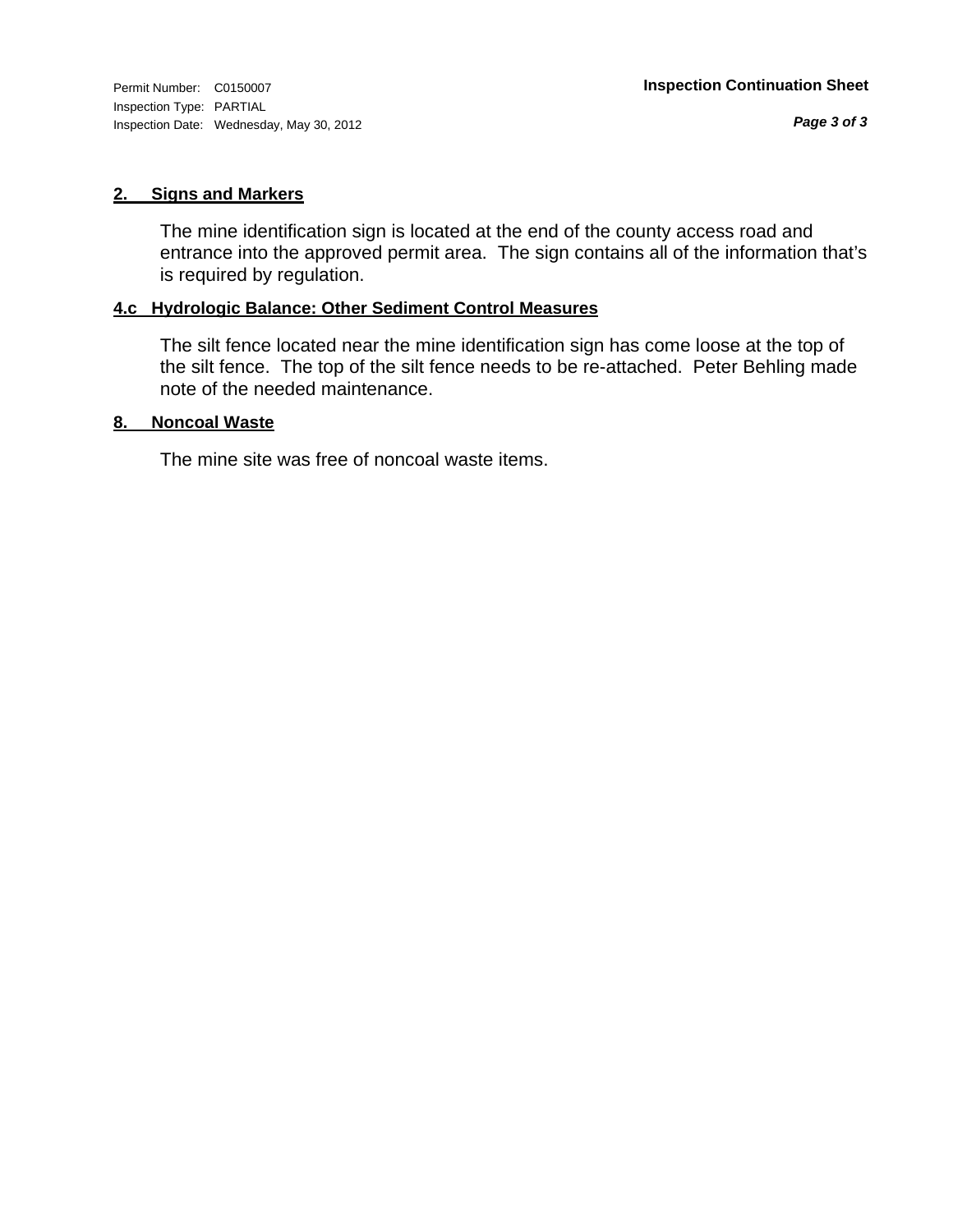Permit Number: C0150007
Inspection Type: PARTIAL
Inspection Date: Wednesday, May 30, 2012

**Inspection Continuation Sheet**

**2. Signs and Markers**

The mine identification sign is located at the end of the county access road and entrance into the approved permit area. The sign contains all of the information that's is required by regulation.

**4.c Hydrologic Balance: Other Sediment Control Measures**

The silt fence located near the mine identification sign has come loose at the top of the silt fence. The top of the silt fence needs to be re-attached. Peter Behling made note of the needed maintenance.

**8. Noncoal Waste**

The mine site was free of noncoal waste items.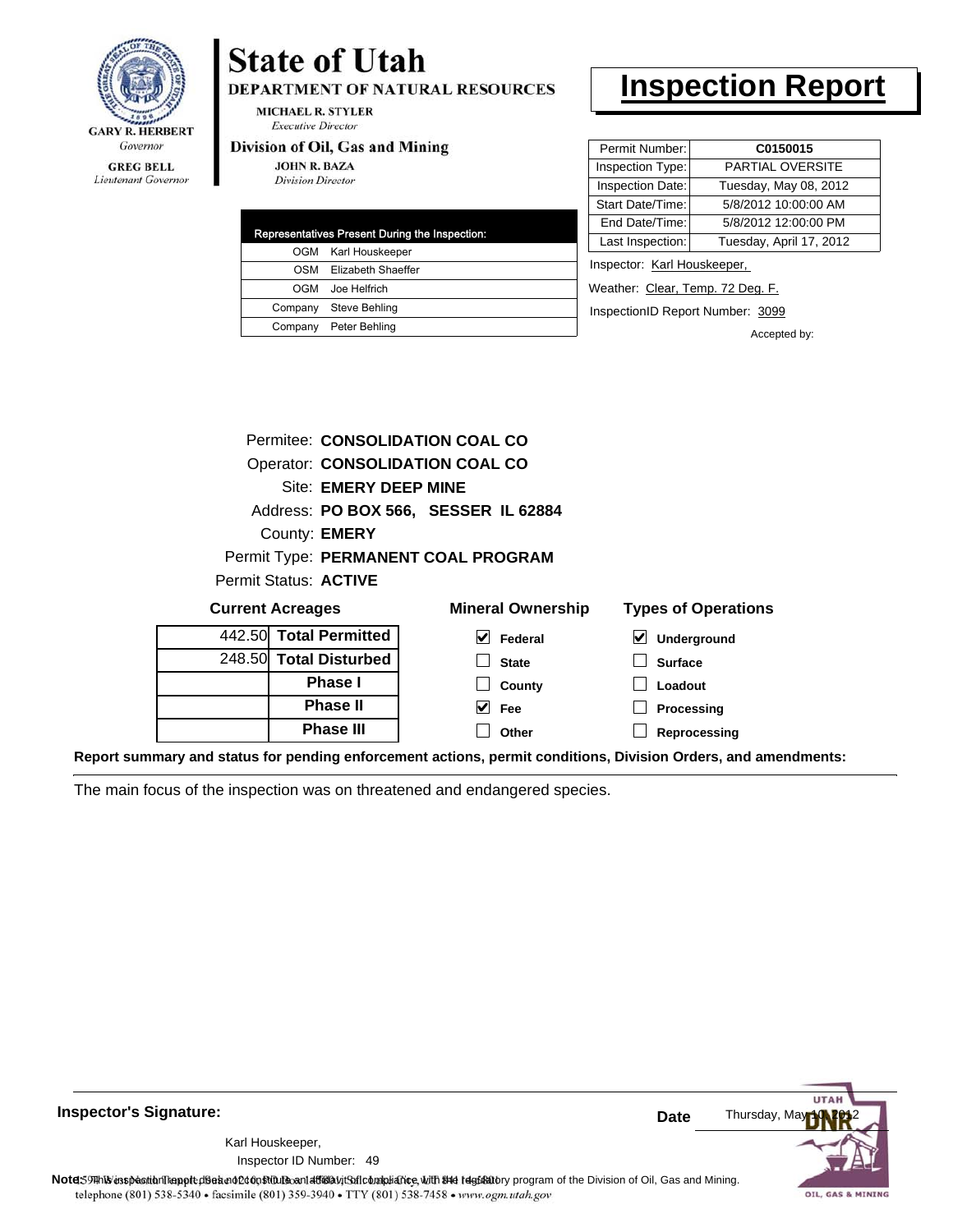GARY R. HERBERT
*Governor*

GREG BELL
*Lieutenant Governor*

# State of Utah

**DEPARTMENT OF NATURAL RESOURCES**

MICHAEL R. STYLER
*Executive Director*

**Division of Oil, Gas and Mining**

JOHN R. BAZA
*Division Director*

# Inspection Report

| | |
|---|---|
| Permit Number: | **C0150015** |
| Inspection Type: | PARTIAL OVERSITE |
| Inspection Date: | Tuesday, May 08, 2012 |
| Start Date/Time: | 5/8/2012 10:00:00 AM |
| End Date/Time: | 5/8/2012 12:00:00 PM |
| Last Inspection: | Tuesday, April 17, 2012 |

| Representatives Present During the Inspection: | |
|---|---|
| OGM | Karl Houskeeper |
| OSM | Elizabeth Shaeffer |
| OGM | Joe Helfrich |
| Company | Steve Behling |
| Company | Peter Behling |

Inspector: Karl Houskeeper,

Weather: Clear, Temp. 72 Deg. F.

InspectionID Report Number: 3099

Accepted by:

Permitee: **CONSOLIDATION COAL CO**
Operator: **CONSOLIDATION COAL CO**
Site: **EMERY DEEP MINE**
Address: **PO BOX 566, SESSER IL 62884**
County: **EMERY**
Permit Type: **PERMANENT COAL PROGRAM**
Permit Status: **ACTIVE**

**Current Acreages**

| | |
|---|---|
| 442.50 | **Total Permitted** |
| 248.50 | **Total Disturbed** |
| | **Phase I** |
| | **Phase II** |
| | **Phase III** |

**Mineral Ownership**

- [x] **Federal**
- [ ] **State**
- [ ] **County**
- [x] **Fee**
- [ ] **Other**

**Types of Operations**

- [x] **Underground**
- [ ] **Surface**
- [ ] **Loadout**
- [ ] **Processing**
- [ ] **Reprocessing**

**Report summary and status for pending enforcement actions, permit conditions, Division Orders, and amendments:**

The main focus of the inspection was on threatened and endangered species.

**Inspector's Signature:**

Karl Houskeeper,

Inspector ID Number: 49

**Date** Thursday, May 10, 2012

**Note:** This inspection report does not constitute an affidavit of compliance with the regulatory program of the Division of Oil, Gas and Mining.

telephone (801) 538-5340 • facsimile (801) 359-3940 • TTY (801) 538-7458 • www.ogm.utah.gov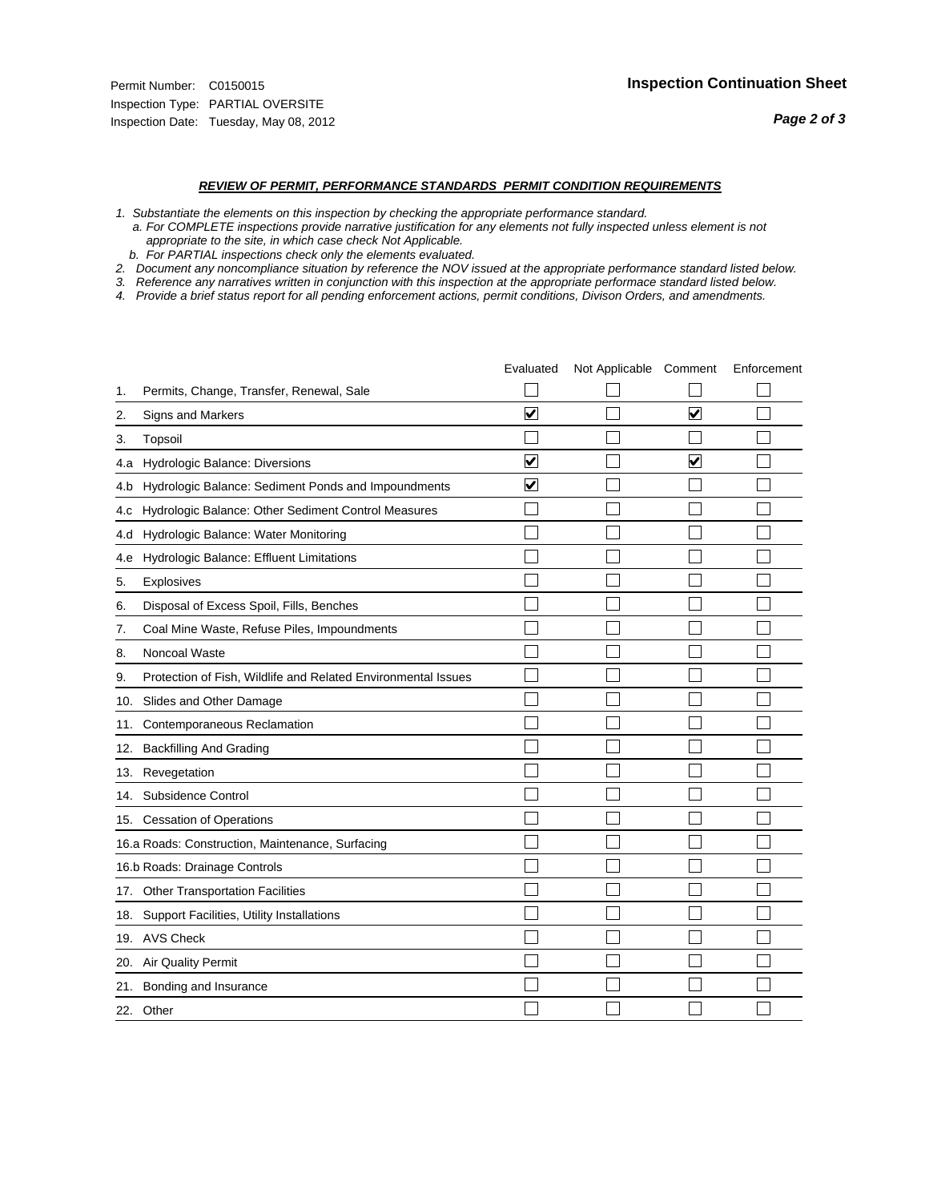Permit Number: C0150015
Inspection Type: PARTIAL OVERSITE
Inspection Date: Tuesday, May 08, 2012

**Inspection Continuation Sheet**

***REVIEW OF PERMIT, PERFORMANCE STANDARDS PERMIT CONDITION REQUIREMENTS***

*1. Substantiate the elements on this inspection by checking the appropriate performance standard.*
*a. For COMPLETE inspections provide narrative justification for any elements not fully inspected unless element is not appropriate to the site, in which case check Not Applicable.*
*b. For PARTIAL inspections check only the elements evaluated.*
*2. Document any noncompliance situation by reference the NOV issued at the appropriate performance standard listed below.*
*3. Reference any narratives written in conjunction with this inspection at the appropriate performace standard listed below.*
*4. Provide a brief status report for all pending enforcement actions, permit conditions, Divison Orders, and amendments.*

| | Evaluated | Not Applicable | Comment | Enforcement |
|---|---|---|---|---|
| 1. Permits, Change, Transfer, Renewal, Sale | ☐ | ☐ | ☐ | ☐ |
| 2. Signs and Markers | ☑ | ☐ | ☑ | ☐ |
| 3. Topsoil | ☐ | ☐ | ☐ | ☐ |
| 4.a Hydrologic Balance: Diversions | ☑ | ☐ | ☑ | ☐ |
| 4.b Hydrologic Balance: Sediment Ponds and Impoundments | ☑ | ☐ | ☐ | ☐ |
| 4.c Hydrologic Balance: Other Sediment Control Measures | ☐ | ☐ | ☐ | ☐ |
| 4.d Hydrologic Balance: Water Monitoring | ☐ | ☐ | ☐ | ☐ |
| 4.e Hydrologic Balance: Effluent Limitations | ☐ | ☐ | ☐ | ☐ |
| 5. Explosives | ☐ | ☐ | ☐ | ☐ |
| 6. Disposal of Excess Spoil, Fills, Benches | ☐ | ☐ | ☐ | ☐ |
| 7. Coal Mine Waste, Refuse Piles, Impoundments | ☐ | ☐ | ☐ | ☐ |
| 8. Noncoal Waste | ☐ | ☐ | ☐ | ☐ |
| 9. Protection of Fish, Wildlife and Related Environmental Issues | ☐ | ☐ | ☐ | ☐ |
| 10. Slides and Other Damage | ☐ | ☐ | ☐ | ☐ |
| 11. Contemporaneous Reclamation | ☐ | ☐ | ☐ | ☐ |
| 12. Backfilling And Grading | ☐ | ☐ | ☐ | ☐ |
| 13. Revegetation | ☐ | ☐ | ☐ | ☐ |
| 14. Subsidence Control | ☐ | ☐ | ☐ | ☐ |
| 15. Cessation of Operations | ☐ | ☐ | ☐ | ☐ |
| 16.a Roads: Construction, Maintenance, Surfacing | ☐ | ☐ | ☐ | ☐ |
| 16.b Roads: Drainage Controls | ☐ | ☐ | ☐ | ☐ |
| 17. Other Transportation Facilities | ☐ | ☐ | ☐ | ☐ |
| 18. Support Facilities, Utility Installations | ☐ | ☐ | ☐ | ☐ |
| 19. AVS Check | ☐ | ☐ | ☐ | ☐ |
| 20. Air Quality Permit | ☐ | ☐ | ☐ | ☐ |
| 21. Bonding and Insurance | ☐ | ☐ | ☐ | ☐ |
| 22. Other | ☐ | ☐ | ☐ | ☐ |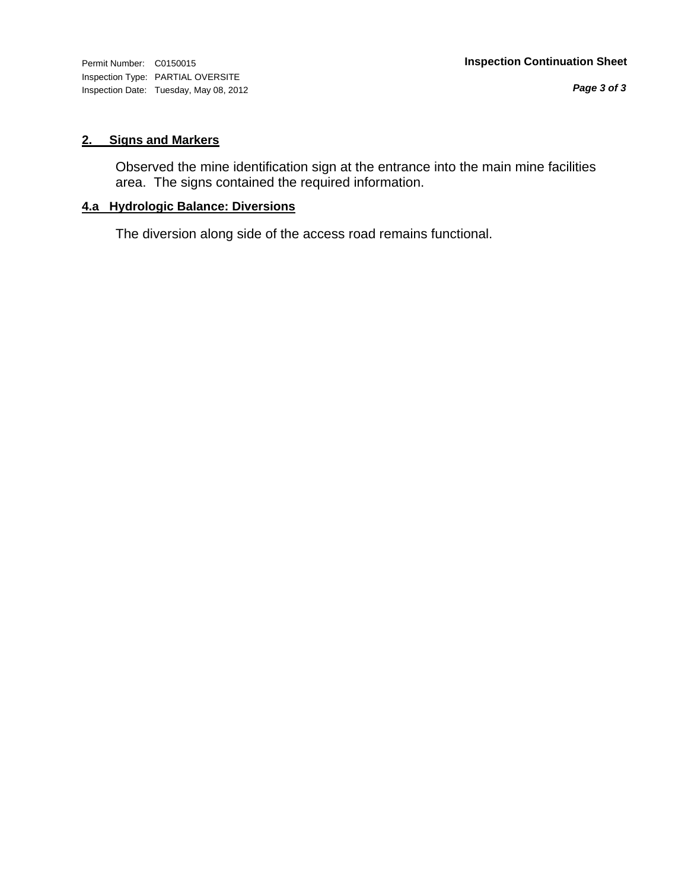## 2. Signs and Markers

Observed the mine identification sign at the entrance into the main mine facilities area. The signs contained the required information.

## 4.a Hydrologic Balance: Diversions

The diversion along side of the access road remains functional.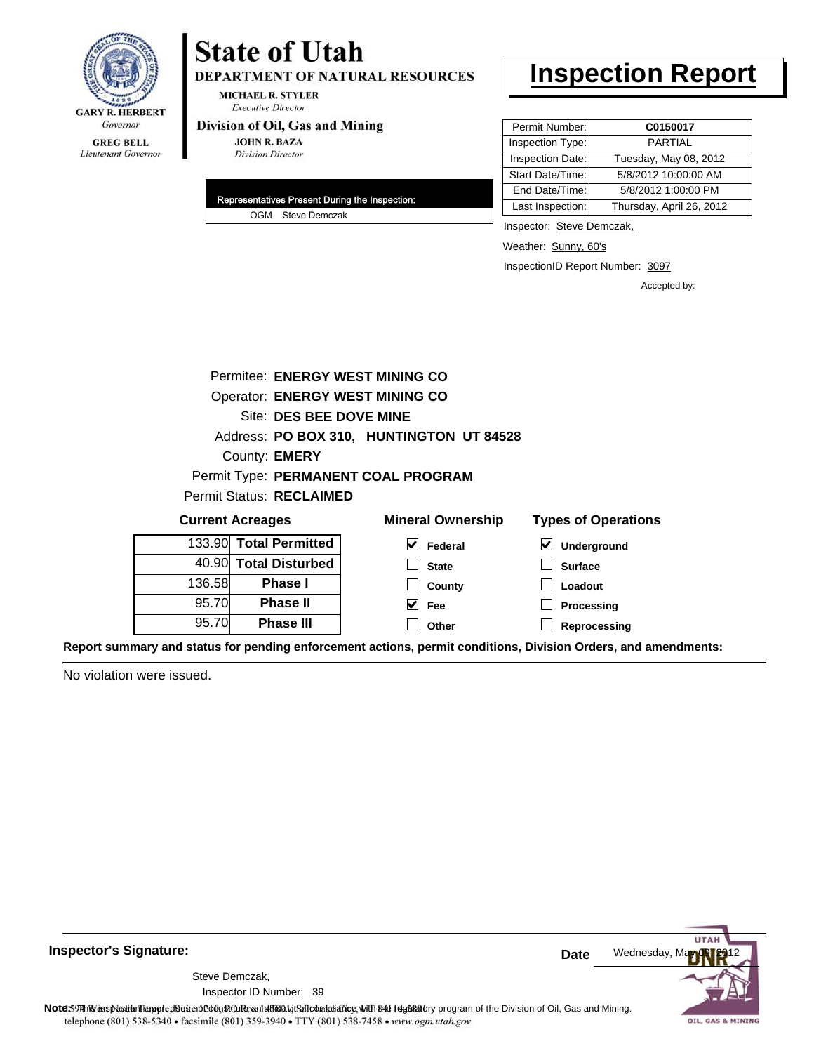GARY R. HERBERT
*Governor*

GREG BELL
*Lieutenant Governor*

# State of Utah

**DEPARTMENT OF NATURAL RESOURCES**

MICHAEL R. STYLER
*Executive Director*

**Division of Oil, Gas and Mining**

JOHN R. BAZA
*Division Director*

# Inspection Report

| | |
|---|---|
| Permit Number: | **C0150017** |
| Inspection Type: | PARTIAL |
| Inspection Date: | Tuesday, May 08, 2012 |
| Start Date/Time: | 5/8/2012 10:00:00 AM |
| End Date/Time: | 5/8/2012 1:00:00 PM |
| Last Inspection: | Thursday, April 26, 2012 |

**Representatives Present During the Inspection:**

OGM Steve Demczak

Inspector: Steve Demczak,

Weather: Sunny, 60's

InspectionID Report Number: 3097

Accepted by:

Permitee: **ENERGY WEST MINING CO**
Operator: **ENERGY WEST MINING CO**
Site: **DES BEE DOVE MINE**
Address: **PO BOX 310, HUNTINGTON UT 84528**
County: **EMERY**
Permit Type: **PERMANENT COAL PROGRAM**
Permit Status: **RECLAIMED**

**Current Acreages**

| | |
|---|---|
| 133.90 | **Total Permitted** |
| 40.90 | **Total Disturbed** |
| 136.58 | **Phase I** |
| 95.70 | **Phase II** |
| 95.70 | **Phase III** |

**Mineral Ownership**

- [x] Federal
- [ ] State
- [ ] County
- [x] Fee
- [ ] Other

**Types of Operations**

- [x] Underground
- [ ] Surface
- [ ] Loadout
- [ ] Processing
- [ ] Reprocessing

**Report summary and status for pending enforcement actions, permit conditions, Division Orders, and amendments:**

No violation were issued.

**Inspector's Signature:**

Steve Demczak,
Inspector ID Number: 39

**Date** Wednesday, May 09, 2012

**Note:** This inspection report does not constitute an affidavit of compliance with the regulatory program of the Division of Oil, Gas and Mining.
telephone (801) 538-5340 • facsimile (801) 359-3940 • TTY (801) 538-7458 • www.ogm.utah.gov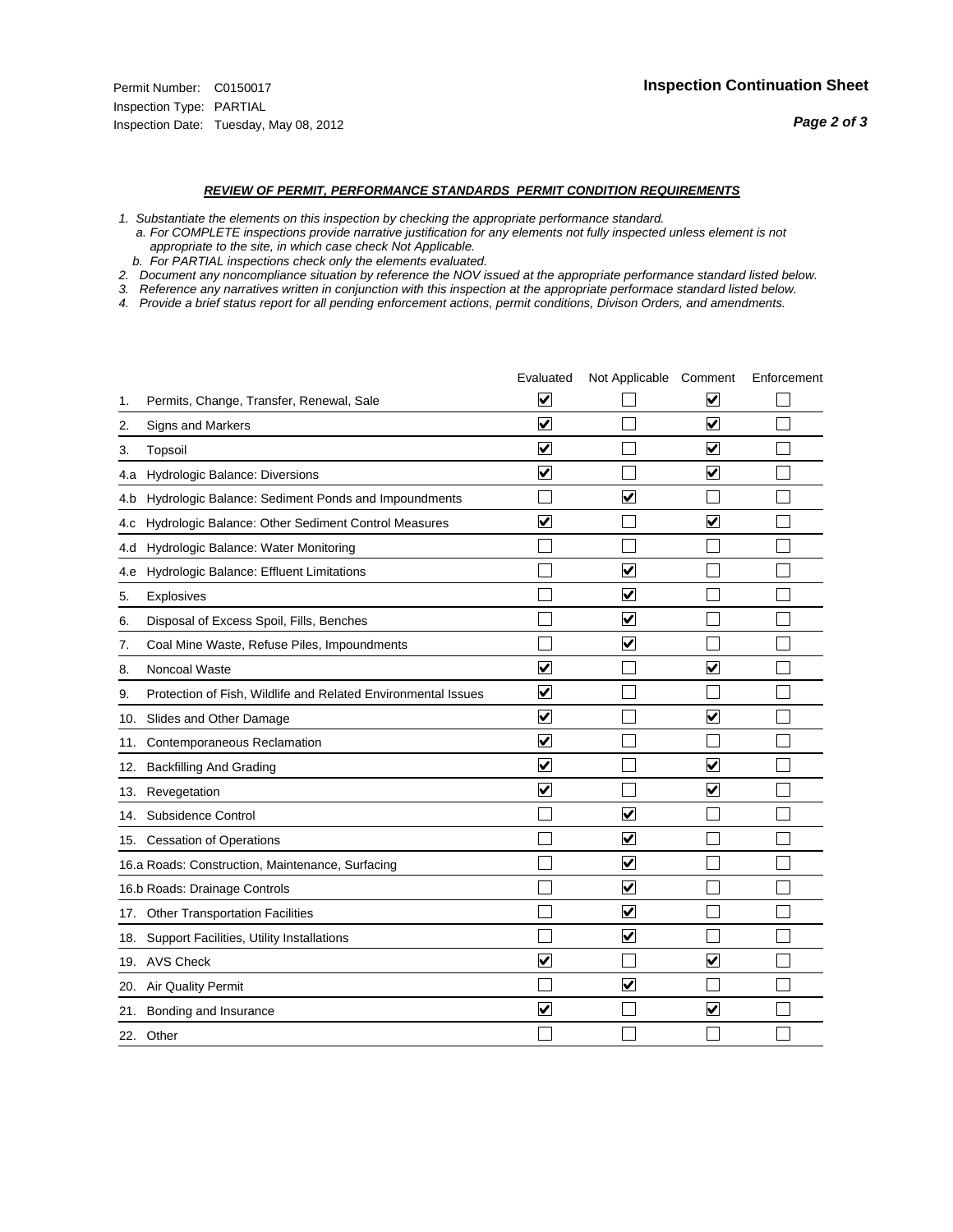Permit Number: C0150017
Inspection Type: PARTIAL
Inspection Date: Tuesday, May 08, 2012

**Inspection Continuation Sheet**

***REVIEW OF PERMIT, PERFORMANCE STANDARDS PERMIT CONDITION REQUIREMENTS***

*1. Substantiate the elements on this inspection by checking the appropriate performance standard.*
*a. For COMPLETE inspections provide narrative justification for any elements not fully inspected unless element is not appropriate to the site, in which case check Not Applicable.*
*b. For PARTIAL inspections check only the elements evaluated.*
*2. Document any noncompliance situation by reference the NOV issued at the appropriate performance standard listed below.*
*3. Reference any narratives written in conjunction with this inspection at the appropriate performace standard listed below.*
*4. Provide a brief status report for all pending enforcement actions, permit conditions, Divison Orders, and amendments.*

| | Evaluated | Not Applicable | Comment | Enforcement |
|---|---|---|---|---|
| 1. Permits, Change, Transfer, Renewal, Sale | ☑ | ☐ | ☑ | ☐ |
| 2. Signs and Markers | ☑ | ☐ | ☑ | ☐ |
| 3. Topsoil | ☑ | ☐ | ☑ | ☐ |
| 4.a Hydrologic Balance: Diversions | ☑ | ☐ | ☑ | ☐ |
| 4.b Hydrologic Balance: Sediment Ponds and Impoundments | ☐ | ☑ | ☐ | ☐ |
| 4.c Hydrologic Balance: Other Sediment Control Measures | ☑ | ☐ | ☑ | ☐ |
| 4.d Hydrologic Balance: Water Monitoring | ☐ | ☐ | ☐ | ☐ |
| 4.e Hydrologic Balance: Effluent Limitations | ☐ | ☑ | ☐ | ☐ |
| 5. Explosives | ☐ | ☑ | ☐ | ☐ |
| 6. Disposal of Excess Spoil, Fills, Benches | ☐ | ☑ | ☐ | ☐ |
| 7. Coal Mine Waste, Refuse Piles, Impoundments | ☐ | ☑ | ☐ | ☐ |
| 8. Noncoal Waste | ☑ | ☐ | ☑ | ☐ |
| 9. Protection of Fish, Wildlife and Related Environmental Issues | ☑ | ☐ | ☐ | ☐ |
| 10. Slides and Other Damage | ☑ | ☐ | ☑ | ☐ |
| 11. Contemporaneous Reclamation | ☑ | ☐ | ☐ | ☐ |
| 12. Backfilling And Grading | ☑ | ☐ | ☑ | ☐ |
| 13. Revegetation | ☑ | ☐ | ☑ | ☐ |
| 14. Subsidence Control | ☐ | ☑ | ☐ | ☐ |
| 15. Cessation of Operations | ☐ | ☑ | ☐ | ☐ |
| 16.a Roads: Construction, Maintenance, Surfacing | ☐ | ☑ | ☐ | ☐ |
| 16.b Roads: Drainage Controls | ☐ | ☑ | ☐ | ☐ |
| 17. Other Transportation Facilities | ☐ | ☑ | ☐ | ☐ |
| 18. Support Facilities, Utility Installations | ☐ | ☑ | ☐ | ☐ |
| 19. AVS Check | ☑ | ☐ | ☑ | ☐ |
| 20. Air Quality Permit | ☐ | ☑ | ☐ | ☐ |
| 21. Bonding and Insurance | ☑ | ☐ | ☑ | ☐ |
| 22. Other | ☐ | ☐ | ☐ | ☐ |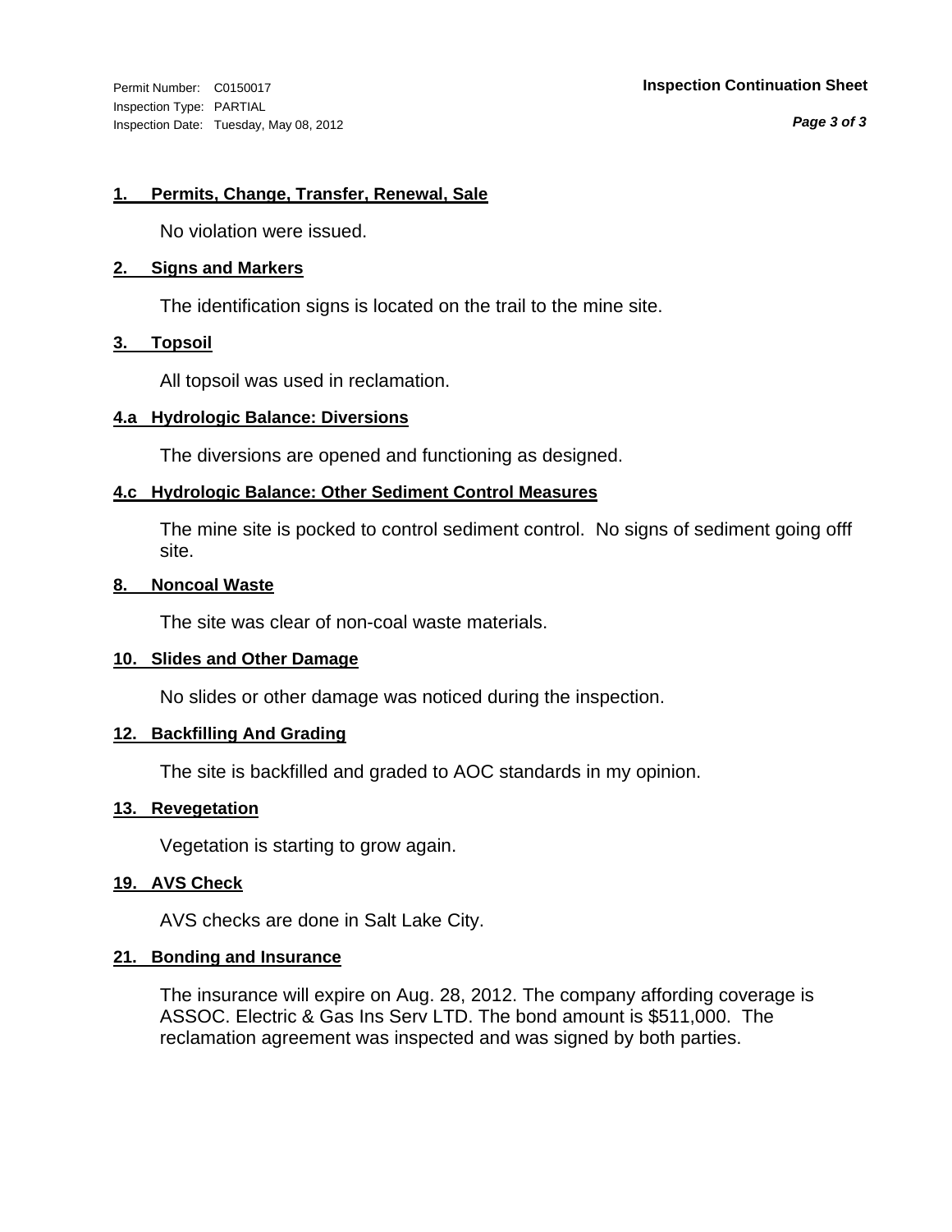Permit Number: C0150017
Inspection Type: PARTIAL
Inspection Date: Tuesday, May 08, 2012

**Inspection Continuation Sheet**

**1. Permits, Change, Transfer, Renewal, Sale**

No violation were issued.

**2. Signs and Markers**

The identification signs is located on the trail to the mine site.

**3. Topsoil**

All topsoil was used in reclamation.

**4.a Hydrologic Balance: Diversions**

The diversions are opened and functioning as designed.

**4.c Hydrologic Balance: Other Sediment Control Measures**

The mine site is pocked to control sediment control. No signs of sediment going offf site.

**8. Noncoal Waste**

The site was clear of non-coal waste materials.

**10. Slides and Other Damage**

No slides or other damage was noticed during the inspection.

**12. Backfilling And Grading**

The site is backfilled and graded to AOC standards in my opinion.

**13. Revegetation**

Vegetation is starting to grow again.

**19. AVS Check**

AVS checks are done in Salt Lake City.

**21. Bonding and Insurance**

The insurance will expire on Aug. 28, 2012. The company affording coverage is ASSOC. Electric & Gas Ins Serv LTD. The bond amount is $511,000. The reclamation agreement was inspected and was signed by both parties.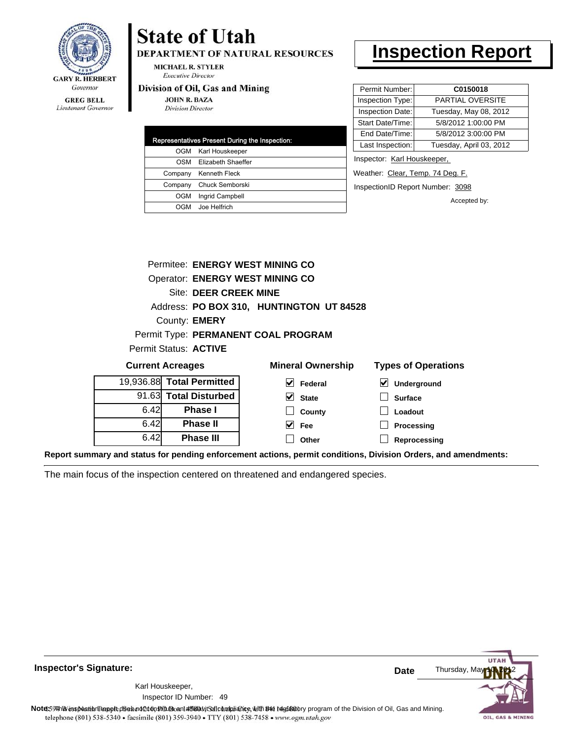# State of Utah

DEPARTMENT OF NATURAL RESOURCES

MICHAEL R. STYLER
*Executive Director*

Division of Oil, Gas and Mining

JOHN R. BAZA
*Division Director*

GARY R. HERBERT
*Governor*

GREG BELL
*Lieutenant Governor*

# Inspection Report

| | |
|---|---|
| Permit Number: | **C0150018** |
| Inspection Type: | PARTIAL OVERSITE |
| Inspection Date: | Tuesday, May 08, 2012 |
| Start Date/Time: | 5/8/2012 1:00:00 PM |
| End Date/Time: | 5/8/2012 3:00:00 PM |
| Last Inspection: | Tuesday, April 03, 2012 |

Inspector: Karl Houskeeper,

Weather: Clear, Temp. 74 Deg. F.

InspectionID Report Number: 3098

Accepted by:

| Representatives Present During the Inspection: | |
|---|---|
| OGM | Karl Houskeeper |
| OSM | Elizabeth Shaeffer |
| Company | Kenneth Fleck |
| Company | Chuck Semborski |
| OGM | Ingrid Campbell |
| OGM | Joe Helfrich |

Permitee: **ENERGY WEST MINING CO**
Operator: **ENERGY WEST MINING CO**
Site: **DEER CREEK MINE**
Address: **PO BOX 310, HUNTINGTON UT 84528**
County: **EMERY**
Permit Type: **PERMANENT COAL PROGRAM**
Permit Status: **ACTIVE**

**Current Acreages**

| | |
|---|---|
| 19,936.88 | **Total Permitted** |
| 91.63 | **Total Disturbed** |
| 6.42 | **Phase I** |
| 6.42 | **Phase II** |
| 6.42 | **Phase III** |

**Mineral Ownership**

- [x] Federal
- [x] State
- [ ] County
- [x] Fee
- [ ] Other

**Types of Operations**

- [x] Underground
- [ ] Surface
- [ ] Loadout
- [ ] Processing
- [ ] Reprocessing

**Report summary and status for pending enforcement actions, permit conditions, Division Orders, and amendments:**

The main focus of the inspection centered on threatened and endangered species.

**Inspector's Signature:**

Karl Houskeeper,
Inspector ID Number: 49

**Date** Thursday, May 10, 2012

**Note:** This inspection report does not constitute an affidavit of compliance with the regulatory program of the Division of Oil, Gas and Mining.

telephone (801) 538-5340 • facsimile (801) 359-3940 • TTY (801) 538-7458 • www.ogm.utah.gov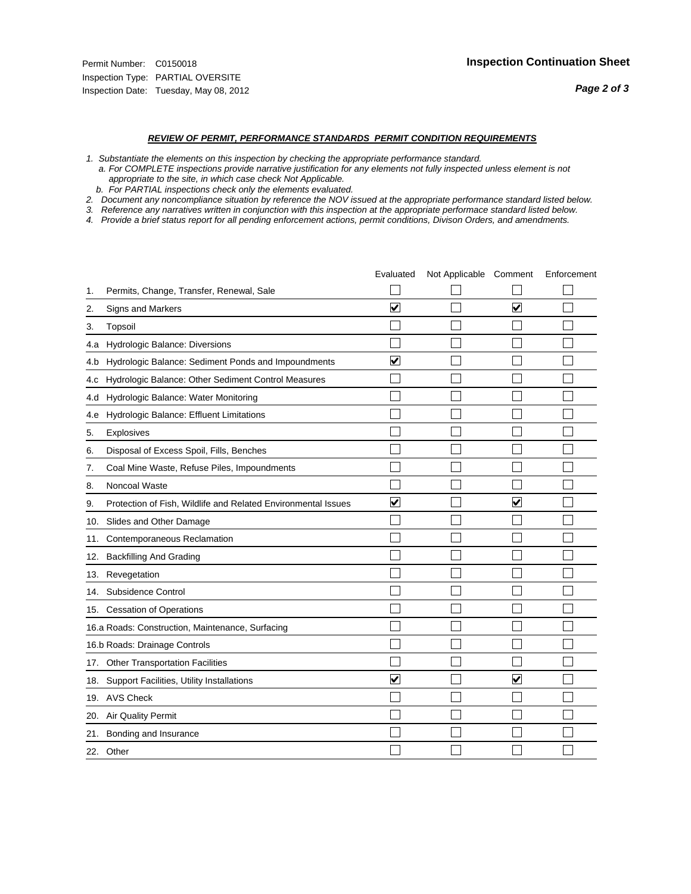Permit Number: C0150018
Inspection Type: PARTIAL OVERSITE
Inspection Date: Tuesday, May 08, 2012

**Inspection Continuation Sheet**

### *REVIEW OF PERMIT, PERFORMANCE STANDARDS PERMIT CONDITION REQUIREMENTS*

*1. Substantiate the elements on this inspection by checking the appropriate performance standard.*
*a. For COMPLETE inspections provide narrative justification for any elements not fully inspected unless element is not appropriate to the site, in which case check Not Applicable.*
*b. For PARTIAL inspections check only the elements evaluated.*
*2. Document any noncompliance situation by reference the NOV issued at the appropriate performance standard listed below.*
*3. Reference any narratives written in conjunction with this inspection at the appropriate performace standard listed below.*
*4. Provide a brief status report for all pending enforcement actions, permit conditions, Divison Orders, and amendments.*

| | Evaluated | Not Applicable | Comment | Enforcement |
|---|---|---|---|---|
| 1. Permits, Change, Transfer, Renewal, Sale | ☐ | ☐ | ☐ | ☐ |
| 2. Signs and Markers | ☑ | ☐ | ☑ | ☐ |
| 3. Topsoil | ☐ | ☐ | ☐ | ☐ |
| 4.a Hydrologic Balance: Diversions | ☐ | ☐ | ☐ | ☐ |
| 4.b Hydrologic Balance: Sediment Ponds and Impoundments | ☑ | ☐ | ☐ | ☐ |
| 4.c Hydrologic Balance: Other Sediment Control Measures | ☐ | ☐ | ☐ | ☐ |
| 4.d Hydrologic Balance: Water Monitoring | ☐ | ☐ | ☐ | ☐ |
| 4.e Hydrologic Balance: Effluent Limitations | ☐ | ☐ | ☐ | ☐ |
| 5. Explosives | ☐ | ☐ | ☐ | ☐ |
| 6. Disposal of Excess Spoil, Fills, Benches | ☐ | ☐ | ☐ | ☐ |
| 7. Coal Mine Waste, Refuse Piles, Impoundments | ☐ | ☐ | ☐ | ☐ |
| 8. Noncoal Waste | ☐ | ☐ | ☐ | ☐ |
| 9. Protection of Fish, Wildlife and Related Environmental Issues | ☑ | ☐ | ☑ | ☐ |
| 10. Slides and Other Damage | ☐ | ☐ | ☐ | ☐ |
| 11. Contemporaneous Reclamation | ☐ | ☐ | ☐ | ☐ |
| 12. Backfilling And Grading | ☐ | ☐ | ☐ | ☐ |
| 13. Revegetation | ☐ | ☐ | ☐ | ☐ |
| 14. Subsidence Control | ☐ | ☐ | ☐ | ☐ |
| 15. Cessation of Operations | ☐ | ☐ | ☐ | ☐ |
| 16.a Roads: Construction, Maintenance, Surfacing | ☐ | ☐ | ☐ | ☐ |
| 16.b Roads: Drainage Controls | ☐ | ☐ | ☐ | ☐ |
| 17. Other Transportation Facilities | ☐ | ☐ | ☐ | ☐ |
| 18. Support Facilities, Utility Installations | ☑ | ☐ | ☑ | ☐ |
| 19. AVS Check | ☐ | ☐ | ☐ | ☐ |
| 20. Air Quality Permit | ☐ | ☐ | ☐ | ☐ |
| 21. Bonding and Insurance | ☐ | ☐ | ☐ | ☐ |
| 22. Other | ☐ | ☐ | ☐ | ☐ |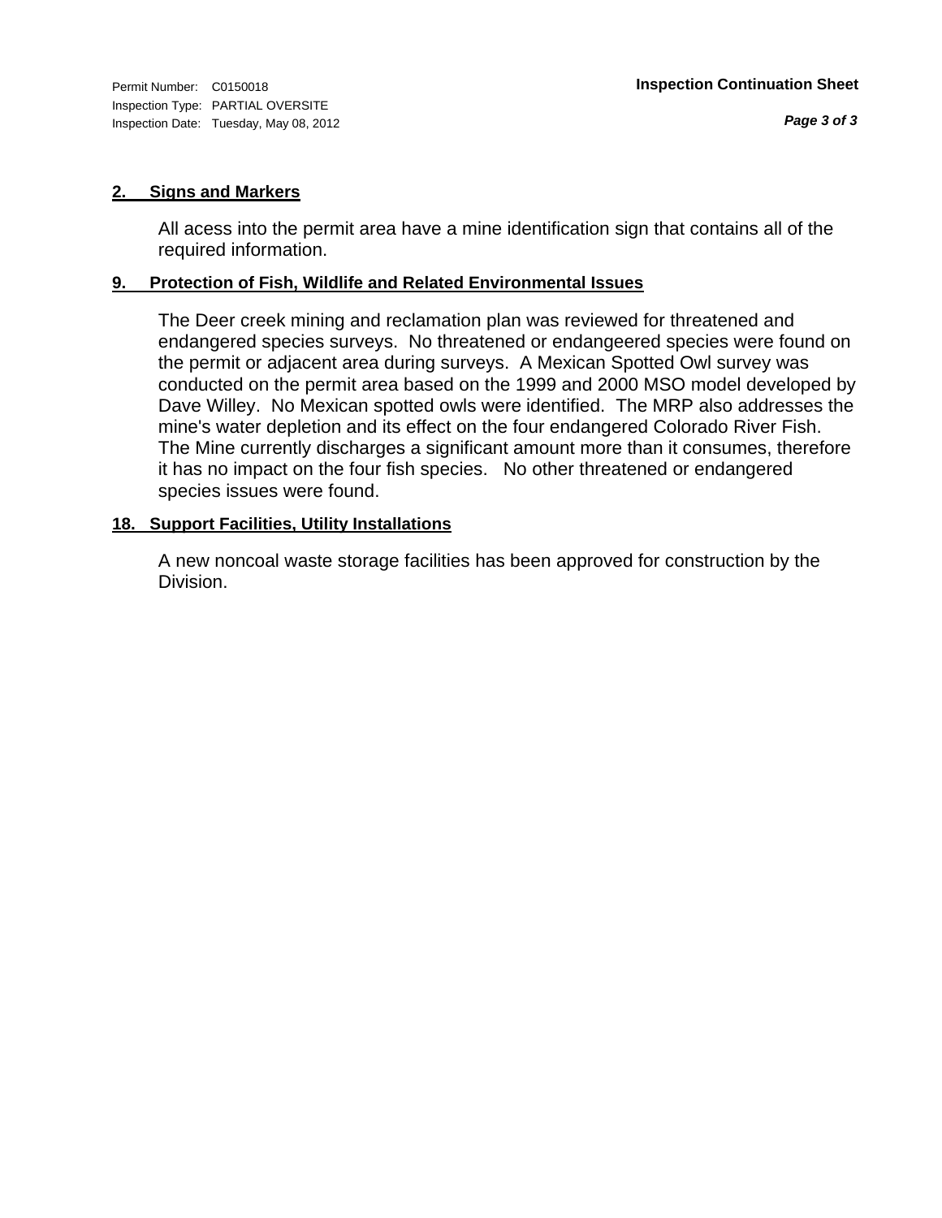**2. Signs and Markers**

All acess into the permit area have a mine identification sign that contains all of the required information.

**9. Protection of Fish, Wildlife and Related Environmental Issues**

The Deer creek mining and reclamation plan was reviewed for threatened and endangered species surveys. No threatened or endangeered species were found on the permit or adjacent area during surveys. A Mexican Spotted Owl survey was conducted on the permit area based on the 1999 and 2000 MSO model developed by Dave Willey. No Mexican spotted owls were identified. The MRP also addresses the mine's water depletion and its effect on the four endangered Colorado River Fish. The Mine currently discharges a significant amount more than it consumes, therefore it has no impact on the four fish species. No other threatened or endangered species issues were found.

**18. Support Facilities, Utility Installations**

A new noncoal waste storage facilities has been approved for construction by the Division.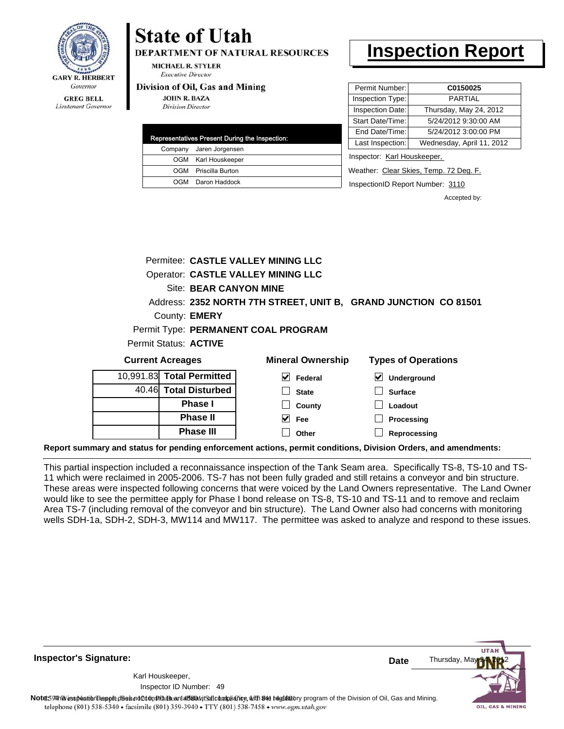GARY R. HERBERT
Governor

GREG BELL
Lieutenant Governor

# State of Utah

**DEPARTMENT OF NATURAL RESOURCES**

MICHAEL R. STYLER
*Executive Director*

**Division of Oil, Gas and Mining**

JOHN R. BAZA
*Division Director*

# Inspection Report

| | |
|---|---|
| Permit Number: | **C0150025** |
| Inspection Type: | PARTIAL |
| Inspection Date: | Thursday, May 24, 2012 |
| Start Date/Time: | 5/24/2012 9:30:00 AM |
| End Date/Time: | 5/24/2012 3:00:00 PM |
| Last Inspection: | Wednesday, April 11, 2012 |

| Representatives Present During the Inspection: | |
|---|---|
| Company | Jaren Jorgensen |
| OGM | Karl Houskeeper |
| OGM | Priscilla Burton |
| OGM | Daron Haddock |

Inspector: Karl Houskeeper,

Weather: Clear Skies, Temp. 72 Deg. F.

InspectionID Report Number: 3110

Accepted by:

Permitee: **CASTLE VALLEY MINING LLC**
Operator: **CASTLE VALLEY MINING LLC**
Site: **BEAR CANYON MINE**
Address: **2352 NORTH 7TH STREET, UNIT B, GRAND JUNCTION CO 81501**
County: **EMERY**
Permit Type: **PERMANENT COAL PROGRAM**
Permit Status: **ACTIVE**

**Current Acreages**

| | |
|---|---|
| 10,991.83 | **Total Permitted** |
| 40.46 | **Total Disturbed** |
| | **Phase I** |
| | **Phase II** |
| | **Phase III** |

**Mineral Ownership**

- [x] Federal
- [ ] State
- [ ] County
- [x] Fee
- [ ] Other

**Types of Operations**

- [x] Underground
- [ ] Surface
- [ ] Loadout
- [ ] Processing
- [ ] Reprocessing

**Report summary and status for pending enforcement actions, permit conditions, Division Orders, and amendments:**

This partial inspection included a reconnaissance inspection of the Tank Seam area. Specifically TS-8, TS-10 and TS-11 which were reclaimed in 2005-2006. TS-7 has not been fully graded and still retains a conveyor and bin structure. These areas were inspected following concerns that were voiced by the Land Owners representative. The Land Owner would like to see the permittee apply for Phase I bond release on TS-8, TS-10 and TS-11 and to remove and reclaim Area TS-7 (including removal of the conveyor and bin structure). The Land Owner also had concerns with monitoring wells SDH-1a, SDH-2, SDH-3, MW114 and MW117. The permittee was asked to analyze and respond to these issues.

**Inspector's Signature:**

Karl Houskeeper,
Inspector ID Number: 49

**Date** Thursday, May 24, 2012

**Note:** This inspection report does not constitute an affidavit of compliance with the regulatory program of the Division of Oil, Gas and Mining.
telephone (801) 538-5340 • facsimile (801) 359-3940 • TTY (801) 538-7458 • www.ogm.utah.gov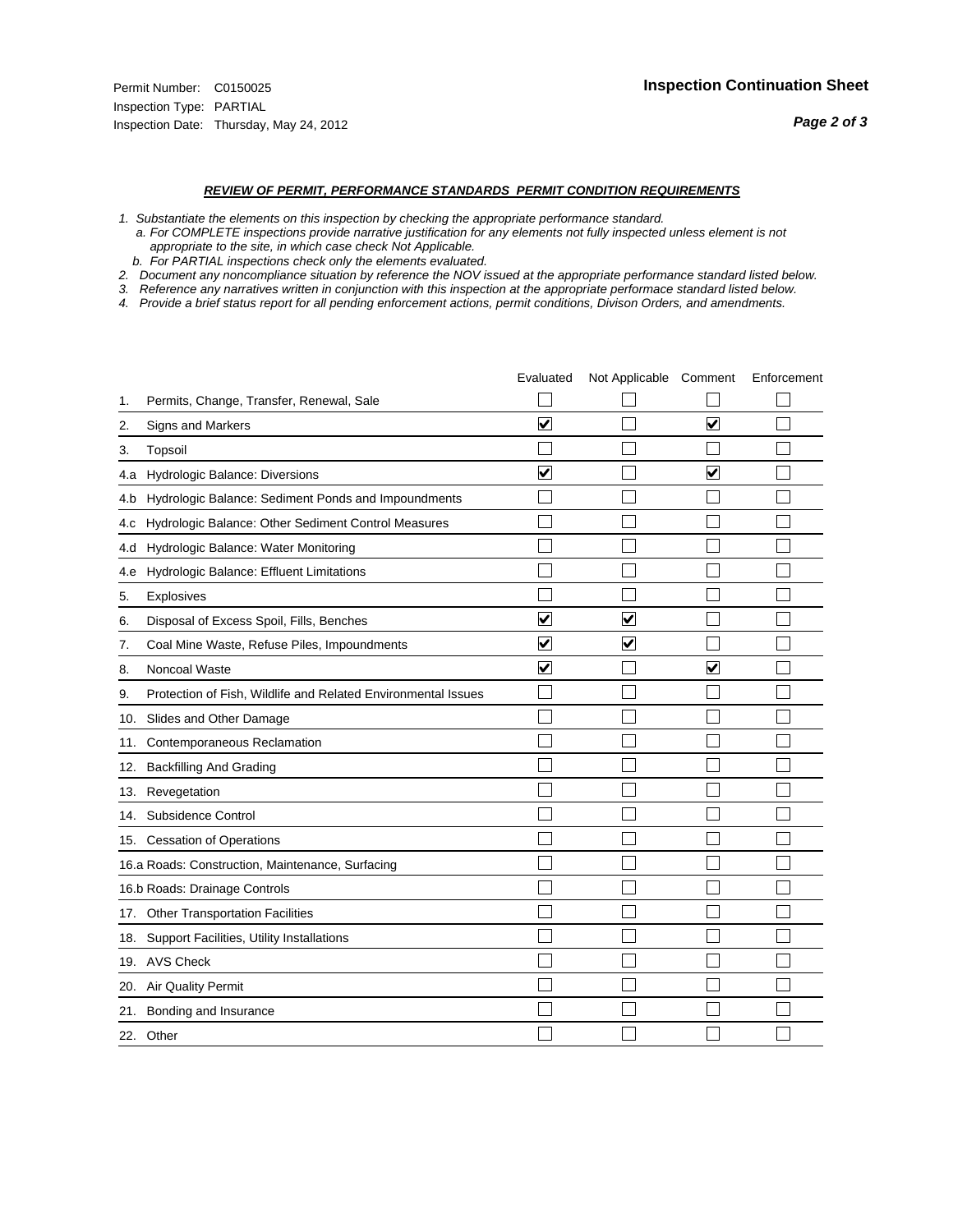Permit Number: C0150025
Inspection Type: PARTIAL
Inspection Date: Thursday, May 24, 2012

**Inspection Continuation Sheet**

***REVIEW OF PERMIT, PERFORMANCE STANDARDS PERMIT CONDITION REQUIREMENTS***

*1. Substantiate the elements on this inspection by checking the appropriate performance standard.*
*a. For COMPLETE inspections provide narrative justification for any elements not fully inspected unless element is not appropriate to the site, in which case check Not Applicable.*
*b. For PARTIAL inspections check only the elements evaluated.*
*2. Document any noncompliance situation by reference the NOV issued at the appropriate performance standard listed below.*
*3. Reference any narratives written in conjunction with this inspection at the appropriate performace standard listed below.*
*4. Provide a brief status report for all pending enforcement actions, permit conditions, Divison Orders, and amendments.*

| | Evaluated | Not Applicable | Comment | Enforcement |
|---|---|---|---|---|
| 1. Permits, Change, Transfer, Renewal, Sale | ☐ | ☐ | ☐ | ☐ |
| 2. Signs and Markers | ☑ | ☐ | ☑ | ☐ |
| 3. Topsoil | ☐ | ☐ | ☐ | ☐ |
| 4.a Hydrologic Balance: Diversions | ☑ | ☐ | ☑ | ☐ |
| 4.b Hydrologic Balance: Sediment Ponds and Impoundments | ☐ | ☐ | ☐ | ☐ |
| 4.c Hydrologic Balance: Other Sediment Control Measures | ☐ | ☐ | ☐ | ☐ |
| 4.d Hydrologic Balance: Water Monitoring | ☐ | ☐ | ☐ | ☐ |
| 4.e Hydrologic Balance: Effluent Limitations | ☐ | ☐ | ☐ | ☐ |
| 5. Explosives | ☐ | ☐ | ☐ | ☐ |
| 6. Disposal of Excess Spoil, Fills, Benches | ☑ | ☑ | ☐ | ☐ |
| 7. Coal Mine Waste, Refuse Piles, Impoundments | ☑ | ☑ | ☐ | ☐ |
| 8. Noncoal Waste | ☑ | ☐ | ☑ | ☐ |
| 9. Protection of Fish, Wildlife and Related Environmental Issues | ☐ | ☐ | ☐ | ☐ |
| 10. Slides and Other Damage | ☐ | ☐ | ☐ | ☐ |
| 11. Contemporaneous Reclamation | ☐ | ☐ | ☐ | ☐ |
| 12. Backfilling And Grading | ☐ | ☐ | ☐ | ☐ |
| 13. Revegetation | ☐ | ☐ | ☐ | ☐ |
| 14. Subsidence Control | ☐ | ☐ | ☐ | ☐ |
| 15. Cessation of Operations | ☐ | ☐ | ☐ | ☐ |
| 16.a Roads: Construction, Maintenance, Surfacing | ☐ | ☐ | ☐ | ☐ |
| 16.b Roads: Drainage Controls | ☐ | ☐ | ☐ | ☐ |
| 17. Other Transportation Facilities | ☐ | ☐ | ☐ | ☐ |
| 18. Support Facilities, Utility Installations | ☐ | ☐ | ☐ | ☐ |
| 19. AVS Check | ☐ | ☐ | ☐ | ☐ |
| 20. Air Quality Permit | ☐ | ☐ | ☐ | ☐ |
| 21. Bonding and Insurance | ☐ | ☐ | ☐ | ☐ |
| 22. Other | ☐ | ☐ | ☐ | ☐ |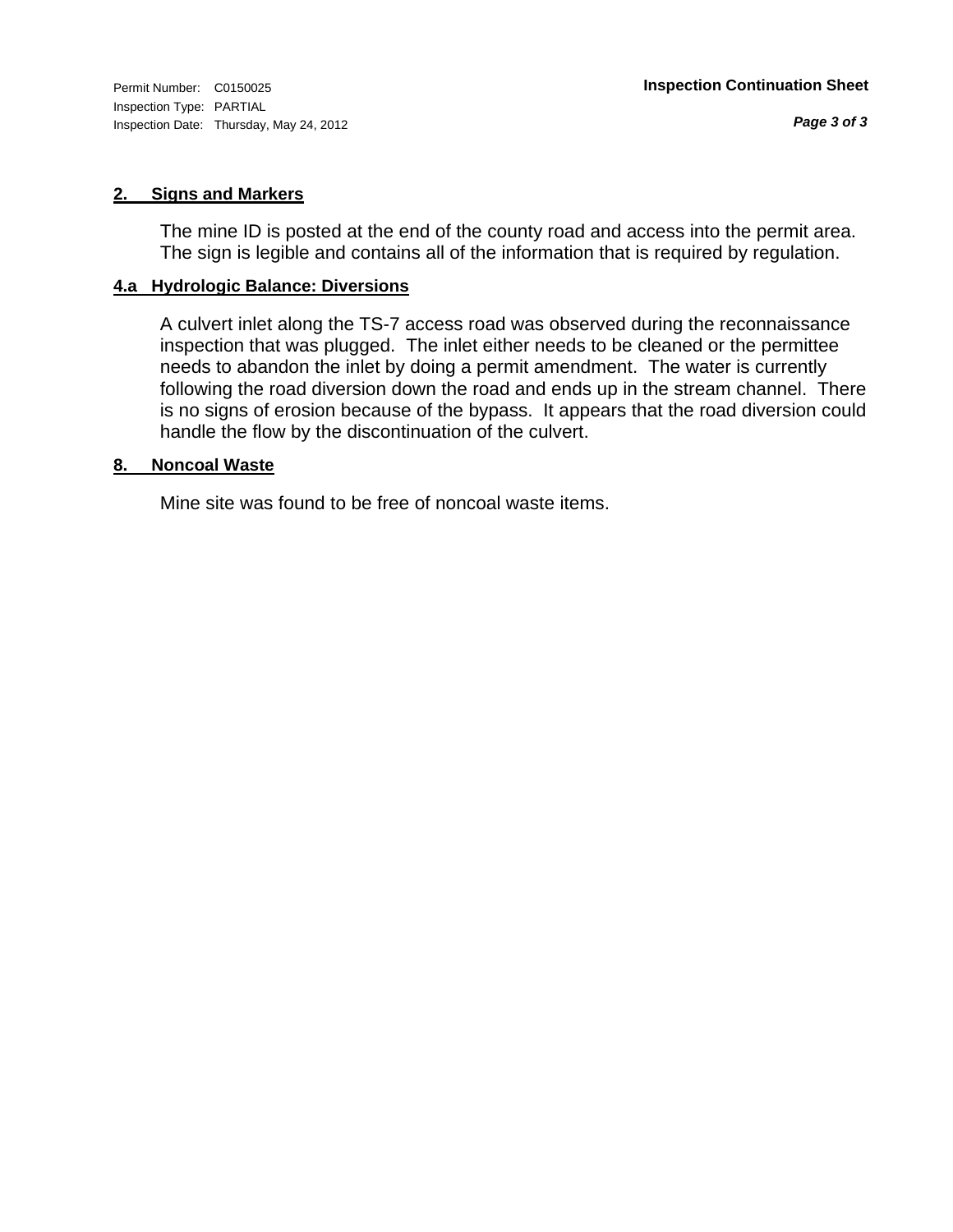## 2. Signs and Markers

The mine ID is posted at the end of the county road and access into the permit area. The sign is legible and contains all of the information that is required by regulation.

## 4.a Hydrologic Balance: Diversions

A culvert inlet along the TS-7 access road was observed during the reconnaissance inspection that was plugged. The inlet either needs to be cleaned or the permittee needs to abandon the inlet by doing a permit amendment. The water is currently following the road diversion down the road and ends up in the stream channel. There is no signs of erosion because of the bypass. It appears that the road diversion could handle the flow by the discontinuation of the culvert.

## 8. Noncoal Waste

Mine site was found to be free of noncoal waste items.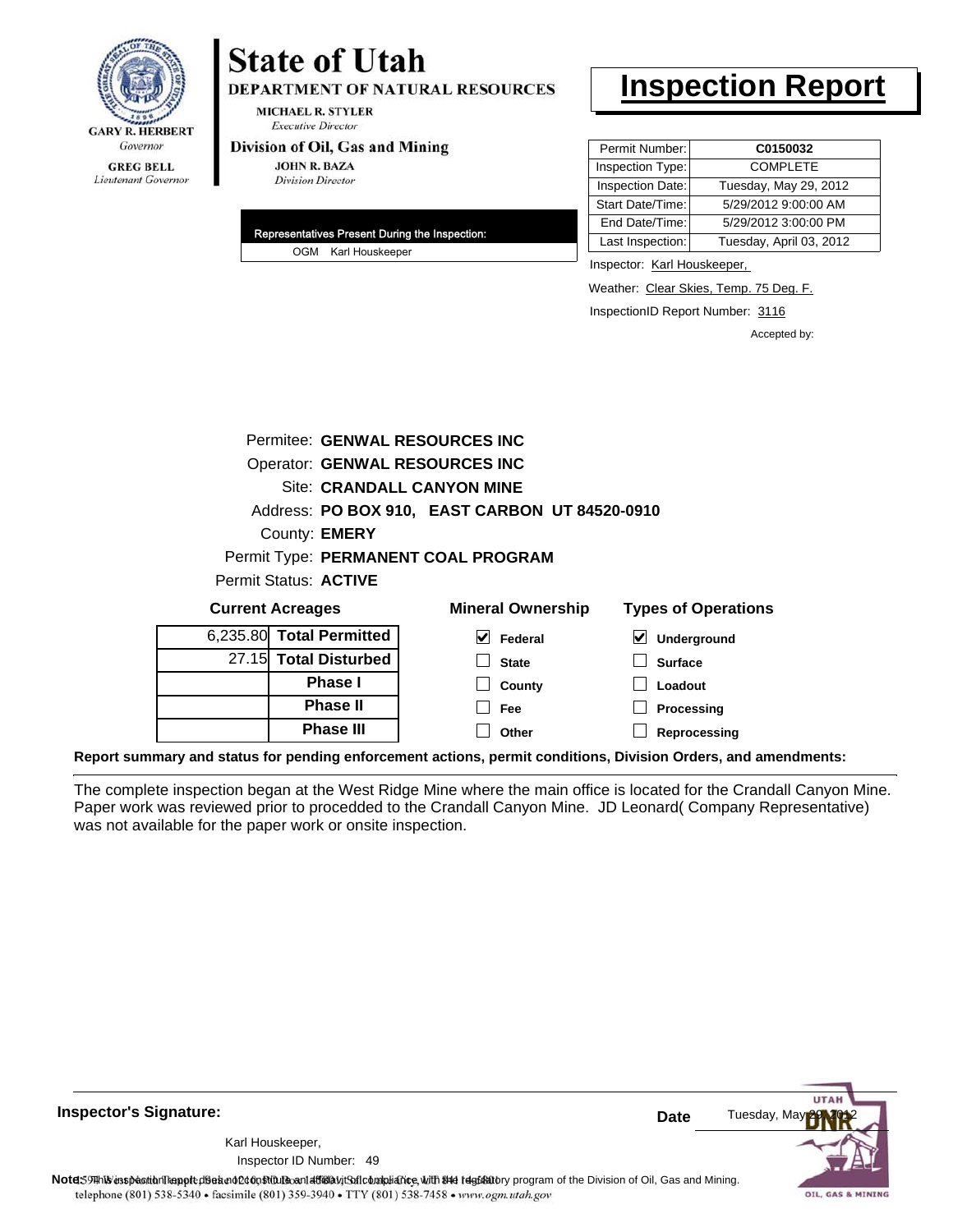GARY R. HERBERT
*Governor*

GREG BELL
*Lieutenant Governor*

# State of Utah

**DEPARTMENT OF NATURAL RESOURCES**

MICHAEL R. STYLER
*Executive Director*

**Division of Oil, Gas and Mining**

JOHN R. BAZA
*Division Director*

# Inspection Report

| | |
|---|---|
| Permit Number: | **C0150032** |
| Inspection Type: | COMPLETE |
| Inspection Date: | Tuesday, May 29, 2012 |
| Start Date/Time: | 5/29/2012 9:00:00 AM |
| End Date/Time: | 5/29/2012 3:00:00 PM |
| Last Inspection: | Tuesday, April 03, 2012 |

**Representatives Present During the Inspection:**

OGM Karl Houskeeper

Inspector: Karl Houskeeper,

Weather: Clear Skies, Temp. 75 Deg. F.

InspectionID Report Number: 3116

Accepted by:

Permitee: **GENWAL RESOURCES INC**
Operator: **GENWAL RESOURCES INC**
Site: **CRANDALL CANYON MINE**
Address: **PO BOX 910, EAST CARBON UT 84520-0910**
County: **EMERY**
Permit Type: **PERMANENT COAL PROGRAM**
Permit Status: **ACTIVE**

**Current Acreages**

| | |
|---|---|
| 6,235.80 | **Total Permitted** |
| 27.15 | **Total Disturbed** |
| | **Phase I** |
| | **Phase II** |
| | **Phase III** |

**Mineral Ownership**

- [x] Federal
- [ ] State
- [ ] County
- [ ] Fee
- [ ] Other

**Types of Operations**

- [x] Underground
- [ ] Surface
- [ ] Loadout
- [ ] Processing
- [ ] Reprocessing

**Report summary and status for pending enforcement actions, permit conditions, Division Orders, and amendments:**

The complete inspection began at the West Ridge Mine where the main office is located for the Crandall Canyon Mine. Paper work was reviewed prior to procedded to the Crandall Canyon Mine. JD Leonard( Company Representative) was not available for the paper work or onsite inspection.

**Inspector's Signature:**

Karl Houskeeper,
Inspector ID Number: 49

**Date** Tuesday, May 29, 2012

**Note:** This inspection report does not constitute an affidavit of compliance with the regulatory program of the Division of Oil, Gas and Mining.
telephone (801) 538-5340 • facsimile (801) 359-3940 • TTY (801) 538-7458 • www.ogm.utah.gov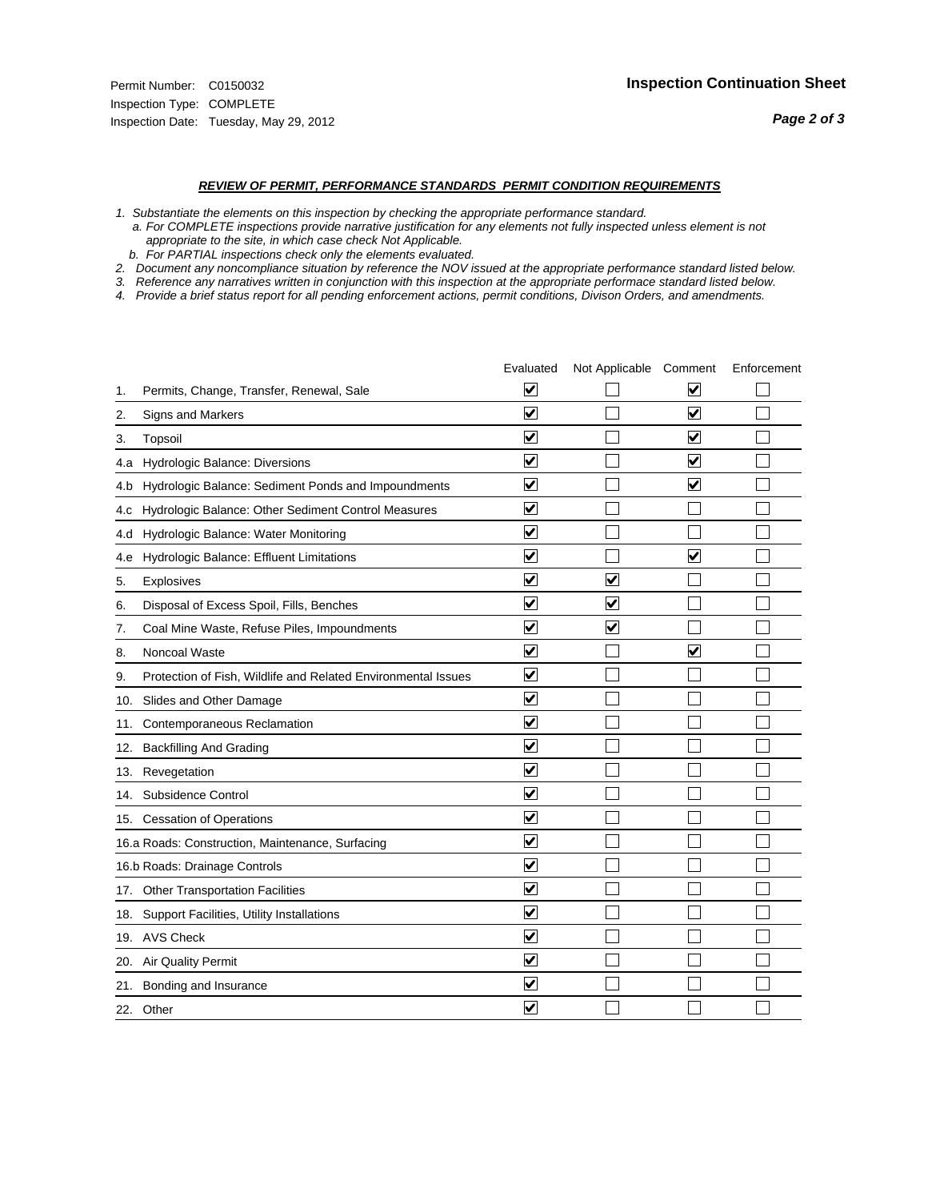Permit Number: C0150032
Inspection Type: COMPLETE
Inspection Date: Tuesday, May 29, 2012

**Inspection Continuation Sheet**

***REVIEW OF PERMIT, PERFORMANCE STANDARDS PERMIT CONDITION REQUIREMENTS***

*1. Substantiate the elements on this inspection by checking the appropriate performance standard.*
*a. For COMPLETE inspections provide narrative justification for any elements not fully inspected unless element is not appropriate to the site, in which case check Not Applicable.*
*b. For PARTIAL inspections check only the elements evaluated.*
*2. Document any noncompliance situation by reference the NOV issued at the appropriate performance standard listed below.*
*3. Reference any narratives written in conjunction with this inspection at the appropriate performace standard listed below.*
*4. Provide a brief status report for all pending enforcement actions, permit conditions, Divison Orders, and amendments.*

| | Evaluated | Not Applicable | Comment | Enforcement |
|---|---|---|---|---|
| 1. Permits, Change, Transfer, Renewal, Sale | ☑ | ☐ | ☑ | ☐ |
| 2. Signs and Markers | ☑ | ☐ | ☑ | ☐ |
| 3. Topsoil | ☑ | ☐ | ☑ | ☐ |
| 4.a Hydrologic Balance: Diversions | ☑ | ☐ | ☑ | ☐ |
| 4.b Hydrologic Balance: Sediment Ponds and Impoundments | ☑ | ☐ | ☑ | ☐ |
| 4.c Hydrologic Balance: Other Sediment Control Measures | ☑ | ☐ | ☐ | ☐ |
| 4.d Hydrologic Balance: Water Monitoring | ☑ | ☐ | ☐ | ☐ |
| 4.e Hydrologic Balance: Effluent Limitations | ☑ | ☐ | ☑ | ☐ |
| 5. Explosives | ☑ | ☑ | ☐ | ☐ |
| 6. Disposal of Excess Spoil, Fills, Benches | ☑ | ☑ | ☐ | ☐ |
| 7. Coal Mine Waste, Refuse Piles, Impoundments | ☑ | ☑ | ☐ | ☐ |
| 8. Noncoal Waste | ☑ | ☐ | ☑ | ☐ |
| 9. Protection of Fish, Wildlife and Related Environmental Issues | ☑ | ☐ | ☐ | ☐ |
| 10. Slides and Other Damage | ☑ | ☐ | ☐ | ☐ |
| 11. Contemporaneous Reclamation | ☑ | ☐ | ☐ | ☐ |
| 12. Backfilling And Grading | ☑ | ☐ | ☐ | ☐ |
| 13. Revegetation | ☑ | ☐ | ☐ | ☐ |
| 14. Subsidence Control | ☑ | ☐ | ☐ | ☐ |
| 15. Cessation of Operations | ☑ | ☐ | ☐ | ☐ |
| 16.a Roads: Construction, Maintenance, Surfacing | ☑ | ☐ | ☐ | ☐ |
| 16.b Roads: Drainage Controls | ☑ | ☐ | ☐ | ☐ |
| 17. Other Transportation Facilities | ☑ | ☐ | ☐ | ☐ |
| 18. Support Facilities, Utility Installations | ☑ | ☐ | ☐ | ☐ |
| 19. AVS Check | ☑ | ☐ | ☐ | ☐ |
| 20. Air Quality Permit | ☑ | ☐ | ☐ | ☐ |
| 21. Bonding and Insurance | ☑ | ☐ | ☐ | ☐ |
| 22. Other | ☑ | ☐ | ☐ | ☐ |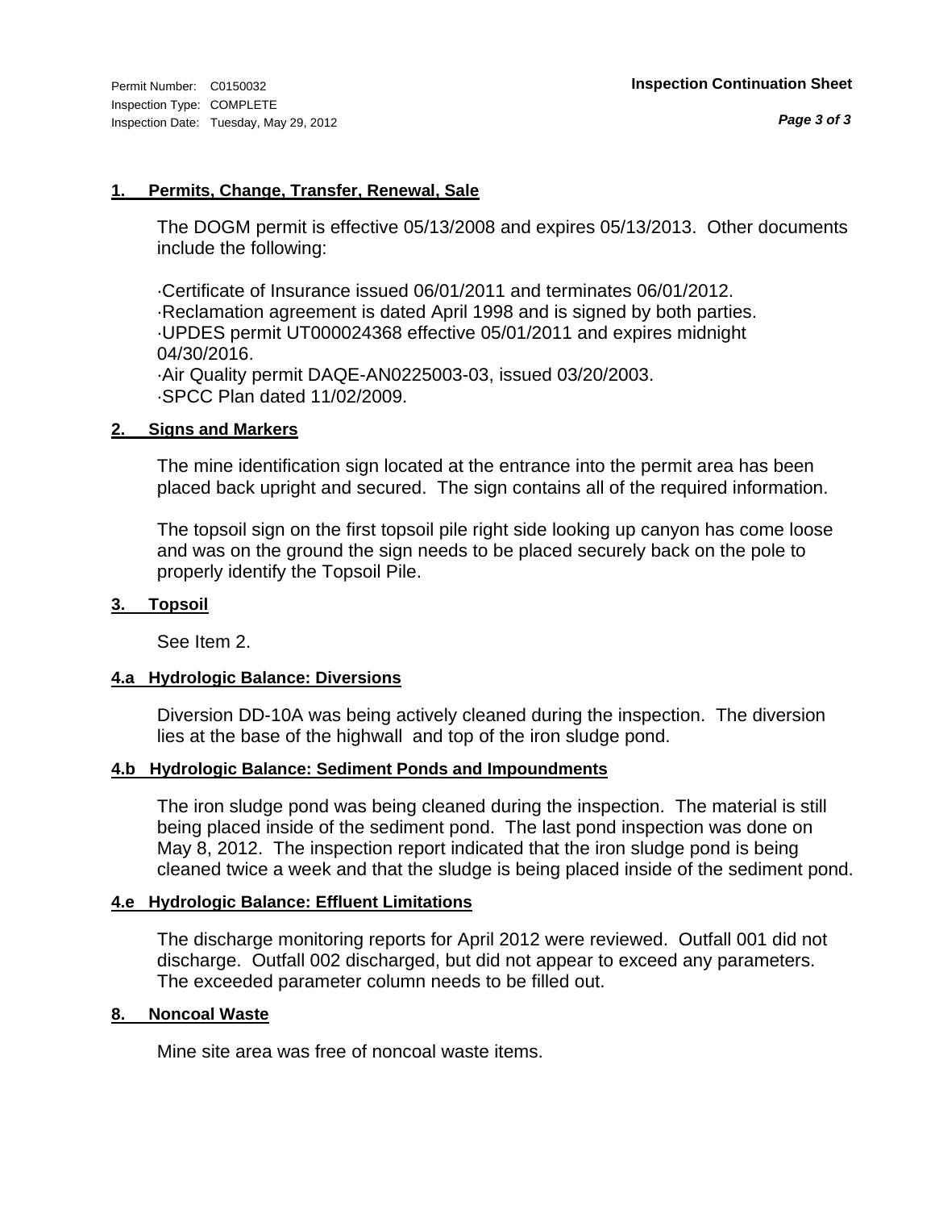Permit Number: C0150032
Inspection Type: COMPLETE
Inspection Date: Tuesday, May 29, 2012

**Inspection Continuation Sheet**

### 1. Permits, Change, Transfer, Renewal, Sale

The DOGM permit is effective 05/13/2008 and expires 05/13/2013. Other documents include the following:

·Certificate of Insurance issued 06/01/2011 and terminates 06/01/2012.
·Reclamation agreement is dated April 1998 and is signed by both parties.
·UPDES permit UT000024368 effective 05/01/2011 and expires midnight 04/30/2016.
·Air Quality permit DAQE-AN0225003-03, issued 03/20/2003.
·SPCC Plan dated 11/02/2009.

### 2. Signs and Markers

The mine identification sign located at the entrance into the permit area has been placed back upright and secured. The sign contains all of the required information.

The topsoil sign on the first topsoil pile right side looking up canyon has come loose and was on the ground the sign needs to be placed securely back on the pole to properly identify the Topsoil Pile.

### 3. Topsoil

See Item 2.

### 4.a Hydrologic Balance: Diversions

Diversion DD-10A was being actively cleaned during the inspection. The diversion lies at the base of the highwall and top of the iron sludge pond.

### 4.b Hydrologic Balance: Sediment Ponds and Impoundments

The iron sludge pond was being cleaned during the inspection. The material is still being placed inside of the sediment pond. The last pond inspection was done on May 8, 2012. The inspection report indicated that the iron sludge pond is being cleaned twice a week and that the sludge is being placed inside of the sediment pond.

### 4.e Hydrologic Balance: Effluent Limitations

The discharge monitoring reports for April 2012 were reviewed. Outfall 001 did not discharge. Outfall 002 discharged, but did not appear to exceed any parameters. The exceeded parameter column needs to be filled out.

### 8. Noncoal Waste

Mine site area was free of noncoal waste items.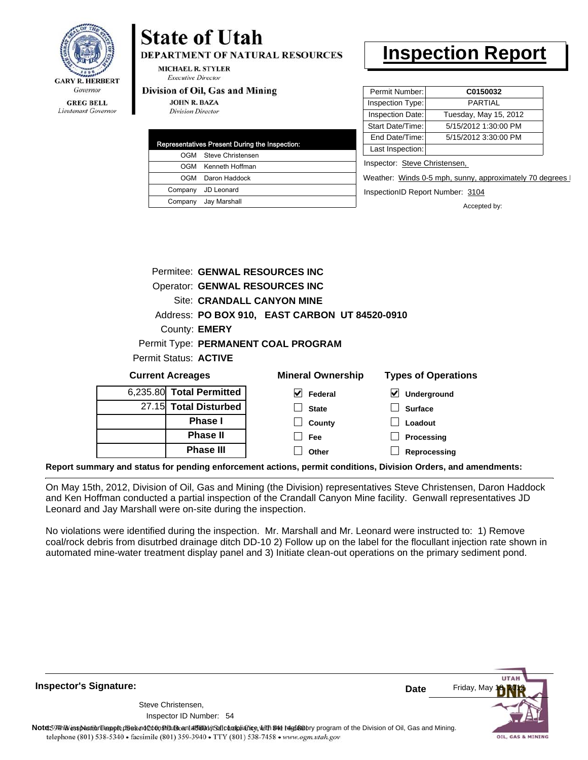GARY R. HERBERT
*Governor*

GREG BELL
*Lieutenant Governor*

# State of Utah

**DEPARTMENT OF NATURAL RESOURCES**

MICHAEL R. STYLER
*Executive Director*

**Division of Oil, Gas and Mining**

JOHN R. BAZA
*Division Director*

# Inspection Report

| | |
|---|---|
| Permit Number: | **C0150032** |
| Inspection Type: | PARTIAL |
| Inspection Date: | Tuesday, May 15, 2012 |
| Start Date/Time: | 5/15/2012 1:30:00 PM |
| End Date/Time: | 5/15/2012 3:30:00 PM |
| Last Inspection: | |

| Representatives Present During the Inspection: | |
|---|---|
| OGM | Steve Christensen |
| OGM | Kenneth Hoffman |
| OGM | Daron Haddock |
| Company | JD Leonard |
| Company | Jay Marshall |

Inspector: Steve Christensen,

Weather: Winds 0-5 mph, sunny, approximately 70 degrees

InspectionID Report Number: 3104

Accepted by:

Permitee: **GENWAL RESOURCES INC**
Operator: **GENWAL RESOURCES INC**
Site: **CRANDALL CANYON MINE**
Address: **PO BOX 910, EAST CARBON UT 84520-0910**
County: **EMERY**
Permit Type: **PERMANENT COAL PROGRAM**
Permit Status: **ACTIVE**

**Current Acreages**

| | |
|---|---|
| 6,235.80 | **Total Permitted** |
| 27.15 | **Total Disturbed** |
| | **Phase I** |
| | **Phase II** |
| | **Phase III** |

**Mineral Ownership**

- [x] Federal
- [ ] State
- [ ] County
- [ ] Fee
- [ ] Other

**Types of Operations**

- [x] Underground
- [ ] Surface
- [ ] Loadout
- [ ] Processing
- [ ] Reprocessing

**Report summary and status for pending enforcement actions, permit conditions, Division Orders, and amendments:**

On May 15th, 2012, Division of Oil, Gas and Mining (the Division) representatives Steve Christensen, Daron Haddock and Ken Hoffman conducted a partial inspection of the Crandall Canyon Mine facility. Genwall representatives JD Leonard and Jay Marshall were on-site during the inspection.

No violations were identified during the inspection. Mr. Marshall and Mr. Leonard were instructed to: 1) Remove coal/rock debris from disutrbed drainage ditch DD-10 2) Follow up on the label for the flocullant injection rate shown in automated mine-water treatment display panel and 3) Initiate clean-out operations on the primary sediment pond.

**Inspector's Signature:**

Steve Christensen,
Inspector ID Number: 54

**Date** Friday, May 18, 2012

**Note:** This inspection report does not constitute an affidavit of compliance with the regulatory program of the Division of Oil, Gas and Mining.
telephone (801) 538-5340 • facsimile (801) 359-3940 • TTY (801) 538-7458 • www.ogm.utah.gov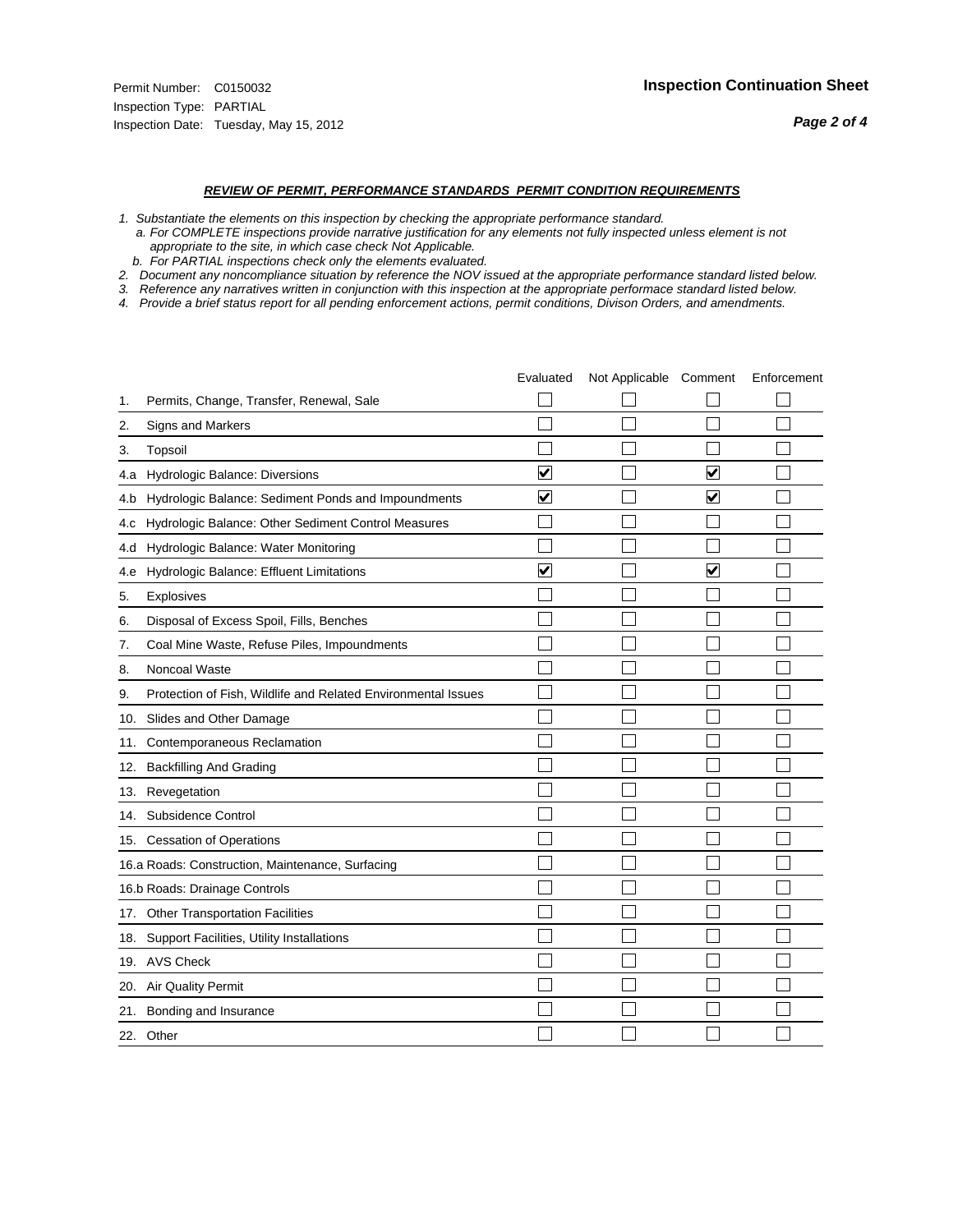Permit Number: C0150032
Inspection Type: PARTIAL
Inspection Date: Tuesday, May 15, 2012

## Inspection Continuation Sheet

### *REVIEW OF PERMIT, PERFORMANCE STANDARDS PERMIT CONDITION REQUIREMENTS*

*1. Substantiate the elements on this inspection by checking the appropriate performance standard.*
*a. For COMPLETE inspections provide narrative justification for any elements not fully inspected unless element is not appropriate to the site, in which case check Not Applicable.*
*b. For PARTIAL inspections check only the elements evaluated.*
*2. Document any noncompliance situation by reference the NOV issued at the appropriate performance standard listed below.*
*3. Reference any narratives written in conjunction with this inspection at the appropriate performace standard listed below.*
*4. Provide a brief status report for all pending enforcement actions, permit conditions, Divison Orders, and amendments.*

| | Evaluated | Not Applicable | Comment | Enforcement |
|---|---|---|---|---|
| 1. Permits, Change, Transfer, Renewal, Sale | ☐ | ☐ | ☐ | ☐ |
| 2. Signs and Markers | ☐ | ☐ | ☐ | ☐ |
| 3. Topsoil | ☐ | ☐ | ☐ | ☐ |
| 4.a Hydrologic Balance: Diversions | ☑ | ☐ | ☑ | ☐ |
| 4.b Hydrologic Balance: Sediment Ponds and Impoundments | ☑ | ☐ | ☑ | ☐ |
| 4.c Hydrologic Balance: Other Sediment Control Measures | ☐ | ☐ | ☐ | ☐ |
| 4.d Hydrologic Balance: Water Monitoring | ☐ | ☐ | ☐ | ☐ |
| 4.e Hydrologic Balance: Effluent Limitations | ☑ | ☐ | ☑ | ☐ |
| 5. Explosives | ☐ | ☐ | ☐ | ☐ |
| 6. Disposal of Excess Spoil, Fills, Benches | ☐ | ☐ | ☐ | ☐ |
| 7. Coal Mine Waste, Refuse Piles, Impoundments | ☐ | ☐ | ☐ | ☐ |
| 8. Noncoal Waste | ☐ | ☐ | ☐ | ☐ |
| 9. Protection of Fish, Wildlife and Related Environmental Issues | ☐ | ☐ | ☐ | ☐ |
| 10. Slides and Other Damage | ☐ | ☐ | ☐ | ☐ |
| 11. Contemporaneous Reclamation | ☐ | ☐ | ☐ | ☐ |
| 12. Backfilling And Grading | ☐ | ☐ | ☐ | ☐ |
| 13. Revegetation | ☐ | ☐ | ☐ | ☐ |
| 14. Subsidence Control | ☐ | ☐ | ☐ | ☐ |
| 15. Cessation of Operations | ☐ | ☐ | ☐ | ☐ |
| 16.a Roads: Construction, Maintenance, Surfacing | ☐ | ☐ | ☐ | ☐ |
| 16.b Roads: Drainage Controls | ☐ | ☐ | ☐ | ☐ |
| 17. Other Transportation Facilities | ☐ | ☐ | ☐ | ☐ |
| 18. Support Facilities, Utility Installations | ☐ | ☐ | ☐ | ☐ |
| 19. AVS Check | ☐ | ☐ | ☐ | ☐ |
| 20. Air Quality Permit | ☐ | ☐ | ☐ | ☐ |
| 21. Bonding and Insurance | ☐ | ☐ | ☐ | ☐ |
| 22. Other | ☐ | ☐ | ☐ | ☐ |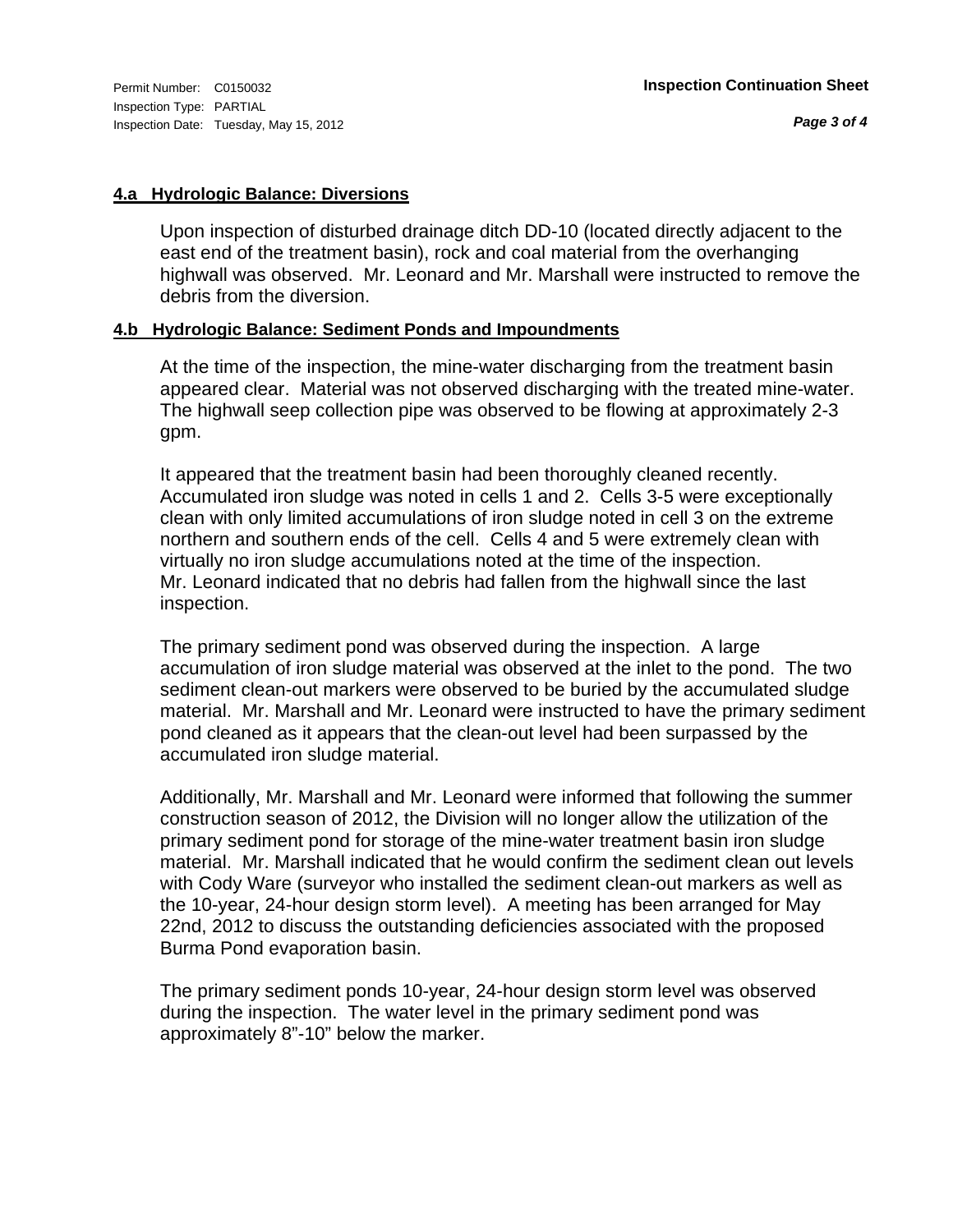#### 4.a Hydrologic Balance: Diversions

Upon inspection of disturbed drainage ditch DD-10 (located directly adjacent to the east end of the treatment basin), rock and coal material from the overhanging highwall was observed. Mr. Leonard and Mr. Marshall were instructed to remove the debris from the diversion.

#### 4.b Hydrologic Balance: Sediment Ponds and Impoundments

At the time of the inspection, the mine-water discharging from the treatment basin appeared clear. Material was not observed discharging with the treated mine-water. The highwall seep collection pipe was observed to be flowing at approximately 2-3 gpm.

It appeared that the treatment basin had been thoroughly cleaned recently. Accumulated iron sludge was noted in cells 1 and 2. Cells 3-5 were exceptionally clean with only limited accumulations of iron sludge noted in cell 3 on the extreme northern and southern ends of the cell. Cells 4 and 5 were extremely clean with virtually no iron sludge accumulations noted at the time of the inspection. Mr. Leonard indicated that no debris had fallen from the highwall since the last inspection.

The primary sediment pond was observed during the inspection. A large accumulation of iron sludge material was observed at the inlet to the pond. The two sediment clean-out markers were observed to be buried by the accumulated sludge material. Mr. Marshall and Mr. Leonard were instructed to have the primary sediment pond cleaned as it appears that the clean-out level had been surpassed by the accumulated iron sludge material.

Additionally, Mr. Marshall and Mr. Leonard were informed that following the summer construction season of 2012, the Division will no longer allow the utilization of the primary sediment pond for storage of the mine-water treatment basin iron sludge material. Mr. Marshall indicated that he would confirm the sediment clean out levels with Cody Ware (surveyor who installed the sediment clean-out markers as well as the 10-year, 24-hour design storm level). A meeting has been arranged for May 22nd, 2012 to discuss the outstanding deficiencies associated with the proposed Burma Pond evaporation basin.

The primary sediment ponds 10-year, 24-hour design storm level was observed during the inspection. The water level in the primary sediment pond was approximately 8"-10" below the marker.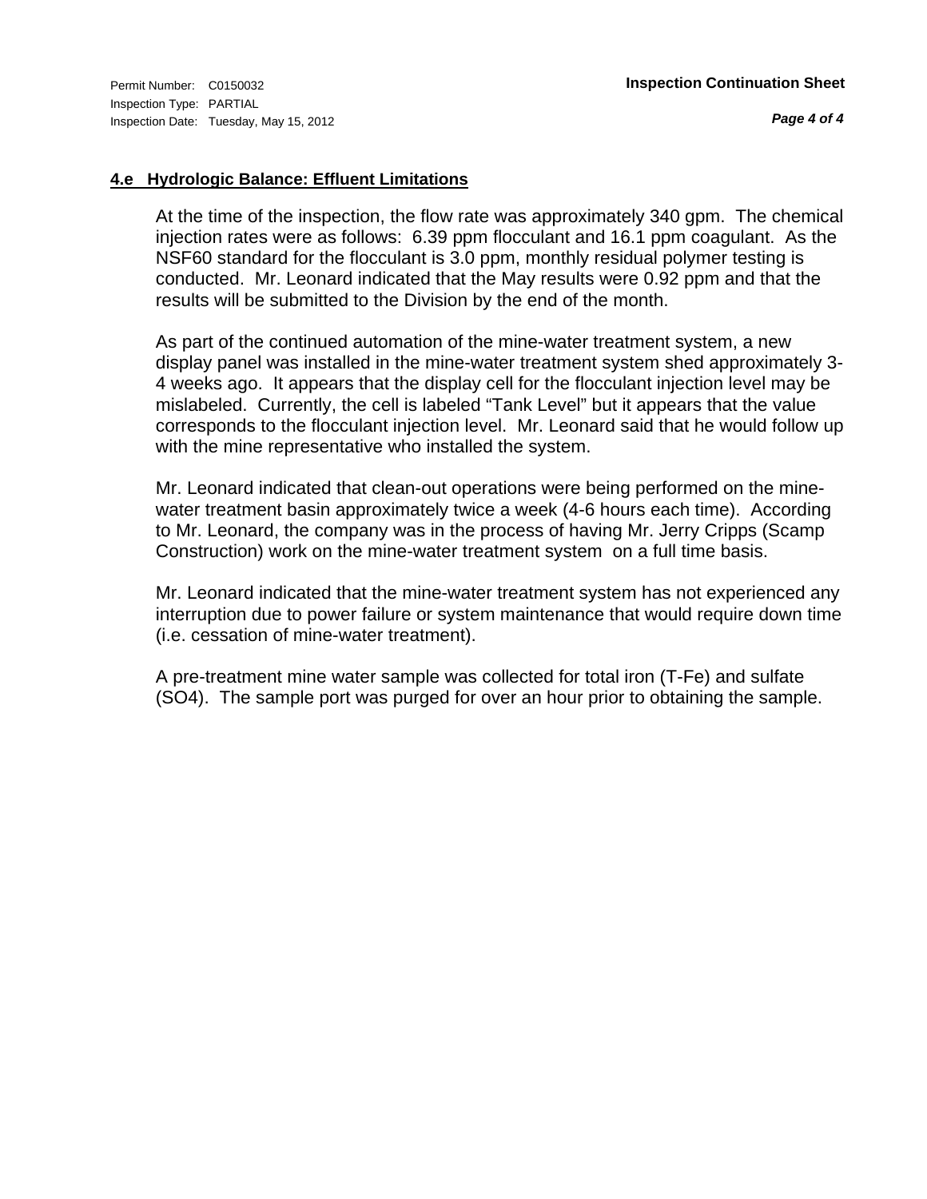**4.e Hydrologic Balance: Effluent Limitations**

At the time of the inspection, the flow rate was approximately 340 gpm. The chemical injection rates were as follows: 6.39 ppm flocculant and 16.1 ppm coagulant. As the NSF60 standard for the flocculant is 3.0 ppm, monthly residual polymer testing is conducted. Mr. Leonard indicated that the May results were 0.92 ppm and that the results will be submitted to the Division by the end of the month.

As part of the continued automation of the mine-water treatment system, a new display panel was installed in the mine-water treatment system shed approximately 3-4 weeks ago. It appears that the display cell for the flocculant injection level may be mislabeled. Currently, the cell is labeled "Tank Level" but it appears that the value corresponds to the flocculant injection level. Mr. Leonard said that he would follow up with the mine representative who installed the system.

Mr. Leonard indicated that clean-out operations were being performed on the mine-water treatment basin approximately twice a week (4-6 hours each time). According to Mr. Leonard, the company was in the process of having Mr. Jerry Cripps (Scamp Construction) work on the mine-water treatment system on a full time basis.

Mr. Leonard indicated that the mine-water treatment system has not experienced any interruption due to power failure or system maintenance that would require down time (i.e. cessation of mine-water treatment).

A pre-treatment mine water sample was collected for total iron (T-Fe) and sulfate ($SO_4$). The sample port was purged for over an hour prior to obtaining the sample.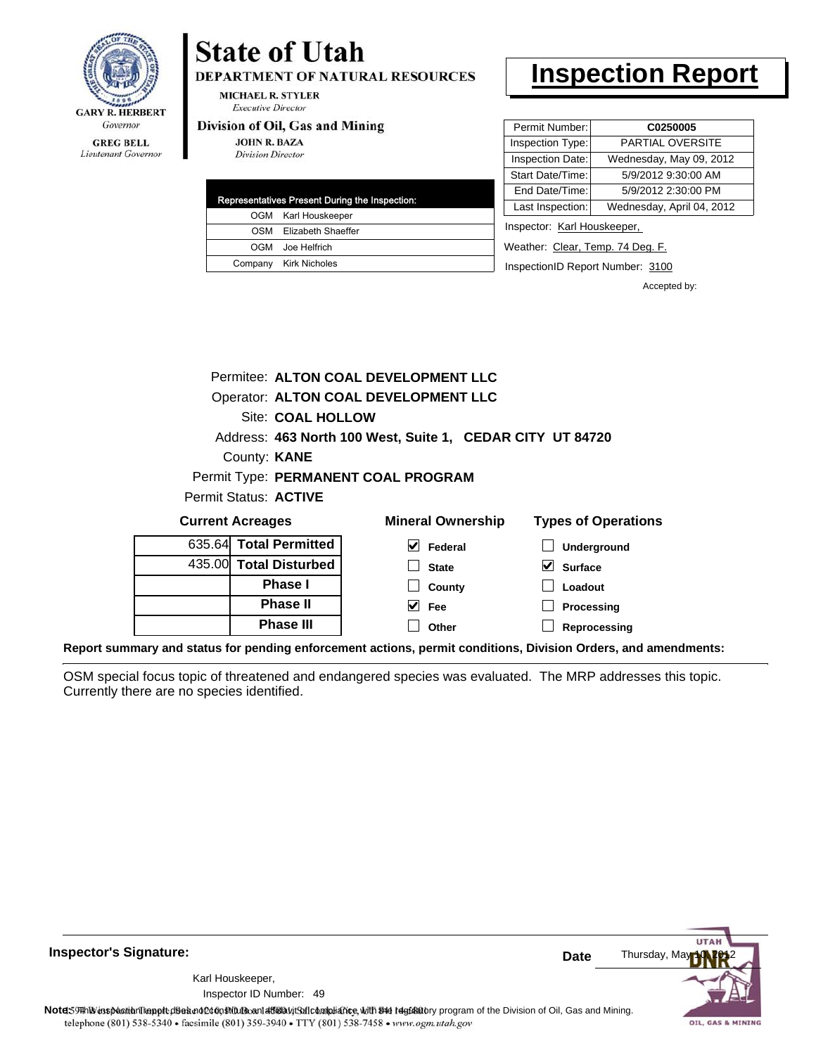GARY R. HERBERT
*Governor*

GREG BELL
*Lieutenant Governor*

# State of Utah

**DEPARTMENT OF NATURAL RESOURCES**

MICHAEL R. STYLER
*Executive Director*

**Division of Oil, Gas and Mining**

JOHN R. BAZA
*Division Director*

# Inspection Report

| | |
|---|---|
| Permit Number: | **C0250005** |
| Inspection Type: | PARTIAL OVERSITE |
| Inspection Date: | Wednesday, May 09, 2012 |
| Start Date/Time: | 5/9/2012 9:30:00 AM |
| End Date/Time: | 5/9/2012 2:30:00 PM |
| Last Inspection: | Wednesday, April 04, 2012 |

| Representatives Present During the Inspection: | |
|---|---|
| OGM | Karl Houskeeper |
| OSM | Elizabeth Shaeffer |
| OGM | Joe Helfrich |
| Company | Kirk Nicholes |

Inspector: Karl Houskeeper,

Weather: Clear, Temp. 74 Deg. F.

InspectionID Report Number: 3100

Accepted by:

Permitee: **ALTON COAL DEVELOPMENT LLC**
Operator: **ALTON COAL DEVELOPMENT LLC**
Site: **COAL HOLLOW**
Address: **463 North 100 West, Suite 1, CEDAR CITY UT 84720**
County: **KANE**
Permit Type: **PERMANENT COAL PROGRAM**
Permit Status: **ACTIVE**

**Current Acreages**

| | |
|---|---|
| 635.64 | **Total Permitted** |
| 435.00 | **Total Disturbed** |
| | **Phase I** |
| | **Phase II** |
| | **Phase III** |

**Mineral Ownership**

- [x] Federal
- [ ] State
- [ ] County
- [x] Fee
- [ ] Other

**Types of Operations**

- [ ] Underground
- [x] Surface
- [ ] Loadout
- [ ] Processing
- [ ] Reprocessing

**Report summary and status for pending enforcement actions, permit conditions, Division Orders, and amendments:**

OSM special focus topic of threatened and endangered species was evaluated. The MRP addresses this topic. Currently there are no species identified.

**Inspector's Signature:**

Karl Houskeeper,
Inspector ID Number: 49

**Date** Thursday, May 10, 2012

**Note:** This inspection report does not constitute an affidavit of compliance with the regulatory program of the Division of Oil, Gas and Mining.

telephone (801) 538-5340 • facsimile (801) 359-3940 • TTY (801) 538-7458 • www.ogm.utah.gov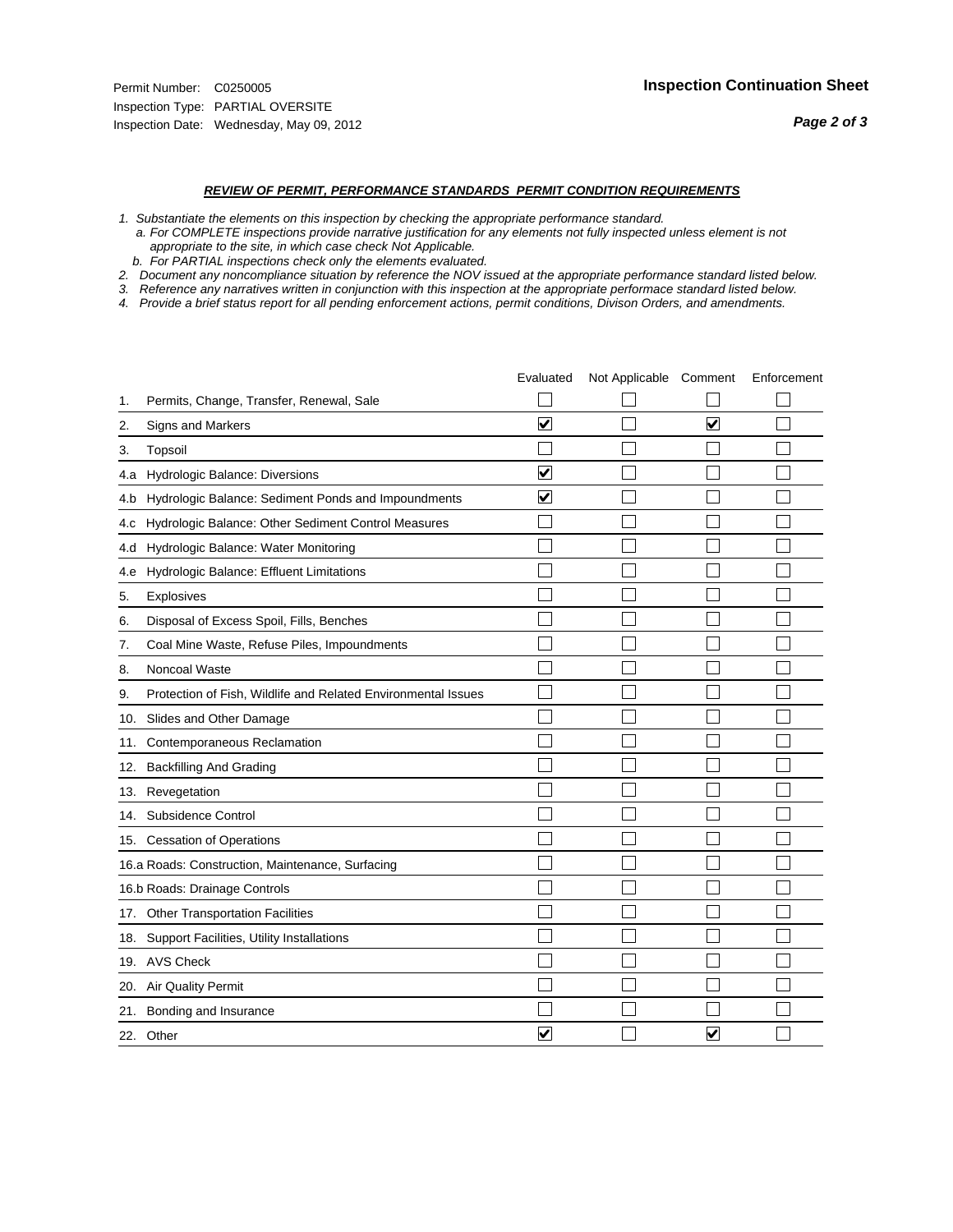Permit Number: C0250005
Inspection Type: PARTIAL OVERSITE
Inspection Date: Wednesday, May 09, 2012

**Inspection Continuation Sheet**

***REVIEW OF PERMIT, PERFORMANCE STANDARDS PERMIT CONDITION REQUIREMENTS***

*1. Substantiate the elements on this inspection by checking the appropriate performance standard.*
*a. For COMPLETE inspections provide narrative justification for any elements not fully inspected unless element is not appropriate to the site, in which case check Not Applicable.*
*b. For PARTIAL inspections check only the elements evaluated.*
*2. Document any noncompliance situation by reference the NOV issued at the appropriate performance standard listed below.*
*3. Reference any narratives written in conjunction with this inspection at the appropriate performace standard listed below.*
*4. Provide a brief status report for all pending enforcement actions, permit conditions, Divison Orders, and amendments.*

| | Evaluated | Not Applicable | Comment | Enforcement |
|---|---|---|---|---|
| 1. Permits, Change, Transfer, Renewal, Sale | ☐ | ☐ | ☐ | ☐ |
| 2. Signs and Markers | ☑ | ☐ | ☑ | ☐ |
| 3. Topsoil | ☐ | ☐ | ☐ | ☐ |
| 4.a Hydrologic Balance: Diversions | ☑ | ☐ | ☐ | ☐ |
| 4.b Hydrologic Balance: Sediment Ponds and Impoundments | ☑ | ☐ | ☐ | ☐ |
| 4.c Hydrologic Balance: Other Sediment Control Measures | ☐ | ☐ | ☐ | ☐ |
| 4.d Hydrologic Balance: Water Monitoring | ☐ | ☐ | ☐ | ☐ |
| 4.e Hydrologic Balance: Effluent Limitations | ☐ | ☐ | ☐ | ☐ |
| 5. Explosives | ☐ | ☐ | ☐ | ☐ |
| 6. Disposal of Excess Spoil, Fills, Benches | ☐ | ☐ | ☐ | ☐ |
| 7. Coal Mine Waste, Refuse Piles, Impoundments | ☐ | ☐ | ☐ | ☐ |
| 8. Noncoal Waste | ☐ | ☐ | ☐ | ☐ |
| 9. Protection of Fish, Wildlife and Related Environmental Issues | ☐ | ☐ | ☐ | ☐ |
| 10. Slides and Other Damage | ☐ | ☐ | ☐ | ☐ |
| 11. Contemporaneous Reclamation | ☐ | ☐ | ☐ | ☐ |
| 12. Backfilling And Grading | ☐ | ☐ | ☐ | ☐ |
| 13. Revegetation | ☐ | ☐ | ☐ | ☐ |
| 14. Subsidence Control | ☐ | ☐ | ☐ | ☐ |
| 15. Cessation of Operations | ☐ | ☐ | ☐ | ☐ |
| 16.a Roads: Construction, Maintenance, Surfacing | ☐ | ☐ | ☐ | ☐ |
| 16.b Roads: Drainage Controls | ☐ | ☐ | ☐ | ☐ |
| 17. Other Transportation Facilities | ☐ | ☐ | ☐ | ☐ |
| 18. Support Facilities, Utility Installations | ☐ | ☐ | ☐ | ☐ |
| 19. AVS Check | ☐ | ☐ | ☐ | ☐ |
| 20. Air Quality Permit | ☐ | ☐ | ☐ | ☐ |
| 21. Bonding and Insurance | ☐ | ☐ | ☐ | ☐ |
| 22. Other | ☑ | ☐ | ☑ | ☐ |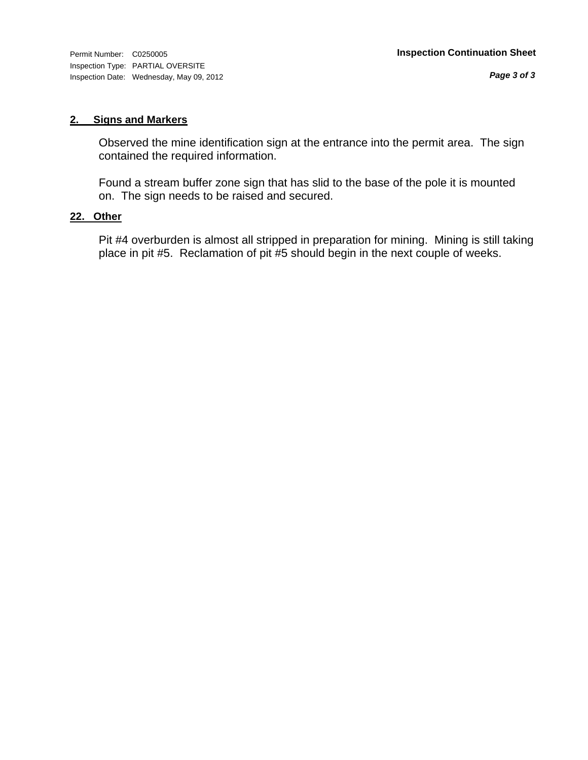Permit Number: C0250005
Inspection Type: PARTIAL OVERSITE
Inspection Date: Wednesday, May 09, 2012

**Inspection Continuation Sheet**

**2. Signs and Markers**

Observed the mine identification sign at the entrance into the permit area. The sign contained the required information.

Found a stream buffer zone sign that has slid to the base of the pole it is mounted on. The sign needs to be raised and secured.

**22. Other**

Pit #4 overburden is almost all stripped in preparation for mining. Mining is still taking place in pit #5. Reclamation of pit #5 should begin in the next couple of weeks.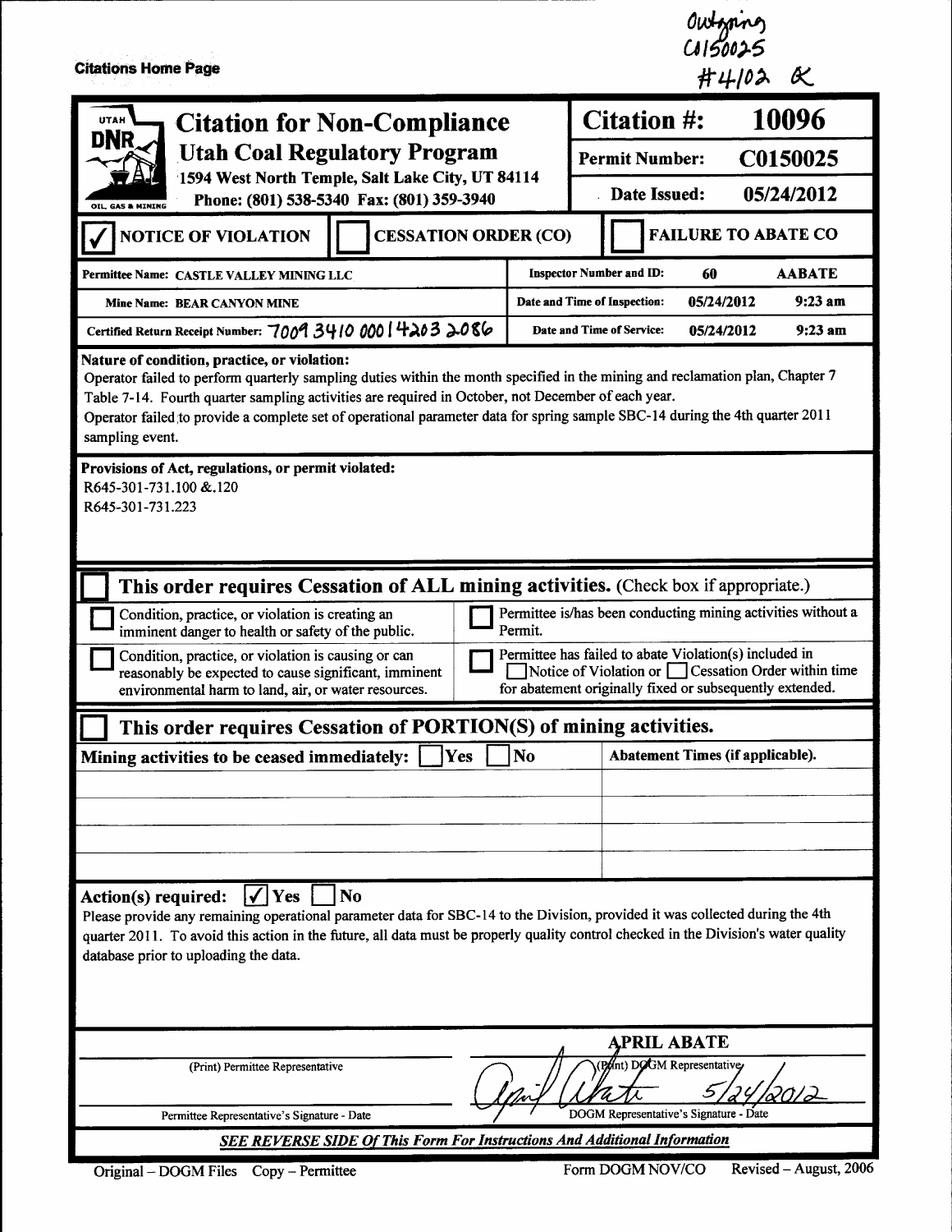Outgoing
C0150025
#4102 K

**Citations Home Page**

UTAH DNR OIL, GAS & MINING

# Citation for Non-Compliance

## Utah Coal Regulatory Program

1594 West North Temple, Salt Lake City, UT 84114
Phone: (801) 538-5340 Fax: (801) 359-3940

| | |
|---|---|
| **Citation #:** | **10096** |
| **Permit Number:** | **C0150025** |
| **Date Issued:** | **05/24/2012** |

☑ **NOTICE OF VIOLATION** ☐ **CESSATION ORDER (CO)** ☐ **FAILURE TO ABATE CO**

| | | | |
|---|---|---|---|
| **Permittee Name:** CASTLE VALLEY MINING LLC | **Inspector Number and ID:** | **60** | **AABATE** |
| **Mine Name:** BEAR CANYON MINE | **Date and Time of Inspection:** | **05/24/2012** | **9:23 am** |
| **Certified Return Receipt Number:** 7009 3410 0001 4203 2086 | **Date and Time of Service:** | **05/24/2012** | **9:23 am** |

**Nature of condition, practice, or violation:**

Operator failed to perform quarterly sampling duties within the month specified in the mining and reclamation plan, Chapter 7 Table 7-14. Fourth quarter sampling activities are required in October, not December of each year.

Operator failed to provide a complete set of operational parameter data for spring sample SBC-14 during the 4th quarter 2011 sampling event.

**Provisions of Act, regulations, or permit violated:**

R645-301-731.100 &.120
R645-301-731.223

☐ **This order requires Cessation of ALL mining activities.** (Check box if appropriate.)

| | |
|---|---|
| ☐ Condition, practice, or violation is creating an imminent danger to health or safety of the public. | ☐ Permittee is/has been conducting mining activities without a Permit. |
| ☐ Condition, practice, or violation is causing or can reasonably be expected to cause significant, imminent environmental harm to land, air, or water resources. | ☐ Permittee has failed to abate Violation(s) included in ☐ Notice of Violation or ☐ Cessation Order within time for abatement originally fixed or subsequently extended. |

☐ **This order requires Cessation of PORTION(S) of mining activities.**

| **Mining activities to be ceased immediately:** ☐ Yes ☐ No | **Abatement Times (if applicable).** |
|---|---|
| | |
| | |
| | |
| | |

**Action(s) required:** ☑ **Yes** ☐ **No**

Please provide any remaining operational parameter data for SBC-14 to the Division, provided it was collected during the 4th quarter 2011. To avoid this action in the future, all data must be properly quality control checked in the Division's water quality database prior to uploading the data.

| | |
|---|---|
| | **APRIL ABATE** |
| (Print) Permittee Representative | (Print) DOGM Representative |
| | April Abate 5/24/2012 |
| Permittee Representative's Signature - Date | DOGM Representative's Signature - Date |

***SEE REVERSE SIDE Of This Form For Instructions And Additional Information***

Original – DOGM Files Copy – Permittee Form DOGM NOV/CO Revised – August, 2006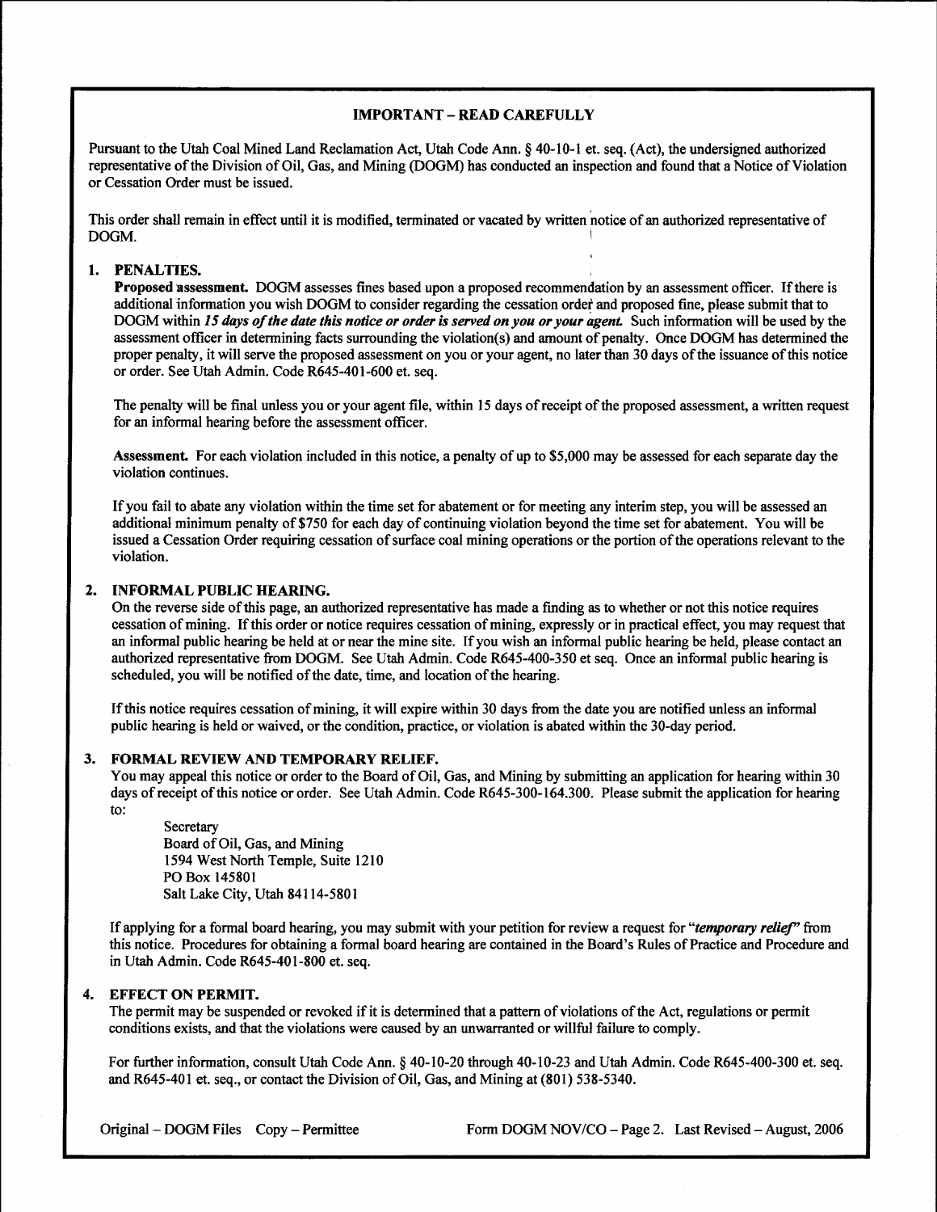## IMPORTANT – READ CAREFULLY

Pursuant to the Utah Coal Mined Land Reclamation Act, Utah Code Ann. § 40-10-1 et. seq. (Act), the undersigned authorized representative of the Division of Oil, Gas, and Mining (DOGM) has conducted an inspection and found that a Notice of Violation or Cessation Order must be issued.

This order shall remain in effect until it is modified, terminated or vacated by written notice of an authorized representative of DOGM.

### 1. PENALTIES.

**Proposed assessment.** DOGM assesses fines based upon a proposed recommendation by an assessment officer. If there is additional information you wish DOGM to consider regarding the cessation order and proposed fine, please submit that to DOGM within ***15 days of the date this notice or order is served on you or your agent.*** Such information will be used by the assessment officer in determining facts surrounding the violation(s) and amount of penalty. Once DOGM has determined the proper penalty, it will serve the proposed assessment on you or your agent, no later than 30 days of the issuance of this notice or order. See Utah Admin. Code R645-401-600 et. seq.

The penalty will be final unless you or your agent file, within 15 days of receipt of the proposed assessment, a written request for an informal hearing before the assessment officer.

**Assessment.** For each violation included in this notice, a penalty of up to $5,000 may be assessed for each separate day the violation continues.

If you fail to abate any violation within the time set for abatement or for meeting any interim step, you will be assessed an additional minimum penalty of $750 for each day of continuing violation beyond the time set for abatement. You will be issued a Cessation Order requiring cessation of surface coal mining operations or the portion of the operations relevant to the violation.

### 2. INFORMAL PUBLIC HEARING.

On the reverse side of this page, an authorized representative has made a finding as to whether or not this notice requires cessation of mining. If this order or notice requires cessation of mining, expressly or in practical effect, you may request that an informal public hearing be held at or near the mine site. If you wish an informal public hearing be held, please contact an authorized representative from DOGM. See Utah Admin. Code R645-400-350 et seq. Once an informal public hearing is scheduled, you will be notified of the date, time, and location of the hearing.

If this notice requires cessation of mining, it will expire within 30 days from the date you are notified unless an informal public hearing is held or waived, or the condition, practice, or violation is abated within the 30-day period.

### 3. FORMAL REVIEW AND TEMPORARY RELIEF.

You may appeal this notice or order to the Board of Oil, Gas, and Mining by submitting an application for hearing within 30 days of receipt of this notice or order. See Utah Admin. Code R645-300-164.300. Please submit the application for hearing to:

Secretary
Board of Oil, Gas, and Mining
1594 West North Temple, Suite 1210
PO Box 145801
Salt Lake City, Utah 84114-5801

If applying for a formal board hearing, you may submit with your petition for review a request for "***temporary relief***" from this notice. Procedures for obtaining a formal board hearing are contained in the Board's Rules of Practice and Procedure and in Utah Admin. Code R645-401-800 et. seq.

### 4. EFFECT ON PERMIT.

The permit may be suspended or revoked if it is determined that a pattern of violations of the Act, regulations or permit conditions exists, and that the violations were caused by an unwarranted or willful failure to comply.

For further information, consult Utah Code Ann. § 40-10-20 through 40-10-23 and Utah Admin. Code R645-400-300 et. seq. and R645-401 et. seq., or contact the Division of Oil, Gas, and Mining at (801) 538-5340.

Original – DOGM Files Copy – Permittee Form DOGM NOV/CO – Page 2. Last Revised – August, 2006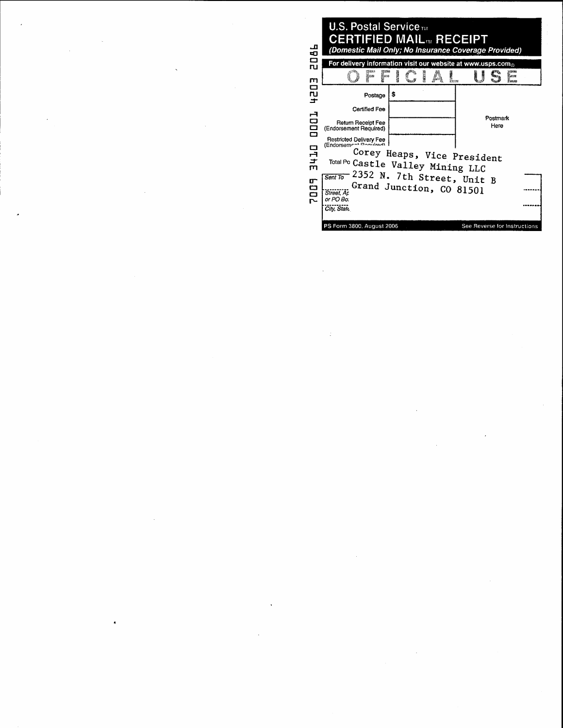# U.S. Postal Service™
## CERTIFIED MAIL™ RECEIPT
*(Domestic Mail Only; No Insurance Coverage Provided)*

For delivery information visit our website at www.usps.com®

OFFICIAL USE

| | | |
|---|---|---|
| Postage | $ | Postmark Here |
| Certified Fee | | |
| Return Receipt Fee (Endorsement Required) | | |
| Restricted Delivery Fee (Endorsement Required) | | |
| Total Postage & Fees | | |

Sent To

Corey Heaps, Vice President
Castle Valley Mining LLC
2352 N. 7th Street, Unit B
Grand Junction, CO 81501

Street, Apt. No.; or PO Box No.

City, State, ZIP+4

7009 3410 0001 4203 2086

PS Form 3800, August 2006 See Reverse for Instructions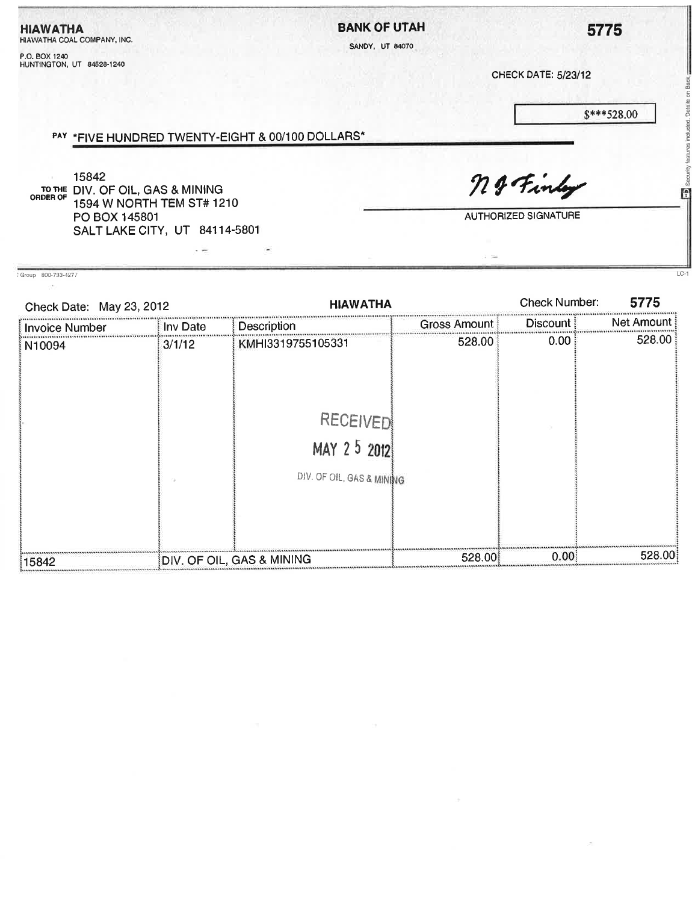**HIAWATHA**
HIAWATHA COAL COMPANY, INC.

P.O. BOX 1240
HUNTINGTON, UT 84528-1240

**BANK OF UTAH**
SANDY, UT 84070

**5775**

CHECK DATE: 5/23/12

$***528.00

PAY *FIVE HUNDRED TWENTY-EIGHT & 00/100 DOLLARS*

TO THE ORDER OF
15842
DIV. OF OIL, GAS & MINING
1594 W NORTH TEM ST# 1210
PO BOX 145801
SALT LAKE CITY, UT 84114-5801

N J Finley
AUTHORIZED SIGNATURE

Group 800-733-4277

LC-1

Security features included. Details on Back.

Check Date: May 23, 2012 **HIAWATHA** Check Number: **5775**

| Invoice Number | Inv Date | Description | Gross Amount | Discount | Net Amount |
|---|---|---|---|---|---|
| N10094 | 3/1/12 | KMHI3319755105331 | 528.00 | 0.00 | 528.00 |
| 15842 | DIV. OF OIL, GAS & MINING | | 528.00 | 0.00 | 528.00 |

RECEIVED
MAY 25 2012
DIV. OF OIL, GAS & MINING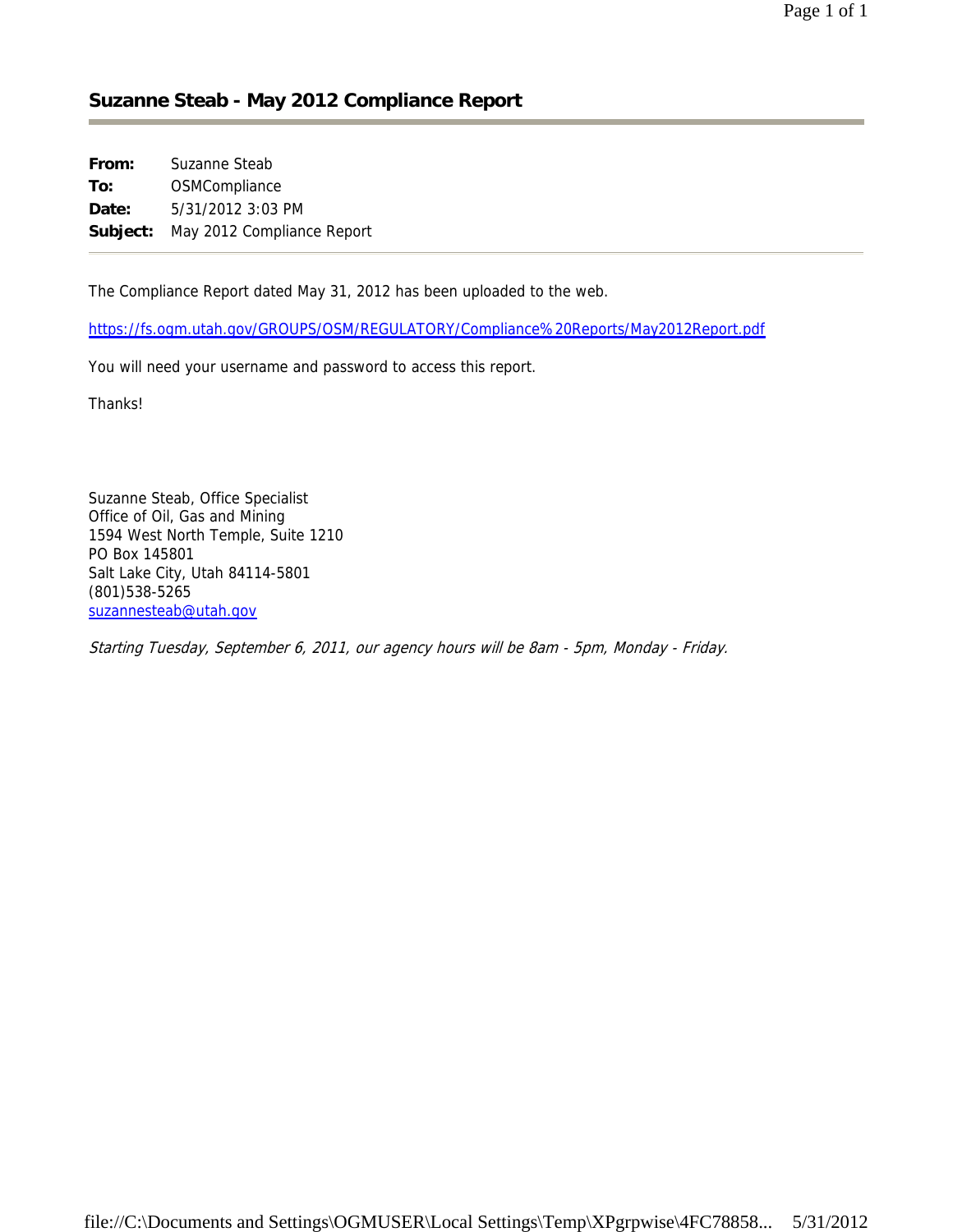## Suzanne Steab - May 2012 Compliance Report

**From:** Suzanne Steab
**To:** OSMCompliance
**Date:** 5/31/2012 3:03 PM
**Subject:** May 2012 Compliance Report

---

The Compliance Report dated May 31, 2012 has been uploaded to the web.

https://fs.ogm.utah.gov/GROUPS/OSM/REGULATORY/Compliance%20Reports/May2012Report.pdf

You will need your username and password to access this report.

Thanks!

Suzanne Steab, Office Specialist
Office of Oil, Gas and Mining
1594 West North Temple, Suite 1210
PO Box 145801
Salt Lake City, Utah 84114-5801
(801)538-5265
suzannesteab@utah.gov

*Starting Tuesday, September 6, 2011, our agency hours will be 8am - 5pm, Monday - Friday.*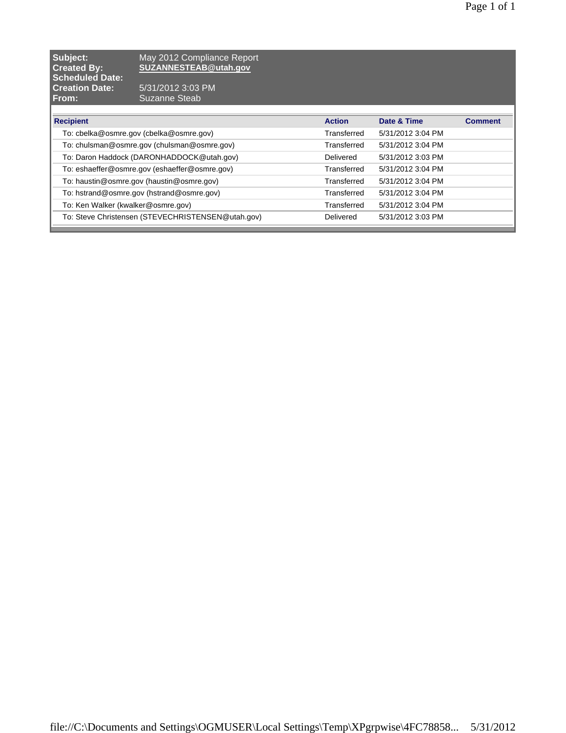| | |
|---|---|
| **Subject:** | May 2012 Compliance Report |
| **Created By:** | **SUZANNESTEAB@utah.gov** |
| **Scheduled Date:** | |
| **Creation Date:** | 5/31/2012 3:03 PM |
| **From:** | Suzanne Steab |

| Recipient | Action | Date & Time | Comment |
|---|---|---|---|
| To: cbelka@osmre.gov (cbelka@osmre.gov) | Transferred | 5/31/2012 3:04 PM | |
| To: chulsman@osmre.gov (chulsman@osmre.gov) | Transferred | 5/31/2012 3:04 PM | |
| To: Daron Haddock (DARONHADDOCK@utah.gov) | Delivered | 5/31/2012 3:03 PM | |
| To: eshaeffer@osmre.gov (eshaeffer@osmre.gov) | Transferred | 5/31/2012 3:04 PM | |
| To: haustin@osmre.gov (haustin@osmre.gov) | Transferred | 5/31/2012 3:04 PM | |
| To: hstrand@osmre.gov (hstrand@osmre.gov) | Transferred | 5/31/2012 3:04 PM | |
| To: Ken Walker (kwalker@osmre.gov) | Transferred | 5/31/2012 3:04 PM | |
| To: Steve Christensen (STEVECHRISTENSEN@utah.gov) | Delivered | 5/31/2012 3:03 PM | |